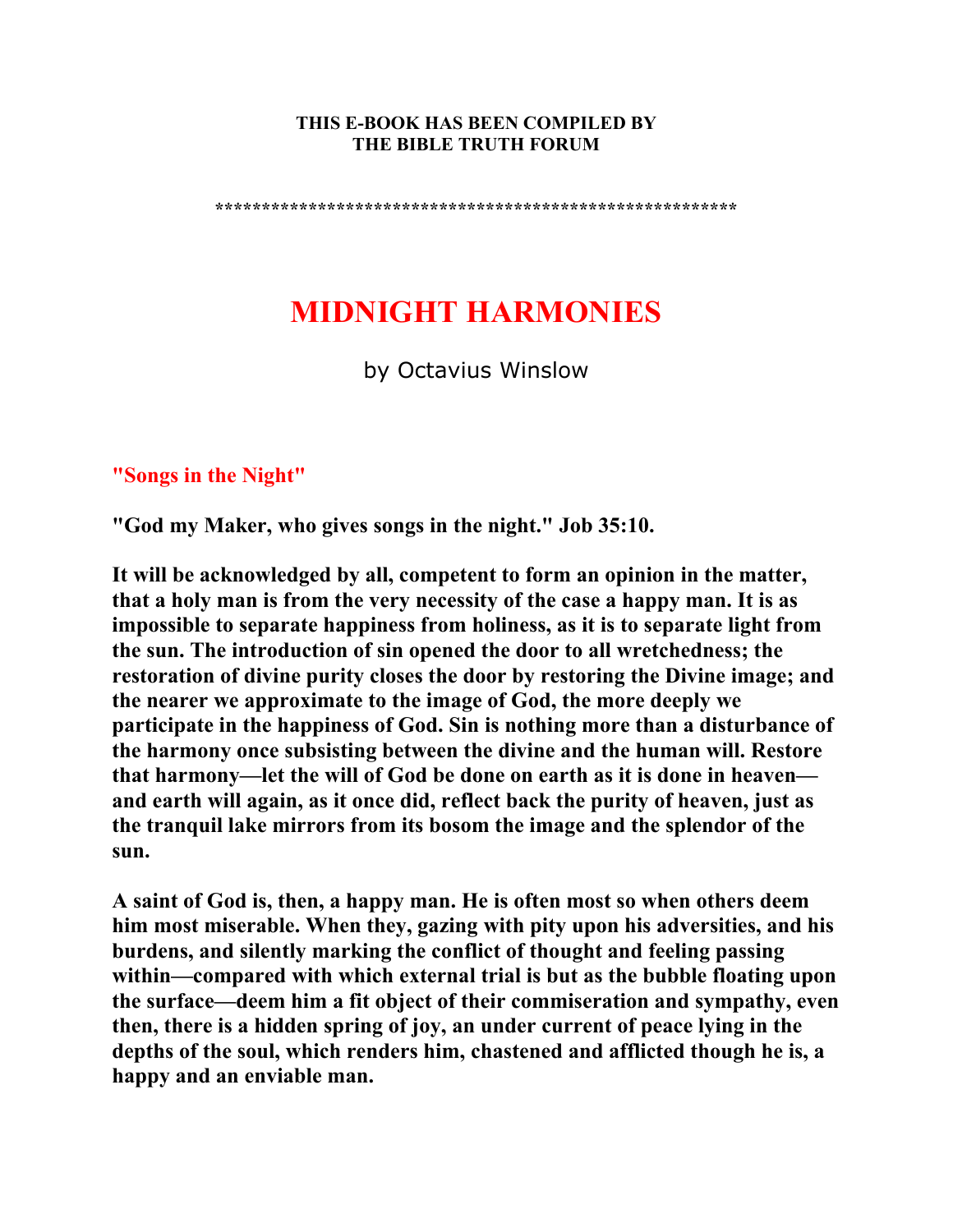**THIS E-BOOK HAS BEEN COMPILED BY**
**THE BIBLE TRUTH FORUM**

*******************************************************

# MIDNIGHT HARMONIES

by Octavius Winslow

## "Songs in the Night"

**"God my Maker, who gives songs in the night." Job 35:10.**

**It will be acknowledged by all, competent to form an opinion in the matter, that a holy man is from the very necessity of the case a happy man. It is as impossible to separate happiness from holiness, as it is to separate light from the sun. The introduction of sin opened the door to all wretchedness; the restoration of divine purity closes the door by restoring the Divine image; and the nearer we approximate to the image of God, the more deeply we participate in the happiness of God. Sin is nothing more than a disturbance of the harmony once subsisting between the divine and the human will. Restore that harmony—let the will of God be done on earth as it is done in heaven—and earth will again, as it once did, reflect back the purity of heaven, just as the tranquil lake mirrors from its bosom the image and the splendor of the sun.**

**A saint of God is, then, a happy man. He is often most so when others deem him most miserable. When they, gazing with pity upon his adversities, and his burdens, and silently marking the conflict of thought and feeling passing within—compared with which external trial is but as the bubble floating upon the surface—deem him a fit object of their commiseration and sympathy, even then, there is a hidden spring of joy, an under current of peace lying in the depths of the soul, which renders him, chastened and afflicted though he is, a happy and an enviable man.**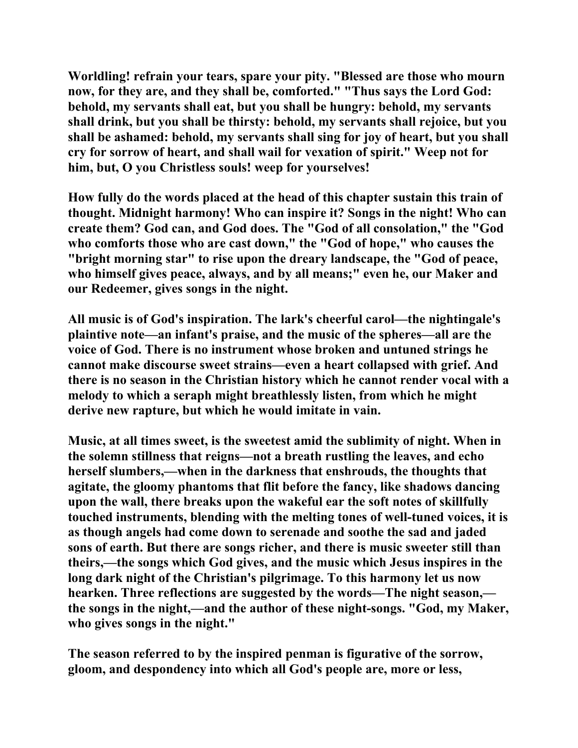Worldling! refrain your tears, spare your pity. "Blessed are those who mourn now, for they are, and they shall be, comforted." "Thus says the Lord God: behold, my servants shall eat, but you shall be hungry: behold, my servants shall drink, but you shall be thirsty: behold, my servants shall rejoice, but you shall be ashamed: behold, my servants shall sing for joy of heart, but you shall cry for sorrow of heart, and shall wail for vexation of spirit." Weep not for him, but, O you Christless souls! weep for yourselves!

How fully do the words placed at the head of this chapter sustain this train of thought. Midnight harmony! Who can inspire it? Songs in the night! Who can create them? God can, and God does. The "God of all consolation," the "God who comforts those who are cast down," the "God of hope," who causes the "bright morning star" to rise upon the dreary landscape, the "God of peace, who himself gives peace, always, and by all means;" even he, our Maker and our Redeemer, gives songs in the night.

All music is of God's inspiration. The lark's cheerful carol—the nightingale's plaintive note—an infant's praise, and the music of the spheres—all are the voice of God. There is no instrument whose broken and untuned strings he cannot make discourse sweet strains—even a heart collapsed with grief. And there is no season in the Christian history which he cannot render vocal with a melody to which a seraph might breathlessly listen, from which he might derive new rapture, but which he would imitate in vain.

Music, at all times sweet, is the sweetest amid the sublimity of night. When in the solemn stillness that reigns—not a breath rustling the leaves, and echo herself slumbers,—when in the darkness that enshrouds, the thoughts that agitate, the gloomy phantoms that flit before the fancy, like shadows dancing upon the wall, there breaks upon the wakeful ear the soft notes of skillfully touched instruments, blending with the melting tones of well-tuned voices, it is as though angels had come down to serenade and soothe the sad and jaded sons of earth. But there are songs richer, and there is music sweeter still than theirs,—the songs which God gives, and the music which Jesus inspires in the long dark night of the Christian's pilgrimage. To this harmony let us now hearken. Three reflections are suggested by the words—The night season,—the songs in the night,—and the author of these night-songs. "God, my Maker, who gives songs in the night."

The season referred to by the inspired penman is figurative of the sorrow, gloom, and despondency into which all God's people are, more or less,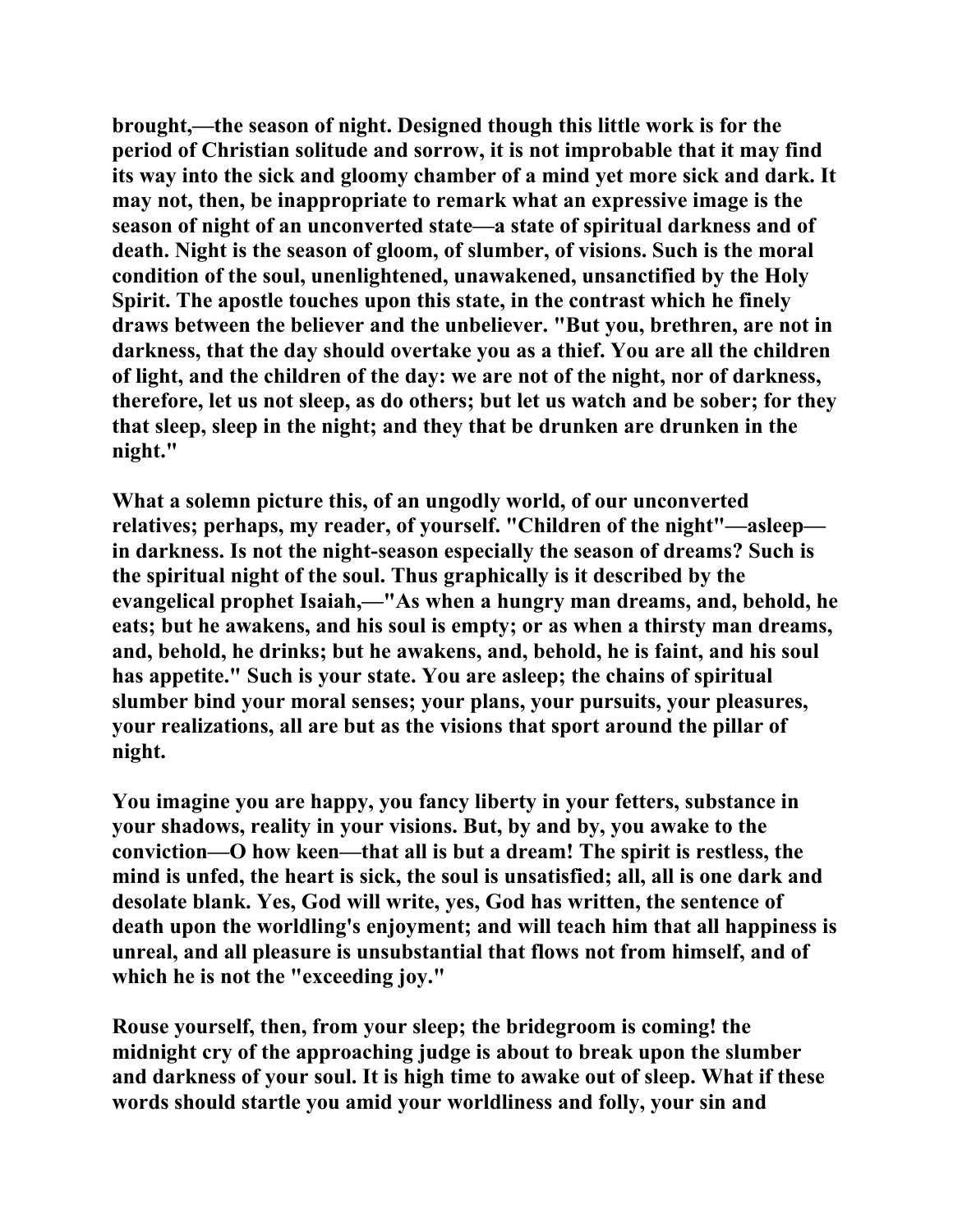brought,—the season of night. Designed though this little work is for the period of Christian solitude and sorrow, it is not improbable that it may find its way into the sick and gloomy chamber of a mind yet more sick and dark. It may not, then, be inappropriate to remark what an expressive image is the season of night of an unconverted state—a state of spiritual darkness and of death. Night is the season of gloom, of slumber, of visions. Such is the moral condition of the soul, unenlightened, unawakened, unsanctified by the Holy Spirit. The apostle touches upon this state, in the contrast which he finely draws between the believer and the unbeliever. "But you, brethren, are not in darkness, that the day should overtake you as a thief. You are all the children of light, and the children of the day: we are not of the night, nor of darkness, therefore, let us not sleep, as do others; but let us watch and be sober; for they that sleep, sleep in the night; and they that be drunken are drunken in the night."

What a solemn picture this, of an ungodly world, of our unconverted relatives; perhaps, my reader, of yourself. "Children of the night"—asleep—in darkness. Is not the night-season especially the season of dreams? Such is the spiritual night of the soul. Thus graphically is it described by the evangelical prophet Isaiah,—"As when a hungry man dreams, and, behold, he eats; but he awakens, and his soul is empty; or as when a thirsty man dreams, and, behold, he drinks; but he awakens, and, behold, he is faint, and his soul has appetite." Such is your state. You are asleep; the chains of spiritual slumber bind your moral senses; your plans, your pursuits, your pleasures, your realizations, all are but as the visions that sport around the pillar of night.

You imagine you are happy, you fancy liberty in your fetters, substance in your shadows, reality in your visions. But, by and by, you awake to the conviction—O how keen—that all is but a dream! The spirit is restless, the mind is unfed, the heart is sick, the soul is unsatisfied; all, all is one dark and desolate blank. Yes, God will write, yes, God has written, the sentence of death upon the worldling's enjoyment; and will teach him that all happiness is unreal, and all pleasure is unsubstantial that flows not from himself, and of which he is not the "exceeding joy."

Rouse yourself, then, from your sleep; the bridegroom is coming! the midnight cry of the approaching judge is about to break upon the slumber and darkness of your soul. It is high time to awake out of sleep. What if these words should startle you amid your worldliness and folly, your sin and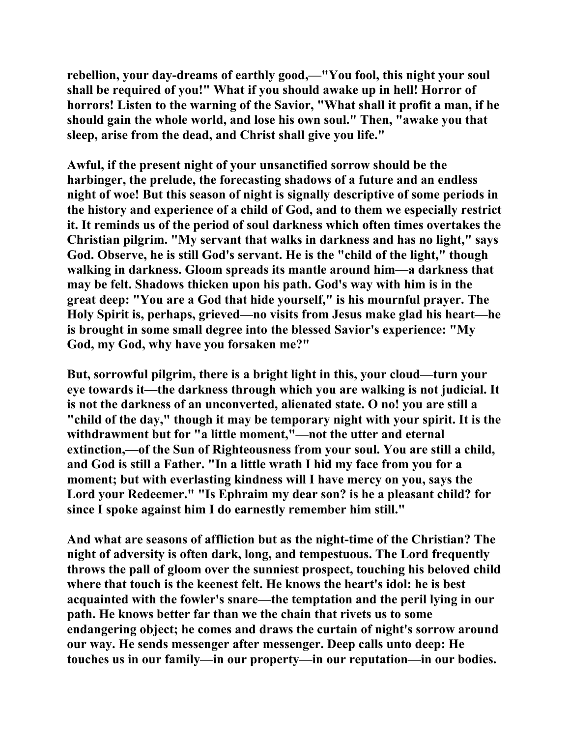**rebellion, your day-dreams of earthly good,—"You fool, this night your soul shall be required of you!" What if you should awake up in hell! Horror of horrors! Listen to the warning of the Savior, "What shall it profit a man, if he should gain the whole world, and lose his own soul." Then, "awake you that sleep, arise from the dead, and Christ shall give you life."**

**Awful, if the present night of your unsanctified sorrow should be the harbinger, the prelude, the forecasting shadows of a future and an endless night of woe! But this season of night is signally descriptive of some periods in the history and experience of a child of God, and to them we especially restrict it. It reminds us of the period of soul darkness which often times overtakes the Christian pilgrim. "My servant that walks in darkness and has no light," says God. Observe, he is still God's servant. He is the "child of the light," though walking in darkness. Gloom spreads its mantle around him—a darkness that may be felt. Shadows thicken upon his path. God's way with him is in the great deep: "You are a God that hide yourself," is his mournful prayer. The Holy Spirit is, perhaps, grieved—no visits from Jesus make glad his heart—he is brought in some small degree into the blessed Savior's experience: "My God, my God, why have you forsaken me?"**

**But, sorrowful pilgrim, there is a bright light in this, your cloud—turn your eye towards it—the darkness through which you are walking is not judicial. It is not the darkness of an unconverted, alienated state. O no! you are still a "child of the day," though it may be temporary night with your spirit. It is the withdrawment but for "a little moment,"—not the utter and eternal extinction,—of the Sun of Righteousness from your soul. You are still a child, and God is still a Father. "In a little wrath I hid my face from you for a moment; but with everlasting kindness will I have mercy on you, says the Lord your Redeemer." "Is Ephraim my dear son? is he a pleasant child? for since I spoke against him I do earnestly remember him still."**

**And what are seasons of affliction but as the night-time of the Christian? The night of adversity is often dark, long, and tempestuous. The Lord frequently throws the pall of gloom over the sunniest prospect, touching his beloved child where that touch is the keenest felt. He knows the heart's idol: he is best acquainted with the fowler's snare—the temptation and the peril lying in our path. He knows better far than we the chain that rivets us to some endangering object; he comes and draws the curtain of night's sorrow around our way. He sends messenger after messenger. Deep calls unto deep: He touches us in our family—in our property—in our reputation—in our bodies.**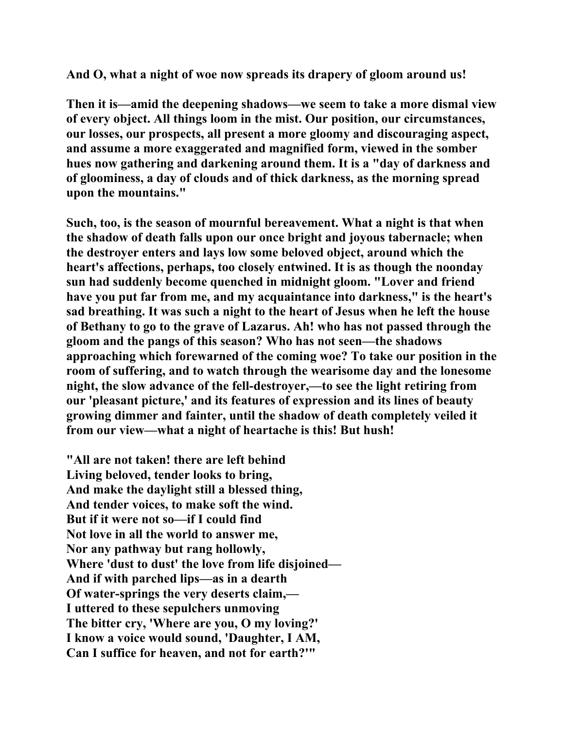And O, what a night of woe now spreads its drapery of gloom around us!

Then it is—amid the deepening shadows—we seem to take a more dismal view of every object. All things loom in the mist. Our position, our circumstances, our losses, our prospects, all present a more gloomy and discouraging aspect, and assume a more exaggerated and magnified form, viewed in the somber hues now gathering and darkening around them. It is a "day of darkness and of gloominess, a day of clouds and of thick darkness, as the morning spread upon the mountains."

Such, too, is the season of mournful bereavement. What a night is that when the shadow of death falls upon our once bright and joyous tabernacle; when the destroyer enters and lays low some beloved object, around which the heart's affections, perhaps, too closely entwined. It is as though the noonday sun had suddenly become quenched in midnight gloom. "Lover and friend have you put far from me, and my acquaintance into darkness," is the heart's sad breathing. It was such a night to the heart of Jesus when he left the house of Bethany to go to the grave of Lazarus. Ah! who has not passed through the gloom and the pangs of this season? Who has not seen—the shadows approaching which forewarned of the coming woe? To take our position in the room of suffering, and to watch through the wearisome day and the lonesome night, the slow advance of the fell-destroyer,—to see the light retiring from our 'pleasant picture,' and its features of expression and its lines of beauty growing dimmer and fainter, until the shadow of death completely veiled it from our view—what a night of heartache is this! But hush!

"All are not taken! there are left behind  
Living beloved, tender looks to bring,  
And make the daylight still a blessed thing,  
And tender voices, to make soft the wind.  
But if it were not so—if I could find  
Not love in all the world to answer me,  
Nor any pathway but rang hollowly,  
Where 'dust to dust' the love from life disjoined—  
And if with parched lips—as in a dearth  
Of water-springs the very deserts claim,—  
I uttered to these sepulchers unmoving  
The bitter cry, 'Where are you, O my loving?'  
I know a voice would sound, 'Daughter, I AM,  
Can I suffice for heaven, and not for earth?'"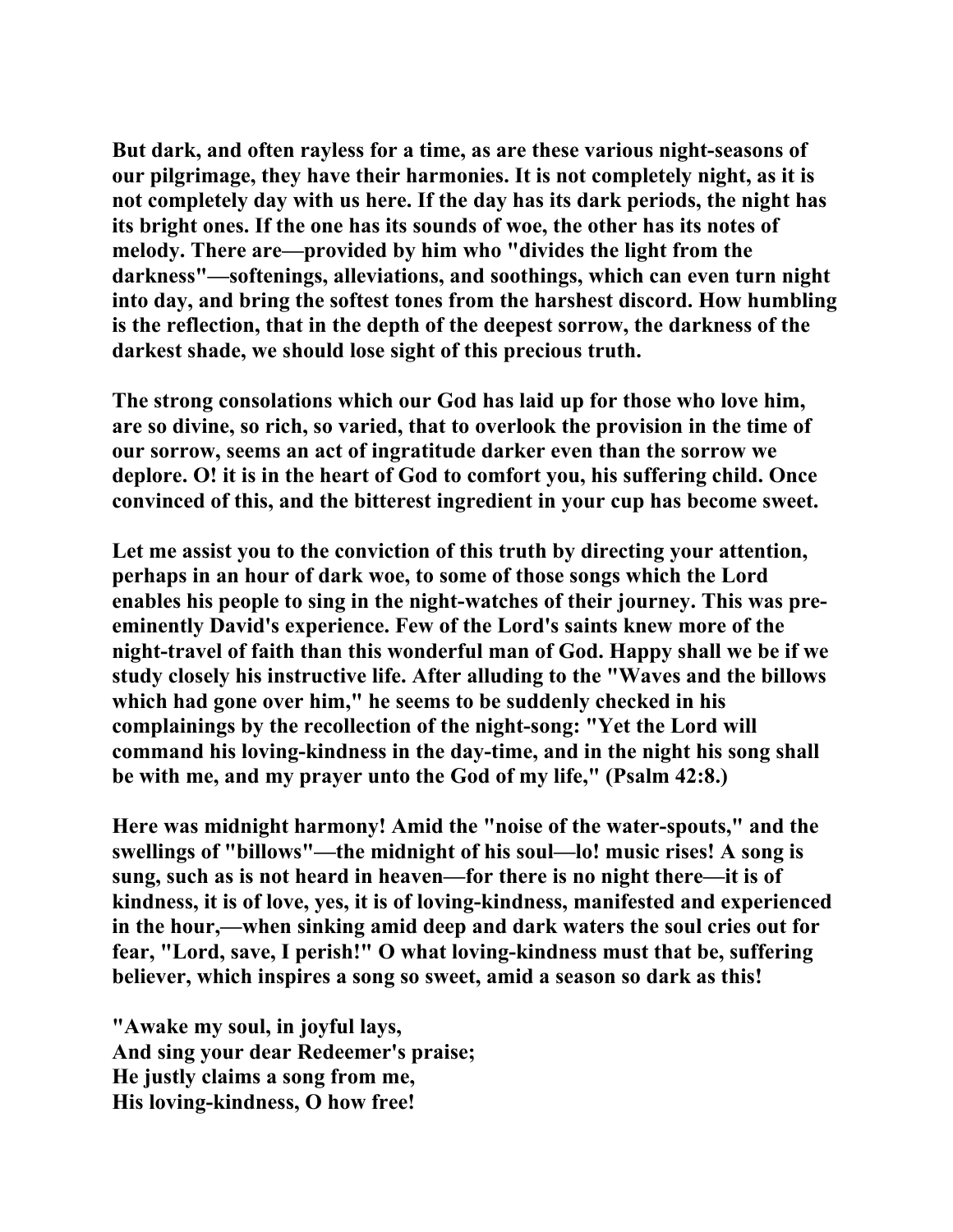**But dark, and often rayless for a time, as are these various night-seasons of our pilgrimage, they have their harmonies. It is not completely night, as it is not completely day with us here. If the day has its dark periods, the night has its bright ones. If the one has its sounds of woe, the other has its notes of melody. There are—provided by him who "divides the light from the darkness"—softenings, alleviations, and soothings, which can even turn night into day, and bring the softest tones from the harshest discord. How humbling is the reflection, that in the depth of the deepest sorrow, the darkness of the darkest shade, we should lose sight of this precious truth.**

**The strong consolations which our God has laid up for those who love him, are so divine, so rich, so varied, that to overlook the provision in the time of our sorrow, seems an act of ingratitude darker even than the sorrow we deplore. O! it is in the heart of God to comfort you, his suffering child. Once convinced of this, and the bitterest ingredient in your cup has become sweet.**

**Let me assist you to the conviction of this truth by directing your attention, perhaps in an hour of dark woe, to some of those songs which the Lord enables his people to sing in the night-watches of their journey. This was pre-eminently David's experience. Few of the Lord's saints knew more of the night-travel of faith than this wonderful man of God. Happy shall we be if we study closely his instructive life. After alluding to the "Waves and the billows which had gone over him," he seems to be suddenly checked in his complainings by the recollection of the night-song: "Yet the Lord will command his loving-kindness in the day-time, and in the night his song shall be with me, and my prayer unto the God of my life," (Psalm 42:8.)**

**Here was midnight harmony! Amid the "noise of the water-spouts," and the swellings of "billows"—the midnight of his soul—lo! music rises! A song is sung, such as is not heard in heaven—for there is no night there—it is of kindness, it is of love, yes, it is of loving-kindness, manifested and experienced in the hour,—when sinking amid deep and dark waters the soul cries out for fear, "Lord, save, I perish!" O what loving-kindness must that be, suffering believer, which inspires a song so sweet, amid a season so dark as this!**

**"Awake my soul, in joyful lays,**
**And sing your dear Redeemer's praise;**
**He justly claims a song from me,**
**His loving-kindness, O how free!**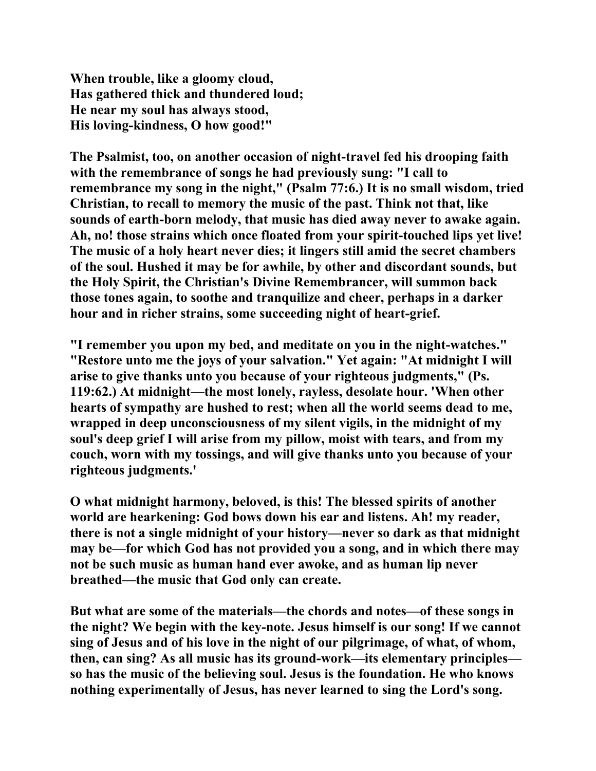**When trouble, like a gloomy cloud,**
**Has gathered thick and thundered loud;**
**He near my soul has always stood,**
**His loving-kindness, O how good!"**

**The Psalmist, too, on another occasion of night-travel fed his drooping faith with the remembrance of songs he had previously sung: "I call to remembrance my song in the night," (Psalm 77:6.) It is no small wisdom, tried Christian, to recall to memory the music of the past. Think not that, like sounds of earth-born melody, that music has died away never to awake again. Ah, no! those strains which once floated from your spirit-touched lips yet live! The music of a holy heart never dies; it lingers still amid the secret chambers of the soul. Hushed it may be for awhile, by other and discordant sounds, but the Holy Spirit, the Christian's Divine Remembrancer, will summon back those tones again, to soothe and tranquilize and cheer, perhaps in a darker hour and in richer strains, some succeeding night of heart-grief.**

**"I remember you upon my bed, and meditate on you in the night-watches." "Restore unto me the joys of your salvation." Yet again: "At midnight I will arise to give thanks unto you because of your righteous judgments," (Ps. 119:62.) At midnight—the most lonely, rayless, desolate hour. 'When other hearts of sympathy are hushed to rest; when all the world seems dead to me, wrapped in deep unconsciousness of my silent vigils, in the midnight of my soul's deep grief I will arise from my pillow, moist with tears, and from my couch, worn with my tossings, and will give thanks unto you because of your righteous judgments.'**

**O what midnight harmony, beloved, is this! The blessed spirits of another world are hearkening: God bows down his ear and listens. Ah! my reader, there is not a single midnight of your history—never so dark as that midnight may be—for which God has not provided you a song, and in which there may not be such music as human hand ever awoke, and as human lip never breathed—the music that God only can create.**

**But what are some of the materials—the chords and notes—of these songs in the night? We begin with the key-note. Jesus himself is our song! If we cannot sing of Jesus and of his love in the night of our pilgrimage, of what, of whom, then, can sing? As all music has its ground-work—its elementary principles—so has the music of the believing soul. Jesus is the foundation. He who knows nothing experimentally of Jesus, has never learned to sing the Lord's song.**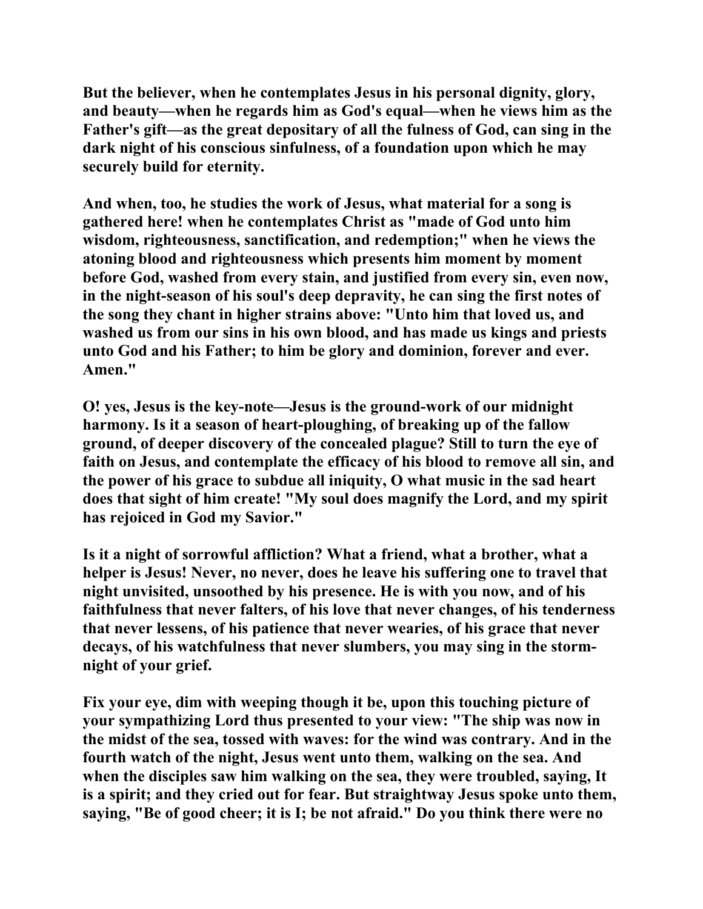But the believer, when he contemplates Jesus in his personal dignity, glory, and beauty—when he regards him as God's equal—when he views him as the Father's gift—as the great depositary of all the fulness of God, can sing in the dark night of his conscious sinfulness, of a foundation upon which he may securely build for eternity.

And when, too, he studies the work of Jesus, what material for a song is gathered here! when he contemplates Christ as "made of God unto him wisdom, righteousness, sanctification, and redemption;" when he views the atoning blood and righteousness which presents him moment by moment before God, washed from every stain, and justified from every sin, even now, in the night-season of his soul's deep depravity, he can sing the first notes of the song they chant in higher strains above: "Unto him that loved us, and washed us from our sins in his own blood, and has made us kings and priests unto God and his Father; to him be glory and dominion, forever and ever. Amen."

O! yes, Jesus is the key-note—Jesus is the ground-work of our midnight harmony. Is it a season of heart-ploughing, of breaking up of the fallow ground, of deeper discovery of the concealed plague? Still to turn the eye of faith on Jesus, and contemplate the efficacy of his blood to remove all sin, and the power of his grace to subdue all iniquity, O what music in the sad heart does that sight of him create! "My soul does magnify the Lord, and my spirit has rejoiced in God my Savior."

Is it a night of sorrowful affliction? What a friend, what a brother, what a helper is Jesus! Never, no never, does he leave his suffering one to travel that night unvisited, unsoothed by his presence. He is with you now, and of his faithfulness that never falters, of his love that never changes, of his tenderness that never lessens, of his patience that never wearies, of his grace that never decays, of his watchfulness that never slumbers, you may sing in the storm-night of your grief.

Fix your eye, dim with weeping though it be, upon this touching picture of your sympathizing Lord thus presented to your view: "The ship was now in the midst of the sea, tossed with waves: for the wind was contrary. And in the fourth watch of the night, Jesus went unto them, walking on the sea. And when the disciples saw him walking on the sea, they were troubled, saying, It is a spirit; and they cried out for fear. But straightway Jesus spoke unto them, saying, "Be of good cheer; it is I; be not afraid." Do you think there were no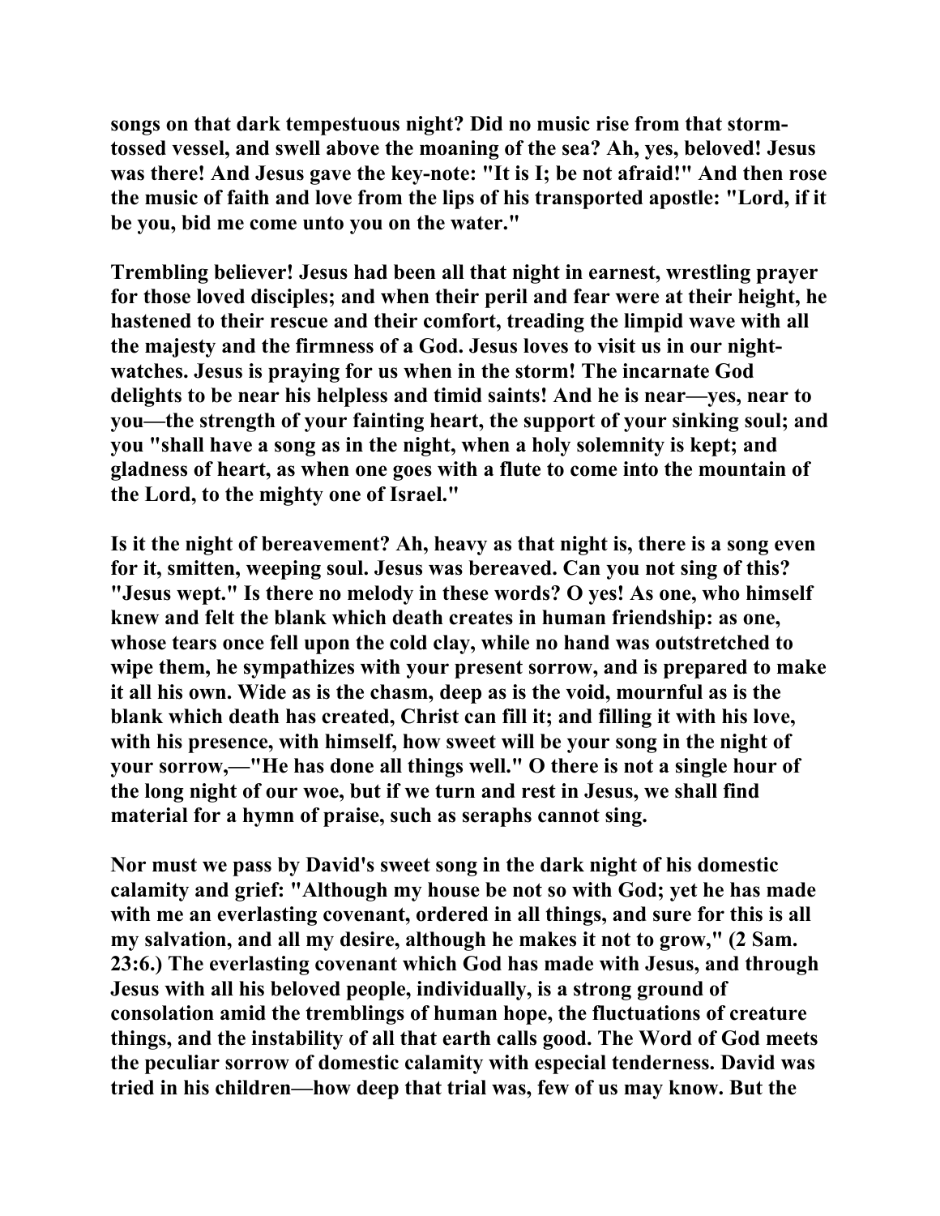**songs on that dark tempestuous night? Did no music rise from that storm-tossed vessel, and swell above the moaning of the sea? Ah, yes, beloved! Jesus was there! And Jesus gave the key-note: "It is I; be not afraid!" And then rose the music of faith and love from the lips of his transported apostle: "Lord, if it be you, bid me come unto you on the water."**

**Trembling believer! Jesus had been all that night in earnest, wrestling prayer for those loved disciples; and when their peril and fear were at their height, he hastened to their rescue and their comfort, treading the limpid wave with all the majesty and the firmness of a God. Jesus loves to visit us in our night-watches. Jesus is praying for us when in the storm! The incarnate God delights to be near his helpless and timid saints! And he is near—yes, near to you—the strength of your fainting heart, the support of your sinking soul; and you "shall have a song as in the night, when a holy solemnity is kept; and gladness of heart, as when one goes with a flute to come into the mountain of the Lord, to the mighty one of Israel."**

**Is it the night of bereavement? Ah, heavy as that night is, there is a song even for it, smitten, weeping soul. Jesus was bereaved. Can you not sing of this? "Jesus wept." Is there no melody in these words? O yes! As one, who himself knew and felt the blank which death creates in human friendship: as one, whose tears once fell upon the cold clay, while no hand was outstretched to wipe them, he sympathizes with your present sorrow, and is prepared to make it all his own. Wide as is the chasm, deep as is the void, mournful as is the blank which death has created, Christ can fill it; and filling it with his love, with his presence, with himself, how sweet will be your song in the night of your sorrow,—"He has done all things well." O there is not a single hour of the long night of our woe, but if we turn and rest in Jesus, we shall find material for a hymn of praise, such as seraphs cannot sing.**

**Nor must we pass by David's sweet song in the dark night of his domestic calamity and grief: "Although my house be not so with God; yet he has made with me an everlasting covenant, ordered in all things, and sure for this is all my salvation, and all my desire, although he makes it not to grow," (2 Sam. 23:6.) The everlasting covenant which God has made with Jesus, and through Jesus with all his beloved people, individually, is a strong ground of consolation amid the tremblings of human hope, the fluctuations of creature things, and the instability of all that earth calls good. The Word of God meets the peculiar sorrow of domestic calamity with especial tenderness. David was tried in his children—how deep that trial was, few of us may know. But the**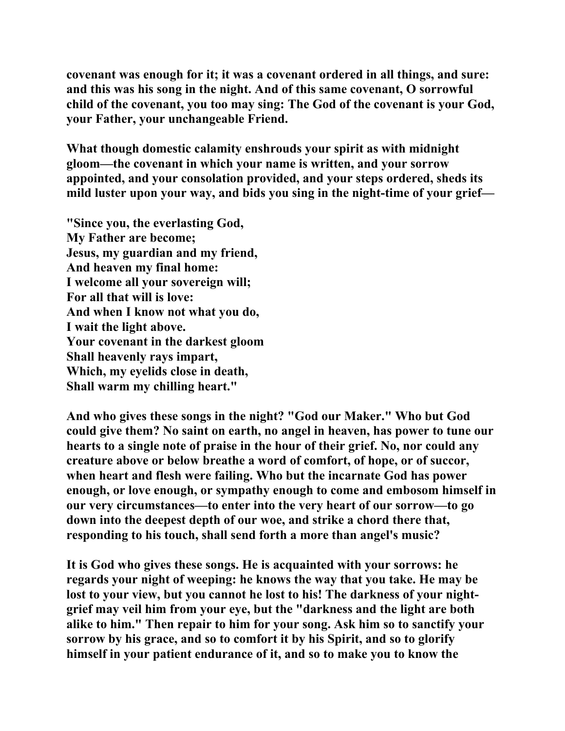**covenant was enough for it; it was a covenant ordered in all things, and sure: and this was his song in the night. And of this same covenant, O sorrowful child of the covenant, you too may sing: The God of the covenant is your God, your Father, your unchangeable Friend.**

**What though domestic calamity enshrouds your spirit as with midnight gloom—the covenant in which your name is written, and your sorrow appointed, and your consolation provided, and your steps ordered, sheds its mild luster upon your way, and bids you sing in the night-time of your grief—**

**"Since you, the everlasting God,**
**My Father are become;**
**Jesus, my guardian and my friend,**
**And heaven my final home:**
**I welcome all your sovereign will;**
**For all that will is love:**
**And when I know not what you do,**
**I wait the light above.**
**Your covenant in the darkest gloom**
**Shall heavenly rays impart,**
**Which, my eyelids close in death,**
**Shall warm my chilling heart."**

**And who gives these songs in the night? "God our Maker." Who but God could give them? No saint on earth, no angel in heaven, has power to tune our hearts to a single note of praise in the hour of their grief. No, nor could any creature above or below breathe a word of comfort, of hope, or of succor, when heart and flesh were failing. Who but the incarnate God has power enough, or love enough, or sympathy enough to come and embosom himself in our very circumstances—to enter into the very heart of our sorrow—to go down into the deepest depth of our woe, and strike a chord there that, responding to his touch, shall send forth a more than angel's music?**

**It is God who gives these songs. He is acquainted with your sorrows: he regards your night of weeping: he knows the way that you take. He may be lost to your view, but you cannot he lost to his! The darkness of your night-grief may veil him from your eye, but the "darkness and the light are both alike to him." Then repair to him for your song. Ask him so to sanctify your sorrow by his grace, and so to comfort it by his Spirit, and so to glorify himself in your patient endurance of it, and so to make you to know the**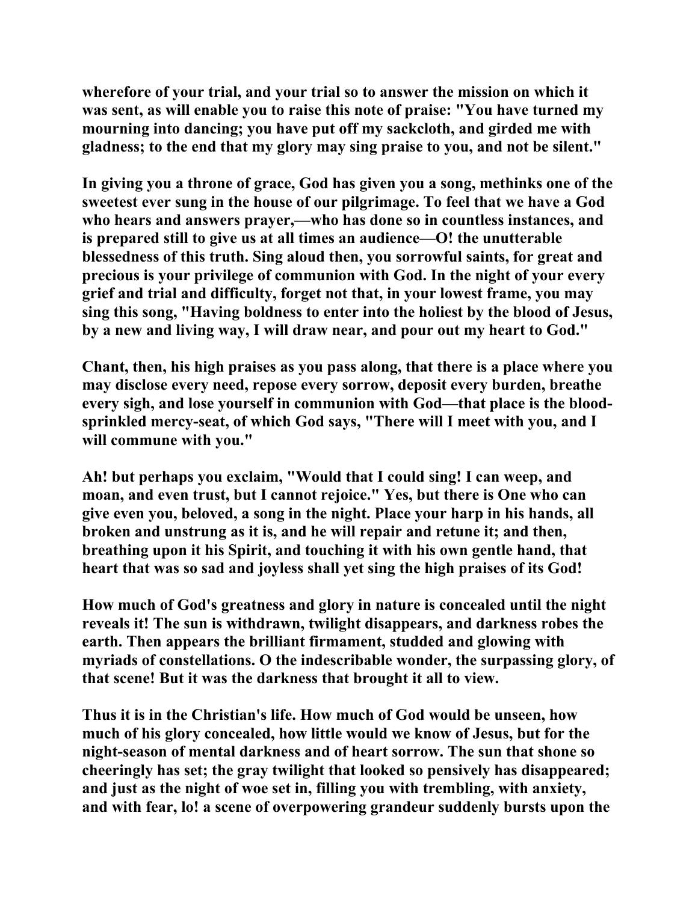wherefore of your trial, and your trial so to answer the mission on which it was sent, as will enable you to raise this note of praise: "You have turned my mourning into dancing; you have put off my sackcloth, and girded me with gladness; to the end that my glory may sing praise to you, and not be silent."

In giving you a throne of grace, God has given you a song, methinks one of the sweetest ever sung in the house of our pilgrimage. To feel that we have a God who hears and answers prayer,—who has done so in countless instances, and is prepared still to give us at all times an audience—O! the unutterable blessedness of this truth. Sing aloud then, you sorrowful saints, for great and precious is your privilege of communion with God. In the night of your every grief and trial and difficulty, forget not that, in your lowest frame, you may sing this song, "Having boldness to enter into the holiest by the blood of Jesus, by a new and living way, I will draw near, and pour out my heart to God."

Chant, then, his high praises as you pass along, that there is a place where you may disclose every need, repose every sorrow, deposit every burden, breathe every sigh, and lose yourself in communion with God—that place is the blood-sprinkled mercy-seat, of which God says, "There will I meet with you, and I will commune with you."

Ah! but perhaps you exclaim, "Would that I could sing! I can weep, and moan, and even trust, but I cannot rejoice." Yes, but there is One who can give even you, beloved, a song in the night. Place your harp in his hands, all broken and unstrung as it is, and he will repair and retune it; and then, breathing upon it his Spirit, and touching it with his own gentle hand, that heart that was so sad and joyless shall yet sing the high praises of its God!

How much of God's greatness and glory in nature is concealed until the night reveals it! The sun is withdrawn, twilight disappears, and darkness robes the earth. Then appears the brilliant firmament, studded and glowing with myriads of constellations. O the indescribable wonder, the surpassing glory, of that scene! But it was the darkness that brought it all to view.

Thus it is in the Christian's life. How much of God would be unseen, how much of his glory concealed, how little would we know of Jesus, but for the night-season of mental darkness and of heart sorrow. The sun that shone so cheeringly has set; the gray twilight that looked so pensively has disappeared; and just as the night of woe set in, filling you with trembling, with anxiety, and with fear, lo! a scene of overpowering grandeur suddenly bursts upon the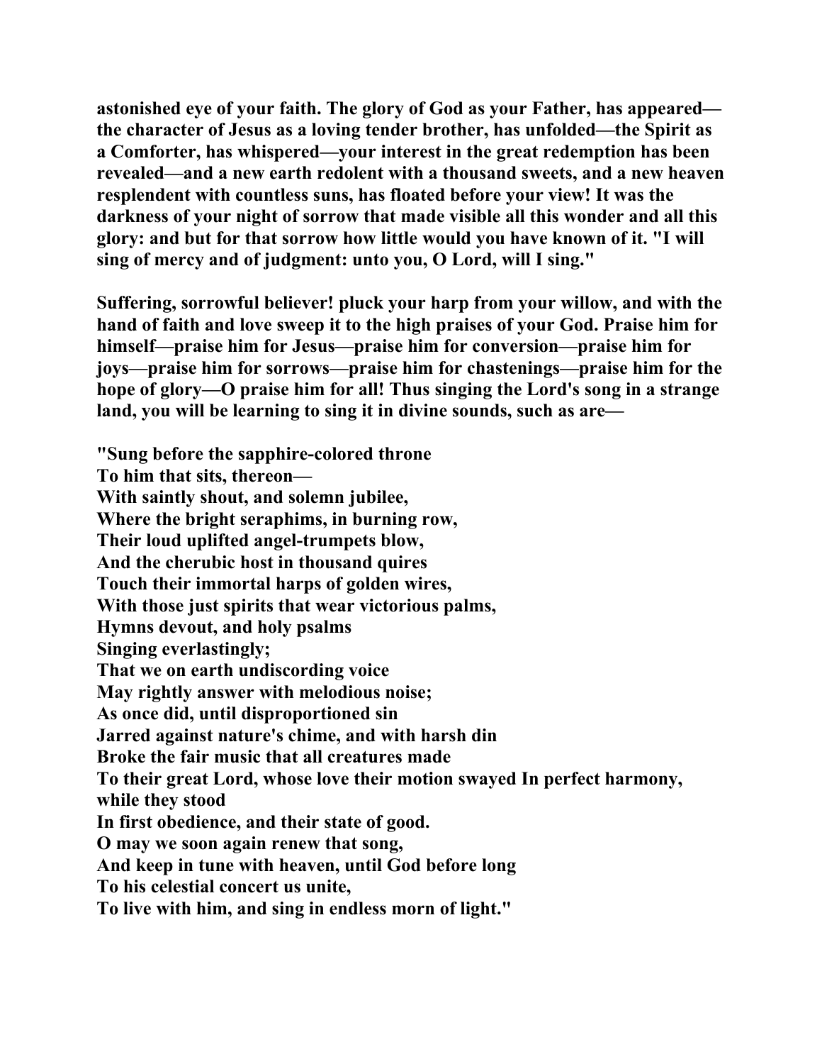astonished eye of your faith. The glory of God as your Father, has appeared—the character of Jesus as a loving tender brother, has unfolded—the Spirit as a Comforter, has whispered—your interest in the great redemption has been revealed—and a new earth redolent with a thousand sweets, and a new heaven resplendent with countless suns, has floated before your view! It was the darkness of your night of sorrow that made visible all this wonder and all this glory: and but for that sorrow how little would you have known of it. "I will sing of mercy and of judgment: unto you, O Lord, will I sing."

Suffering, sorrowful believer! pluck your harp from your willow, and with the hand of faith and love sweep it to the high praises of your God. Praise him for himself—praise him for Jesus—praise him for conversion—praise him for joys—praise him for sorrows—praise him for chastenings—praise him for the hope of glory—O praise him for all! Thus singing the Lord's song in a strange land, you will be learning to sing it in divine sounds, such as are—

"Sung before the sapphire-colored throne  
To him that sits, thereon—  
With saintly shout, and solemn jubilee,  
Where the bright seraphims, in burning row,  
Their loud uplifted angel-trumpets blow,  
And the cherubic host in thousand quires  
Touch their immortal harps of golden wires,  
With those just spirits that wear victorious palms,  
Hymns devout, and holy psalms  
Singing everlastingly;  
That we on earth undiscording voice  
May rightly answer with melodious noise;  
As once did, until disproportioned sin  
Jarred against nature's chime, and with harsh din  
Broke the fair music that all creatures made  
To their great Lord, whose love their motion swayed In perfect harmony, while they stood  
In first obedience, and their state of good.  
O may we soon again renew that song,  
And keep in tune with heaven, until God before long  
To his celestial concert us unite,  
To live with him, and sing in endless morn of light."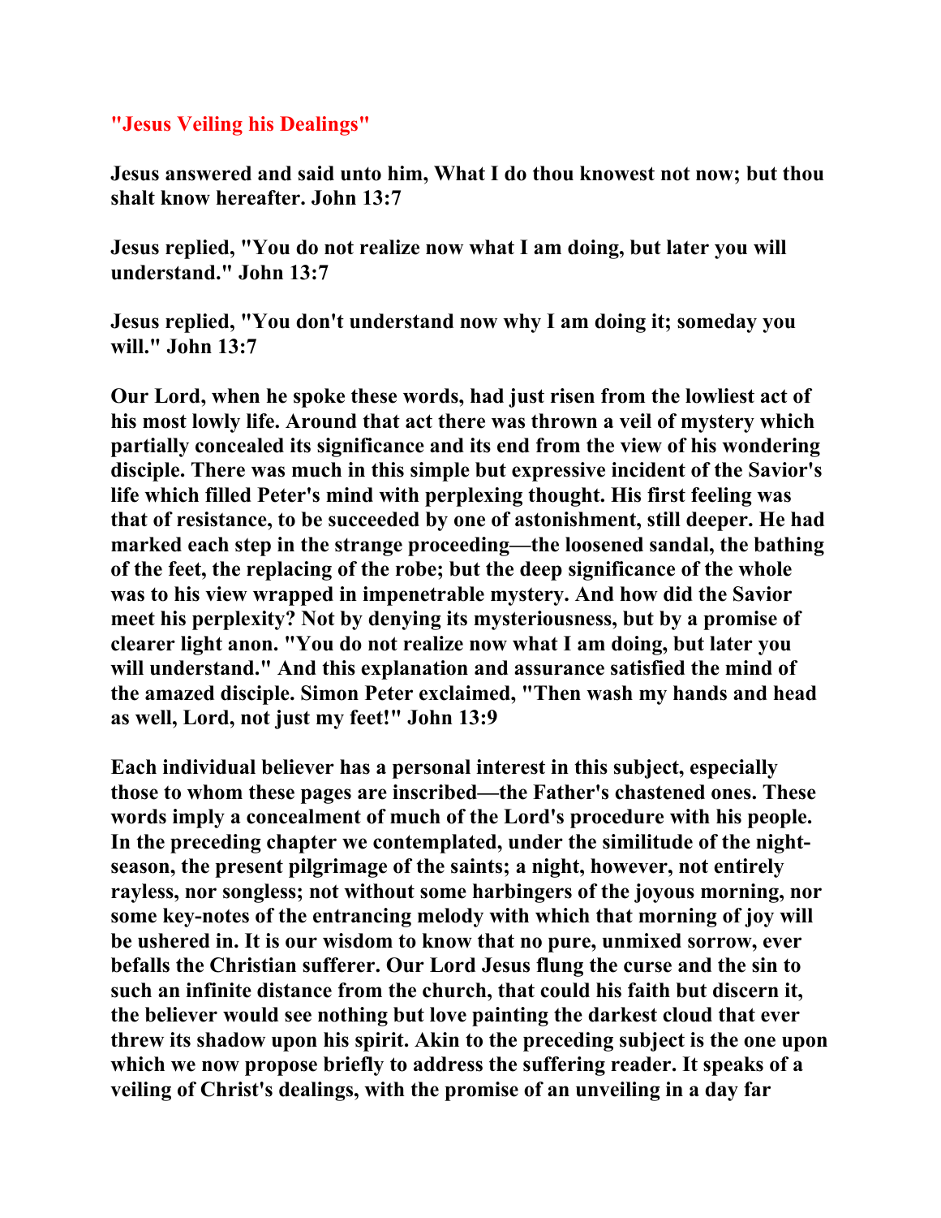## "Jesus Veiling his Dealings"

**Jesus answered and said unto him, What I do thou knowest not now; but thou shalt know hereafter. John 13:7**

**Jesus replied, "You do not realize now what I am doing, but later you will understand." John 13:7**

**Jesus replied, "You don't understand now why I am doing it; someday you will." John 13:7**

**Our Lord, when he spoke these words, had just risen from the lowliest act of his most lowly life. Around that act there was thrown a veil of mystery which partially concealed its significance and its end from the view of his wondering disciple. There was much in this simple but expressive incident of the Savior's life which filled Peter's mind with perplexing thought. His first feeling was that of resistance, to be succeeded by one of astonishment, still deeper. He had marked each step in the strange proceeding—the loosened sandal, the bathing of the feet, the replacing of the robe; but the deep significance of the whole was to his view wrapped in impenetrable mystery. And how did the Savior meet his perplexity? Not by denying its mysteriousness, but by a promise of clearer light anon. "You do not realize now what I am doing, but later you will understand." And this explanation and assurance satisfied the mind of the amazed disciple. Simon Peter exclaimed, "Then wash my hands and head as well, Lord, not just my feet!" John 13:9**

**Each individual believer has a personal interest in this subject, especially those to whom these pages are inscribed—the Father's chastened ones. These words imply a concealment of much of the Lord's procedure with his people. In the preceding chapter we contemplated, under the similitude of the night-season, the present pilgrimage of the saints; a night, however, not entirely rayless, nor songless; not without some harbingers of the joyous morning, nor some key-notes of the entrancing melody with which that morning of joy will be ushered in. It is our wisdom to know that no pure, unmixed sorrow, ever befalls the Christian sufferer. Our Lord Jesus flung the curse and the sin to such an infinite distance from the church, that could his faith but discern it, the believer would see nothing but love painting the darkest cloud that ever threw its shadow upon his spirit. Akin to the preceding subject is the one upon which we now propose briefly to address the suffering reader. It speaks of a veiling of Christ's dealings, with the promise of an unveiling in a day far**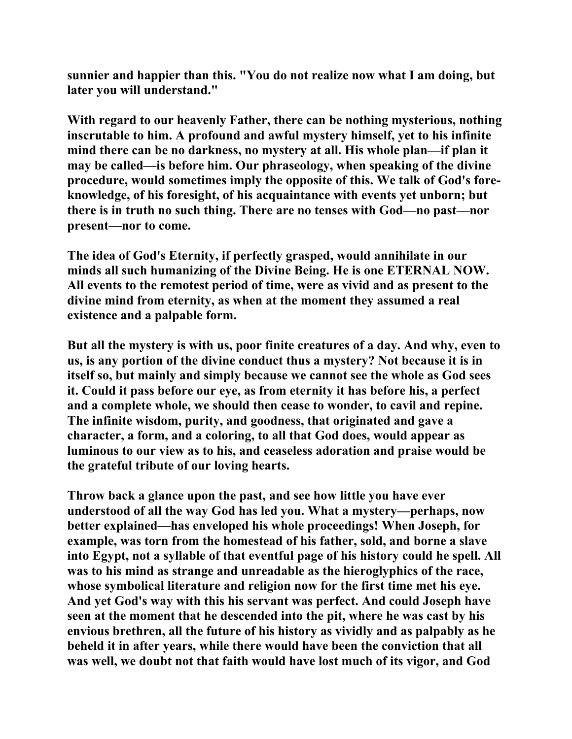**sunnier and happier than this. "You do not realize now what I am doing, but later you will understand."**

**With regard to our heavenly Father, there can be nothing mysterious, nothing inscrutable to him. A profound and awful mystery himself, yet to his infinite mind there can be no darkness, no mystery at all. His whole plan—if plan it may be called—is before him. Our phraseology, when speaking of the divine procedure, would sometimes imply the opposite of this. We talk of God's foreknowledge, of his foresight, of his acquaintance with events yet unborn; but there is in truth no such thing. There are no tenses with God—no past—nor present—nor to come.**

**The idea of God's Eternity, if perfectly grasped, would annihilate in our minds all such humanizing of the Divine Being. He is one ETERNAL NOW. All events to the remotest period of time, were as vivid and as present to the divine mind from eternity, as when at the moment they assumed a real existence and a palpable form.**

**But all the mystery is with us, poor finite creatures of a day. And why, even to us, is any portion of the divine conduct thus a mystery? Not because it is in itself so, but mainly and simply because we cannot see the whole as God sees it. Could it pass before our eye, as from eternity it has before his, a perfect and a complete whole, we should then cease to wonder, to cavil and repine. The infinite wisdom, purity, and goodness, that originated and gave a character, a form, and a coloring, to all that God does, would appear as luminous to our view as to his, and ceaseless adoration and praise would be the grateful tribute of our loving hearts.**

**Throw back a glance upon the past, and see how little you have ever understood of all the way God has led you. What a mystery—perhaps, now better explained—has enveloped his whole proceedings! When Joseph, for example, was torn from the homestead of his father, sold, and borne a slave into Egypt, not a syllable of that eventful page of his history could he spell. All was to his mind as strange and unreadable as the hieroglyphics of the race, whose symbolical literature and religion now for the first time met his eye. And yet God's way with this his servant was perfect. And could Joseph have seen at the moment that he descended into the pit, where he was cast by his envious brethren, all the future of his history as vividly and as palpably as he beheld it in after years, while there would have been the conviction that all was well, we doubt not that faith would have lost much of its vigor, and God**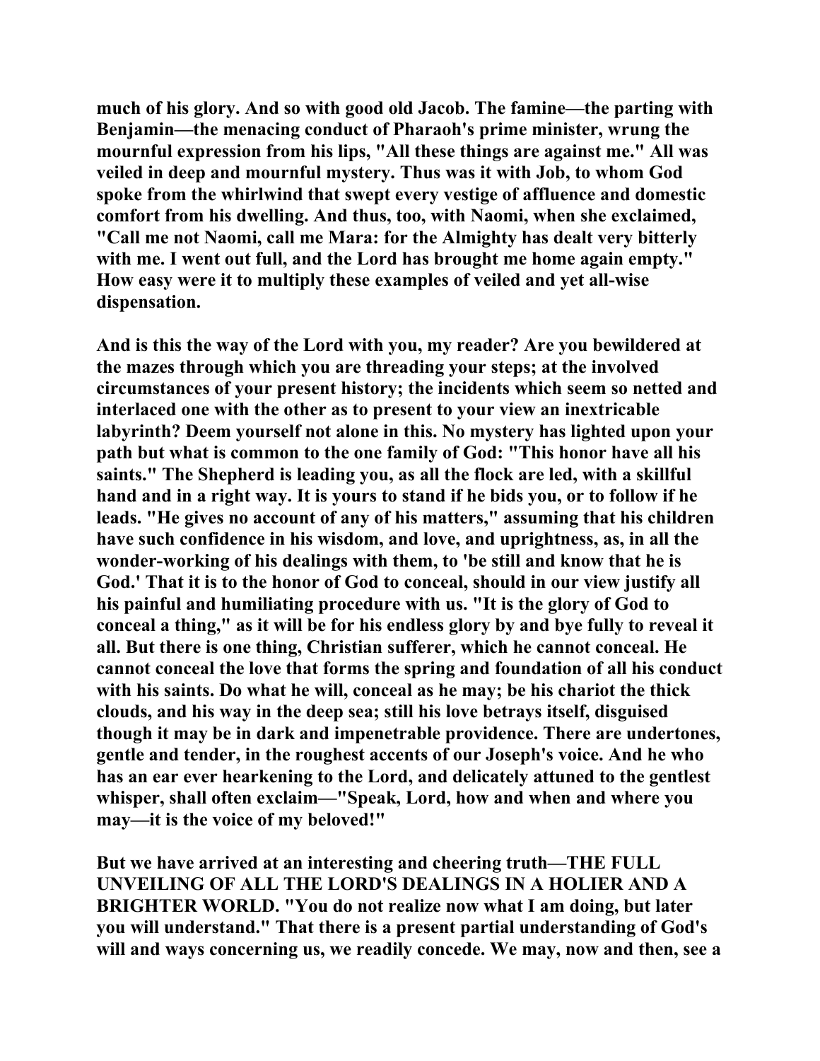**much of his glory. And so with good old Jacob. The famine—the parting with Benjamin—the menacing conduct of Pharaoh's prime minister, wrung the mournful expression from his lips, "All these things are against me." All was veiled in deep and mournful mystery. Thus was it with Job, to whom God spoke from the whirlwind that swept every vestige of affluence and domestic comfort from his dwelling. And thus, too, with Naomi, when she exclaimed, "Call me not Naomi, call me Mara: for the Almighty has dealt very bitterly with me. I went out full, and the Lord has brought me home again empty." How easy were it to multiply these examples of veiled and yet all-wise dispensation.**

**And is this the way of the Lord with you, my reader? Are you bewildered at the mazes through which you are threading your steps; at the involved circumstances of your present history; the incidents which seem so netted and interlaced one with the other as to present to your view an inextricable labyrinth? Deem yourself not alone in this. No mystery has lighted upon your path but what is common to the one family of God: "This honor have all his saints." The Shepherd is leading you, as all the flock are led, with a skillful hand and in a right way. It is yours to stand if he bids you, or to follow if he leads. "He gives no account of any of his matters," assuming that his children have such confidence in his wisdom, and love, and uprightness, as, in all the wonder-working of his dealings with them, to 'be still and know that he is God.' That it is to the honor of God to conceal, should in our view justify all his painful and humiliating procedure with us. "It is the glory of God to conceal a thing," as it will be for his endless glory by and bye fully to reveal it all. But there is one thing, Christian sufferer, which he cannot conceal. He cannot conceal the love that forms the spring and foundation of all his conduct with his saints. Do what he will, conceal as he may; be his chariot the thick clouds, and his way in the deep sea; still his love betrays itself, disguised though it may be in dark and impenetrable providence. There are undertones, gentle and tender, in the roughest accents of our Joseph's voice. And he who has an ear ever hearkening to the Lord, and delicately attuned to the gentlest whisper, shall often exclaim—"Speak, Lord, how and when and where you may—it is the voice of my beloved!"**

**But we have arrived at an interesting and cheering truth—THE FULL UNVEILING OF ALL THE LORD'S DEALINGS IN A HOLIER AND A BRIGHTER WORLD. "You do not realize now what I am doing, but later you will understand." That there is a present partial understanding of God's will and ways concerning us, we readily concede. We may, now and then, see a**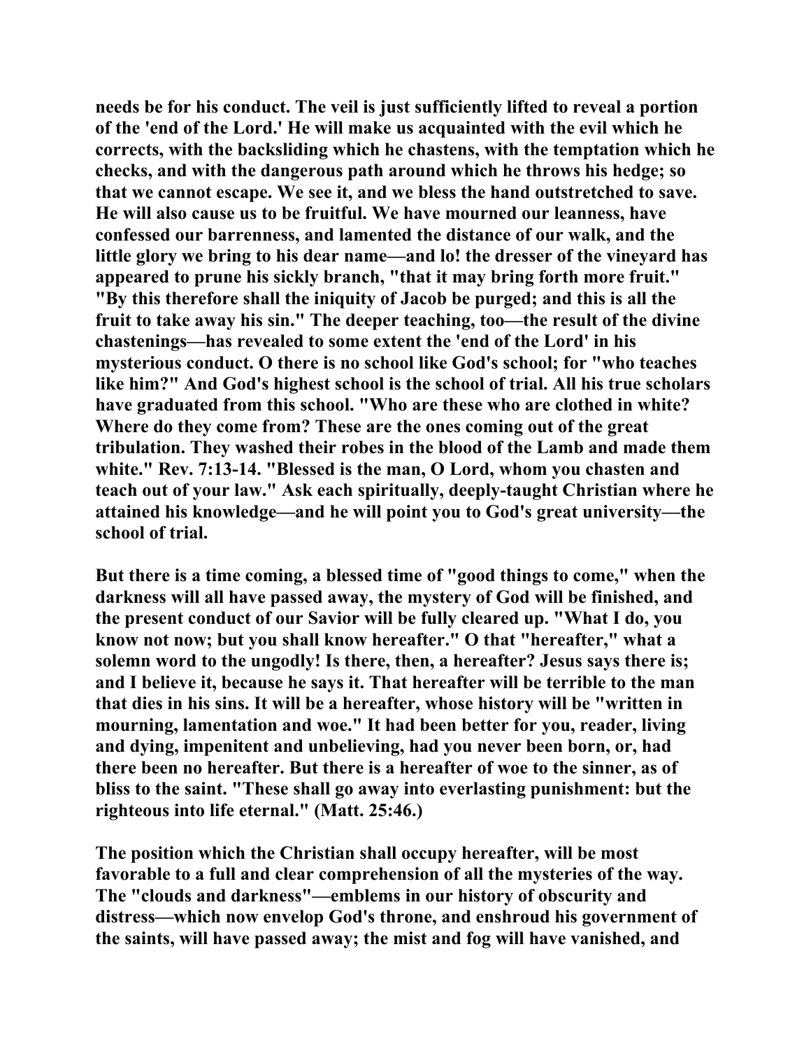needs be for his conduct. The veil is just sufficiently lifted to reveal a portion of the 'end of the Lord.' He will make us acquainted with the evil which he corrects, with the backsliding which he chastens, with the temptation which he checks, and with the dangerous path around which he throws his hedge; so that we cannot escape. We see it, and we bless the hand outstretched to save. He will also cause us to be fruitful. We have mourned our leanness, have confessed our barrenness, and lamented the distance of our walk, and the little glory we bring to his dear name—and lo! the dresser of the vineyard has appeared to prune his sickly branch, "that it may bring forth more fruit." "By this therefore shall the iniquity of Jacob be purged; and this is all the fruit to take away his sin." The deeper teaching, too—the result of the divine chastenings—has revealed to some extent the 'end of the Lord' in his mysterious conduct. O there is no school like God's school; for "who teaches like him?" And God's highest school is the school of trial. All his true scholars have graduated from this school. "Who are these who are clothed in white? Where do they come from? These are the ones coming out of the great tribulation. They washed their robes in the blood of the Lamb and made them white." Rev. 7:13-14. "Blessed is the man, O Lord, whom you chasten and teach out of your law." Ask each spiritually, deeply-taught Christian where he attained his knowledge—and he will point you to God's great university—the school of trial.

But there is a time coming, a blessed time of "good things to come," when the darkness will all have passed away, the mystery of God will be finished, and the present conduct of our Savior will be fully cleared up. "What I do, you know not now; but you shall know hereafter." O that "hereafter," what a solemn word to the ungodly! Is there, then, a hereafter? Jesus says there is; and I believe it, because he says it. That hereafter will be terrible to the man that dies in his sins. It will be a hereafter, whose history will be "written in mourning, lamentation and woe." It had been better for you, reader, living and dying, impenitent and unbelieving, had you never been born, or, had there been no hereafter. But there is a hereafter of woe to the sinner, as of bliss to the saint. "These shall go away into everlasting punishment: but the righteous into life eternal." (Matt. 25:46.)

The position which the Christian shall occupy hereafter, will be most favorable to a full and clear comprehension of all the mysteries of the way. The "clouds and darkness"—emblems in our history of obscurity and distress—which now envelop God's throne, and enshroud his government of the saints, will have passed away; the mist and fog will have vanished, and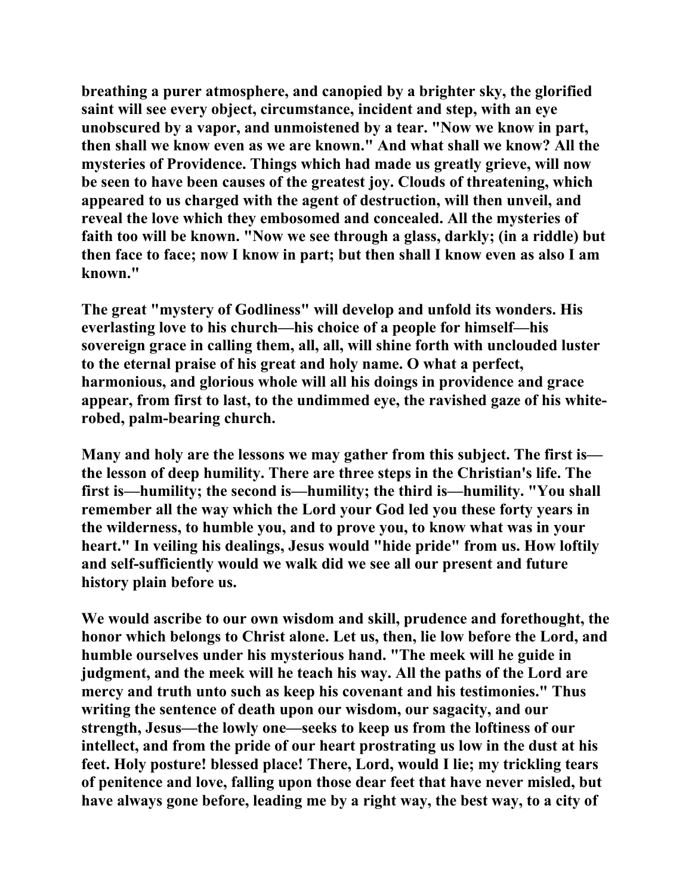breathing a purer atmosphere, and canopied by a brighter sky, the glorified saint will see every object, circumstance, incident and step, with an eye unobscured by a vapor, and unmoistened by a tear. "Now we know in part, then shall we know even as we are known." And what shall we know? All the mysteries of Providence. Things which had made us greatly grieve, will now be seen to have been causes of the greatest joy. Clouds of threatening, which appeared to us charged with the agent of destruction, will then unveil, and reveal the love which they embosomed and concealed. All the mysteries of faith too will be known. "Now we see through a glass, darkly; (in a riddle) but then face to face; now I know in part; but then shall I know even as also I am known."

The great "mystery of Godliness" will develop and unfold its wonders. His everlasting love to his church—his choice of a people for himself—his sovereign grace in calling them, all, all, will shine forth with unclouded luster to the eternal praise of his great and holy name. O what a perfect, harmonious, and glorious whole will all his doings in providence and grace appear, from first to last, to the undimmed eye, the ravished gaze of his white-robed, palm-bearing church.

Many and holy are the lessons we may gather from this subject. The first is—the lesson of deep humility. There are three steps in the Christian's life. The first is—humility; the second is—humility; the third is—humility. "You shall remember all the way which the Lord your God led you these forty years in the wilderness, to humble you, and to prove you, to know what was in your heart." In veiling his dealings, Jesus would "hide pride" from us. How loftily and self-sufficiently would we walk did we see all our present and future history plain before us.

We would ascribe to our own wisdom and skill, prudence and forethought, the honor which belongs to Christ alone. Let us, then, lie low before the Lord, and humble ourselves under his mysterious hand. "The meek will he guide in judgment, and the meek will he teach his way. All the paths of the Lord are mercy and truth unto such as keep his covenant and his testimonies." Thus writing the sentence of death upon our wisdom, our sagacity, and our strength, Jesus—the lowly one—seeks to keep us from the loftiness of our intellect, and from the pride of our heart prostrating us low in the dust at his feet. Holy posture! blessed place! There, Lord, would I lie; my trickling tears of penitence and love, falling upon those dear feet that have never misled, but have always gone before, leading me by a right way, the best way, to a city of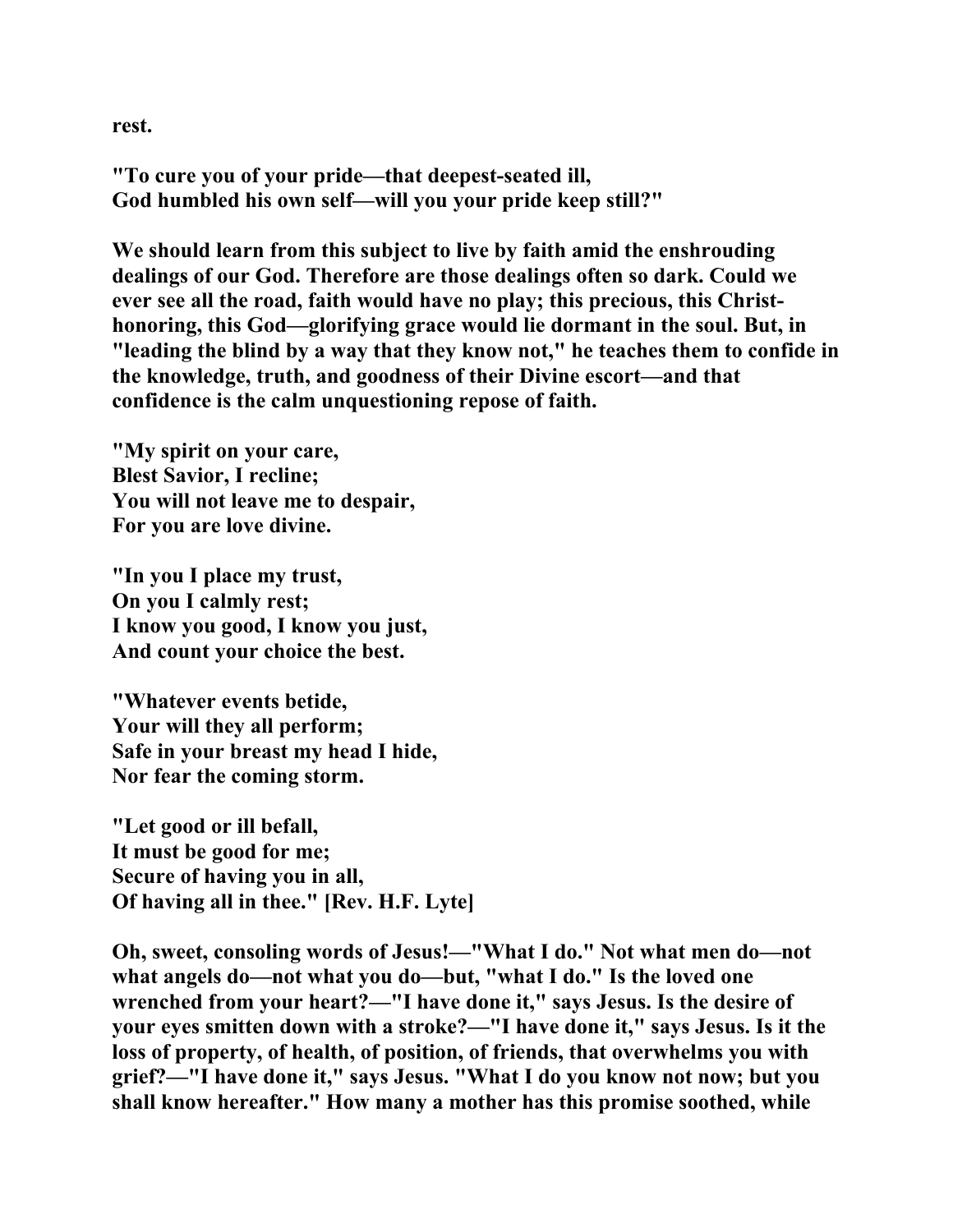rest.

"To cure you of your pride—that deepest-seated ill,
God humbled his own self—will you your pride keep still?"

We should learn from this subject to live by faith amid the enshrouding dealings of our God. Therefore are those dealings often so dark. Could we ever see all the road, faith would have no play; this precious, this Christ-honoring, this God—glorifying grace would lie dormant in the soul. But, in "leading the blind by a way that they know not," he teaches them to confide in the knowledge, truth, and goodness of their Divine escort—and that confidence is the calm unquestioning repose of faith.

"My spirit on your care,
Blest Savior, I recline;
You will not leave me to despair,
For you are love divine.

"In you I place my trust,
On you I calmly rest;
I know you good, I know you just,
And count your choice the best.

"Whatever events betide,
Your will they all perform;
Safe in your breast my head I hide,
Nor fear the coming storm.

"Let good or ill befall,
It must be good for me;
Secure of having you in all,
Of having all in thee." [Rev. H.F. Lyte]

Oh, sweet, consoling words of Jesus!—"What I do." Not what men do—not what angels do—not what you do—but, "what I do." Is the loved one wrenched from your heart?—"I have done it," says Jesus. Is the desire of your eyes smitten down with a stroke?—"I have done it," says Jesus. Is it the loss of property, of health, of position, of friends, that overwhelms you with grief?—"I have done it," says Jesus. "What I do you know not now; but you shall know hereafter." How many a mother has this promise soothed, while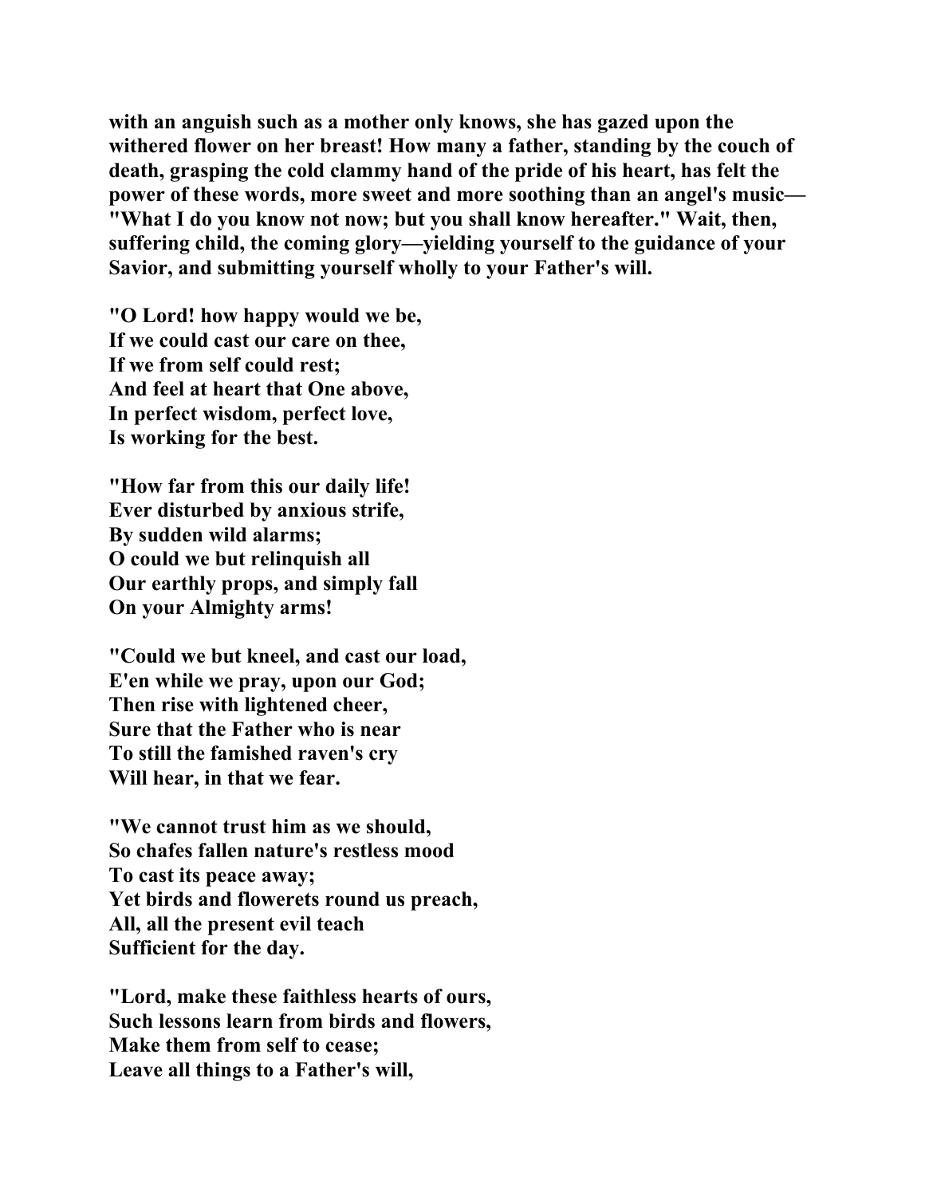**with an anguish such as a mother only knows, she has gazed upon the withered flower on her breast! How many a father, standing by the couch of death, grasping the cold clammy hand of the pride of his heart, has felt the power of these words, more sweet and more soothing than an angel's music—"What I do you know not now; but you shall know hereafter." Wait, then, suffering child, the coming glory—yielding yourself to the guidance of your Savior, and submitting yourself wholly to your Father's will.**

**"O Lord! how happy would we be,**
**If we could cast our care on thee,**
**If we from self could rest;**
**And feel at heart that One above,**
**In perfect wisdom, perfect love,**
**Is working for the best.**

**"How far from this our daily life!**
**Ever disturbed by anxious strife,**
**By sudden wild alarms;**
**O could we but relinquish all**
**Our earthly props, and simply fall**
**On your Almighty arms!**

**"Could we but kneel, and cast our load,**
**E'en while we pray, upon our God;**
**Then rise with lightened cheer,**
**Sure that the Father who is near**
**To still the famished raven's cry**
**Will hear, in that we fear.**

**"We cannot trust him as we should,**
**So chafes fallen nature's restless mood**
**To cast its peace away;**
**Yet birds and flowerets round us preach,**
**All, all the present evil teach**
**Sufficient for the day.**

**"Lord, make these faithless hearts of ours,**
**Such lessons learn from birds and flowers,**
**Make them from self to cease;**
**Leave all things to a Father's will,**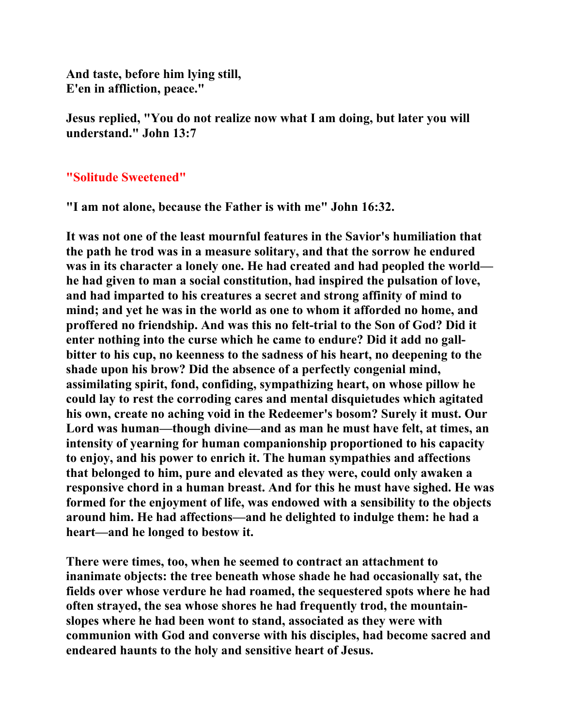**And taste, before him lying still,**
**E'en in affliction, peace."**

**Jesus replied, "You do not realize now what I am doing, but later you will understand." John 13:7**

## "Solitude Sweetened"

**"I am not alone, because the Father is with me" John 16:32.**

**It was not one of the least mournful features in the Savior's humiliation that the path he trod was in a measure solitary, and that the sorrow he endured was in its character a lonely one. He had created and had peopled the world—he had given to man a social constitution, had inspired the pulsation of love, and had imparted to his creatures a secret and strong affinity of mind to mind; and yet he was in the world as one to whom it afforded no home, and proffered no friendship. And was this no felt-trial to the Son of God? Did it enter nothing into the curse which he came to endure? Did it add no gall-bitter to his cup, no keenness to the sadness of his heart, no deepening to the shade upon his brow? Did the absence of a perfectly congenial mind, assimilating spirit, fond, confiding, sympathizing heart, on whose pillow he could lay to rest the corroding cares and mental disquietudes which agitated his own, create no aching void in the Redeemer's bosom? Surely it must. Our Lord was human—though divine—and as man he must have felt, at times, an intensity of yearning for human companionship proportioned to his capacity to enjoy, and his power to enrich it. The human sympathies and affections that belonged to him, pure and elevated as they were, could only awaken a responsive chord in a human breast. And for this he must have sighed. He was formed for the enjoyment of life, was endowed with a sensibility to the objects around him. He had affections—and he delighted to indulge them: he had a heart—and he longed to bestow it.**

**There were times, too, when he seemed to contract an attachment to inanimate objects: the tree beneath whose shade he had occasionally sat, the fields over whose verdure he had roamed, the sequestered spots where he had often strayed, the sea whose shores he had frequently trod, the mountain-slopes where he had been wont to stand, associated as they were with communion with God and converse with his disciples, had become sacred and endeared haunts to the holy and sensitive heart of Jesus.**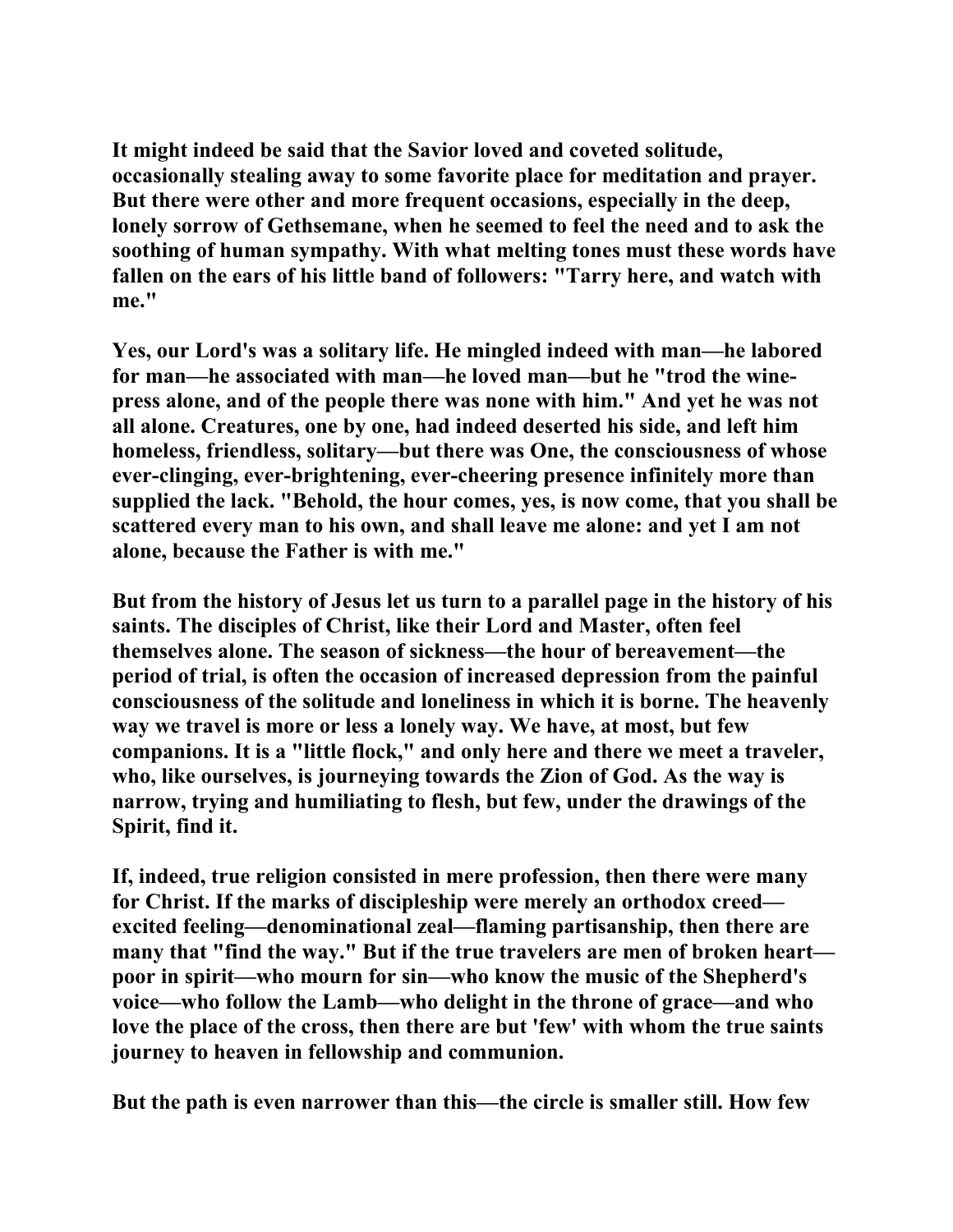It might indeed be said that the Savior loved and coveted solitude, occasionally stealing away to some favorite place for meditation and prayer. But there were other and more frequent occasions, especially in the deep, lonely sorrow of Gethsemane, when he seemed to feel the need and to ask the soothing of human sympathy. With what melting tones must these words have fallen on the ears of his little band of followers: "Tarry here, and watch with me."

Yes, our Lord's was a solitary life. He mingled indeed with man—he labored for man—he associated with man—he loved man—but he "trod the wine-press alone, and of the people there was none with him." And yet he was not all alone. Creatures, one by one, had indeed deserted his side, and left him homeless, friendless, solitary—but there was One, the consciousness of whose ever-clinging, ever-brightening, ever-cheering presence infinitely more than supplied the lack. "Behold, the hour comes, yes, is now come, that you shall be scattered every man to his own, and shall leave me alone: and yet I am not alone, because the Father is with me."

But from the history of Jesus let us turn to a parallel page in the history of his saints. The disciples of Christ, like their Lord and Master, often feel themselves alone. The season of sickness—the hour of bereavement—the period of trial, is often the occasion of increased depression from the painful consciousness of the solitude and loneliness in which it is borne. The heavenly way we travel is more or less a lonely way. We have, at most, but few companions. It is a "little flock," and only here and there we meet a traveler, who, like ourselves, is journeying towards the Zion of God. As the way is narrow, trying and humiliating to flesh, but few, under the drawings of the Spirit, find it.

If, indeed, true religion consisted in mere profession, then there were many for Christ. If the marks of discipleship were merely an orthodox creed—excited feeling—denominational zeal—flaming partisanship, then there are many that "find the way." But if the true travelers are men of broken heart—poor in spirit—who mourn for sin—who know the music of the Shepherd's voice—who follow the Lamb—who delight in the throne of grace—and who love the place of the cross, then there are but 'few' with whom the true saints journey to heaven in fellowship and communion.

But the path is even narrower than this—the circle is smaller still. How few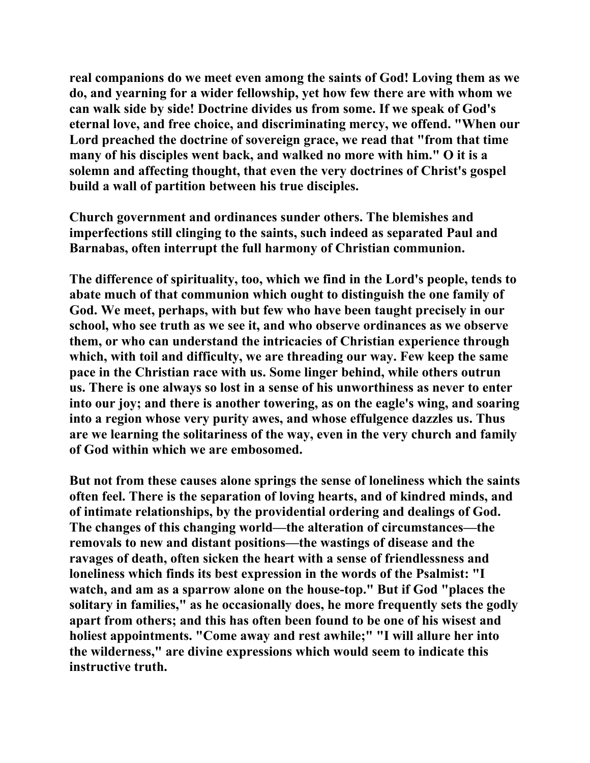real companions do we meet even among the saints of God! Loving them as we do, and yearning for a wider fellowship, yet how few there are with whom we can walk side by side! Doctrine divides us from some. If we speak of God's eternal love, and free choice, and discriminating mercy, we offend. "When our Lord preached the doctrine of sovereign grace, we read that "from that time many of his disciples went back, and walked no more with him." O it is a solemn and affecting thought, that even the very doctrines of Christ's gospel build a wall of partition between his true disciples.

Church government and ordinances sunder others. The blemishes and imperfections still clinging to the saints, such indeed as separated Paul and Barnabas, often interrupt the full harmony of Christian communion.

The difference of spirituality, too, which we find in the Lord's people, tends to abate much of that communion which ought to distinguish the one family of God. We meet, perhaps, with but few who have been taught precisely in our school, who see truth as we see it, and who observe ordinances as we observe them, or who can understand the intricacies of Christian experience through which, with toil and difficulty, we are threading our way. Few keep the same pace in the Christian race with us. Some linger behind, while others outrun us. There is one always so lost in a sense of his unworthiness as never to enter into our joy; and there is another towering, as on the eagle's wing, and soaring into a region whose very purity awes, and whose effulgence dazzles us. Thus are we learning the solitariness of the way, even in the very church and family of God within which we are embosomed.

But not from these causes alone springs the sense of loneliness which the saints often feel. There is the separation of loving hearts, and of kindred minds, and of intimate relationships, by the providential ordering and dealings of God. The changes of this changing world—the alteration of circumstances—the removals to new and distant positions—the wastings of disease and the ravages of death, often sicken the heart with a sense of friendlessness and loneliness which finds its best expression in the words of the Psalmist: "I watch, and am as a sparrow alone on the house-top." But if God "places the solitary in families," as he occasionally does, he more frequently sets the godly apart from others; and this has often been found to be one of his wisest and holiest appointments. "Come away and rest awhile;" "I will allure her into the wilderness," are divine expressions which would seem to indicate this instructive truth.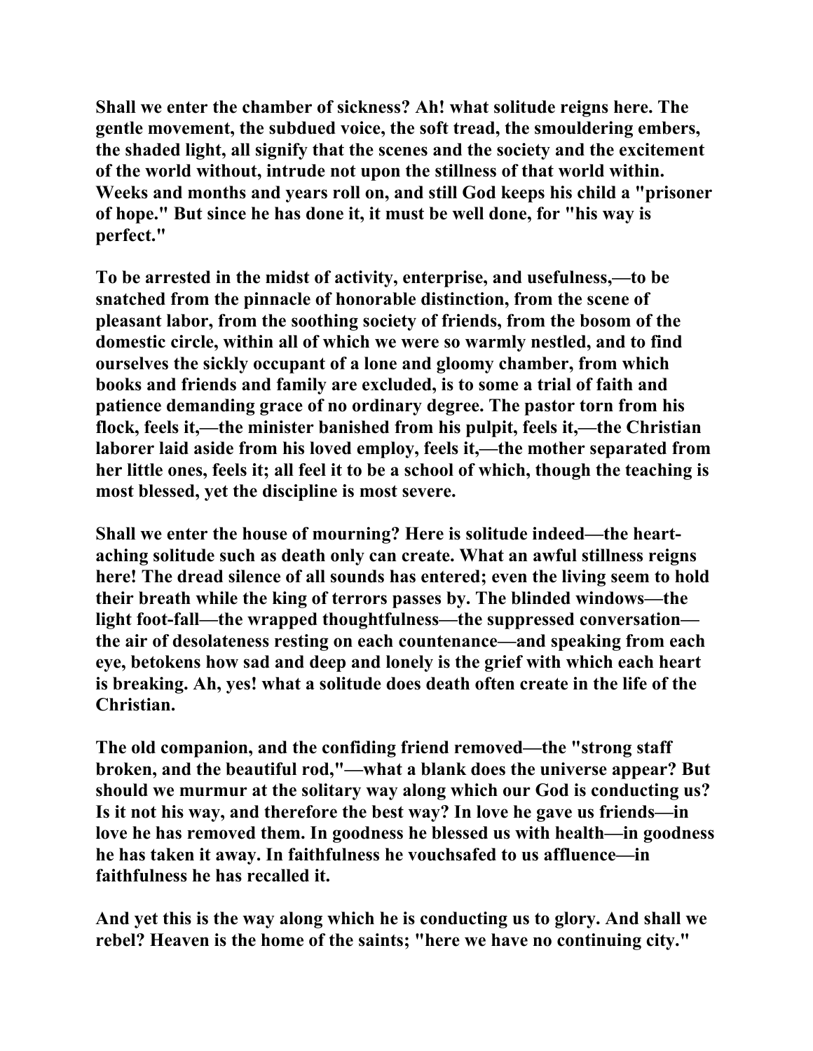Shall we enter the chamber of sickness? Ah! what solitude reigns here. The gentle movement, the subdued voice, the soft tread, the smouldering embers, the shaded light, all signify that the scenes and the society and the excitement of the world without, intrude not upon the stillness of that world within. Weeks and months and years roll on, and still God keeps his child a "prisoner of hope." But since he has done it, it must be well done, for "his way is perfect."

To be arrested in the midst of activity, enterprise, and usefulness,—to be snatched from the pinnacle of honorable distinction, from the scene of pleasant labor, from the soothing society of friends, from the bosom of the domestic circle, within all of which we were so warmly nestled, and to find ourselves the sickly occupant of a lone and gloomy chamber, from which books and friends and family are excluded, is to some a trial of faith and patience demanding grace of no ordinary degree. The pastor torn from his flock, feels it,—the minister banished from his pulpit, feels it,—the Christian laborer laid aside from his loved employ, feels it,—the mother separated from her little ones, feels it; all feel it to be a school of which, though the teaching is most blessed, yet the discipline is most severe.

Shall we enter the house of mourning? Here is solitude indeed—the heart-aching solitude such as death only can create. What an awful stillness reigns here! The dread silence of all sounds has entered; even the living seem to hold their breath while the king of terrors passes by. The blinded windows—the light foot-fall—the wrapped thoughtfulness—the suppressed conversation—the air of desolateness resting on each countenance—and speaking from each eye, betokens how sad and deep and lonely is the grief with which each heart is breaking. Ah, yes! what a solitude does death often create in the life of the Christian.

The old companion, and the confiding friend removed—the "strong staff broken, and the beautiful rod,"—what a blank does the universe appear? But should we murmur at the solitary way along which our God is conducting us? Is it not his way, and therefore the best way? In love he gave us friends—in love he has removed them. In goodness he blessed us with health—in goodness he has taken it away. In faithfulness he vouchsafed to us affluence—in faithfulness he has recalled it.

And yet this is the way along which he is conducting us to glory. And shall we rebel? Heaven is the home of the saints; "here we have no continuing city."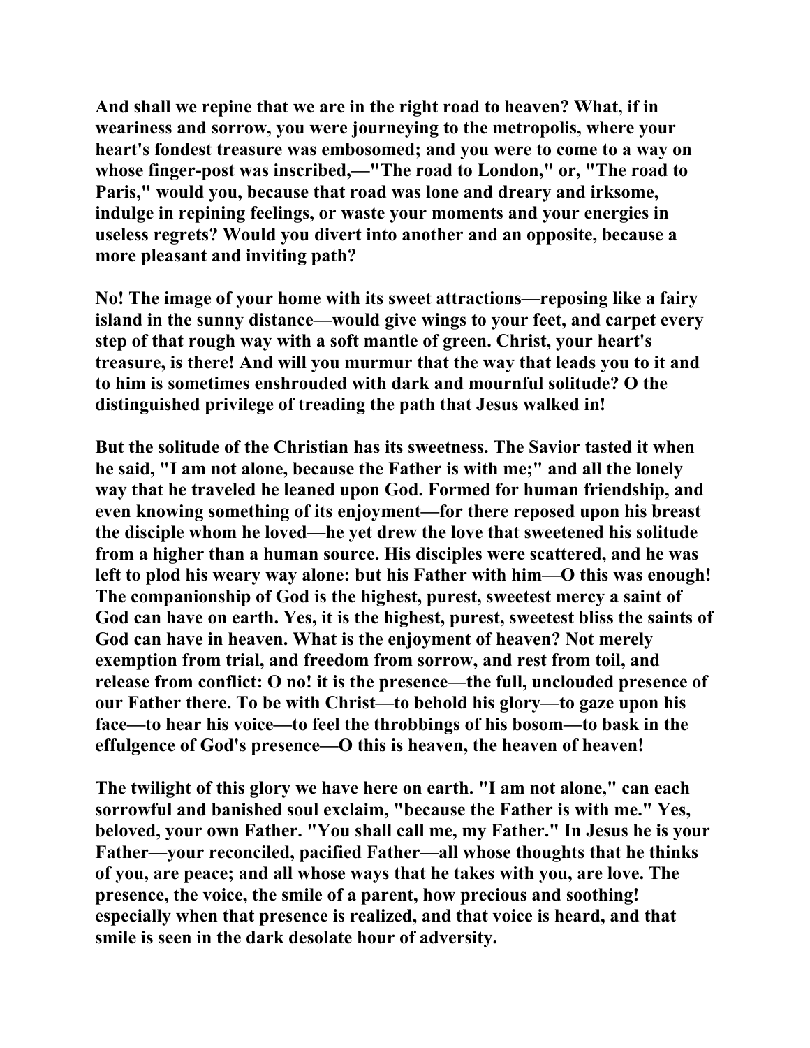And shall we repine that we are in the right road to heaven? What, if in weariness and sorrow, you were journeying to the metropolis, where your heart's fondest treasure was embosomed; and you were to come to a way on whose finger-post was inscribed,—"The road to London," or, "The road to Paris," would you, because that road was lone and dreary and irksome, indulge in repining feelings, or waste your moments and your energies in useless regrets? Would you divert into another and an opposite, because a more pleasant and inviting path?

No! The image of your home with its sweet attractions—reposing like a fairy island in the sunny distance—would give wings to your feet, and carpet every step of that rough way with a soft mantle of green. Christ, your heart's treasure, is there! And will you murmur that the way that leads you to it and to him is sometimes enshrouded with dark and mournful solitude? O the distinguished privilege of treading the path that Jesus walked in!

But the solitude of the Christian has its sweetness. The Savior tasted it when he said, "I am not alone, because the Father is with me;" and all the lonely way that he traveled he leaned upon God. Formed for human friendship, and even knowing something of its enjoyment—for there reposed upon his breast the disciple whom he loved—he yet drew the love that sweetened his solitude from a higher than a human source. His disciples were scattered, and he was left to plod his weary way alone: but his Father with him—O this was enough! The companionship of God is the highest, purest, sweetest mercy a saint of God can have on earth. Yes, it is the highest, purest, sweetest bliss the saints of God can have in heaven. What is the enjoyment of heaven? Not merely exemption from trial, and freedom from sorrow, and rest from toil, and release from conflict: O no! it is the presence—the full, unclouded presence of our Father there. To be with Christ—to behold his glory—to gaze upon his face—to hear his voice—to feel the throbbings of his bosom—to bask in the effulgence of God's presence—O this is heaven, the heaven of heaven!

The twilight of this glory we have here on earth. "I am not alone," can each sorrowful and banished soul exclaim, "because the Father is with me." Yes, beloved, your own Father. "You shall call me, my Father." In Jesus he is your Father—your reconciled, pacified Father—all whose thoughts that he thinks of you, are peace; and all whose ways that he takes with you, are love. The presence, the voice, the smile of a parent, how precious and soothing! especially when that presence is realized, and that voice is heard, and that smile is seen in the dark desolate hour of adversity.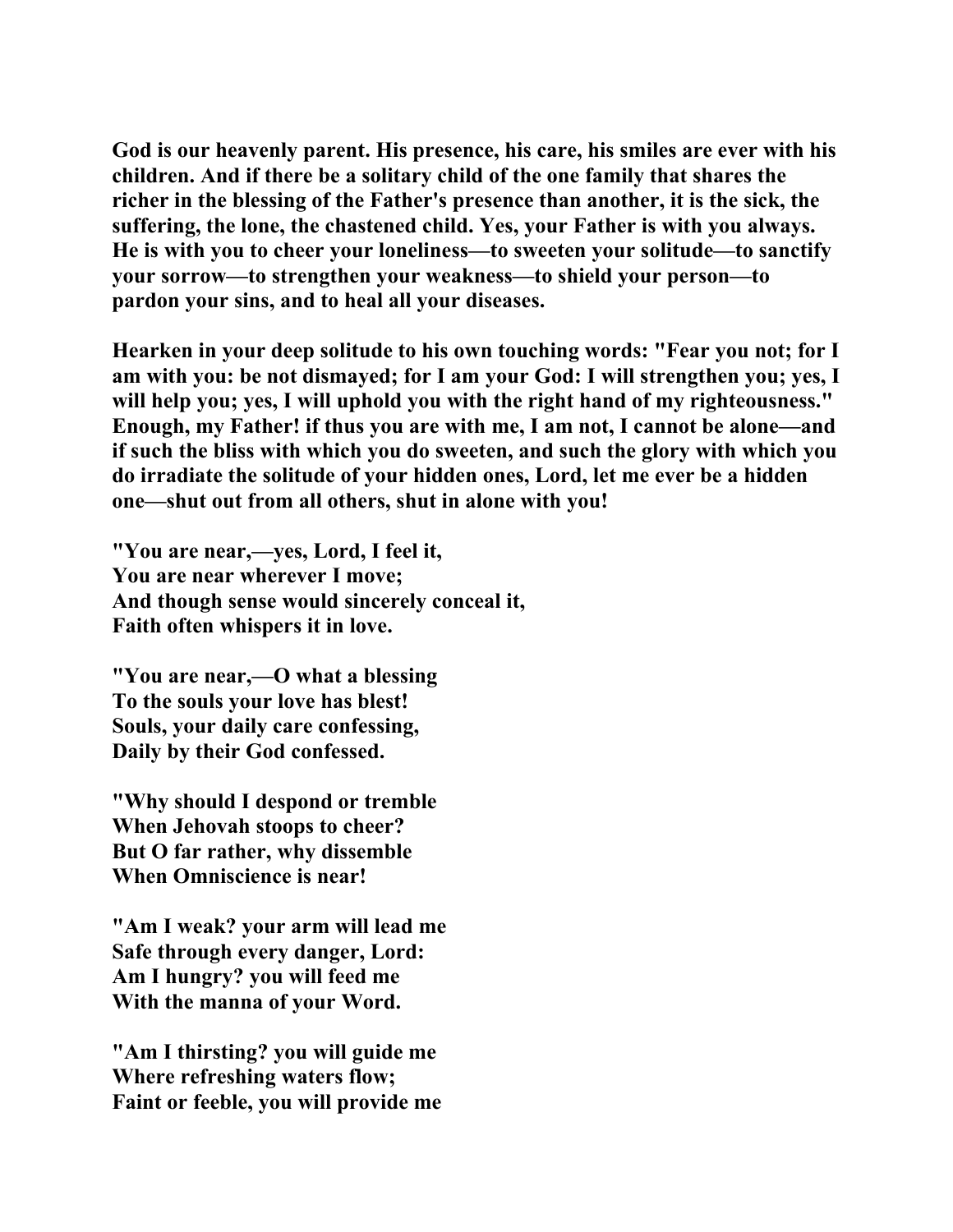**God is our heavenly parent. His presence, his care, his smiles are ever with his children. And if there be a solitary child of the one family that shares the richer in the blessing of the Father's presence than another, it is the sick, the suffering, the lone, the chastened child. Yes, your Father is with you always. He is with you to cheer your loneliness—to sweeten your solitude—to sanctify your sorrow—to strengthen your weakness—to shield your person—to pardon your sins, and to heal all your diseases.**

**Hearken in your deep solitude to his own touching words: "Fear you not; for I am with you: be not dismayed; for I am your God: I will strengthen you; yes, I will help you; yes, I will uphold you with the right hand of my righteousness." Enough, my Father! if thus you are with me, I am not, I cannot be alone—and if such the bliss with which you do sweeten, and such the glory with which you do irradiate the solitude of your hidden ones, Lord, let me ever be a hidden one—shut out from all others, shut in alone with you!**

**"You are near,—yes, Lord, I feel it,**
**You are near wherever I move;**
**And though sense would sincerely conceal it,**
**Faith often whispers it in love.**

**"You are near,—O what a blessing**
**To the souls your love has blest!**
**Souls, your daily care confessing,**
**Daily by their God confessed.**

**"Why should I despond or tremble**
**When Jehovah stoops to cheer?**
**But O far rather, why dissemble**
**When Omniscience is near!**

**"Am I weak? your arm will lead me**
**Safe through every danger, Lord:**
**Am I hungry? you will feed me**
**With the manna of your Word.**

**"Am I thirsting? you will guide me**
**Where refreshing waters flow;**
**Faint or feeble, you will provide me**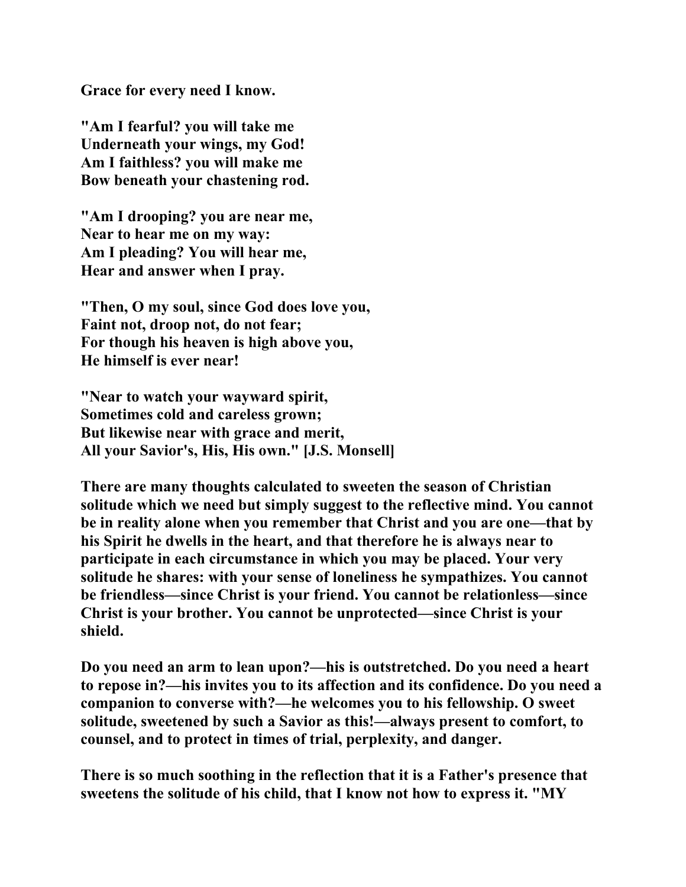**Grace for every need I know.**

**"Am I fearful? you will take me**
**Underneath your wings, my God!**
**Am I faithless? you will make me**
**Bow beneath your chastening rod.**

**"Am I drooping? you are near me,**
**Near to hear me on my way:**
**Am I pleading? You will hear me,**
**Hear and answer when I pray.**

**"Then, O my soul, since God does love you,**
**Faint not, droop not, do not fear;**
**For though his heaven is high above you,**
**He himself is ever near!**

**"Near to watch your wayward spirit,**
**Sometimes cold and careless grown;**
**But likewise near with grace and merit,**
**All your Savior's, His, His own." [J.S. Monsell]**

**There are many thoughts calculated to sweeten the season of Christian solitude which we need but simply suggest to the reflective mind. You cannot be in reality alone when you remember that Christ and you are one—that by his Spirit he dwells in the heart, and that therefore he is always near to participate in each circumstance in which you may be placed. Your very solitude he shares: with your sense of loneliness he sympathizes. You cannot be friendless—since Christ is your friend. You cannot be relationless—since Christ is your brother. You cannot be unprotected—since Christ is your shield.**

**Do you need an arm to lean upon?—his is outstretched. Do you need a heart to repose in?—his invites you to its affection and its confidence. Do you need a companion to converse with?—he welcomes you to his fellowship. O sweet solitude, sweetened by such a Savior as this!—always present to comfort, to counsel, and to protect in times of trial, perplexity, and danger.**

**There is so much soothing in the reflection that it is a Father's presence that sweetens the solitude of his child, that I know not how to express it. "MY**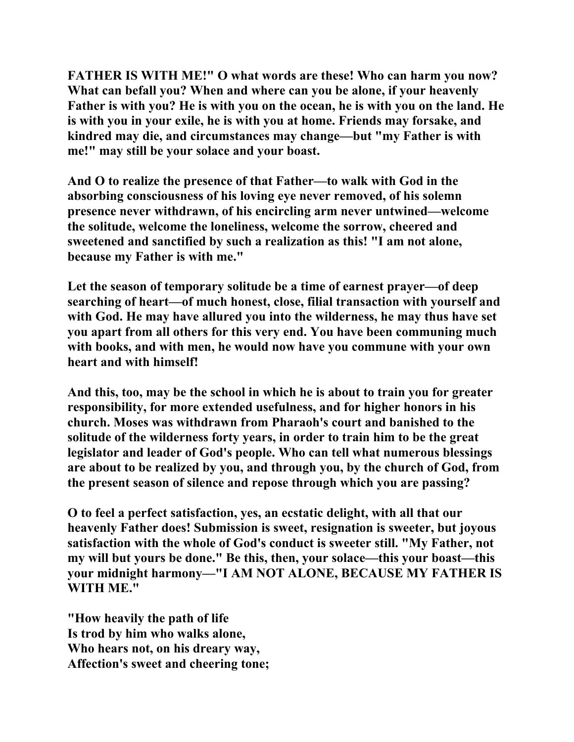**FATHER IS WITH ME!" O what words are these! Who can harm you now? What can befall you? When and where can you be alone, if your heavenly Father is with you? He is with you on the ocean, he is with you on the land. He is with you in your exile, he is with you at home. Friends may forsake, and kindred may die, and circumstances may change—but "my Father is with me!" may still be your solace and your boast.**

**And O to realize the presence of that Father—to walk with God in the absorbing consciousness of his loving eye never removed, of his solemn presence never withdrawn, of his encircling arm never untwined—welcome the solitude, welcome the loneliness, welcome the sorrow, cheered and sweetened and sanctified by such a realization as this! "I am not alone, because my Father is with me."**

**Let the season of temporary solitude be a time of earnest prayer—of deep searching of heart—of much honest, close, filial transaction with yourself and with God. He may have allured you into the wilderness, he may thus have set you apart from all others for this very end. You have been communing much with books, and with men, he would now have you commune with your own heart and with himself!**

**And this, too, may be the school in which he is about to train you for greater responsibility, for more extended usefulness, and for higher honors in his church. Moses was withdrawn from Pharaoh's court and banished to the solitude of the wilderness forty years, in order to train him to be the great legislator and leader of God's people. Who can tell what numerous blessings are about to be realized by you, and through you, by the church of God, from the present season of silence and repose through which you are passing?**

**O to feel a perfect satisfaction, yes, an ecstatic delight, with all that our heavenly Father does! Submission is sweet, resignation is sweeter, but joyous satisfaction with the whole of God's conduct is sweeter still. "My Father, not my will but yours be done." Be this, then, your solace—this your boast—this your midnight harmony—"I AM NOT ALONE, BECAUSE MY FATHER IS WITH ME."**

**"How heavily the path of life**
**Is trod by him who walks alone,**
**Who hears not, on his dreary way,**
**Affection's sweet and cheering tone;**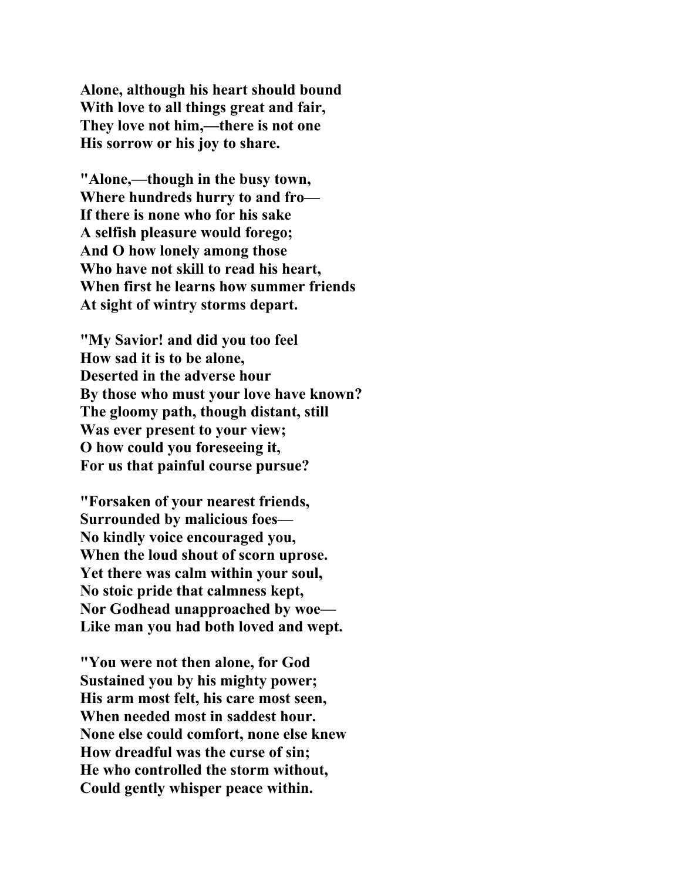**Alone, although his heart should bound**
**With love to all things great and fair,**
**They love not him,—there is not one**
**His sorrow or his joy to share.**

**"Alone,—though in the busy town,**
**Where hundreds hurry to and fro—**
**If there is none who for his sake**
**A selfish pleasure would forego;**
**And O how lonely among those**
**Who have not skill to read his heart,**
**When first he learns how summer friends**
**At sight of wintry storms depart.**

**"My Savior! and did you too feel**
**How sad it is to be alone,**
**Deserted in the adverse hour**
**By those who must your love have known?**
**The gloomy path, though distant, still**
**Was ever present to your view;**
**O how could you foreseeing it,**
**For us that painful course pursue?**

**"Forsaken of your nearest friends,**
**Surrounded by malicious foes—**
**No kindly voice encouraged you,**
**When the loud shout of scorn uprose.**
**Yet there was calm within your soul,**
**No stoic pride that calmness kept,**
**Nor Godhead unapproached by woe—**
**Like man you had both loved and wept.**

**"You were not then alone, for God**
**Sustained you by his mighty power;**
**His arm most felt, his care most seen,**
**When needed most in saddest hour.**
**None else could comfort, none else knew**
**How dreadful was the curse of sin;**
**He who controlled the storm without,**
**Could gently whisper peace within.**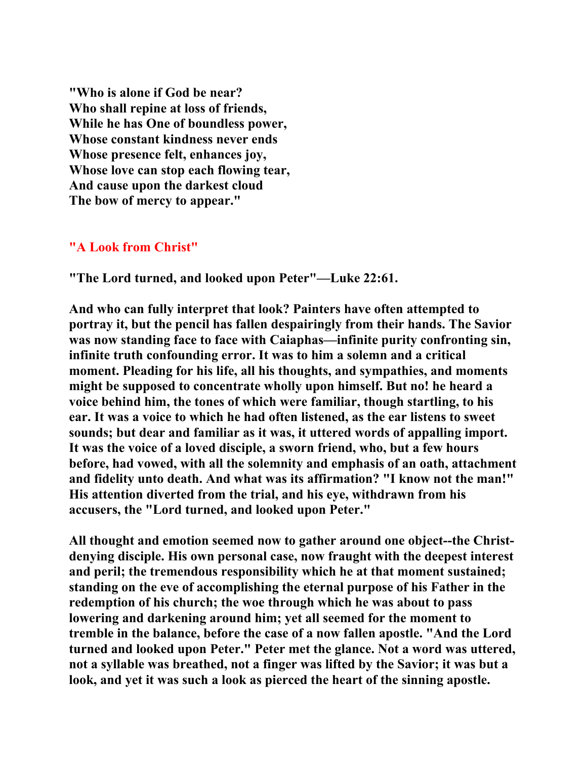**"Who is alone if God be near?**
**Who shall repine at loss of friends,**
**While he has One of boundless power,**
**Whose constant kindness never ends**
**Whose presence felt, enhances joy,**
**Whose love can stop each flowing tear,**
**And cause upon the darkest cloud**
**The bow of mercy to appear."**

## "A Look from Christ"

**"The Lord turned, and looked upon Peter"—Luke 22:61.**

**And who can fully interpret that look? Painters have often attempted to portray it, but the pencil has fallen despairingly from their hands. The Savior was now standing face to face with Caiaphas—infinite purity confronting sin, infinite truth confounding error. It was to him a solemn and a critical moment. Pleading for his life, all his thoughts, and sympathies, and moments might be supposed to concentrate wholly upon himself. But no! he heard a voice behind him, the tones of which were familiar, though startling, to his ear. It was a voice to which he had often listened, as the ear listens to sweet sounds; but dear and familiar as it was, it uttered words of appalling import. It was the voice of a loved disciple, a sworn friend, who, but a few hours before, had vowed, with all the solemnity and emphasis of an oath, attachment and fidelity unto death. And what was its affirmation? "I know not the man!" His attention diverted from the trial, and his eye, withdrawn from his accusers, the "Lord turned, and looked upon Peter."**

**All thought and emotion seemed now to gather around one object--the Christ-denying disciple. His own personal case, now fraught with the deepest interest and peril; the tremendous responsibility which he at that moment sustained; standing on the eve of accomplishing the eternal purpose of his Father in the redemption of his church; the woe through which he was about to pass lowering and darkening around him; yet all seemed for the moment to tremble in the balance, before the case of a now fallen apostle. "And the Lord turned and looked upon Peter." Peter met the glance. Not a word was uttered, not a syllable was breathed, not a finger was lifted by the Savior; it was but a look, and yet it was such a look as pierced the heart of the sinning apostle.**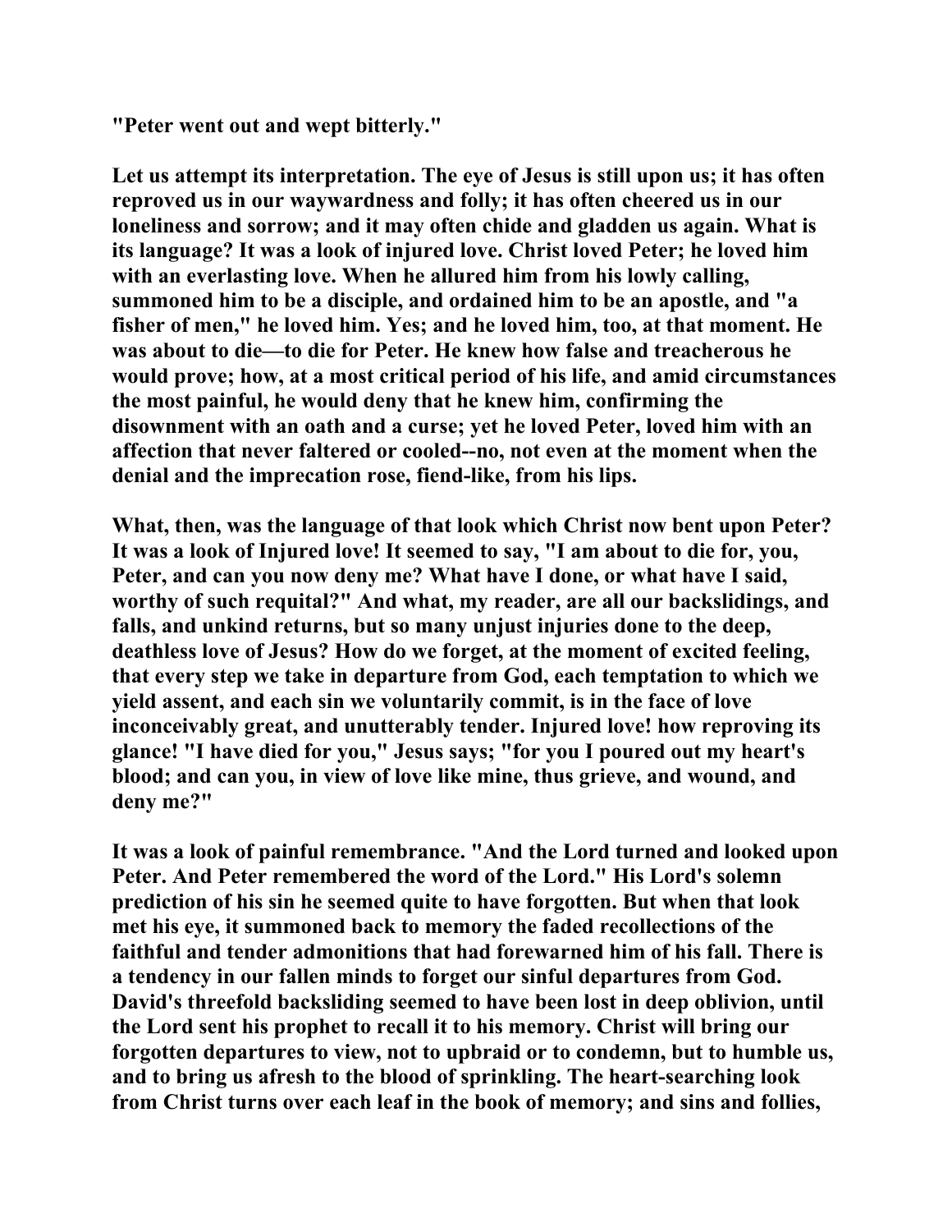**"Peter went out and wept bitterly."**

**Let us attempt its interpretation. The eye of Jesus is still upon us; it has often reproved us in our waywardness and folly; it has often cheered us in our loneliness and sorrow; and it may often chide and gladden us again. What is its language? It was a look of injured love. Christ loved Peter; he loved him with an everlasting love. When he allured him from his lowly calling, summoned him to be a disciple, and ordained him to be an apostle, and "a fisher of men," he loved him. Yes; and he loved him, too, at that moment. He was about to die—to die for Peter. He knew how false and treacherous he would prove; how, at a most critical period of his life, and amid circumstances the most painful, he would deny that he knew him, confirming the disownment with an oath and a curse; yet he loved Peter, loved him with an affection that never faltered or cooled--no, not even at the moment when the denial and the imprecation rose, fiend-like, from his lips.**

**What, then, was the language of that look which Christ now bent upon Peter? It was a look of Injured love! It seemed to say, "I am about to die for, you, Peter, and can you now deny me? What have I done, or what have I said, worthy of such requital?" And what, my reader, are all our backslidings, and falls, and unkind returns, but so many unjust injuries done to the deep, deathless love of Jesus? How do we forget, at the moment of excited feeling, that every step we take in departure from God, each temptation to which we yield assent, and each sin we voluntarily commit, is in the face of love inconceivably great, and unutterably tender. Injured love! how reproving its glance! "I have died for you," Jesus says; "for you I poured out my heart's blood; and can you, in view of love like mine, thus grieve, and wound, and deny me?"**

**It was a look of painful remembrance. "And the Lord turned and looked upon Peter. And Peter remembered the word of the Lord." His Lord's solemn prediction of his sin he seemed quite to have forgotten. But when that look met his eye, it summoned back to memory the faded recollections of the faithful and tender admonitions that had forewarned him of his fall. There is a tendency in our fallen minds to forget our sinful departures from God. David's threefold backsliding seemed to have been lost in deep oblivion, until the Lord sent his prophet to recall it to his memory. Christ will bring our forgotten departures to view, not to upbraid or to condemn, but to humble us, and to bring us afresh to the blood of sprinkling. The heart-searching look from Christ turns over each leaf in the book of memory; and sins and follies,**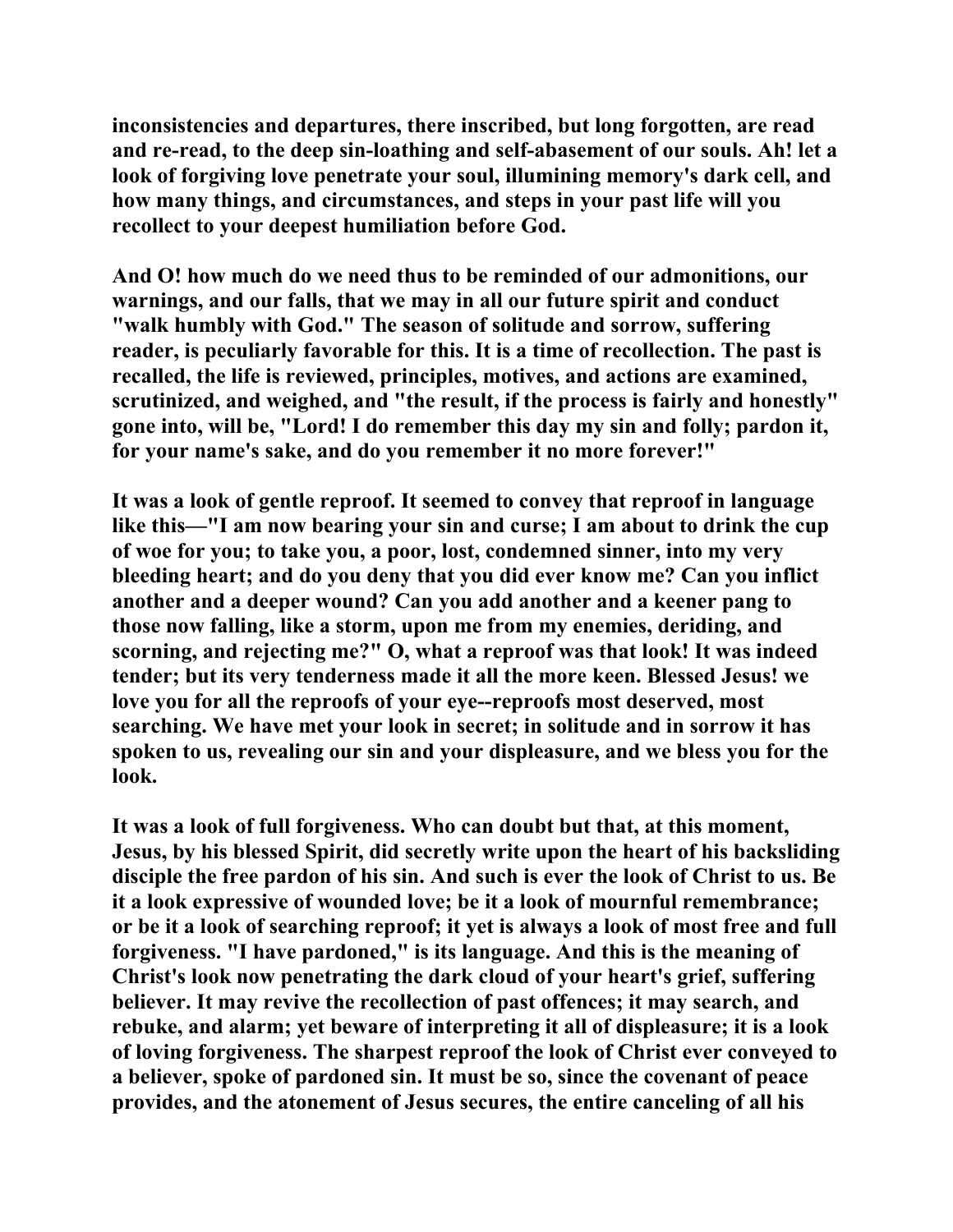**inconsistencies and departures, there inscribed, but long forgotten, are read and re-read, to the deep sin-loathing and self-abasement of our souls. Ah! let a look of forgiving love penetrate your soul, illumining memory's dark cell, and how many things, and circumstances, and steps in your past life will you recollect to your deepest humiliation before God.**

**And O! how much do we need thus to be reminded of our admonitions, our warnings, and our falls, that we may in all our future spirit and conduct "walk humbly with God." The season of solitude and sorrow, suffering reader, is peculiarly favorable for this. It is a time of recollection. The past is recalled, the life is reviewed, principles, motives, and actions are examined, scrutinized, and weighed, and "the result, if the process is fairly and honestly" gone into, will be, "Lord! I do remember this day my sin and folly; pardon it, for your name's sake, and do you remember it no more forever!"**

**It was a look of gentle reproof. It seemed to convey that reproof in language like this—"I am now bearing your sin and curse; I am about to drink the cup of woe for you; to take you, a poor, lost, condemned sinner, into my very bleeding heart; and do you deny that you did ever know me? Can you inflict another and a deeper wound? Can you add another and a keener pang to those now falling, like a storm, upon me from my enemies, deriding, and scorning, and rejecting me?" O, what a reproof was that look! It was indeed tender; but its very tenderness made it all the more keen. Blessed Jesus! we love you for all the reproofs of your eye--reproofs most deserved, most searching. We have met your look in secret; in solitude and in sorrow it has spoken to us, revealing our sin and your displeasure, and we bless you for the look.**

**It was a look of full forgiveness. Who can doubt but that, at this moment, Jesus, by his blessed Spirit, did secretly write upon the heart of his backsliding disciple the free pardon of his sin. And such is ever the look of Christ to us. Be it a look expressive of wounded love; be it a look of mournful remembrance; or be it a look of searching reproof; it yet is always a look of most free and full forgiveness. "I have pardoned," is its language. And this is the meaning of Christ's look now penetrating the dark cloud of your heart's grief, suffering believer. It may revive the recollection of past offences; it may search, and rebuke, and alarm; yet beware of interpreting it all of displeasure; it is a look of loving forgiveness. The sharpest reproof the look of Christ ever conveyed to a believer, spoke of pardoned sin. It must be so, since the covenant of peace provides, and the atonement of Jesus secures, the entire canceling of all his**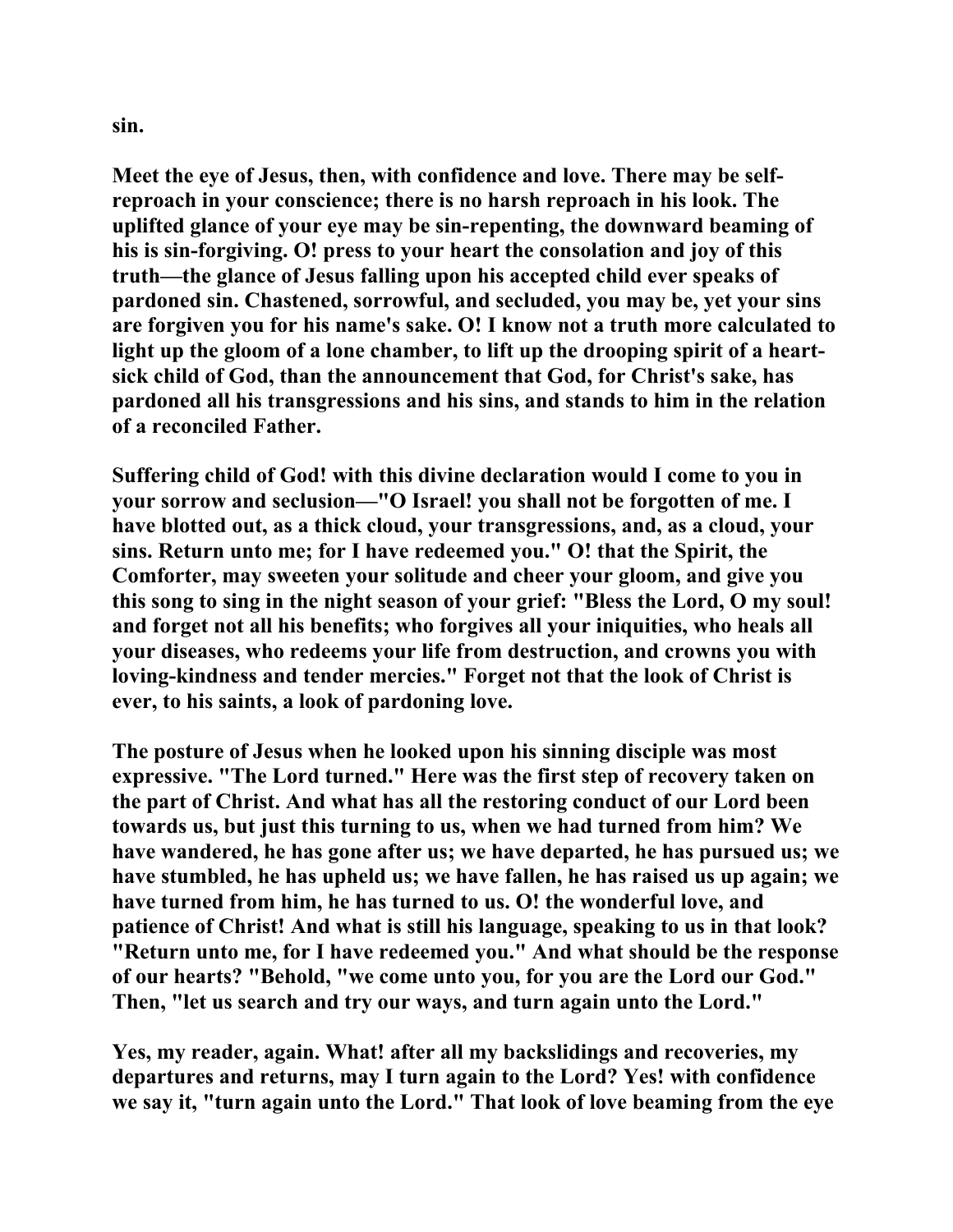sin.

Meet the eye of Jesus, then, with confidence and love. There may be self-reproach in your conscience; there is no harsh reproach in his look. The uplifted glance of your eye may be sin-repenting, the downward beaming of his is sin-forgiving. O! press to your heart the consolation and joy of this truth—the glance of Jesus falling upon his accepted child ever speaks of pardoned sin. Chastened, sorrowful, and secluded, you may be, yet your sins are forgiven you for his name's sake. O! I know not a truth more calculated to light up the gloom of a lone chamber, to lift up the drooping spirit of a heart-sick child of God, than the announcement that God, for Christ's sake, has pardoned all his transgressions and his sins, and stands to him in the relation of a reconciled Father.

Suffering child of God! with this divine declaration would I come to you in your sorrow and seclusion—"O Israel! you shall not be forgotten of me. I have blotted out, as a thick cloud, your transgressions, and, as a cloud, your sins. Return unto me; for I have redeemed you." O! that the Spirit, the Comforter, may sweeten your solitude and cheer your gloom, and give you this song to sing in the night season of your grief: "Bless the Lord, O my soul! and forget not all his benefits; who forgives all your iniquities, who heals all your diseases, who redeems your life from destruction, and crowns you with loving-kindness and tender mercies." Forget not that the look of Christ is ever, to his saints, a look of pardoning love.

The posture of Jesus when he looked upon his sinning disciple was most expressive. "The Lord turned." Here was the first step of recovery taken on the part of Christ. And what has all the restoring conduct of our Lord been towards us, but just this turning to us, when we had turned from him? We have wandered, he has gone after us; we have departed, he has pursued us; we have stumbled, he has upheld us; we have fallen, he has raised us up again; we have turned from him, he has turned to us. O! the wonderful love, and patience of Christ! And what is still his language, speaking to us in that look? "Return unto me, for I have redeemed you." And what should be the response of our hearts? "Behold, "we come unto you, for you are the Lord our God." Then, "let us search and try our ways, and turn again unto the Lord."

Yes, my reader, again. What! after all my backslidings and recoveries, my departures and returns, may I turn again to the Lord? Yes! with confidence we say it, "turn again unto the Lord." That look of love beaming from the eye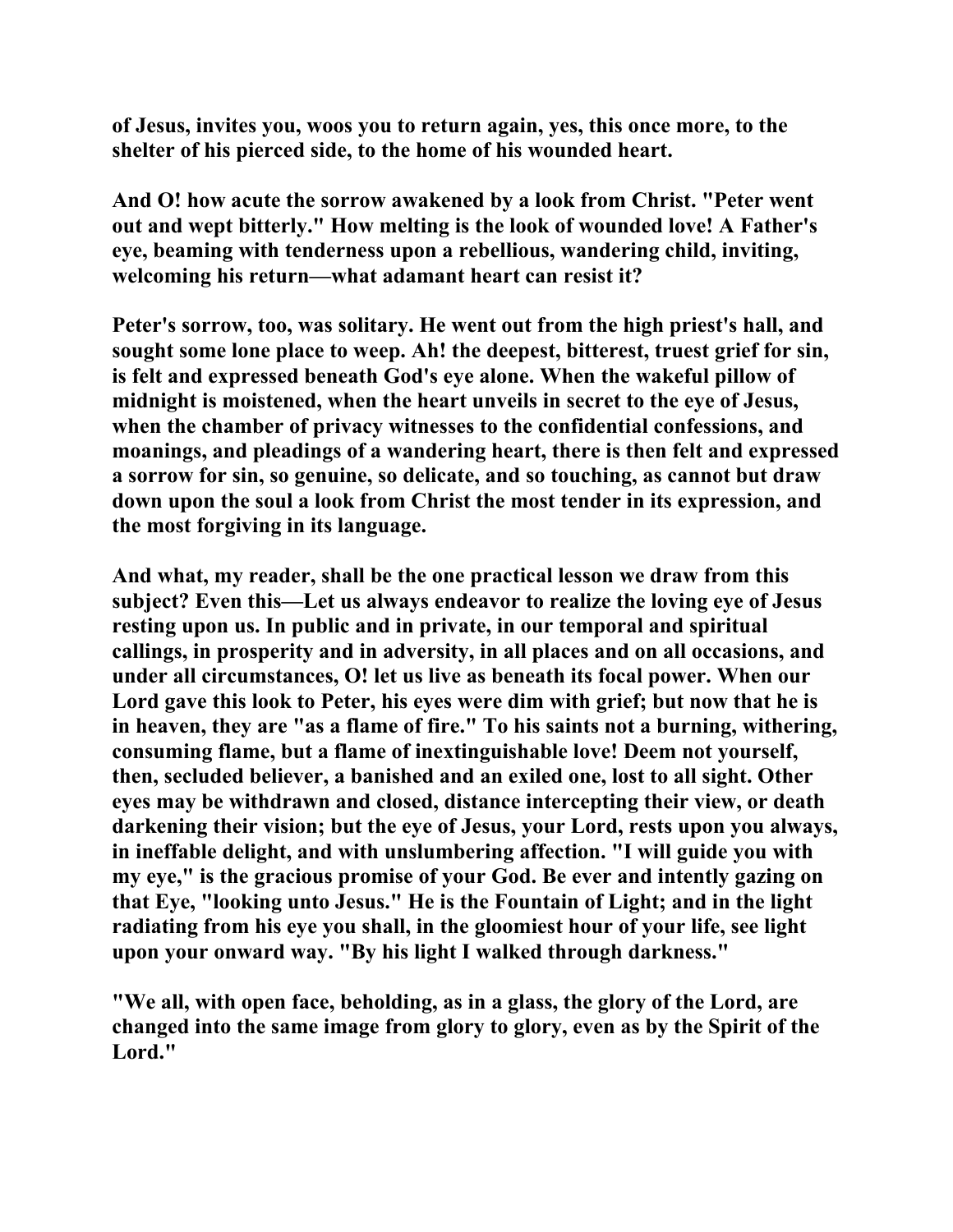**of Jesus, invites you, woos you to return again, yes, this once more, to the shelter of his pierced side, to the home of his wounded heart.**

**And O! how acute the sorrow awakened by a look from Christ. "Peter went out and wept bitterly." How melting is the look of wounded love! A Father's eye, beaming with tenderness upon a rebellious, wandering child, inviting, welcoming his return—what adamant heart can resist it?**

**Peter's sorrow, too, was solitary. He went out from the high priest's hall, and sought some lone place to weep. Ah! the deepest, bitterest, truest grief for sin, is felt and expressed beneath God's eye alone. When the wakeful pillow of midnight is moistened, when the heart unveils in secret to the eye of Jesus, when the chamber of privacy witnesses to the confidential confessions, and moanings, and pleadings of a wandering heart, there is then felt and expressed a sorrow for sin, so genuine, so delicate, and so touching, as cannot but draw down upon the soul a look from Christ the most tender in its expression, and the most forgiving in its language.**

**And what, my reader, shall be the one practical lesson we draw from this subject? Even this—Let us always endeavor to realize the loving eye of Jesus resting upon us. In public and in private, in our temporal and spiritual callings, in prosperity and in adversity, in all places and on all occasions, and under all circumstances, O! let us live as beneath its focal power. When our Lord gave this look to Peter, his eyes were dim with grief; but now that he is in heaven, they are "as a flame of fire." To his saints not a burning, withering, consuming flame, but a flame of inextinguishable love! Deem not yourself, then, secluded believer, a banished and an exiled one, lost to all sight. Other eyes may be withdrawn and closed, distance intercepting their view, or death darkening their vision; but the eye of Jesus, your Lord, rests upon you always, in ineffable delight, and with unslumbering affection. "I will guide you with my eye," is the gracious promise of your God. Be ever and intently gazing on that Eye, "looking unto Jesus." He is the Fountain of Light; and in the light radiating from his eye you shall, in the gloomiest hour of your life, see light upon your onward way. "By his light I walked through darkness."**

**"We all, with open face, beholding, as in a glass, the glory of the Lord, are changed into the same image from glory to glory, even as by the Spirit of the Lord."**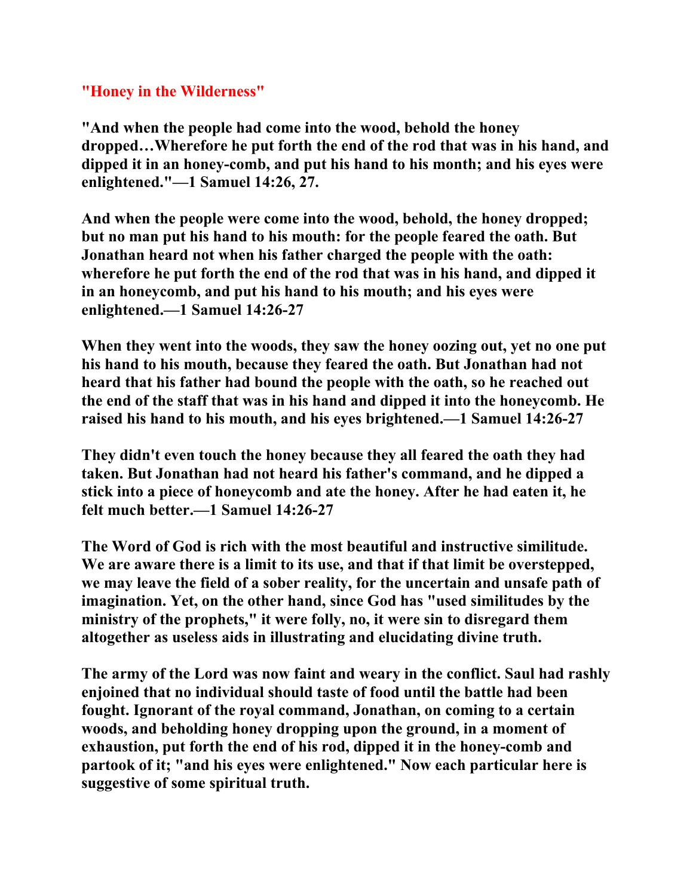## "Honey in the Wilderness"

**"And when the people had come into the wood, behold the honey dropped…Wherefore he put forth the end of the rod that was in his hand, and dipped it in an honey-comb, and put his hand to his month; and his eyes were enlightened."—1 Samuel 14:26, 27.**

**And when the people were come into the wood, behold, the honey dropped; but no man put his hand to his mouth: for the people feared the oath. But Jonathan heard not when his father charged the people with the oath: wherefore he put forth the end of the rod that was in his hand, and dipped it in an honeycomb, and put his hand to his mouth; and his eyes were enlightened.—1 Samuel 14:26-27**

**When they went into the woods, they saw the honey oozing out, yet no one put his hand to his mouth, because they feared the oath. But Jonathan had not heard that his father had bound the people with the oath, so he reached out the end of the staff that was in his hand and dipped it into the honeycomb. He raised his hand to his mouth, and his eyes brightened.—1 Samuel 14:26-27**

**They didn't even touch the honey because they all feared the oath they had taken. But Jonathan had not heard his father's command, and he dipped a stick into a piece of honeycomb and ate the honey. After he had eaten it, he felt much better.—1 Samuel 14:26-27**

**The Word of God is rich with the most beautiful and instructive similitude. We are aware there is a limit to its use, and that if that limit be overstepped, we may leave the field of a sober reality, for the uncertain and unsafe path of imagination. Yet, on the other hand, since God has "used similitudes by the ministry of the prophets," it were folly, no, it were sin to disregard them altogether as useless aids in illustrating and elucidating divine truth.**

**The army of the Lord was now faint and weary in the conflict. Saul had rashly enjoined that no individual should taste of food until the battle had been fought. Ignorant of the royal command, Jonathan, on coming to a certain woods, and beholding honey dropping upon the ground, in a moment of exhaustion, put forth the end of his rod, dipped it in the honey-comb and partook of it; "and his eyes were enlightened." Now each particular here is suggestive of some spiritual truth.**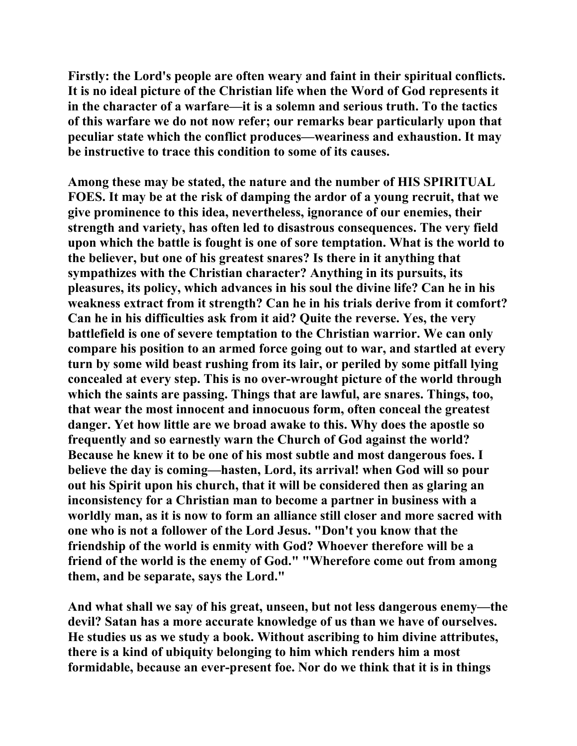Firstly: the Lord's people are often weary and faint in their spiritual conflicts. It is no ideal picture of the Christian life when the Word of God represents it in the character of a warfare—it is a solemn and serious truth. To the tactics of this warfare we do not now refer; our remarks bear particularly upon that peculiar state which the conflict produces—weariness and exhaustion. It may be instructive to trace this condition to some of its causes.

Among these may be stated, the nature and the number of HIS SPIRITUAL FOES. It may be at the risk of damping the ardor of a young recruit, that we give prominence to this idea, nevertheless, ignorance of our enemies, their strength and variety, has often led to disastrous consequences. The very field upon which the battle is fought is one of sore temptation. What is the world to the believer, but one of his greatest snares? Is there in it anything that sympathizes with the Christian character? Anything in its pursuits, its pleasures, its policy, which advances in his soul the divine life? Can he in his weakness extract from it strength? Can he in his trials derive from it comfort? Can he in his difficulties ask from it aid? Quite the reverse. Yes, the very battlefield is one of severe temptation to the Christian warrior. We can only compare his position to an armed force going out to war, and startled at every turn by some wild beast rushing from its lair, or periled by some pitfall lying concealed at every step. This is no over-wrought picture of the world through which the saints are passing. Things that are lawful, are snares. Things, too, that wear the most innocent and innocuous form, often conceal the greatest danger. Yet how little are we broad awake to this. Why does the apostle so frequently and so earnestly warn the Church of God against the world? Because he knew it to be one of his most subtle and most dangerous foes. I believe the day is coming—hasten, Lord, its arrival! when God will so pour out his Spirit upon his church, that it will be considered then as glaring an inconsistency for a Christian man to become a partner in business with a worldly man, as it is now to form an alliance still closer and more sacred with one who is not a follower of the Lord Jesus. "Don't you know that the friendship of the world is enmity with God? Whoever therefore will be a friend of the world is the enemy of God." "Wherefore come out from among them, and be separate, says the Lord."

And what shall we say of his great, unseen, but not less dangerous enemy—the devil? Satan has a more accurate knowledge of us than we have of ourselves. He studies us as we study a book. Without ascribing to him divine attributes, there is a kind of ubiquity belonging to him which renders him a most formidable, because an ever-present foe. Nor do we think that it is in things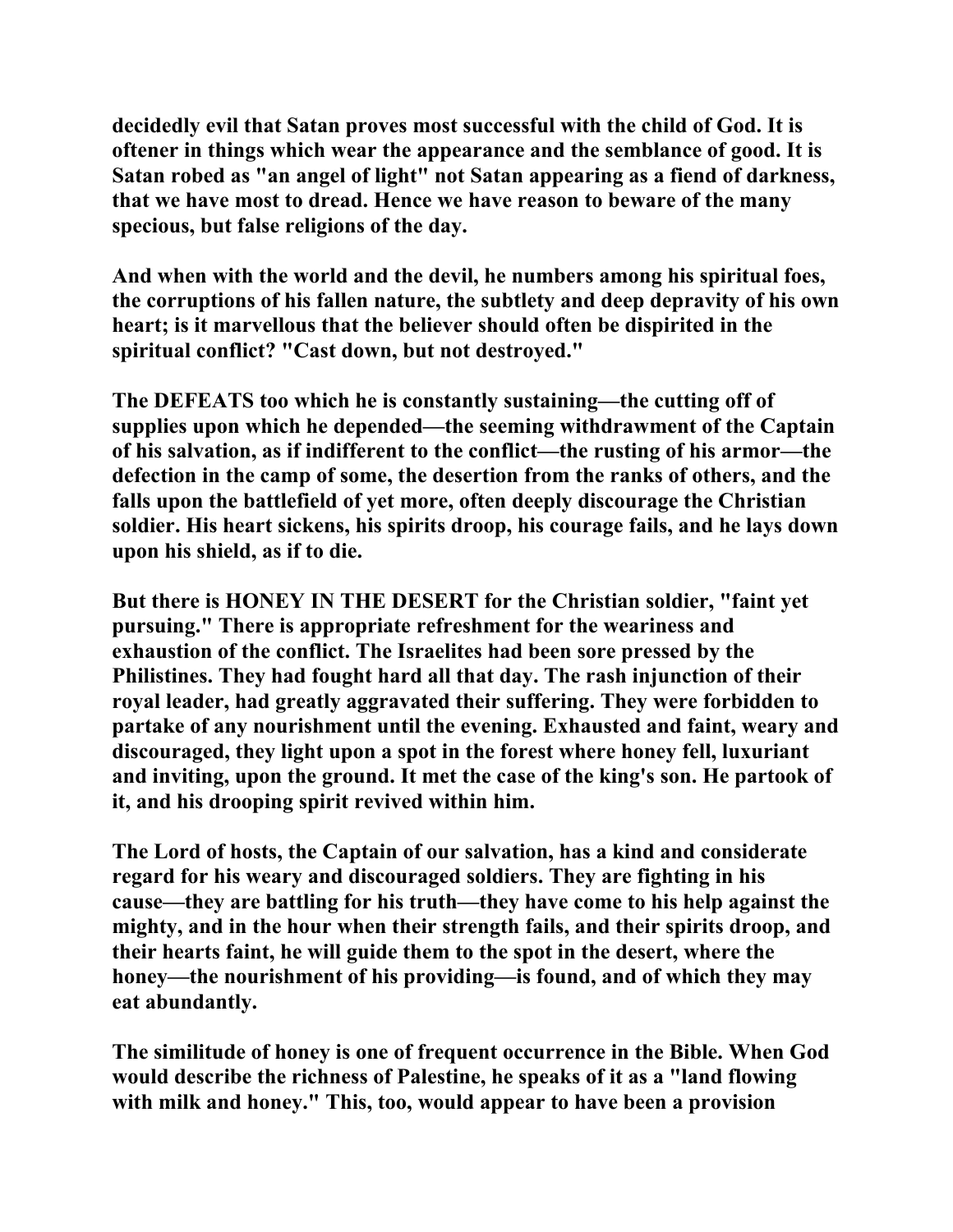**decidedly evil that Satan proves most successful with the child of God. It is oftener in things which wear the appearance and the semblance of good. It is Satan robed as "an angel of light" not Satan appearing as a fiend of darkness, that we have most to dread. Hence we have reason to beware of the many specious, but false religions of the day.**

**And when with the world and the devil, he numbers among his spiritual foes, the corruptions of his fallen nature, the subtlety and deep depravity of his own heart; is it marvellous that the believer should often be dispirited in the spiritual conflict? "Cast down, but not destroyed."**

**The DEFEATS too which he is constantly sustaining—the cutting off of supplies upon which he depended—the seeming withdrawment of the Captain of his salvation, as if indifferent to the conflict—the rusting of his armor—the defection in the camp of some, the desertion from the ranks of others, and the falls upon the battlefield of yet more, often deeply discourage the Christian soldier. His heart sickens, his spirits droop, his courage fails, and he lays down upon his shield, as if to die.**

**But there is HONEY IN THE DESERT for the Christian soldier, "faint yet pursuing." There is appropriate refreshment for the weariness and exhaustion of the conflict. The Israelites had been sore pressed by the Philistines. They had fought hard all that day. The rash injunction of their royal leader, had greatly aggravated their suffering. They were forbidden to partake of any nourishment until the evening. Exhausted and faint, weary and discouraged, they light upon a spot in the forest where honey fell, luxuriant and inviting, upon the ground. It met the case of the king's son. He partook of it, and his drooping spirit revived within him.**

**The Lord of hosts, the Captain of our salvation, has a kind and considerate regard for his weary and discouraged soldiers. They are fighting in his cause—they are battling for his truth—they have come to his help against the mighty, and in the hour when their strength fails, and their spirits droop, and their hearts faint, he will guide them to the spot in the desert, where the honey—the nourishment of his providing—is found, and of which they may eat abundantly.**

**The similitude of honey is one of frequent occurrence in the Bible. When God would describe the richness of Palestine, he speaks of it as a "land flowing with milk and honey." This, too, would appear to have been a provision**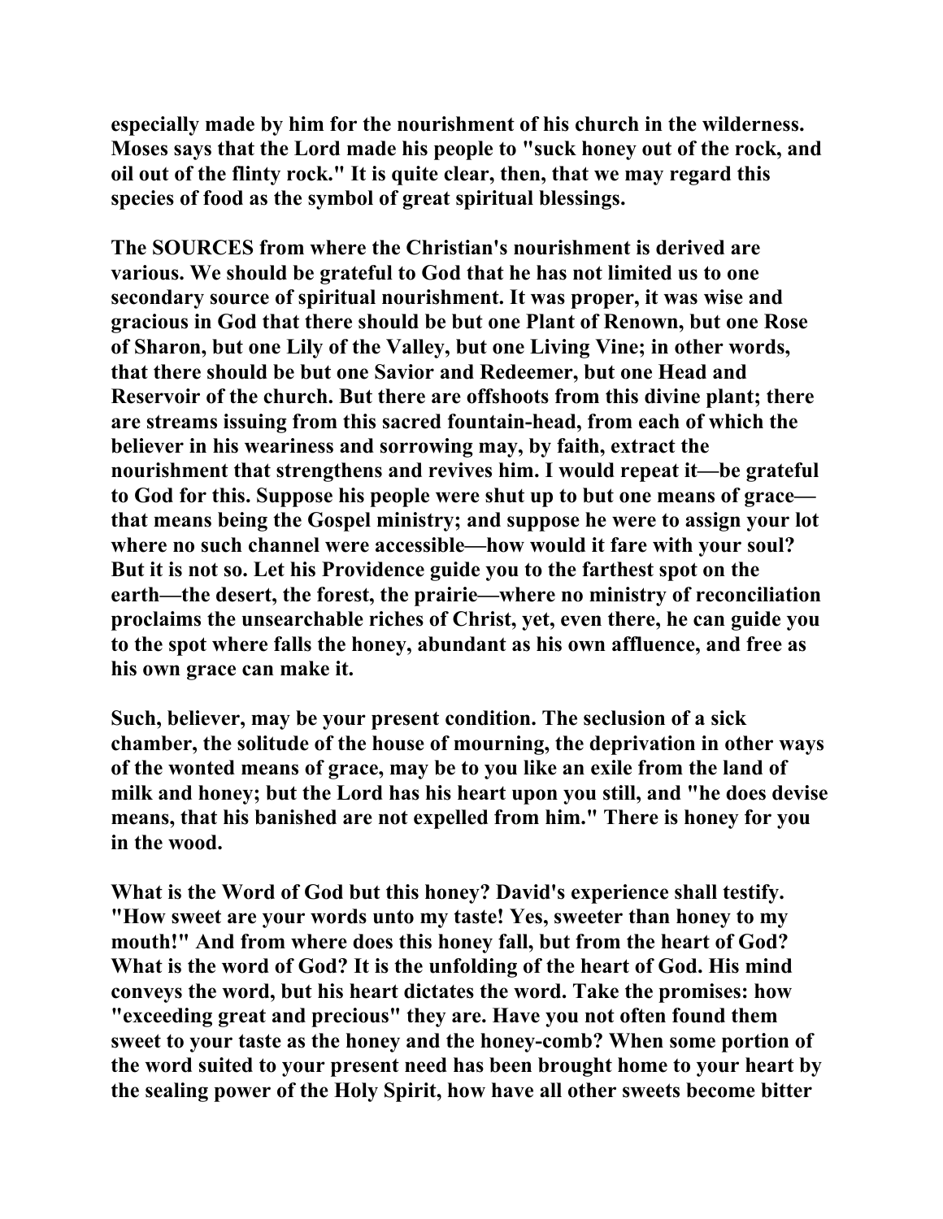especially made by him for the nourishment of his church in the wilderness. Moses says that the Lord made his people to "suck honey out of the rock, and oil out of the flinty rock." It is quite clear, then, that we may regard this species of food as the symbol of great spiritual blessings.

The SOURCES from where the Christian's nourishment is derived are various. We should be grateful to God that he has not limited us to one secondary source of spiritual nourishment. It was proper, it was wise and gracious in God that there should be but one Plant of Renown, but one Rose of Sharon, but one Lily of the Valley, but one Living Vine; in other words, that there should be but one Savior and Redeemer, but one Head and Reservoir of the church. But there are offshoots from this divine plant; there are streams issuing from this sacred fountain-head, from each of which the believer in his weariness and sorrowing may, by faith, extract the nourishment that strengthens and revives him. I would repeat it—be grateful to God for this. Suppose his people were shut up to but one means of grace—that means being the Gospel ministry; and suppose he were to assign your lot where no such channel were accessible—how would it fare with your soul? But it is not so. Let his Providence guide you to the farthest spot on the earth—the desert, the forest, the prairie—where no ministry of reconciliation proclaims the unsearchable riches of Christ, yet, even there, he can guide you to the spot where falls the honey, abundant as his own affluence, and free as his own grace can make it.

Such, believer, may be your present condition. The seclusion of a sick chamber, the solitude of the house of mourning, the deprivation in other ways of the wonted means of grace, may be to you like an exile from the land of milk and honey; but the Lord has his heart upon you still, and "he does devise means, that his banished are not expelled from him." There is honey for you in the wood.

What is the Word of God but this honey? David's experience shall testify. "How sweet are your words unto my taste! Yes, sweeter than honey to my mouth!" And from where does this honey fall, but from the heart of God? What is the word of God? It is the unfolding of the heart of God. His mind conveys the word, but his heart dictates the word. Take the promises: how "exceeding great and precious" they are. Have you not often found them sweet to your taste as the honey and the honey-comb? When some portion of the word suited to your present need has been brought home to your heart by the sealing power of the Holy Spirit, how have all other sweets become bitter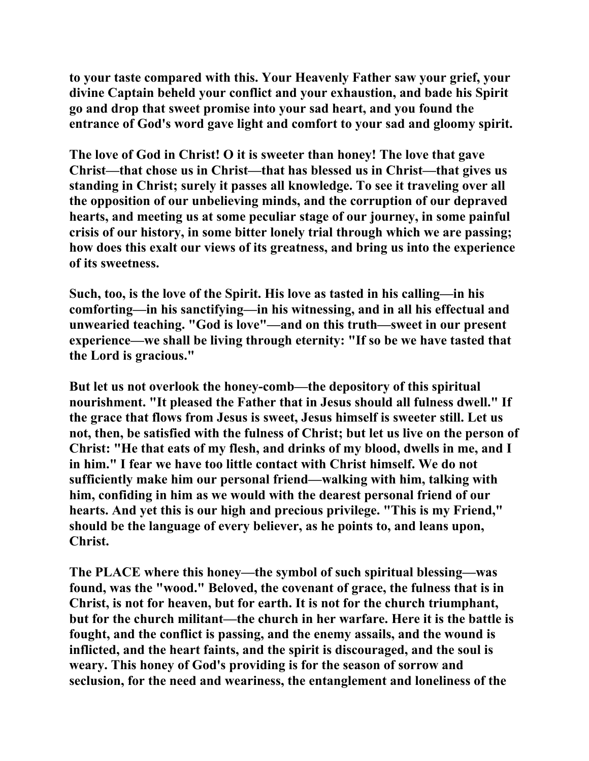**to your taste compared with this. Your Heavenly Father saw your grief, your divine Captain beheld your conflict and your exhaustion, and bade his Spirit go and drop that sweet promise into your sad heart, and you found the entrance of God's word gave light and comfort to your sad and gloomy spirit.**

**The love of God in Christ! O it is sweeter than honey! The love that gave Christ—that chose us in Christ—that has blessed us in Christ—that gives us standing in Christ; surely it passes all knowledge. To see it traveling over all the opposition of our unbelieving minds, and the corruption of our depraved hearts, and meeting us at some peculiar stage of our journey, in some painful crisis of our history, in some bitter lonely trial through which we are passing; how does this exalt our views of its greatness, and bring us into the experience of its sweetness.**

**Such, too, is the love of the Spirit. His love as tasted in his calling—in his comforting—in his sanctifying—in his witnessing, and in all his effectual and unwearied teaching. "God is love"—and on this truth—sweet in our present experience—we shall be living through eternity: "If so be we have tasted that the Lord is gracious."**

**But let us not overlook the honey-comb—the depository of this spiritual nourishment. "It pleased the Father that in Jesus should all fulness dwell." If the grace that flows from Jesus is sweet, Jesus himself is sweeter still. Let us not, then, be satisfied with the fulness of Christ; but let us live on the person of Christ: "He that eats of my flesh, and drinks of my blood, dwells in me, and I in him." I fear we have too little contact with Christ himself. We do not sufficiently make him our personal friend—walking with him, talking with him, confiding in him as we would with the dearest personal friend of our hearts. And yet this is our high and precious privilege. "This is my Friend," should be the language of every believer, as he points to, and leans upon, Christ.**

**The PLACE where this honey—the symbol of such spiritual blessing—was found, was the "wood." Beloved, the covenant of grace, the fulness that is in Christ, is not for heaven, but for earth. It is not for the church triumphant, but for the church militant—the church in her warfare. Here it is the battle is fought, and the conflict is passing, and the enemy assails, and the wound is inflicted, and the heart faints, and the spirit is discouraged, and the soul is weary. This honey of God's providing is for the season of sorrow and seclusion, for the need and weariness, the entanglement and loneliness of the**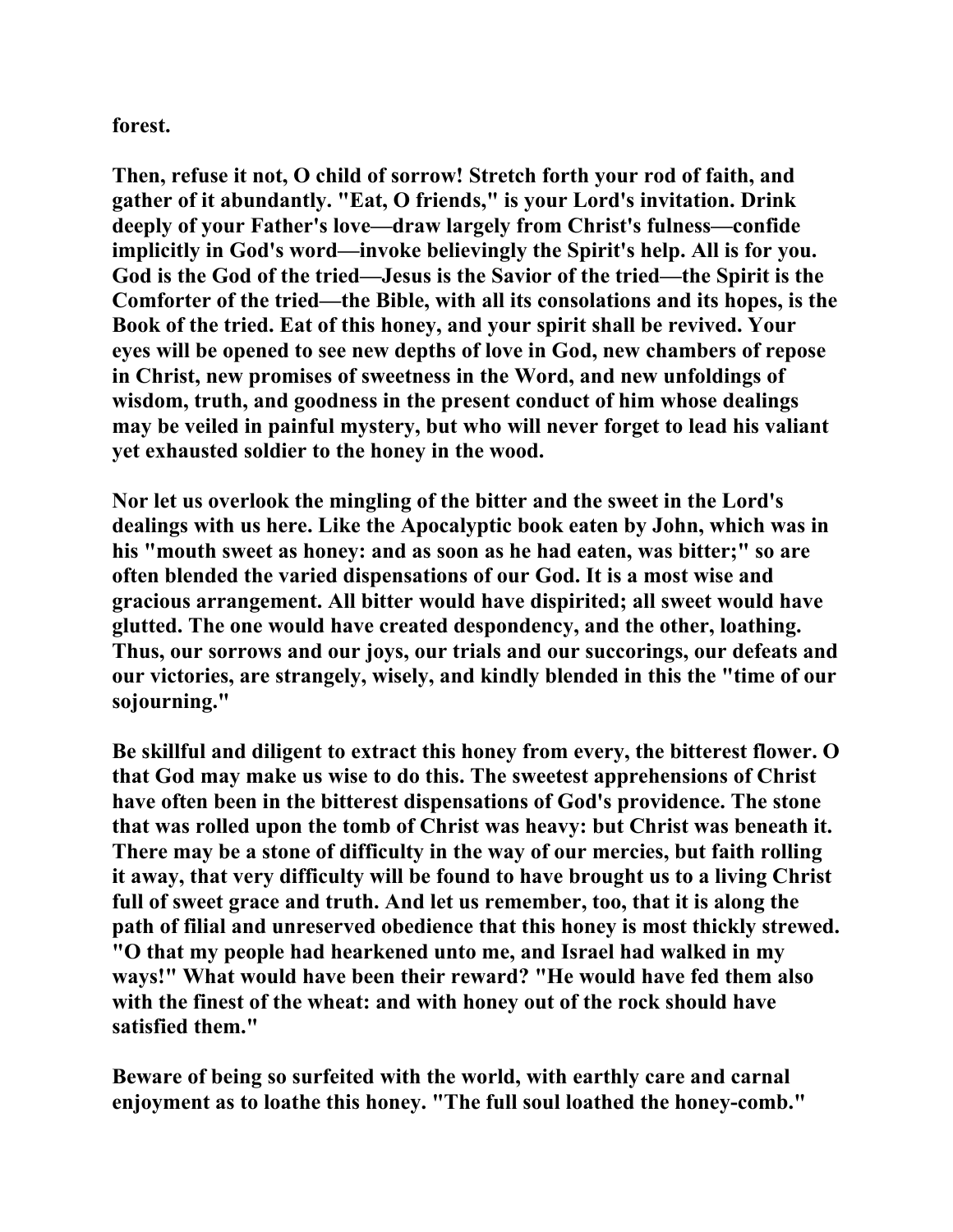**forest.**

**Then, refuse it not, O child of sorrow! Stretch forth your rod of faith, and gather of it abundantly. "Eat, O friends," is your Lord's invitation. Drink deeply of your Father's love—draw largely from Christ's fulness—confide implicitly in God's word—invoke believingly the Spirit's help. All is for you. God is the God of the tried—Jesus is the Savior of the tried—the Spirit is the Comforter of the tried—the Bible, with all its consolations and its hopes, is the Book of the tried. Eat of this honey, and your spirit shall be revived. Your eyes will be opened to see new depths of love in God, new chambers of repose in Christ, new promises of sweetness in the Word, and new unfoldings of wisdom, truth, and goodness in the present conduct of him whose dealings may be veiled in painful mystery, but who will never forget to lead his valiant yet exhausted soldier to the honey in the wood.**

**Nor let us overlook the mingling of the bitter and the sweet in the Lord's dealings with us here. Like the Apocalyptic book eaten by John, which was in his "mouth sweet as honey: and as soon as he had eaten, was bitter;" so are often blended the varied dispensations of our God. It is a most wise and gracious arrangement. All bitter would have dispirited; all sweet would have glutted. The one would have created despondency, and the other, loathing. Thus, our sorrows and our joys, our trials and our succorings, our defeats and our victories, are strangely, wisely, and kindly blended in this the "time of our sojourning."**

**Be skillful and diligent to extract this honey from every, the bitterest flower. O that God may make us wise to do this. The sweetest apprehensions of Christ have often been in the bitterest dispensations of God's providence. The stone that was rolled upon the tomb of Christ was heavy: but Christ was beneath it. There may be a stone of difficulty in the way of our mercies, but faith rolling it away, that very difficulty will be found to have brought us to a living Christ full of sweet grace and truth. And let us remember, too, that it is along the path of filial and unreserved obedience that this honey is most thickly strewed. "O that my people had hearkened unto me, and Israel had walked in my ways!" What would have been their reward? "He would have fed them also with the finest of the wheat: and with honey out of the rock should have satisfied them."**

**Beware of being so surfeited with the world, with earthly care and carnal enjoyment as to loathe this honey. "The full soul loathed the honey-comb."**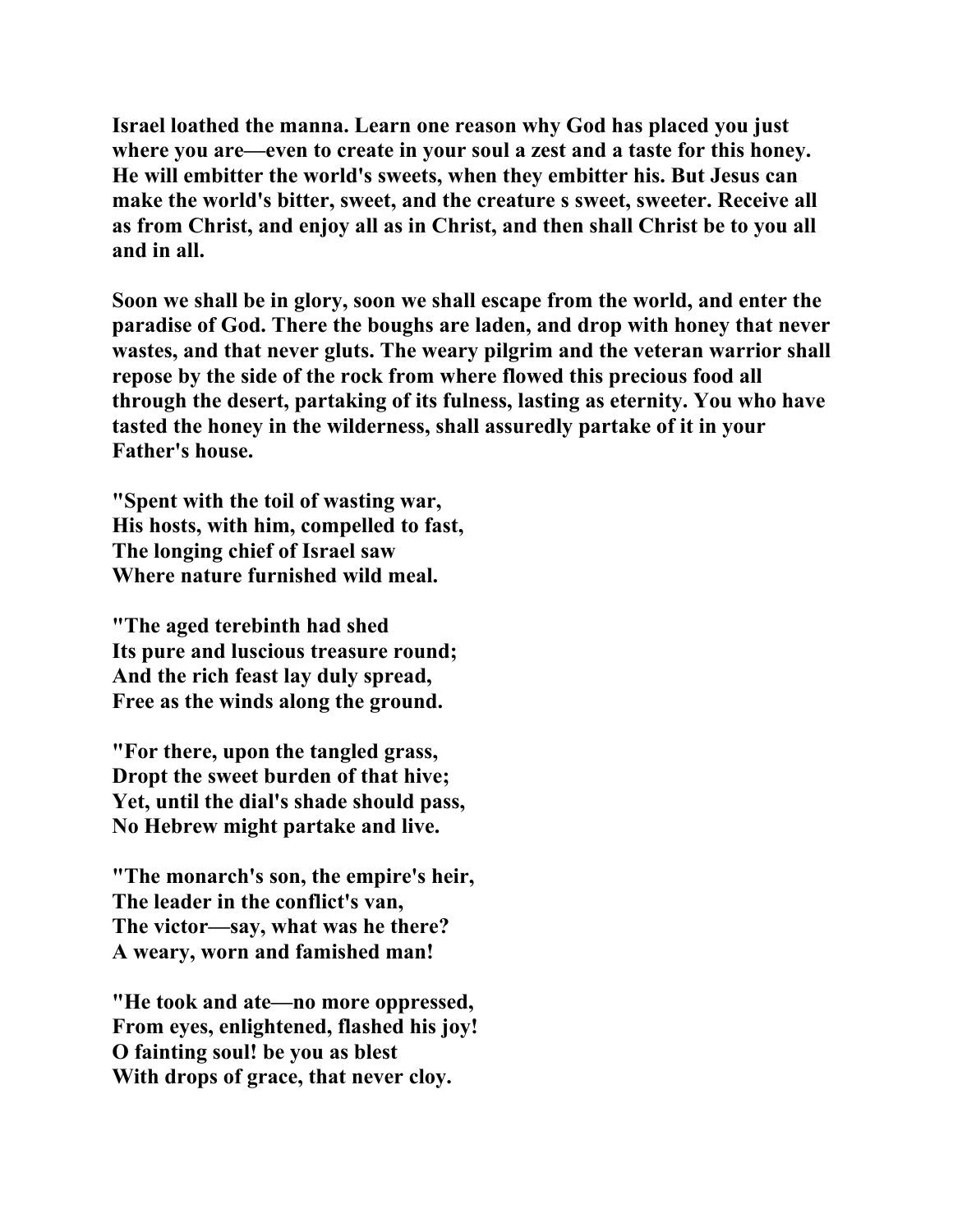**Israel loathed the manna. Learn one reason why God has placed you just where you are—even to create in your soul a zest and a taste for this honey. He will embitter the world's sweets, when they embitter his. But Jesus can make the world's bitter, sweet, and the creature s sweet, sweeter. Receive all as from Christ, and enjoy all as in Christ, and then shall Christ be to you all and in all.**

**Soon we shall be in glory, soon we shall escape from the world, and enter the paradise of God. There the boughs are laden, and drop with honey that never wastes, and that never gluts. The weary pilgrim and the veteran warrior shall repose by the side of the rock from where flowed this precious food all through the desert, partaking of its fulness, lasting as eternity. You who have tasted the honey in the wilderness, shall assuredly partake of it in your Father's house.**

**"Spent with the toil of wasting war,**  
**His hosts, with him, compelled to fast,**  
**The longing chief of Israel saw**  
**Where nature furnished wild meal.**

**"The aged terebinth had shed**  
**Its pure and luscious treasure round;**  
**And the rich feast lay duly spread,**  
**Free as the winds along the ground.**

**"For there, upon the tangled grass,**  
**Dropt the sweet burden of that hive;**  
**Yet, until the dial's shade should pass,**  
**No Hebrew might partake and live.**

**"The monarch's son, the empire's heir,**  
**The leader in the conflict's van,**  
**The victor—say, what was he there?**  
**A weary, worn and famished man!**

**"He took and ate—no more oppressed,**  
**From eyes, enlightened, flashed his joy!**  
**O fainting soul! be you as blest**  
**With drops of grace, that never cloy.**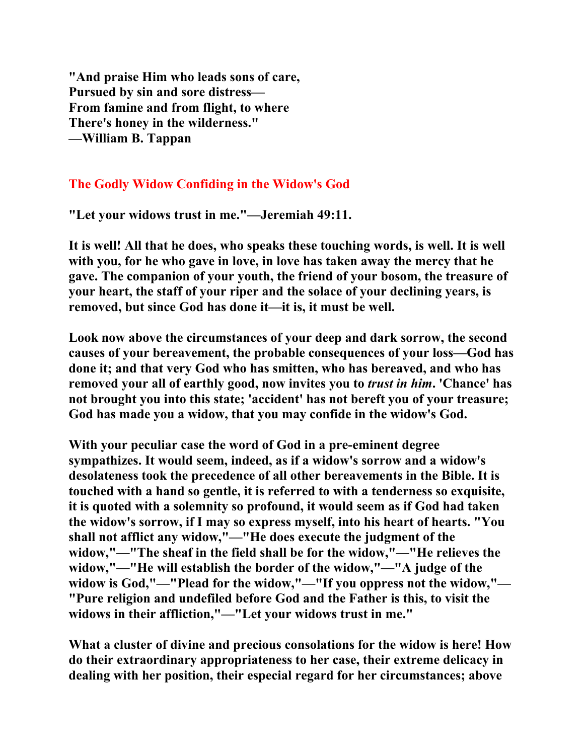**"And praise Him who leads sons of care,**
**Pursued by sin and sore distress—**
**From famine and from flight, to where**
**There's honey in the wilderness."**
**—William B. Tappan**

## The Godly Widow Confiding in the Widow's God

**"Let your widows trust in me."—Jeremiah 49:11.**

**It is well! All that he does, who speaks these touching words, is well. It is well with you, for he who gave in love, in love has taken away the mercy that he gave. The companion of your youth, the friend of your bosom, the treasure of your heart, the staff of your riper and the solace of your declining years, is removed, but since God has done it—it is, it must be well.**

**Look now above the circumstances of your deep and dark sorrow, the second causes of your bereavement, the probable consequences of your loss—God has done it; and that very God who has smitten, who has bereaved, and who has removed your all of earthly good, now invites you to *trust in him*. 'Chance' has not brought you into this state; 'accident' has not bereft you of your treasure; God has made you a widow, that you may confide in the widow's God.**

**With your peculiar case the word of God in a pre-eminent degree sympathizes. It would seem, indeed, as if a widow's sorrow and a widow's desolateness took the precedence of all other bereavements in the Bible. It is touched with a hand so gentle, it is referred to with a tenderness so exquisite, it is quoted with a solemnity so profound, it would seem as if God had taken the widow's sorrow, if I may so express myself, into his heart of hearts. "You shall not afflict any widow,"—"He does execute the judgment of the widow,"—"The sheaf in the field shall be for the widow,"—"He relieves the widow,"—"He will establish the border of the widow,"—"A judge of the widow is God,"—"Plead for the widow,"—"If you oppress not the widow,"—"Pure religion and undefiled before God and the Father is this, to visit the widows in their affliction,"—"Let your widows trust in me."**

**What a cluster of divine and precious consolations for the widow is here! How do their extraordinary appropriateness to her case, their extreme delicacy in dealing with her position, their especial regard for her circumstances; above**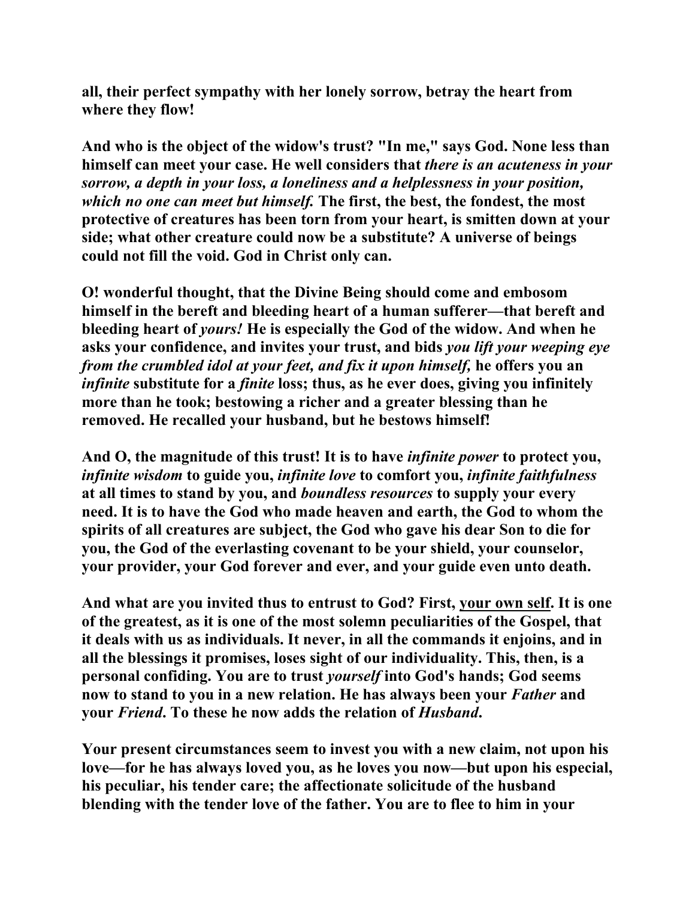all, their perfect sympathy with her lonely sorrow, betray the heart from where they flow!

And who is the object of the widow's trust? "In me," says God. None less than himself can meet your case. He well considers that *there is an acuteness in your sorrow, a depth in your loss, a loneliness and a helplessness in your position, which no one can meet but himself.* The first, the best, the fondest, the most protective of creatures has been torn from your heart, is smitten down at your side; what other creature could now be a substitute? A universe of beings could not fill the void. God in Christ only can.

O! wonderful thought, that the Divine Being should come and embosom himself in the bereft and bleeding heart of a human sufferer—that bereft and bleeding heart of *yours!* He is especially the God of the widow. And when he asks your confidence, and invites your trust, and bids *you lift your weeping eye from the crumbled idol at your feet, and fix it upon himself,* he offers you an *infinite* substitute for a *finite* loss; thus, as he ever does, giving you infinitely more than he took; bestowing a richer and a greater blessing than he removed. He recalled your husband, but he bestows himself!

And O, the magnitude of this trust! It is to have *infinite power* to protect you, *infinite wisdom* to guide you, *infinite love* to comfort you, *infinite faithfulness* at all times to stand by you, and *boundless resources* to supply your every need. It is to have the God who made heaven and earth, the God to whom the spirits of all creatures are subject, the God who gave his dear Son to die for you, the God of the everlasting covenant to be your shield, your counselor, your provider, your God forever and ever, and your guide even unto death.

And what are you invited thus to entrust to God? First, your own self. It is one of the greatest, as it is one of the most solemn peculiarities of the Gospel, that it deals with us as individuals. It never, in all the commands it enjoins, and in all the blessings it promises, loses sight of our individuality. This, then, is a personal confiding. You are to trust *yourself* into God's hands; God seems now to stand to you in a new relation. He has always been your *Father* and your *Friend*. To these he now adds the relation of *Husband*.

Your present circumstances seem to invest you with a new claim, not upon his love—for he has always loved you, as he loves you now—but upon his especial, his peculiar, his tender care; the affectionate solicitude of the husband blending with the tender love of the father. You are to flee to him in your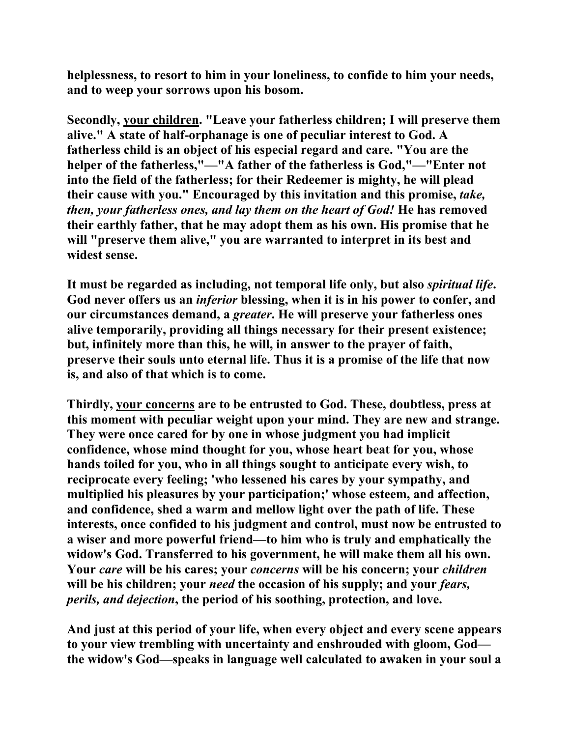helplessness, to resort to him in your loneliness, to confide to him your needs, and to weep your sorrows upon his bosom.

Secondly, your children. "Leave your fatherless children; I will preserve them alive." A state of half-orphanage is one of peculiar interest to God. A fatherless child is an object of his especial regard and care. "You are the helper of the fatherless,"—"A father of the fatherless is God,"—"Enter not into the field of the fatherless; for their Redeemer is mighty, he will plead their cause with you." Encouraged by this invitation and this promise, *take, then, your fatherless ones, and lay them on the heart of God!* He has removed their earthly father, that he may adopt them as his own. His promise that he will "preserve them alive," you are warranted to interpret in its best and widest sense.

It must be regarded as including, not temporal life only, but also *spiritual life*. God never offers us an *inferior* blessing, when it is in his power to confer, and our circumstances demand, a *greater*. He will preserve your fatherless ones alive temporarily, providing all things necessary for their present existence; but, infinitely more than this, he will, in answer to the prayer of faith, preserve their souls unto eternal life. Thus it is a promise of the life that now is, and also of that which is to come.

Thirdly, your concerns are to be entrusted to God. These, doubtless, press at this moment with peculiar weight upon your mind. They are new and strange. They were once cared for by one in whose judgment you had implicit confidence, whose mind thought for you, whose heart beat for you, whose hands toiled for you, who in all things sought to anticipate every wish, to reciprocate every feeling; 'who lessened his cares by your sympathy, and multiplied his pleasures by your participation;' whose esteem, and affection, and confidence, shed a warm and mellow light over the path of life. These interests, once confided to his judgment and control, must now be entrusted to a wiser and more powerful friend—to him who is truly and emphatically the widow's God. Transferred to his government, he will make them all his own. Your *care* will be his cares; your *concerns* will be his concern; your *children* will be his children; your *need* the occasion of his supply; and your *fears, perils, and dejection*, the period of his soothing, protection, and love.

And just at this period of your life, when every object and every scene appears to your view trembling with uncertainty and enshrouded with gloom, God—the widow's God—speaks in language well calculated to awaken in your soul a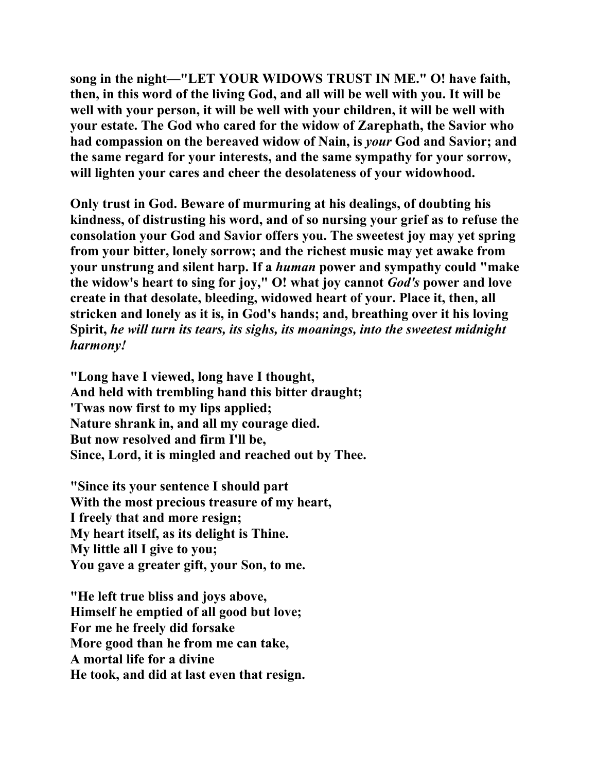**song in the night—"LET YOUR WIDOWS TRUST IN ME." O! have faith, then, in this word of the living God, and all will be well with you. It will be well with your person, it will be well with your children, it will be well with your estate. The God who cared for the widow of Zarephath, the Savior who had compassion on the bereaved widow of Nain, is *your* God and Savior; and the same regard for your interests, and the same sympathy for your sorrow, will lighten your cares and cheer the desolateness of your widowhood.**

**Only trust in God. Beware of murmuring at his dealings, of doubting his kindness, of distrusting his word, and of so nursing your grief as to refuse the consolation your God and Savior offers you. The sweetest joy may yet spring from your bitter, lonely sorrow; and the richest music may yet awake from your unstrung and silent harp. If a *human* power and sympathy could "make the widow's heart to sing for joy," O! what joy cannot *God's* power and love create in that desolate, bleeding, widowed heart of your. Place it, then, all stricken and lonely as it is, in God's hands; and, breathing over it his loving Spirit, *he will turn its tears, its sighs, its moanings, into the sweetest midnight harmony!***

**"Long have I viewed, long have I thought,
And held with trembling hand this bitter draught;
'Twas now first to my lips applied;
Nature shrank in, and all my courage died.
But now resolved and firm I'll be,
Since, Lord, it is mingled and reached out by Thee.**

**"Since its your sentence I should part
With the most precious treasure of my heart,
I freely that and more resign;
My heart itself, as its delight is Thine.
My little all I give to you;
You gave a greater gift, your Son, to me.**

**"He left true bliss and joys above,
Himself he emptied of all good but love;
For me he freely did forsake
More good than he from me can take,
A mortal life for a divine
He took, and did at last even that resign.**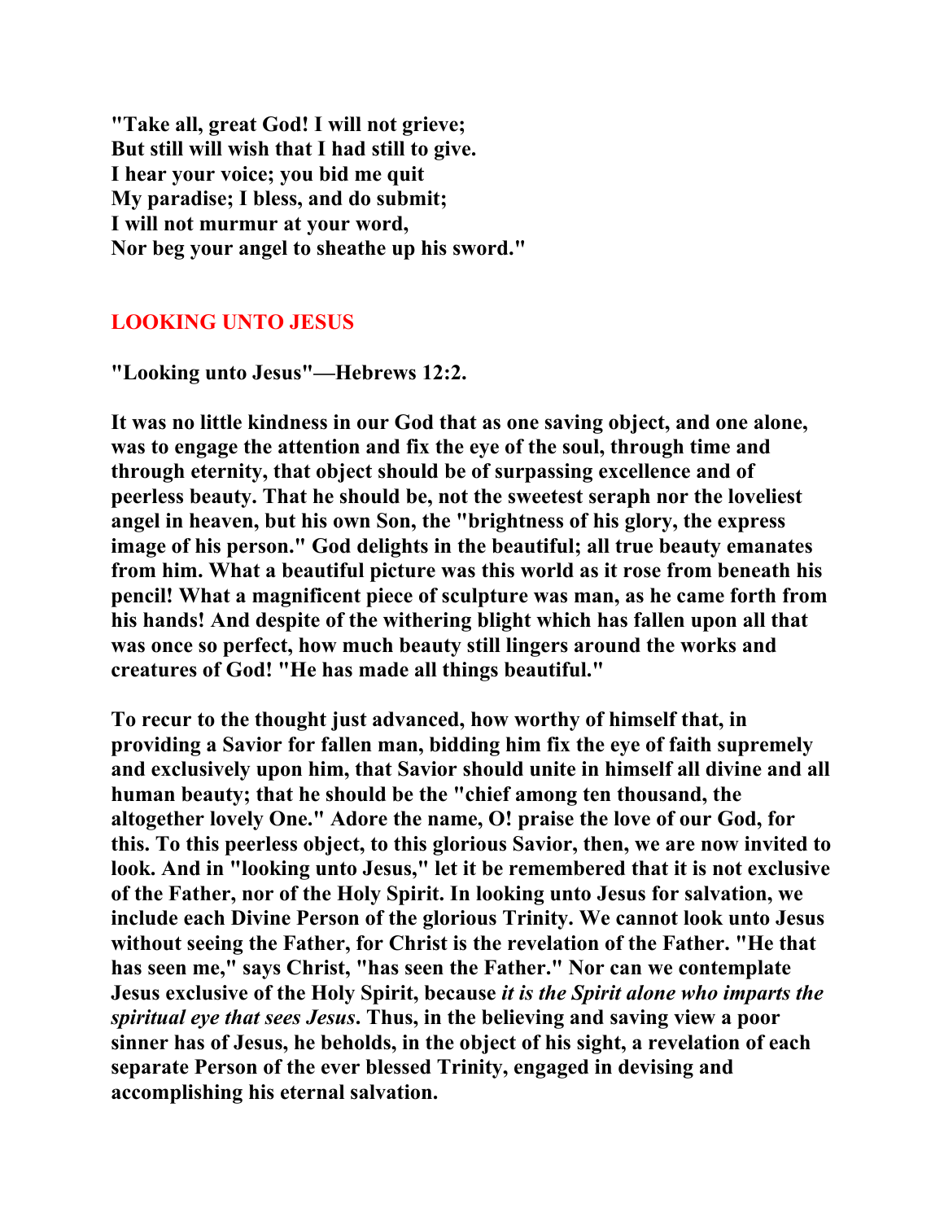**"Take all, great God! I will not grieve;**
**But still will wish that I had still to give.**
**I hear your voice; you bid me quit**
**My paradise; I bless, and do submit;**
**I will not murmur at your word,**
**Nor beg your angel to sheathe up his sword."**

## LOOKING UNTO JESUS

**"Looking unto Jesus"—Hebrews 12:2.**

**It was no little kindness in our God that as one saving object, and one alone, was to engage the attention and fix the eye of the soul, through time and through eternity, that object should be of surpassing excellence and of peerless beauty. That he should be, not the sweetest seraph nor the loveliest angel in heaven, but his own Son, the "brightness of his glory, the express image of his person." God delights in the beautiful; all true beauty emanates from him. What a beautiful picture was this world as it rose from beneath his pencil! What a magnificent piece of sculpture was man, as he came forth from his hands! And despite of the withering blight which has fallen upon all that was once so perfect, how much beauty still lingers around the works and creatures of God! "He has made all things beautiful."**

**To recur to the thought just advanced, how worthy of himself that, in providing a Savior for fallen man, bidding him fix the eye of faith supremely and exclusively upon him, that Savior should unite in himself all divine and all human beauty; that he should be the "chief among ten thousand, the altogether lovely One." Adore the name, O! praise the love of our God, for this. To this peerless object, to this glorious Savior, then, we are now invited to look. And in "looking unto Jesus," let it be remembered that it is not exclusive of the Father, nor of the Holy Spirit. In looking unto Jesus for salvation, we include each Divine Person of the glorious Trinity. We cannot look unto Jesus without seeing the Father, for Christ is the revelation of the Father. "He that has seen me," says Christ, "has seen the Father." Nor can we contemplate Jesus exclusive of the Holy Spirit, because *it is the Spirit alone who imparts the spiritual eye that sees Jesus*. Thus, in the believing and saving view a poor sinner has of Jesus, he beholds, in the object of his sight, a revelation of each separate Person of the ever blessed Trinity, engaged in devising and accomplishing his eternal salvation.**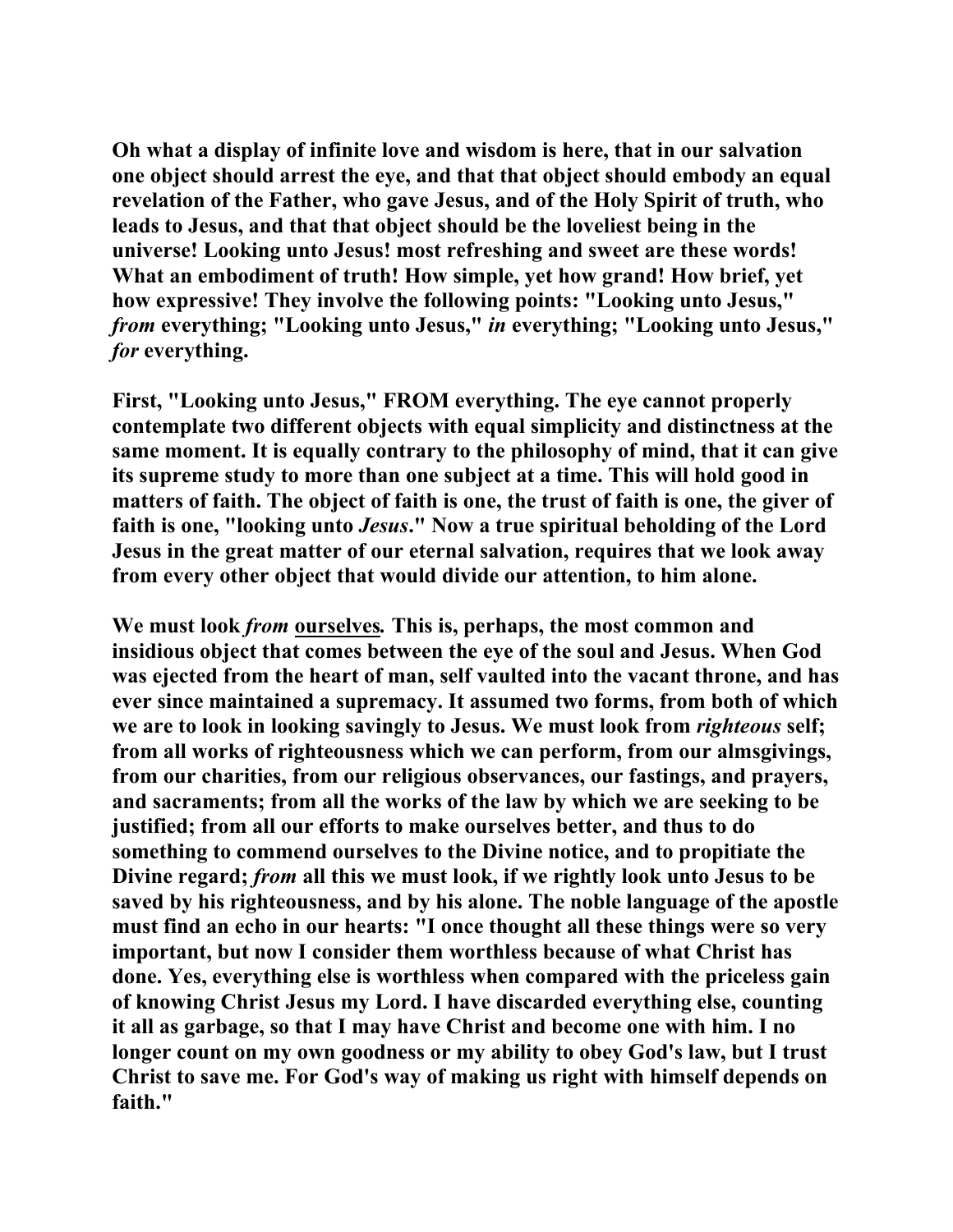**Oh what a display of infinite love and wisdom is here, that in our salvation one object should arrest the eye, and that that object should embody an equal revelation of the Father, who gave Jesus, and of the Holy Spirit of truth, who leads to Jesus, and that that object should be the loveliest being in the universe! Looking unto Jesus! most refreshing and sweet are these words! What an embodiment of truth! How simple, yet how grand! How brief, yet how expressive! They involve the following points: "Looking unto Jesus," *from* everything; "Looking unto Jesus," *in* everything; "Looking unto Jesus," *for* everything.**

**First, "Looking unto Jesus," FROM everything. The eye cannot properly contemplate two different objects with equal simplicity and distinctness at the same moment. It is equally contrary to the philosophy of mind, that it can give its supreme study to more than one subject at a time. This will hold good in matters of faith. The object of faith is one, the trust of faith is one, the giver of faith is one, "looking unto *Jesus*." Now a true spiritual beholding of the Lord Jesus in the great matter of our eternal salvation, requires that we look away from every other object that would divide our attention, to him alone.**

**We must look *from* <u>ourselves</u>*.* This is, perhaps, the most common and insidious object that comes between the eye of the soul and Jesus. When God was ejected from the heart of man, self vaulted into the vacant throne, and has ever since maintained a supremacy. It assumed two forms, from both of which we are to look in looking savingly to Jesus. We must look from *righteous* self; from all works of righteousness which we can perform, from our almsgivings, from our charities, from our religious observances, our fastings, and prayers, and sacraments; from all the works of the law by which we are seeking to be justified; from all our efforts to make ourselves better, and thus to do something to commend ourselves to the Divine notice, and to propitiate the Divine regard; *from* all this we must look, if we rightly look unto Jesus to be saved by his righteousness, and by his alone. The noble language of the apostle must find an echo in our hearts: "I once thought all these things were so very important, but now I consider them worthless because of what Christ has done. Yes, everything else is worthless when compared with the priceless gain of knowing Christ Jesus my Lord. I have discarded everything else, counting it all as garbage, so that I may have Christ and become one with him. I no longer count on my own goodness or my ability to obey God's law, but I trust Christ to save me. For God's way of making us right with himself depends on faith."**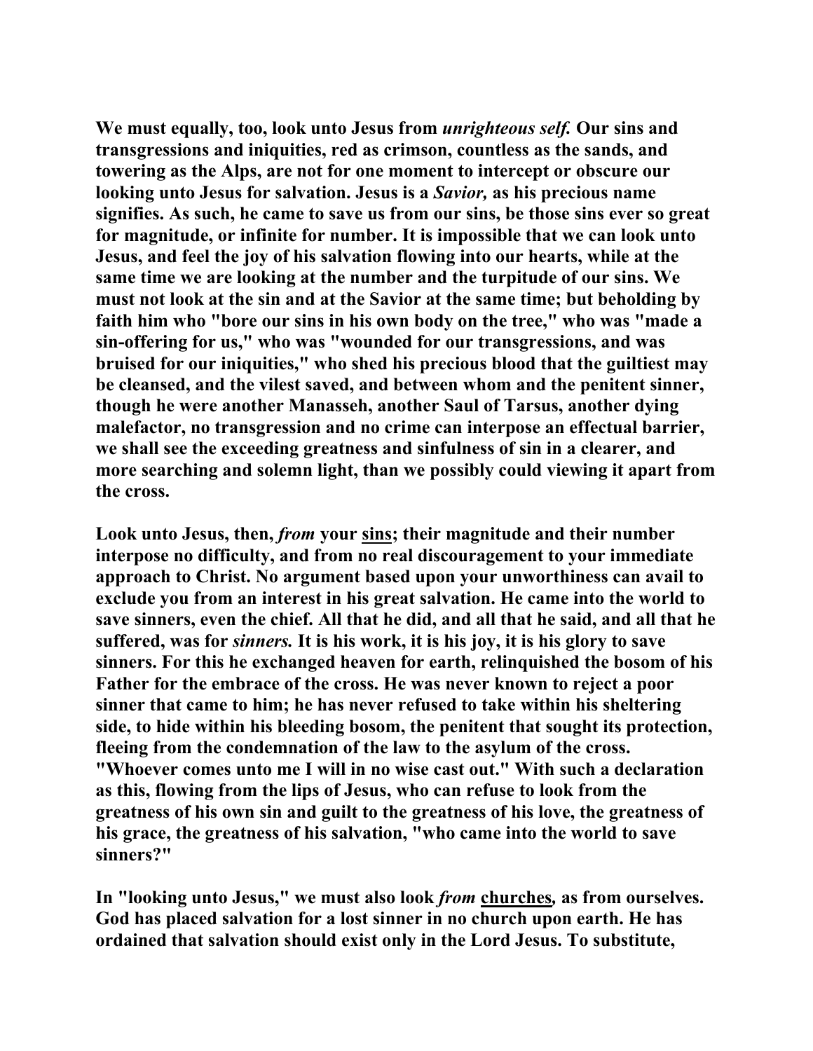**We must equally, too, look unto Jesus from *unrighteous self.* Our sins and transgressions and iniquities, red as crimson, countless as the sands, and towering as the Alps, are not for one moment to intercept or obscure our looking unto Jesus for salvation. Jesus is a *Savior,* as his precious name signifies. As such, he came to save us from our sins, be those sins ever so great for magnitude, or infinite for number. It is impossible that we can look unto Jesus, and feel the joy of his salvation flowing into our hearts, while at the same time we are looking at the number and the turpitude of our sins. We must not look at the sin and at the Savior at the same time; but beholding by faith him who "bore our sins in his own body on the tree," who was "made a sin-offering for us," who was "wounded for our transgressions, and was bruised for our iniquities," who shed his precious blood that the guiltiest may be cleansed, and the vilest saved, and between whom and the penitent sinner, though he were another Manasseh, another Saul of Tarsus, another dying malefactor, no transgression and no crime can interpose an effectual barrier, we shall see the exceeding greatness and sinfulness of sin in a clearer, and more searching and solemn light, than we possibly could viewing it apart from the cross.**

**Look unto Jesus, then, *from* your <u>sins</u>; their magnitude and their number interpose no difficulty, and from no real discouragement to your immediate approach to Christ. No argument based upon your unworthiness can avail to exclude you from an interest in his great salvation. He came into the world to save sinners, even the chief. All that he did, and all that he said, and all that he suffered, was for *sinners.* It is his work, it is his joy, it is his glory to save sinners. For this he exchanged heaven for earth, relinquished the bosom of his Father for the embrace of the cross. He was never known to reject a poor sinner that came to him; he has never refused to take within his sheltering side, to hide within his bleeding bosom, the penitent that sought its protection, fleeing from the condemnation of the law to the asylum of the cross. "Whoever comes unto me I will in no wise cast out." With such a declaration as this, flowing from the lips of Jesus, who can refuse to look from the greatness of his own sin and guilt to the greatness of his love, the greatness of his grace, the greatness of his salvation, "who came into the world to save sinners?"**

**In "looking unto Jesus," we must also look *from* <u>churches</u>*,* as from ourselves. God has placed salvation for a lost sinner in no church upon earth. He has ordained that salvation should exist only in the Lord Jesus. To substitute,**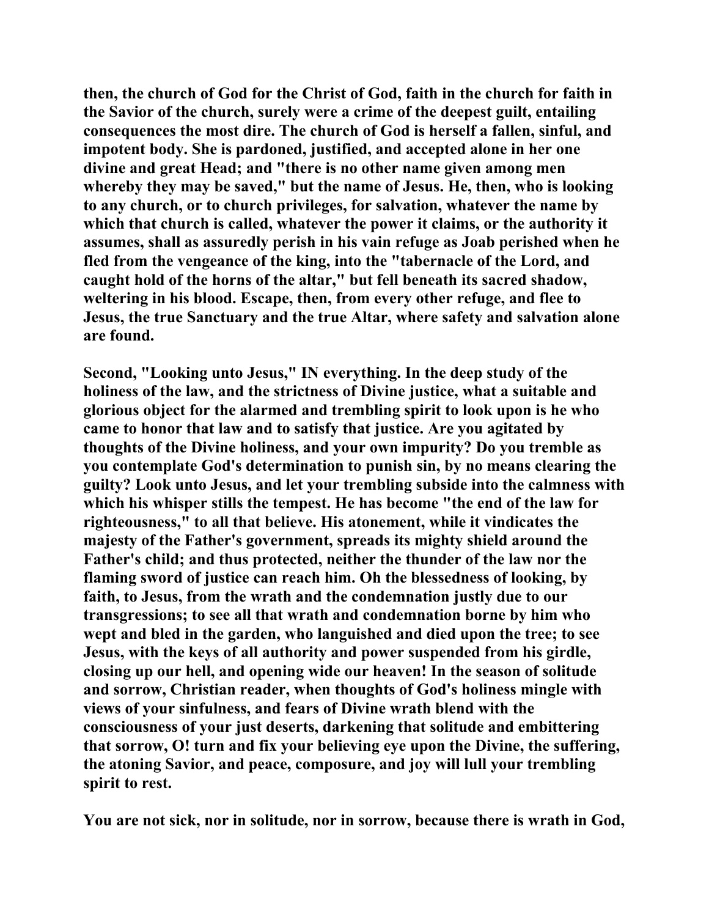then, the church of God for the Christ of God, faith in the church for faith in the Savior of the church, surely were a crime of the deepest guilt, entailing consequences the most dire. The church of God is herself a fallen, sinful, and impotent body. She is pardoned, justified, and accepted alone in her one divine and great Head; and "there is no other name given among men whereby they may be saved," but the name of Jesus. He, then, who is looking to any church, or to church privileges, for salvation, whatever the name by which that church is called, whatever the power it claims, or the authority it assumes, shall as assuredly perish in his vain refuge as Joab perished when he fled from the vengeance of the king, into the "tabernacle of the Lord, and caught hold of the horns of the altar," but fell beneath its sacred shadow, weltering in his blood. Escape, then, from every other refuge, and flee to Jesus, the true Sanctuary and the true Altar, where safety and salvation alone are found.

Second, "Looking unto Jesus," IN everything. In the deep study of the holiness of the law, and the strictness of Divine justice, what a suitable and glorious object for the alarmed and trembling spirit to look upon is he who came to honor that law and to satisfy that justice. Are you agitated by thoughts of the Divine holiness, and your own impurity? Do you tremble as you contemplate God's determination to punish sin, by no means clearing the guilty? Look unto Jesus, and let your trembling subside into the calmness with which his whisper stills the tempest. He has become "the end of the law for righteousness," to all that believe. His atonement, while it vindicates the majesty of the Father's government, spreads its mighty shield around the Father's child; and thus protected, neither the thunder of the law nor the flaming sword of justice can reach him. Oh the blessedness of looking, by faith, to Jesus, from the wrath and the condemnation justly due to our transgressions; to see all that wrath and condemnation borne by him who wept and bled in the garden, who languished and died upon the tree; to see Jesus, with the keys of all authority and power suspended from his girdle, closing up our hell, and opening wide our heaven! In the season of solitude and sorrow, Christian reader, when thoughts of God's holiness mingle with views of your sinfulness, and fears of Divine wrath blend with the consciousness of your just deserts, darkening that solitude and embittering that sorrow, O! turn and fix your believing eye upon the Divine, the suffering, the atoning Savior, and peace, composure, and joy will lull your trembling spirit to rest.

You are not sick, nor in solitude, nor in sorrow, because there is wrath in God,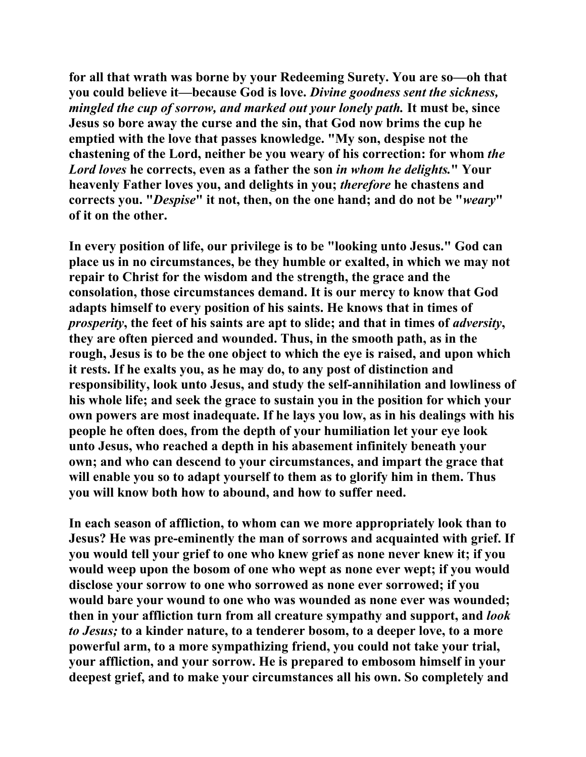for all that wrath was borne by your Redeeming Surety. You are so—oh that you could believe it—because God is love. *Divine goodness sent the sickness, mingled the cup of sorrow, and marked out your lonely path.* It must be, since Jesus so bore away the curse and the sin, that God now brims the cup he emptied with the love that passes knowledge. "My son, despise not the chastening of the Lord, neither be you weary of his correction: for whom *the Lord loves* he corrects, even as a father the son *in whom he delights.*" Your heavenly Father loves you, and delights in you; *therefore* he chastens and corrects you. "*Despise*" it not, then, on the one hand; and do not be "*weary*" of it on the other.

In every position of life, our privilege is to be "looking unto Jesus." God can place us in no circumstances, be they humble or exalted, in which we may not repair to Christ for the wisdom and the strength, the grace and the consolation, those circumstances demand. It is our mercy to know that God adapts himself to every position of his saints. He knows that in times of *prosperity*, the feet of his saints are apt to slide; and that in times of *adversity*, they are often pierced and wounded. Thus, in the smooth path, as in the rough, Jesus is to be the one object to which the eye is raised, and upon which it rests. If he exalts you, as he may do, to any post of distinction and responsibility, look unto Jesus, and study the self-annihilation and lowliness of his whole life; and seek the grace to sustain you in the position for which your own powers are most inadequate. If he lays you low, as in his dealings with his people he often does, from the depth of your humiliation let your eye look unto Jesus, who reached a depth in his abasement infinitely beneath your own; and who can descend to your circumstances, and impart the grace that will enable you so to adapt yourself to them as to glorify him in them. Thus you will know both how to abound, and how to suffer need.

In each season of affliction, to whom can we more appropriately look than to Jesus? He was pre-eminently the man of sorrows and acquainted with grief. If you would tell your grief to one who knew grief as none never knew it; if you would weep upon the bosom of one who wept as none ever wept; if you would disclose your sorrow to one who sorrowed as none ever sorrowed; if you would bare your wound to one who was wounded as none ever was wounded; then in your affliction turn from all creature sympathy and support, and *look to Jesus;* to a kinder nature, to a tenderer bosom, to a deeper love, to a more powerful arm, to a more sympathizing friend, you could not take your trial, your affliction, and your sorrow. He is prepared to embosom himself in your deepest grief, and to make your circumstances all his own. So completely and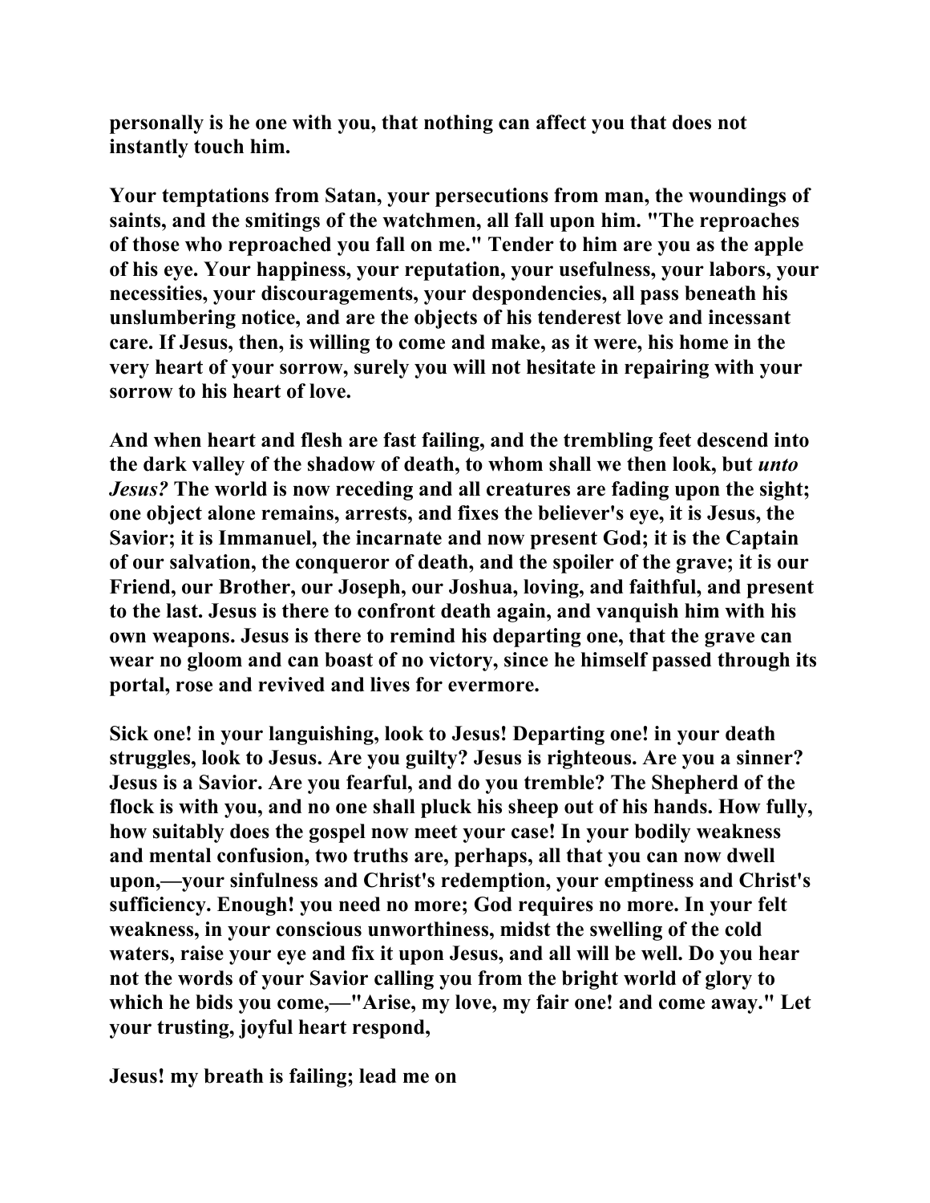**personally is he one with you, that nothing can affect you that does not instantly touch him.**

**Your temptations from Satan, your persecutions from man, the woundings of saints, and the smitings of the watchmen, all fall upon him. "The reproaches of those who reproached you fall on me." Tender to him are you as the apple of his eye. Your happiness, your reputation, your usefulness, your labors, your necessities, your discouragements, your despondencies, all pass beneath his unslumbering notice, and are the objects of his tenderest love and incessant care. If Jesus, then, is willing to come and make, as it were, his home in the very heart of your sorrow, surely you will not hesitate in repairing with your sorrow to his heart of love.**

**And when heart and flesh are fast failing, and the trembling feet descend into the dark valley of the shadow of death, to whom shall we then look, but *unto Jesus?* The world is now receding and all creatures are fading upon the sight; one object alone remains, arrests, and fixes the believer's eye, it is Jesus, the Savior; it is Immanuel, the incarnate and now present God; it is the Captain of our salvation, the conqueror of death, and the spoiler of the grave; it is our Friend, our Brother, our Joseph, our Joshua, loving, and faithful, and present to the last. Jesus is there to confront death again, and vanquish him with his own weapons. Jesus is there to remind his departing one, that the grave can wear no gloom and can boast of no victory, since he himself passed through its portal, rose and revived and lives for evermore.**

**Sick one! in your languishing, look to Jesus! Departing one! in your death struggles, look to Jesus. Are you guilty? Jesus is righteous. Are you a sinner? Jesus is a Savior. Are you fearful, and do you tremble? The Shepherd of the flock is with you, and no one shall pluck his sheep out of his hands. How fully, how suitably does the gospel now meet your case! In your bodily weakness and mental confusion, two truths are, perhaps, all that you can now dwell upon,—your sinfulness and Christ's redemption, your emptiness and Christ's sufficiency. Enough! you need no more; God requires no more. In your felt weakness, in your conscious unworthiness, midst the swelling of the cold waters, raise your eye and fix it upon Jesus, and all will be well. Do you hear not the words of your Savior calling you from the bright world of glory to which he bids you come,—"Arise, my love, my fair one! and come away." Let your trusting, joyful heart respond,**

**Jesus! my breath is failing; lead me on**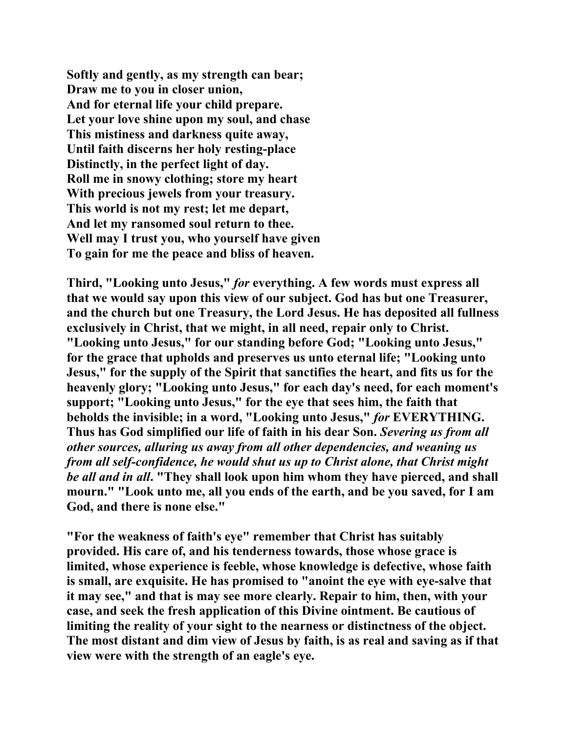**Softly and gently, as my strength can bear;**
**Draw me to you in closer union,**
**And for eternal life your child prepare.**
**Let your love shine upon my soul, and chase**
**This mistiness and darkness quite away,**
**Until faith discerns her holy resting-place**
**Distinctly, in the perfect light of day.**
**Roll me in snowy clothing; store my heart**
**With precious jewels from your treasury.**
**This world is not my rest; let me depart,**
**And let my ransomed soul return to thee.**
**Well may I trust you, who yourself have given**
**To gain for me the peace and bliss of heaven.**

**Third, "Looking unto Jesus,"** ***for*** **everything. A few words must express all that we would say upon this view of our subject. God has but one Treasurer, and the church but one Treasury, the Lord Jesus. He has deposited all fullness exclusively in Christ, that we might, in all need, repair only to Christ. "Looking unto Jesus," for our standing before God; "Looking unto Jesus," for the grace that upholds and preserves us unto eternal life; "Looking unto Jesus," for the supply of the Spirit that sanctifies the heart, and fits us for the heavenly glory; "Looking unto Jesus," for each day's need, for each moment's support; "Looking unto Jesus," for the eye that sees him, the faith that beholds the invisible; in a word, "Looking unto Jesus,"** ***for*** **EVERYTHING. Thus has God simplified our life of faith in his dear Son.** ***Severing us from all other sources, alluring us away from all other dependencies, and weaning us from all self-confidence, he would shut us up to Christ alone, that Christ might be all and in all.*** **"They shall look upon him whom they have pierced, and shall mourn." "Look unto me, all you ends of the earth, and be you saved, for I am God, and there is none else."**

**"For the weakness of faith's eye" remember that Christ has suitably provided. His care of, and his tenderness towards, those whose grace is limited, whose experience is feeble, whose knowledge is defective, whose faith is small, are exquisite. He has promised to "anoint the eye with eye-salve that it may see," and that is may see more clearly. Repair to him, then, with your case, and seek the fresh application of this Divine ointment. Be cautious of limiting the reality of your sight to the nearness or distinctness of the object. The most distant and dim view of Jesus by faith, is as real and saving as if that view were with the strength of an eagle's eye.**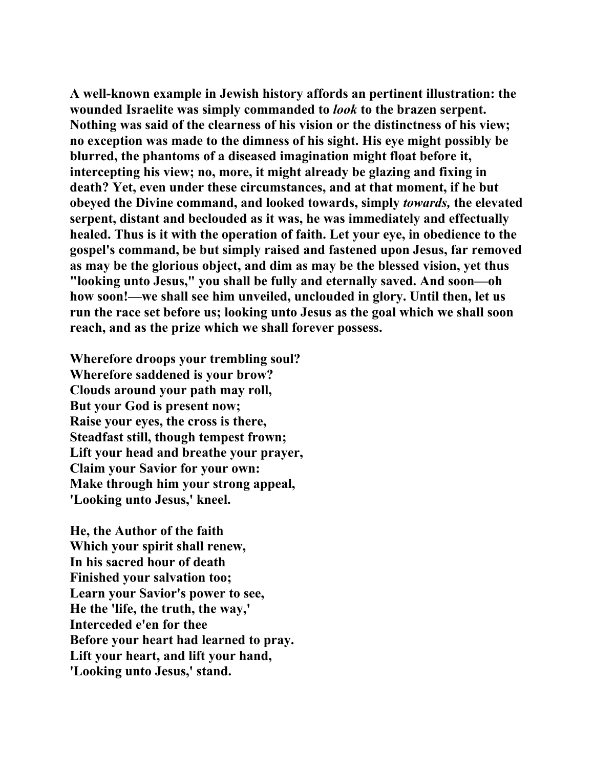A well-known example in Jewish history affords an pertinent illustration: the wounded Israelite was simply commanded to *look* to the brazen serpent. Nothing was said of the clearness of his vision or the distinctness of his view; no exception was made to the dimness of his sight. His eye might possibly be blurred, the phantoms of a diseased imagination might float before it, intercepting his view; no, more, it might already be glazing and fixing in death? Yet, even under these circumstances, and at that moment, if he but obeyed the Divine command, and looked towards, simply *towards,* the elevated serpent, distant and beclouded as it was, he was immediately and effectually healed. Thus is it with the operation of faith. Let your eye, in obedience to the gospel's command, be but simply raised and fastened upon Jesus, far removed as may be the glorious object, and dim as may be the blessed vision, yet thus "looking unto Jesus," you shall be fully and eternally saved. And soon—oh how soon!—we shall see him unveiled, unclouded in glory. Until then, let us run the race set before us; looking unto Jesus as the goal which we shall soon reach, and as the prize which we shall forever possess.

Wherefore droops your trembling soul?
Wherefore saddened is your brow?
Clouds around your path may roll,
But your God is present now;
Raise your eyes, the cross is there,
Steadfast still, though tempest frown;
Lift your head and breathe your prayer,
Claim your Savior for your own:
Make through him your strong appeal,
'Looking unto Jesus,' kneel.

He, the Author of the faith
Which your spirit shall renew,
In his sacred hour of death
Finished your salvation too;
Learn your Savior's power to see,
He the 'life, the truth, the way,'
Interceded e'en for thee
Before your heart had learned to pray.
Lift your heart, and lift your hand,
'Looking unto Jesus,' stand.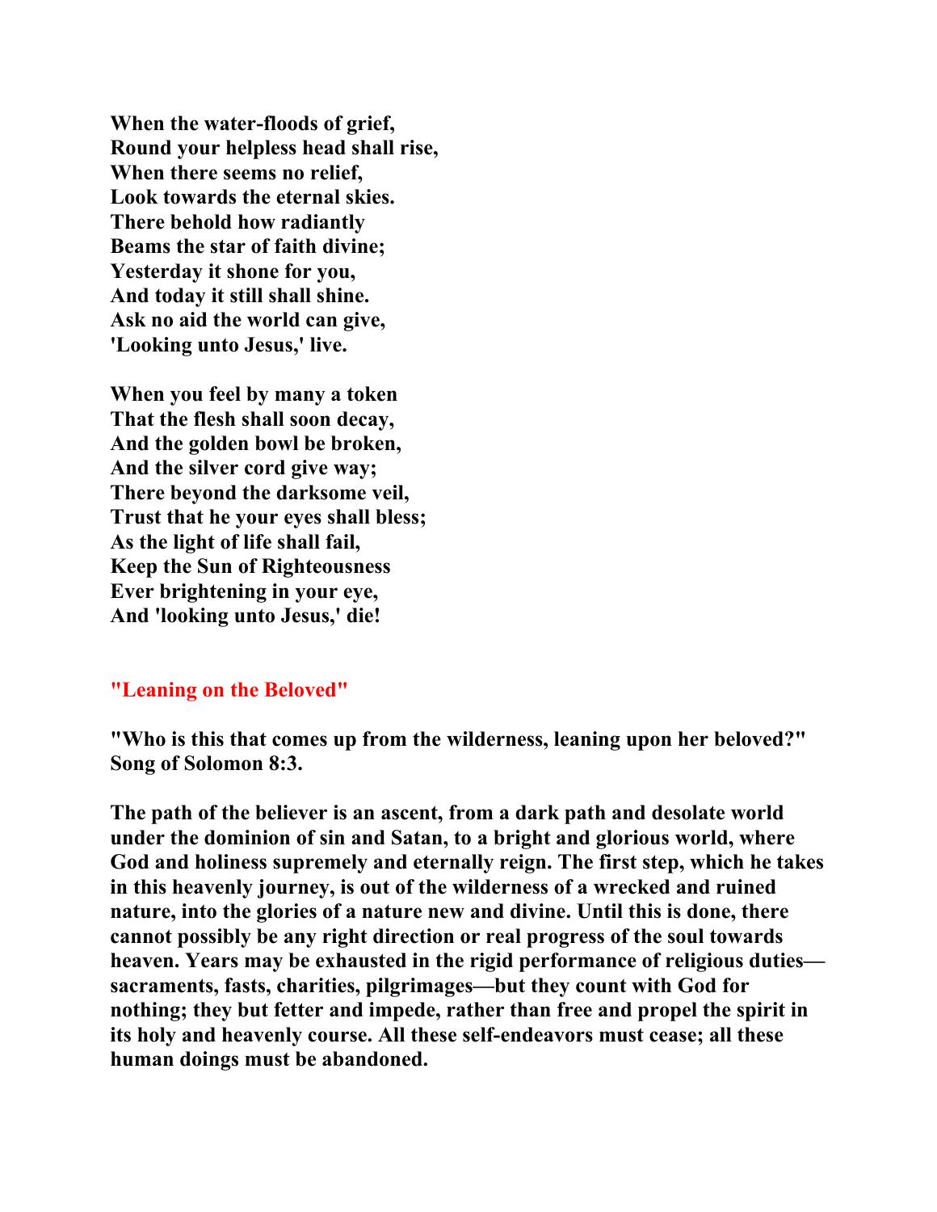**When the water-floods of grief,**
**Round your helpless head shall rise,**
**When there seems no relief,**
**Look towards the eternal skies.**
**There behold how radiantly**
**Beams the star of faith divine;**
**Yesterday it shone for you,**
**And today it still shall shine.**
**Ask no aid the world can give,**
**'Looking unto Jesus,' live.**

**When you feel by many a token**
**That the flesh shall soon decay,**
**And the golden bowl be broken,**
**And the silver cord give way;**
**There beyond the darksome veil,**
**Trust that he your eyes shall bless;**
**As the light of life shall fail,**
**Keep the Sun of Righteousness**
**Ever brightening in your eye,**
**And 'looking unto Jesus,' die!**

## "Leaning on the Beloved"

**"Who is this that comes up from the wilderness, leaning upon her beloved?" Song of Solomon 8:3.**

**The path of the believer is an ascent, from a dark path and desolate world under the dominion of sin and Satan, to a bright and glorious world, where God and holiness supremely and eternally reign. The first step, which he takes in this heavenly journey, is out of the wilderness of a wrecked and ruined nature, into the glories of a nature new and divine. Until this is done, there cannot possibly be any right direction or real progress of the soul towards heaven. Years may be exhausted in the rigid performance of religious duties—sacraments, fasts, charities, pilgrimages—but they count with God for nothing; they but fetter and impede, rather than free and propel the spirit in its holy and heavenly course. All these self-endeavors must cease; all these human doings must be abandoned.**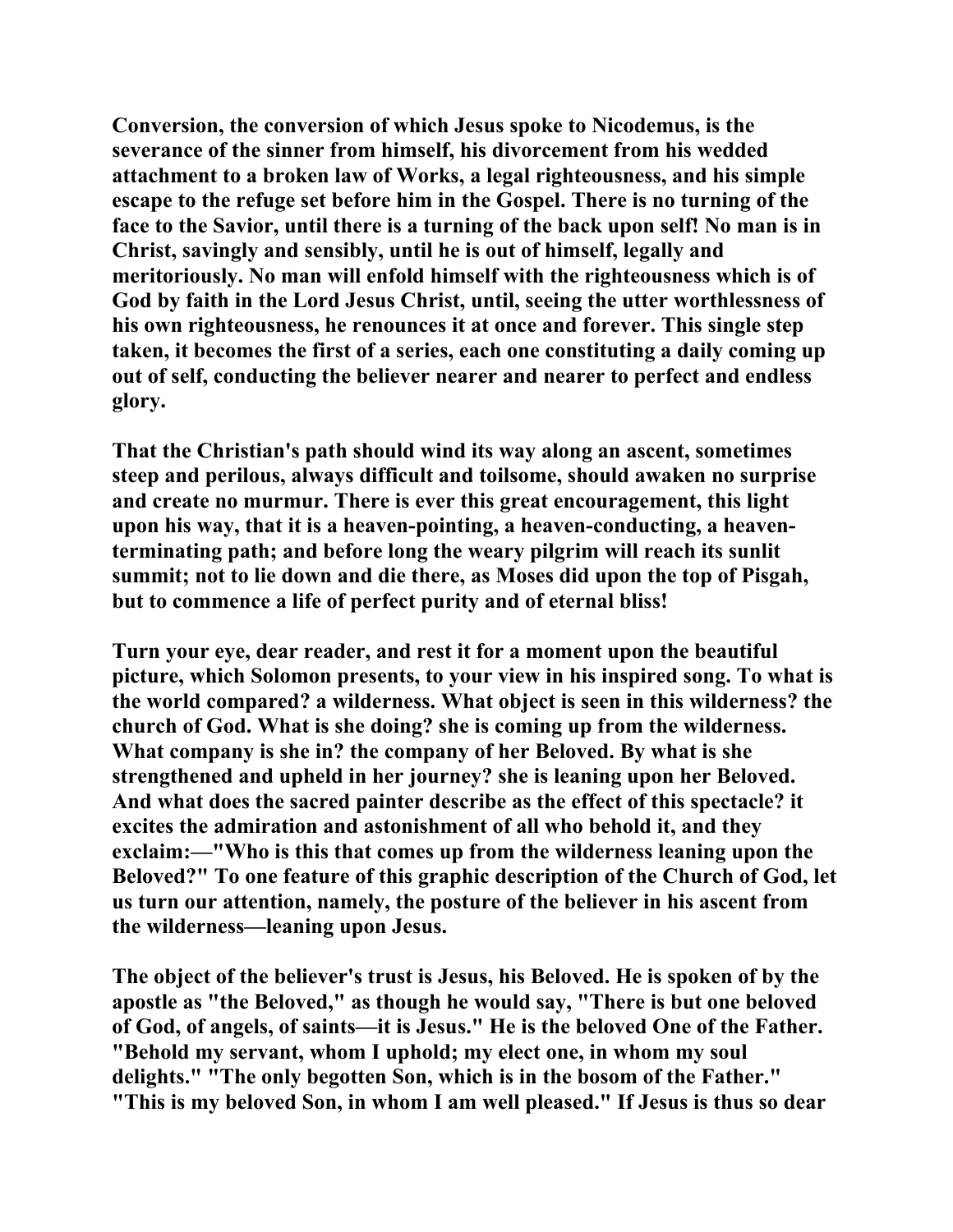Conversion, the conversion of which Jesus spoke to Nicodemus, is the severance of the sinner from himself, his divorcement from his wedded attachment to a broken law of Works, a legal righteousness, and his simple escape to the refuge set before him in the Gospel. There is no turning of the face to the Savior, until there is a turning of the back upon self! No man is in Christ, savingly and sensibly, until he is out of himself, legally and meritoriously. No man will enfold himself with the righteousness which is of God by faith in the Lord Jesus Christ, until, seeing the utter worthlessness of his own righteousness, he renounces it at once and forever. This single step taken, it becomes the first of a series, each one constituting a daily coming up out of self, conducting the believer nearer and nearer to perfect and endless glory.

That the Christian's path should wind its way along an ascent, sometimes steep and perilous, always difficult and toilsome, should awaken no surprise and create no murmur. There is ever this great encouragement, this light upon his way, that it is a heaven-pointing, a heaven-conducting, a heaven-terminating path; and before long the weary pilgrim will reach its sunlit summit; not to lie down and die there, as Moses did upon the top of Pisgah, but to commence a life of perfect purity and of eternal bliss!

Turn your eye, dear reader, and rest it for a moment upon the beautiful picture, which Solomon presents, to your view in his inspired song. To what is the world compared? a wilderness. What object is seen in this wilderness? the church of God. What is she doing? she is coming up from the wilderness. What company is she in? the company of her Beloved. By what is she strengthened and upheld in her journey? she is leaning upon her Beloved. And what does the sacred painter describe as the effect of this spectacle? it excites the admiration and astonishment of all who behold it, and they exclaim:—"Who is this that comes up from the wilderness leaning upon the Beloved?" To one feature of this graphic description of the Church of God, let us turn our attention, namely, the posture of the believer in his ascent from the wilderness—leaning upon Jesus.

The object of the believer's trust is Jesus, his Beloved. He is spoken of by the apostle as "the Beloved," as though he would say, "There is but one beloved of God, of angels, of saints—it is Jesus." He is the beloved One of the Father. "Behold my servant, whom I uphold; my elect one, in whom my soul delights." "The only begotten Son, which is in the bosom of the Father." "This is my beloved Son, in whom I am well pleased." If Jesus is thus so dear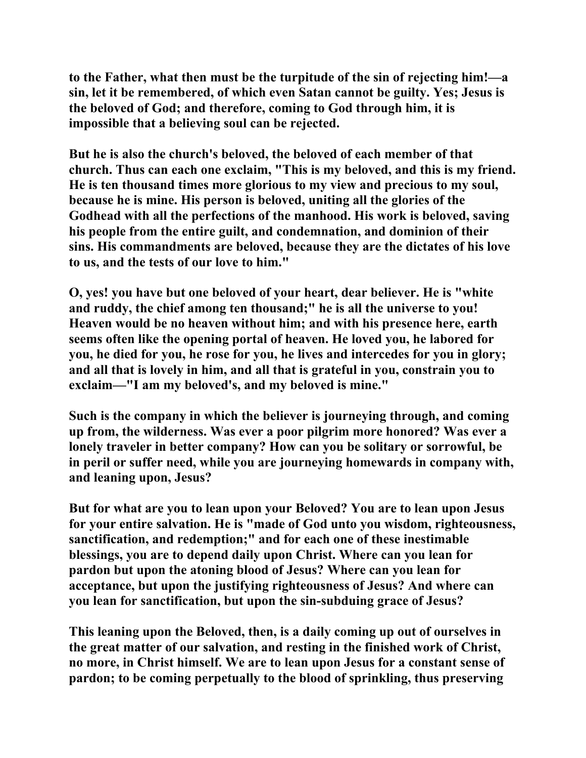**to the Father, what then must be the turpitude of the sin of rejecting him!—a sin, let it be remembered, of which even Satan cannot be guilty. Yes; Jesus is the beloved of God; and therefore, coming to God through him, it is impossible that a believing soul can be rejected.**

**But he is also the church's beloved, the beloved of each member of that church. Thus can each one exclaim, "This is my beloved, and this is my friend. He is ten thousand times more glorious to my view and precious to my soul, because he is mine. His person is beloved, uniting all the glories of the Godhead with all the perfections of the manhood. His work is beloved, saving his people from the entire guilt, and condemnation, and dominion of their sins. His commandments are beloved, because they are the dictates of his love to us, and the tests of our love to him."**

**O, yes! you have but one beloved of your heart, dear believer. He is "white and ruddy, the chief among ten thousand;" he is all the universe to you! Heaven would be no heaven without him; and with his presence here, earth seems often like the opening portal of heaven. He loved you, he labored for you, he died for you, he rose for you, he lives and intercedes for you in glory; and all that is lovely in him, and all that is grateful in you, constrain you to exclaim—"I am my beloved's, and my beloved is mine."**

**Such is the company in which the believer is journeying through, and coming up from, the wilderness. Was ever a poor pilgrim more honored? Was ever a lonely traveler in better company? How can you be solitary or sorrowful, be in peril or suffer need, while you are journeying homewards in company with, and leaning upon, Jesus?**

**But for what are you to lean upon your Beloved? You are to lean upon Jesus for your entire salvation. He is "made of God unto you wisdom, righteousness, sanctification, and redemption;" and for each one of these inestimable blessings, you are to depend daily upon Christ. Where can you lean for pardon but upon the atoning blood of Jesus? Where can you lean for acceptance, but upon the justifying righteousness of Jesus? And where can you lean for sanctification, but upon the sin-subduing grace of Jesus?**

**This leaning upon the Beloved, then, is a daily coming up out of ourselves in the great matter of our salvation, and resting in the finished work of Christ, no more, in Christ himself. We are to lean upon Jesus for a constant sense of pardon; to be coming perpetually to the blood of sprinkling, thus preserving**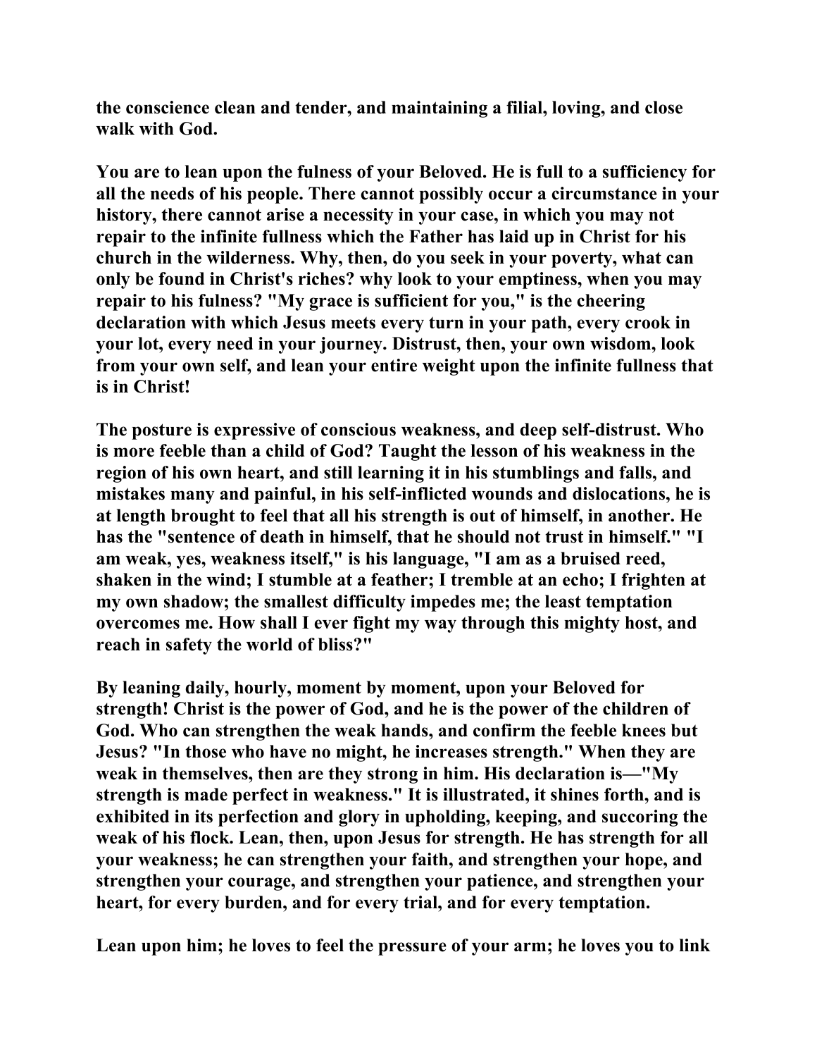the conscience clean and tender, and maintaining a filial, loving, and close walk with God.

You are to lean upon the fulness of your Beloved. He is full to a sufficiency for all the needs of his people. There cannot possibly occur a circumstance in your history, there cannot arise a necessity in your case, in which you may not repair to the infinite fullness which the Father has laid up in Christ for his church in the wilderness. Why, then, do you seek in your poverty, what can only be found in Christ's riches? why look to your emptiness, when you may repair to his fulness? "My grace is sufficient for you," is the cheering declaration with which Jesus meets every turn in your path, every crook in your lot, every need in your journey. Distrust, then, your own wisdom, look from your own self, and lean your entire weight upon the infinite fullness that is in Christ!

The posture is expressive of conscious weakness, and deep self-distrust. Who is more feeble than a child of God? Taught the lesson of his weakness in the region of his own heart, and still learning it in his stumblings and falls, and mistakes many and painful, in his self-inflicted wounds and dislocations, he is at length brought to feel that all his strength is out of himself, in another. He has the "sentence of death in himself, that he should not trust in himself." "I am weak, yes, weakness itself," is his language, "I am as a bruised reed, shaken in the wind; I stumble at a feather; I tremble at an echo; I frighten at my own shadow; the smallest difficulty impedes me; the least temptation overcomes me. How shall I ever fight my way through this mighty host, and reach in safety the world of bliss?"

By leaning daily, hourly, moment by moment, upon your Beloved for strength! Christ is the power of God, and he is the power of the children of God. Who can strengthen the weak hands, and confirm the feeble knees but Jesus? "In those who have no might, he increases strength." When they are weak in themselves, then are they strong in him. His declaration is—"My strength is made perfect in weakness." It is illustrated, it shines forth, and is exhibited in its perfection and glory in upholding, keeping, and succoring the weak of his flock. Lean, then, upon Jesus for strength. He has strength for all your weakness; he can strengthen your faith, and strengthen your hope, and strengthen your courage, and strengthen your patience, and strengthen your heart, for every burden, and for every trial, and for every temptation.

Lean upon him; he loves to feel the pressure of your arm; he loves you to link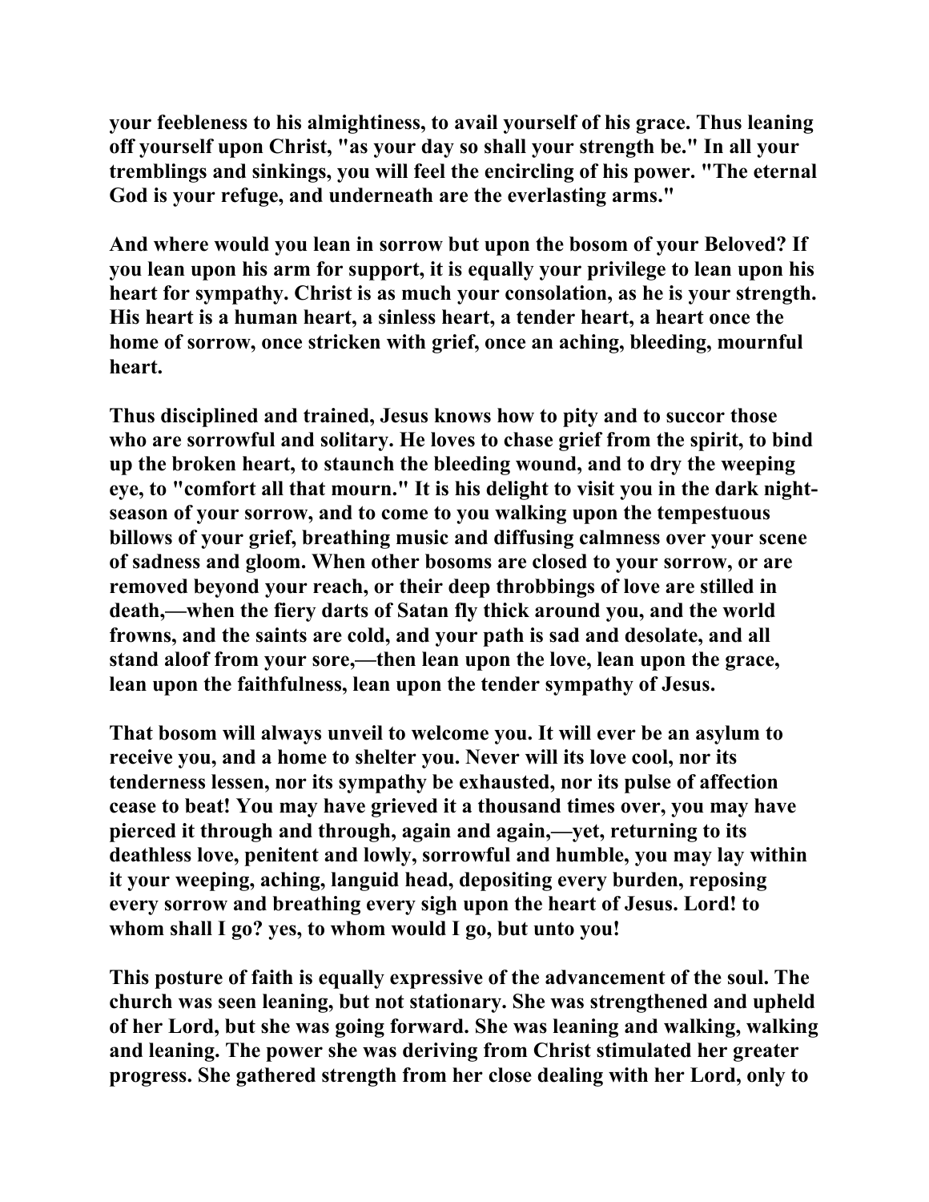**your feeblеness to his almightiness, to avail yourself of his grace. Thus leaning off yourself upon Christ, "as your day so shall your strength be." In all your tremblings and sinkings, you will feel the encircling of his power. "The eternal God is your refuge, and underneath are the everlasting arms."**

**And where would you lean in sorrow but upon the bosom of your Beloved? If you lean upon his arm for support, it is equally your privilege to lean upon his heart for sympathy. Christ is as much your consolation, as he is your strength. His heart is a human heart, a sinless heart, a tender heart, a heart once the home of sorrow, once stricken with grief, once an aching, bleeding, mournful heart.**

**Thus disciplined and trained, Jesus knows how to pity and to succor those who are sorrowful and solitary. He loves to chase grief from the spirit, to bind up the broken heart, to staunch the bleeding wound, and to dry the weeping eye, to "comfort all that mourn." It is his delight to visit you in the dark night-season of your sorrow, and to come to you walking upon the tempestuous billows of your grief, breathing music and diffusing calmness over your scene of sadness and gloom. When other bosoms are closed to your sorrow, or are removed beyond your reach, or their deep throbbings of love are stilled in death,—when the fiery darts of Satan fly thick around you, and the world frowns, and the saints are cold, and your path is sad and desolate, and all stand aloof from your sore,—then lean upon the love, lean upon the grace, lean upon the faithfulness, lean upon the tender sympathy of Jesus.**

**That bosom will always unveil to welcome you. It will ever be an asylum to receive you, and a home to shelter you. Never will its love cool, nor its tenderness lessen, nor its sympathy be exhausted, nor its pulse of affection cease to beat! You may have grieved it a thousand times over, you may have pierced it through and through, again and again,—yet, returning to its deathless love, penitent and lowly, sorrowful and humble, you may lay within it your weeping, aching, languid head, depositing every burden, reposing every sorrow and breathing every sigh upon the heart of Jesus. Lord! to whom shall I go? yes, to whom would I go, but unto you!**

**This posture of faith is equally expressive of the advancement of the soul. The church was seen leaning, but not stationary. She was strengthened and upheld of her Lord, but she was going forward. She was leaning and walking, walking and leaning. The power she was deriving from Christ stimulated her greater progress. She gathered strength from her close dealing with her Lord, only to**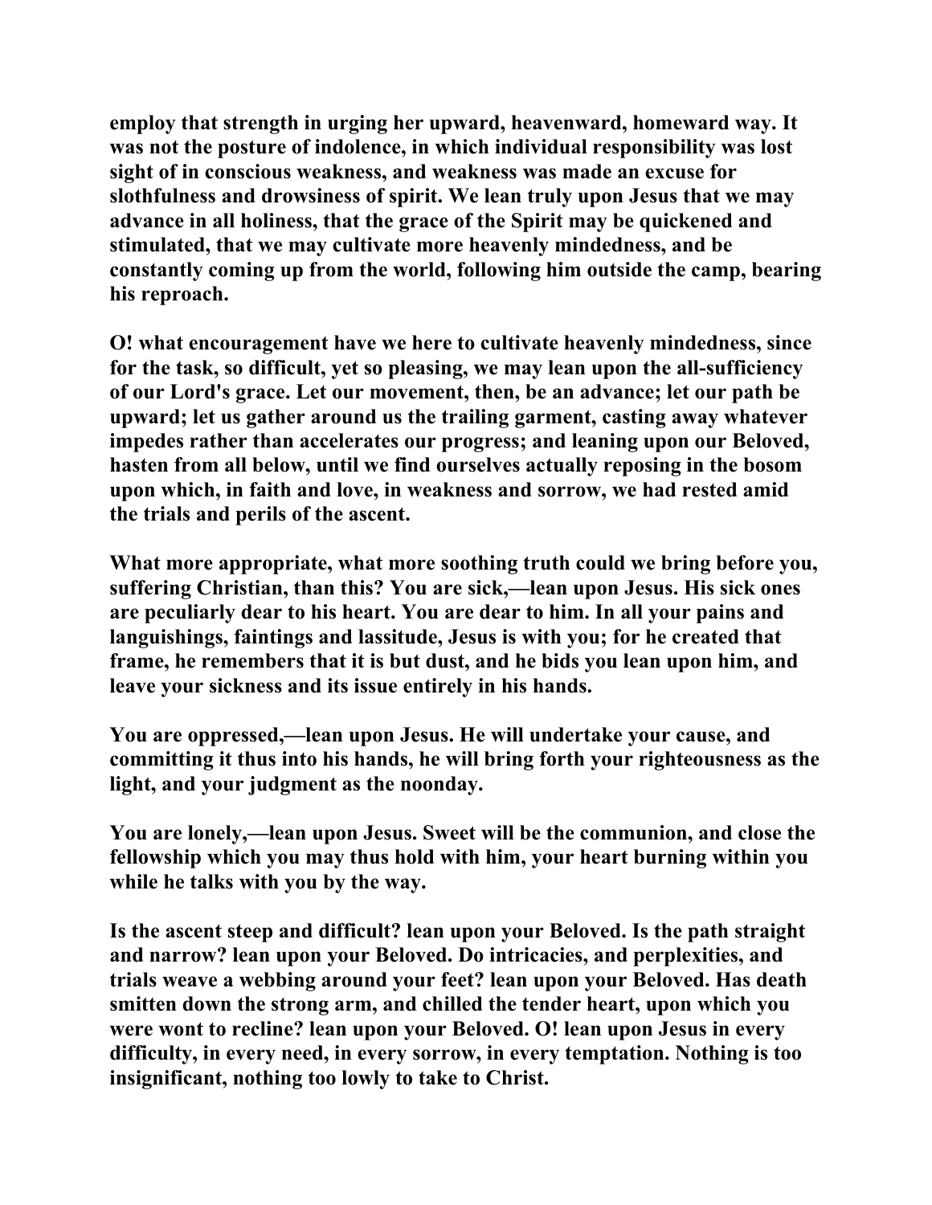employ that strength in urging her upward, heavenward, homeward way. It was not the posture of indolence, in which individual responsibility was lost sight of in conscious weakness, and weakness was made an excuse for slothfulness and drowsiness of spirit. We lean truly upon Jesus that we may advance in all holiness, that the grace of the Spirit may be quickened and stimulated, that we may cultivate more heavenly mindedness, and be constantly coming up from the world, following him outside the camp, bearing his reproach.

O! what encouragement have we here to cultivate heavenly mindedness, since for the task, so difficult, yet so pleasing, we may lean upon the all-sufficiency of our Lord's grace. Let our movement, then, be an advance; let our path be upward; let us gather around us the trailing garment, casting away whatever impedes rather than accelerates our progress; and leaning upon our Beloved, hasten from all below, until we find ourselves actually reposing in the bosom upon which, in faith and love, in weakness and sorrow, we had rested amid the trials and perils of the ascent.

What more appropriate, what more soothing truth could we bring before you, suffering Christian, than this? You are sick,—lean upon Jesus. His sick ones are peculiarly dear to his heart. You are dear to him. In all your pains and languishings, faintings and lassitude, Jesus is with you; for he created that frame, he remembers that it is but dust, and he bids you lean upon him, and leave your sickness and its issue entirely in his hands.

You are oppressed,—lean upon Jesus. He will undertake your cause, and committing it thus into his hands, he will bring forth your righteousness as the light, and your judgment as the noonday.

You are lonely,—lean upon Jesus. Sweet will be the communion, and close the fellowship which you may thus hold with him, your heart burning within you while he talks with you by the way.

Is the ascent steep and difficult? lean upon your Beloved. Is the path straight and narrow? lean upon your Beloved. Do intricacies, and perplexities, and trials weave a webbing around your feet? lean upon your Beloved. Has death smitten down the strong arm, and chilled the tender heart, upon which you were wont to recline? lean upon your Beloved. O! lean upon Jesus in every difficulty, in every need, in every sorrow, in every temptation. Nothing is too insignificant, nothing too lowly to take to Christ.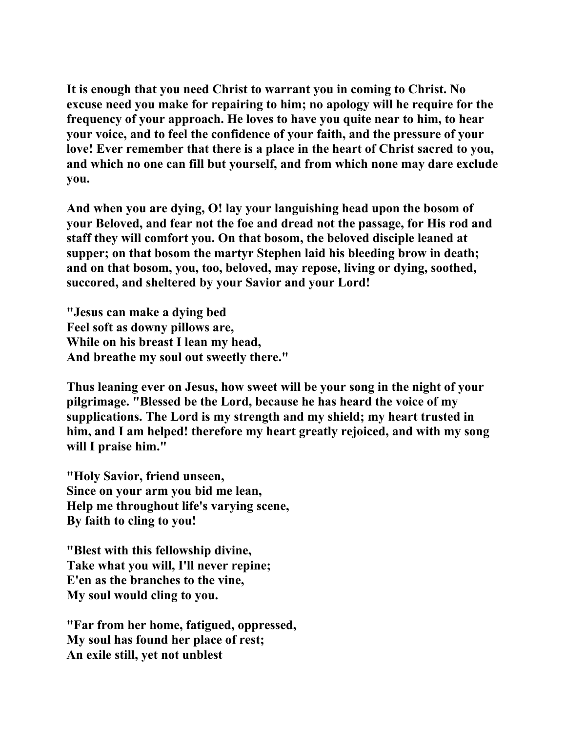**It is enough that you need Christ to warrant you in coming to Christ. No excuse need you make for repairing to him; no apology will he require for the frequency of your approach. He loves to have you quite near to him, to hear your voice, and to feel the confidence of your faith, and the pressure of your love! Ever remember that there is a place in the heart of Christ sacred to you, and which no one can fill but yourself, and from which none may dare exclude you.**

**And when you are dying, O! lay your languishing head upon the bosom of your Beloved, and fear not the foe and dread not the passage, for His rod and staff they will comfort you. On that bosom, the beloved disciple leaned at supper; on that bosom the martyr Stephen laid his bleeding brow in death; and on that bosom, you, too, beloved, may repose, living or dying, soothed, succored, and sheltered by your Savior and your Lord!**

**"Jesus can make a dying bed**
**Feel soft as downy pillows are,**
**While on his breast I lean my head,**
**And breathe my soul out sweetly there."**

**Thus leaning ever on Jesus, how sweet will be your song in the night of your pilgrimage. "Blessed be the Lord, because he has heard the voice of my supplications. The Lord is my strength and my shield; my heart trusted in him, and I am helped! therefore my heart greatly rejoiced, and with my song will I praise him."**

**"Holy Savior, friend unseen,**
**Since on your arm you bid me lean,**
**Help me throughout life's varying scene,**
**By faith to cling to you!**

**"Blest with this fellowship divine,**
**Take what you will, I'll never repine;**
**E'en as the branches to the vine,**
**My soul would cling to you.**

**"Far from her home, fatigued, oppressed,**
**My soul has found her place of rest;**
**An exile still, yet not unblest**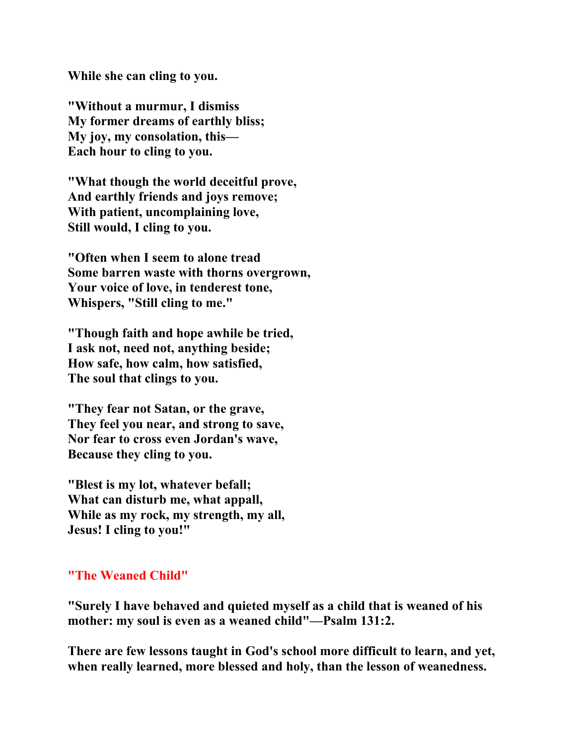**While she can cling to you.**

**"Without a murmur, I dismiss**
**My former dreams of earthly bliss;**
**My joy, my consolation, this—**
**Each hour to cling to you.**

**"What though the world deceitful prove,**
**And earthly friends and joys remove;**
**With patient, uncomplaining love,**
**Still would, I cling to you.**

**"Often when I seem to alone tread**
**Some barren waste with thorns overgrown,**
**Your voice of love, in tenderest tone,**
**Whispers, "Still cling to me."**

**"Though faith and hope awhile be tried,**
**I ask not, need not, anything beside;**
**How safe, how calm, how satisfied,**
**The soul that clings to you.**

**"They fear not Satan, or the grave,**
**They feel you near, and strong to save,**
**Nor fear to cross even Jordan's wave,**
**Because they cling to you.**

**"Blest is my lot, whatever befall;**
**What can disturb me, what appall,**
**While as my rock, my strength, my all,**
**Jesus! I cling to you!"**

## "The Weaned Child"

**"Surely I have behaved and quieted myself as a child that is weaned of his mother: my soul is even as a weaned child"—Psalm 131:2.**

**There are few lessons taught in God's school more difficult to learn, and yet, when really learned, more blessed and holy, than the lesson of weanedness.**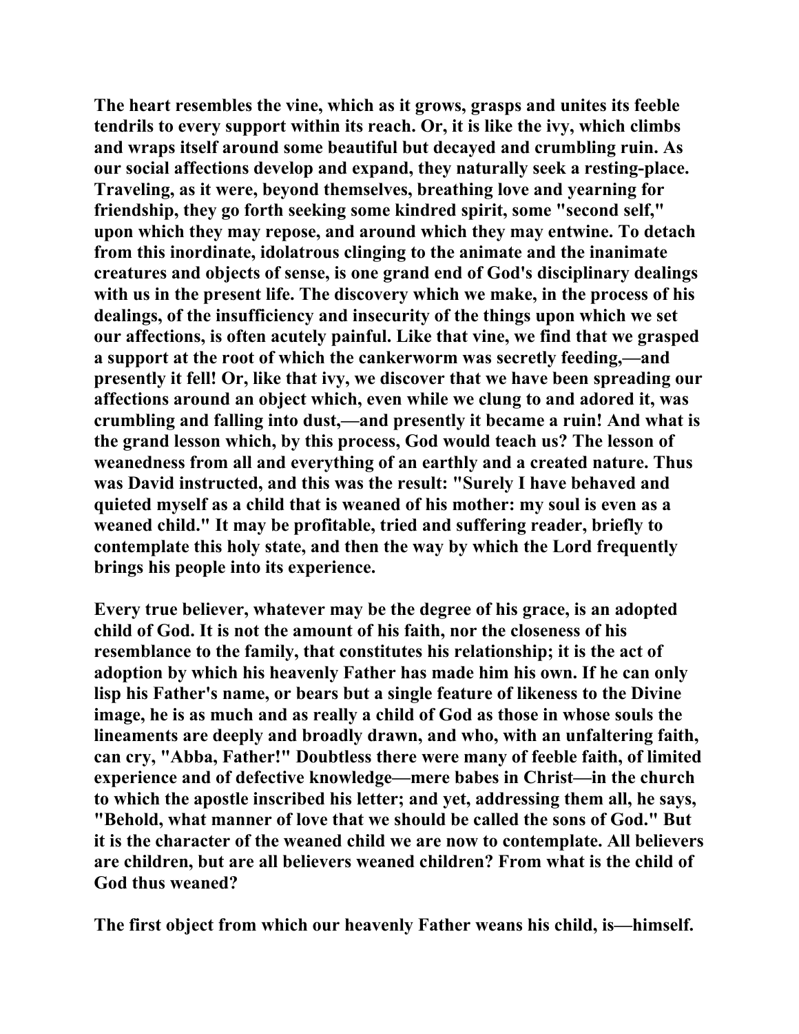The heart resembles the vine, which as it grows, grasps and unites its feeble tendrils to every support within its reach. Or, it is like the ivy, which climbs and wraps itself around some beautiful but decayed and crumbling ruin. As our social affections develop and expand, they naturally seek a resting-place. Traveling, as it were, beyond themselves, breathing love and yearning for friendship, they go forth seeking some kindred spirit, some "second self," upon which they may repose, and around which they may entwine. To detach from this inordinate, idolatrous clinging to the animate and the inanimate creatures and objects of sense, is one grand end of God's disciplinary dealings with us in the present life. The discovery which we make, in the process of his dealings, of the insufficiency and insecurity of the things upon which we set our affections, is often acutely painful. Like that vine, we find that we grasped a support at the root of which the cankerworm was secretly feeding,—and presently it fell! Or, like that ivy, we discover that we have been spreading our affections around an object which, even while we clung to and adored it, was crumbling and falling into dust,—and presently it became a ruin! And what is the grand lesson which, by this process, God would teach us? The lesson of weanedness from all and everything of an earthly and a created nature. Thus was David instructed, and this was the result: "Surely I have behaved and quieted myself as a child that is weaned of his mother: my soul is even as a weaned child." It may be profitable, tried and suffering reader, briefly to contemplate this holy state, and then the way by which the Lord frequently brings his people into its experience.

Every true believer, whatever may be the degree of his grace, is an adopted child of God. It is not the amount of his faith, nor the closeness of his resemblance to the family, that constitutes his relationship; it is the act of adoption by which his heavenly Father has made him his own. If he can only lisp his Father's name, or bears but a single feature of likeness to the Divine image, he is as much and as really a child of God as those in whose souls the lineaments are deeply and broadly drawn, and who, with an unfaltering faith, can cry, "Abba, Father!" Doubtless there were many of feeble faith, of limited experience and of defective knowledge—mere babes in Christ—in the church to which the apostle inscribed his letter; and yet, addressing them all, he says, "Behold, what manner of love that we should be called the sons of God." But it is the character of the weaned child we are now to contemplate. All believers are children, but are all believers weaned children? From what is the child of God thus weaned?

The first object from which our heavenly Father weans his child, is—himself.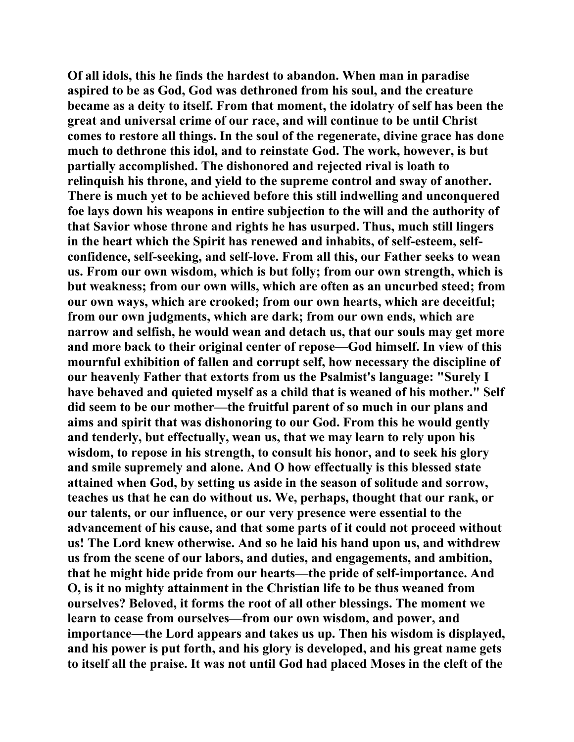Of all idols, this he finds the hardest to abandon. When man in paradise aspired to be as God, God was dethroned from his soul, and the creature became as a deity to itself. From that moment, the idolatry of self has been the great and universal crime of our race, and will continue to be until Christ comes to restore all things. In the soul of the regenerate, divine grace has done much to dethrone this idol, and to reinstate God. The work, however, is but partially accomplished. The dishonored and rejected rival is loath to relinquish his throne, and yield to the supreme control and sway of another. There is much yet to be achieved before this still indwelling and unconquered foe lays down his weapons in entire subjection to the will and the authority of that Savior whose throne and rights he has usurped. Thus, much still lingers in the heart which the Spirit has renewed and inhabits, of self-esteem, self-confidence, self-seeking, and self-love. From all this, our Father seeks to wean us. From our own wisdom, which is but folly; from our own strength, which is but weakness; from our own wills, which are often as an uncurbed steed; from our own ways, which are crooked; from our own hearts, which are deceitful; from our own judgments, which are dark; from our own ends, which are narrow and selfish, he would wean and detach us, that our souls may get more and more back to their original center of repose—God himself. In view of this mournful exhibition of fallen and corrupt self, how necessary the discipline of our heavenly Father that extorts from us the Psalmist's language: "Surely I have behaved and quieted myself as a child that is weaned of his mother." Self did seem to be our mother—the fruitful parent of so much in our plans and aims and spirit that was dishonoring to our God. From this he would gently and tenderly, but effectually, wean us, that we may learn to rely upon his wisdom, to repose in his strength, to consult his honor, and to seek his glory and smile supremely and alone. And O how effectually is this blessed state attained when God, by setting us aside in the season of solitude and sorrow, teaches us that he can do without us. We, perhaps, thought that our rank, or our talents, or our influence, or our very presence were essential to the advancement of his cause, and that some parts of it could not proceed without us! The Lord knew otherwise. And so he laid his hand upon us, and withdrew us from the scene of our labors, and duties, and engagements, and ambition, that he might hide pride from our hearts—the pride of self-importance. And O, is it no mighty attainment in the Christian life to be thus weaned from ourselves? Beloved, it forms the root of all other blessings. The moment we learn to cease from ourselves—from our own wisdom, and power, and importance—the Lord appears and takes us up. Then his wisdom is displayed, and his power is put forth, and his glory is developed, and his great name gets to itself all the praise. It was not until God had placed Moses in the cleft of the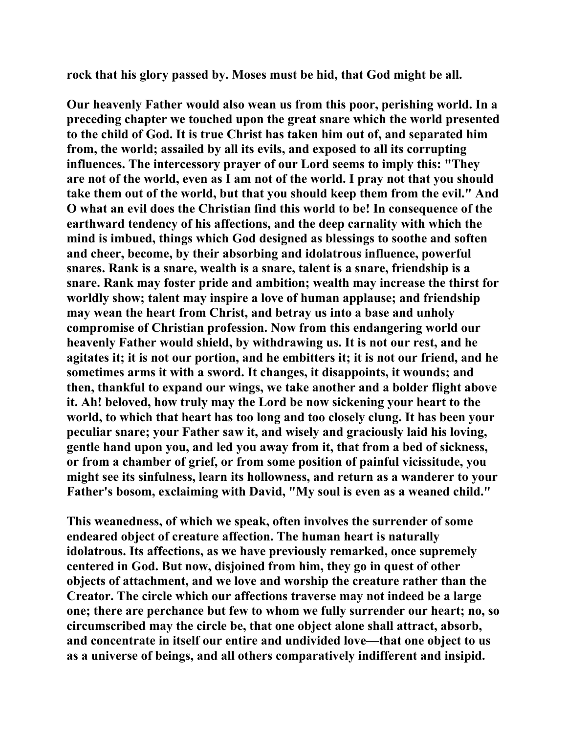rock that his glory passed by. Moses must be hid, that God might be all.

Our heavenly Father would also wean us from this poor, perishing world. In a preceding chapter we touched upon the great snare which the world presented to the child of God. It is true Christ has taken him out of, and separated him from, the world; assailed by all its evils, and exposed to all its corrupting influences. The intercessory prayer of our Lord seems to imply this: "They are not of the world, even as I am not of the world. I pray not that you should take them out of the world, but that you should keep them from the evil." And O what an evil does the Christian find this world to be! In consequence of the earthward tendency of his affections, and the deep carnality with which the mind is imbued, things which God designed as blessings to soothe and soften and cheer, become, by their absorbing and idolatrous influence, powerful snares. Rank is a snare, wealth is a snare, talent is a snare, friendship is a snare. Rank may foster pride and ambition; wealth may increase the thirst for worldly show; talent may inspire a love of human applause; and friendship may wean the heart from Christ, and betray us into a base and unholy compromise of Christian profession. Now from this endangering world our heavenly Father would shield, by withdrawing us. It is not our rest, and he agitates it; it is not our portion, and he embitters it; it is not our friend, and he sometimes arms it with a sword. It changes, it disappoints, it wounds; and then, thankful to expand our wings, we take another and a bolder flight above it. Ah! beloved, how truly may the Lord be now sickening your heart to the world, to which that heart has too long and too closely clung. It has been your peculiar snare; your Father saw it, and wisely and graciously laid his loving, gentle hand upon you, and led you away from it, that from a bed of sickness, or from a chamber of grief, or from some position of painful vicissitude, you might see its sinfulness, learn its hollowness, and return as a wanderer to your Father's bosom, exclaiming with David, "My soul is even as a weaned child."

This weanedness, of which we speak, often involves the surrender of some endeared object of creature affection. The human heart is naturally idolatrous. Its affections, as we have previously remarked, once supremely centered in God. But now, disjoined from him, they go in quest of other objects of attachment, and we love and worship the creature rather than the Creator. The circle which our affections traverse may not indeed be a large one; there are perchance but few to whom we fully surrender our heart; no, so circumscribed may the circle be, that one object alone shall attract, absorb, and concentrate in itself our entire and undivided love—that one object to us as a universe of beings, and all others comparatively indifferent and insipid.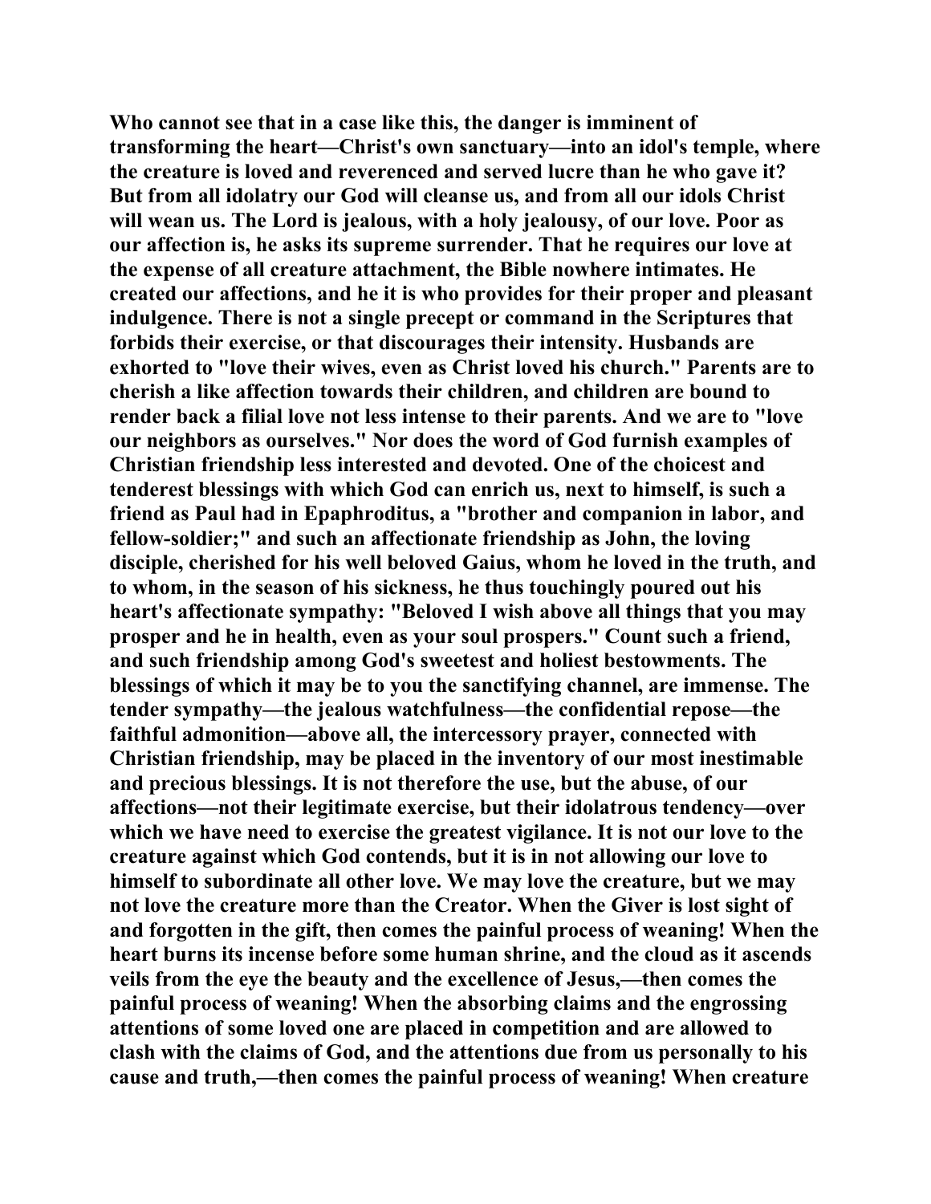**Who cannot see that in a case like this, the danger is imminent of transforming the heart—Christ's own sanctuary—into an idol's temple, where the creature is loved and reverenced and served lucre than he who gave it? But from all idolatry our God will cleanse us, and from all our idols Christ will wean us. The Lord is jealous, with a holy jealousy, of our love. Poor as our affection is, he asks its supreme surrender. That he requires our love at the expense of all creature attachment, the Bible nowhere intimates. He created our affections, and he it is who provides for their proper and pleasant indulgence. There is not a single precept or command in the Scriptures that forbids their exercise, or that discourages their intensity. Husbands are exhorted to "love their wives, even as Christ loved his church." Parents are to cherish a like affection towards their children, and children are bound to render back a filial love not less intense to their parents. And we are to "love our neighbors as ourselves." Nor does the word of God furnish examples of Christian friendship less interested and devoted. One of the choicest and tenderest blessings with which God can enrich us, next to himself, is such a friend as Paul had in Epaphroditus, a "brother and companion in labor, and fellow-soldier;" and such an affectionate friendship as John, the loving disciple, cherished for his well beloved Gaius, whom he loved in the truth, and to whom, in the season of his sickness, he thus touchingly poured out his heart's affectionate sympathy: "Beloved I wish above all things that you may prosper and he in health, even as your soul prospers." Count such a friend, and such friendship among God's sweetest and holiest bestowments. The blessings of which it may be to you the sanctifying channel, are immense. The tender sympathy—the jealous watchfulness—the confidential repose—the faithful admonition—above all, the intercessory prayer, connected with Christian friendship, may be placed in the inventory of our most inestimable and precious blessings. It is not therefore the use, but the abuse, of our affections—not their legitimate exercise, but their idolatrous tendency—over which we have need to exercise the greatest vigilance. It is not our love to the creature against which God contends, but it is in not allowing our love to himself to subordinate all other love. We may love the creature, but we may not love the creature more than the Creator. When the Giver is lost sight of and forgotten in the gift, then comes the painful process of weaning! When the heart burns its incense before some human shrine, and the cloud as it ascends veils from the eye the beauty and the excellence of Jesus,—then comes the painful process of weaning! When the absorbing claims and the engrossing attentions of some loved one are placed in competition and are allowed to clash with the claims of God, and the attentions due from us personally to his cause and truth,—then comes the painful process of weaning! When creature**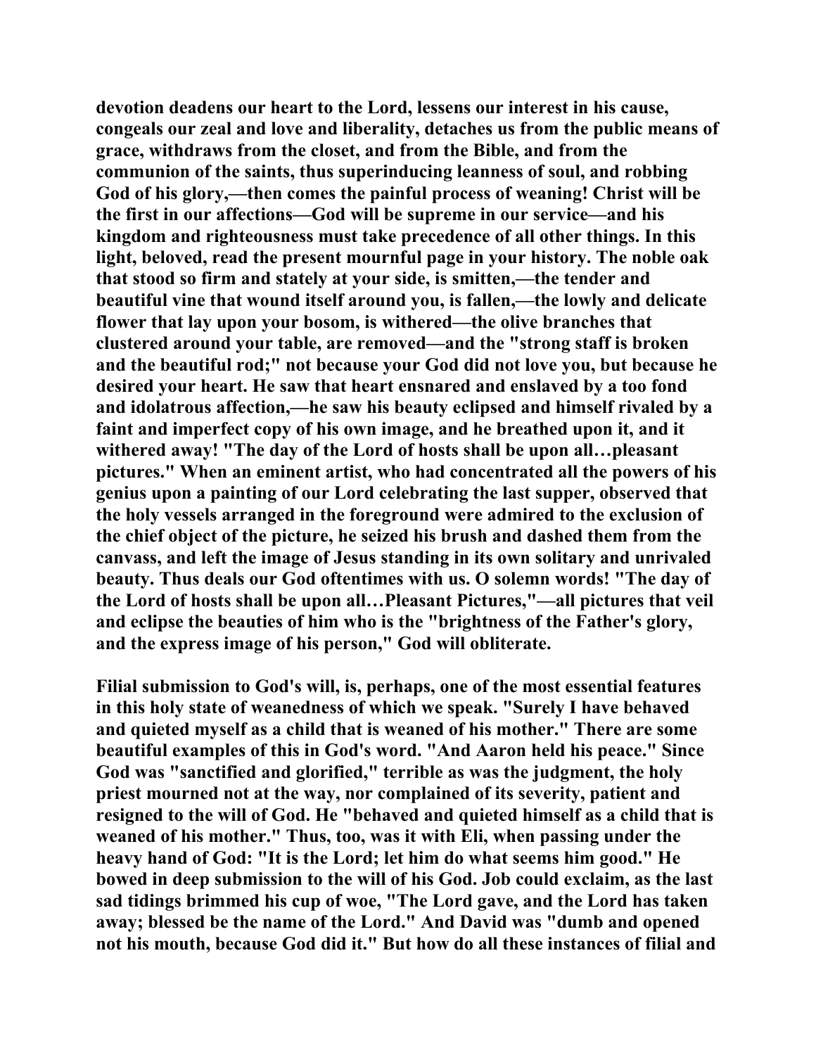devotion deadens our heart to the Lord, lessens our interest in his cause, congeals our zeal and love and liberality, detaches us from the public means of grace, withdraws from the closet, and from the Bible, and from the communion of the saints, thus superinducing leanness of soul, and robbing God of his glory,—then comes the painful process of weaning! Christ will be the first in our affections—God will be supreme in our service—and his kingdom and righteousness must take precedence of all other things. In this light, beloved, read the present mournful page in your history. The noble oak that stood so firm and stately at your side, is smitten,—the tender and beautiful vine that wound itself around you, is fallen,—the lowly and delicate flower that lay upon your bosom, is withered—the olive branches that clustered around your table, are removed—and the "strong staff is broken and the beautiful rod;" not because your God did not love you, but because he desired your heart. He saw that heart ensnared and enslaved by a too fond and idolatrous affection,—he saw his beauty eclipsed and himself rivaled by a faint and imperfect copy of his own image, and he breathed upon it, and it withered away! "The day of the Lord of hosts shall be upon all…pleasant pictures." When an eminent artist, who had concentrated all the powers of his genius upon a painting of our Lord celebrating the last supper, observed that the holy vessels arranged in the foreground were admired to the exclusion of the chief object of the picture, he seized his brush and dashed them from the canvass, and left the image of Jesus standing in its own solitary and unrivaled beauty. Thus deals our God oftentimes with us. O solemn words! "The day of the Lord of hosts shall be upon all…Pleasant Pictures,"—all pictures that veil and eclipse the beauties of him who is the "brightness of the Father's glory, and the express image of his person," God will obliterate.

Filial submission to God's will, is, perhaps, one of the most essential features in this holy state of weanedness of which we speak. "Surely I have behaved and quieted myself as a child that is weaned of his mother." There are some beautiful examples of this in God's word. "And Aaron held his peace." Since God was "sanctified and glorified," terrible as was the judgment, the holy priest mourned not at the way, nor complained of its severity, patient and resigned to the will of God. He "behaved and quieted himself as a child that is weaned of his mother." Thus, too, was it with Eli, when passing under the heavy hand of God: "It is the Lord; let him do what seems him good." He bowed in deep submission to the will of his God. Job could exclaim, as the last sad tidings brimmed his cup of woe, "The Lord gave, and the Lord has taken away; blessed be the name of the Lord." And David was "dumb and opened not his mouth, because God did it." But how do all these instances of filial and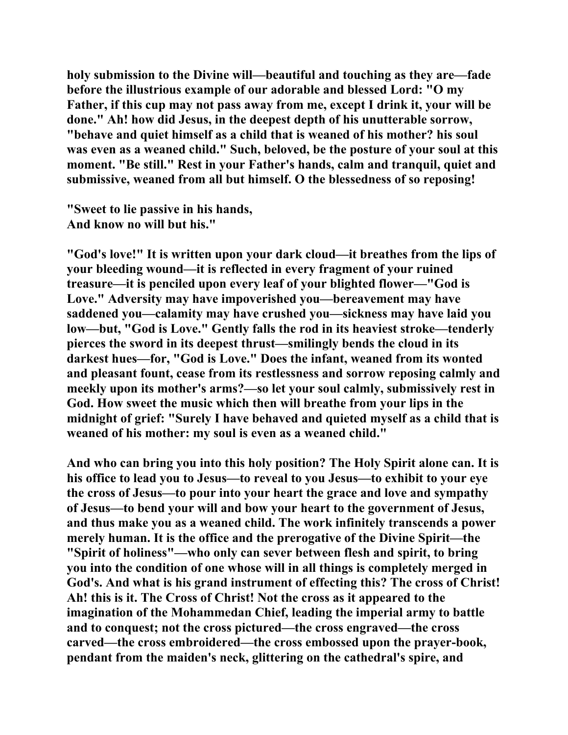holy submission to the Divine will—beautiful and touching as they are—fade before the illustrious example of our adorable and blessed Lord: "O my Father, if this cup may not pass away from me, except I drink it, your will be done." Ah! how did Jesus, in the deepest depth of his unutterable sorrow, "behave and quiet himself as a child that is weaned of his mother? his soul was even as a weaned child." Such, beloved, be the posture of your soul at this moment. "Be still." Rest in your Father's hands, calm and tranquil, quiet and submissive, weaned from all but himself. O the blessedness of so reposing!

"Sweet to lie passive in his hands,
And know no will but his."

"God's love!" It is written upon your dark cloud—it breathes from the lips of your bleeding wound—it is reflected in every fragment of your ruined treasure—it is penciled upon every leaf of your blighted flower—"God is Love." Adversity may have impoverished you—bereavement may have saddened you—calamity may have crushed you—sickness may have laid you low—but, "God is Love." Gently falls the rod in its heaviest stroke—tenderly pierces the sword in its deepest thrust—smilingly bends the cloud in its darkest hues—for, "God is Love." Does the infant, weaned from its wonted and pleasant fount, cease from its restlessness and sorrow reposing calmly and meekly upon its mother's arms?—so let your soul calmly, submissively rest in God. How sweet the music which then will breathe from your lips in the midnight of grief: "Surely I have behaved and quieted myself as a child that is weaned of his mother: my soul is even as a weaned child."

And who can bring you into this holy position? The Holy Spirit alone can. It is his office to lead you to Jesus—to reveal to you Jesus—to exhibit to your eye the cross of Jesus—to pour into your heart the grace and love and sympathy of Jesus—to bend your will and bow your heart to the government of Jesus, and thus make you as a weaned child. The work infinitely transcends a power merely human. It is the office and the prerogative of the Divine Spirit—the "Spirit of holiness"—who only can sever between flesh and spirit, to bring you into the condition of one whose will in all things is completely merged in God's. And what is his grand instrument of effecting this? The cross of Christ! Ah! this is it. The Cross of Christ! Not the cross as it appeared to the imagination of the Mohammedan Chief, leading the imperial army to battle and to conquest; not the cross pictured—the cross engraved—the cross carved—the cross embroidered—the cross embossed upon the prayer-book, pendant from the maiden's neck, glittering on the cathedral's spire, and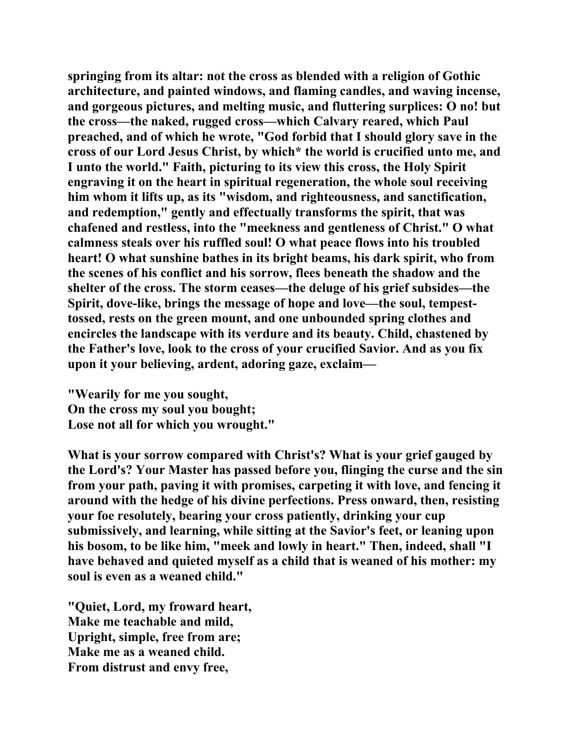springing from its altar: not the cross as blended with a religion of Gothic architecture, and painted windows, and flaming candles, and waving incense, and gorgeous pictures, and melting music, and fluttering surplices: O no! but the cross—the naked, rugged cross—which Calvary reared, which Paul preached, and of which he wrote, "God forbid that I should glory save in the cross of our Lord Jesus Christ, by which* the world is crucified unto me, and I unto the world." Faith, picturing to its view this cross, the Holy Spirit engraving it on the heart in spiritual regeneration, the whole soul receiving him whom it lifts up, as its "wisdom, and righteousness, and sanctification, and redemption," gently and effectually transforms the spirit, that was chafened and restless, into the "meekness and gentleness of Christ." O what calmness steals over his ruffled soul! O what peace flows into his troubled heart! O what sunshine bathes in its bright beams, his dark spirit, who from the scenes of his conflict and his sorrow, flees beneath the shadow and the shelter of the cross. The storm ceases—the deluge of his grief subsides—the Spirit, dove-like, brings the message of hope and love—the soul, tempest-tossed, rests on the green mount, and one unbounded spring clothes and encircles the landscape with its verdure and its beauty. Child, chastened by the Father's love, look to the cross of your crucified Savior. And as you fix upon it your believing, ardent, adoring gaze, exclaim—

"Wearily for me you sought,
On the cross my soul you bought;
Lose not all for which you wrought."

What is your sorrow compared with Christ's? What is your grief gauged by the Lord's? Your Master has passed before you, flinging the curse and the sin from your path, paving it with promises, carpeting it with love, and fencing it around with the hedge of his divine perfections. Press onward, then, resisting your foe resolutely, bearing your cross patiently, drinking your cup submissively, and learning, while sitting at the Savior's feet, or leaning upon his bosom, to be like him, "meek and lowly in heart." Then, indeed, shall "I have behaved and quieted myself as a child that is weaned of his mother: my soul is even as a weaned child."

"Quiet, Lord, my froward heart,
Make me teachable and mild,
Upright, simple, free from are;
Make me as a weaned child.
From distrust and envy free,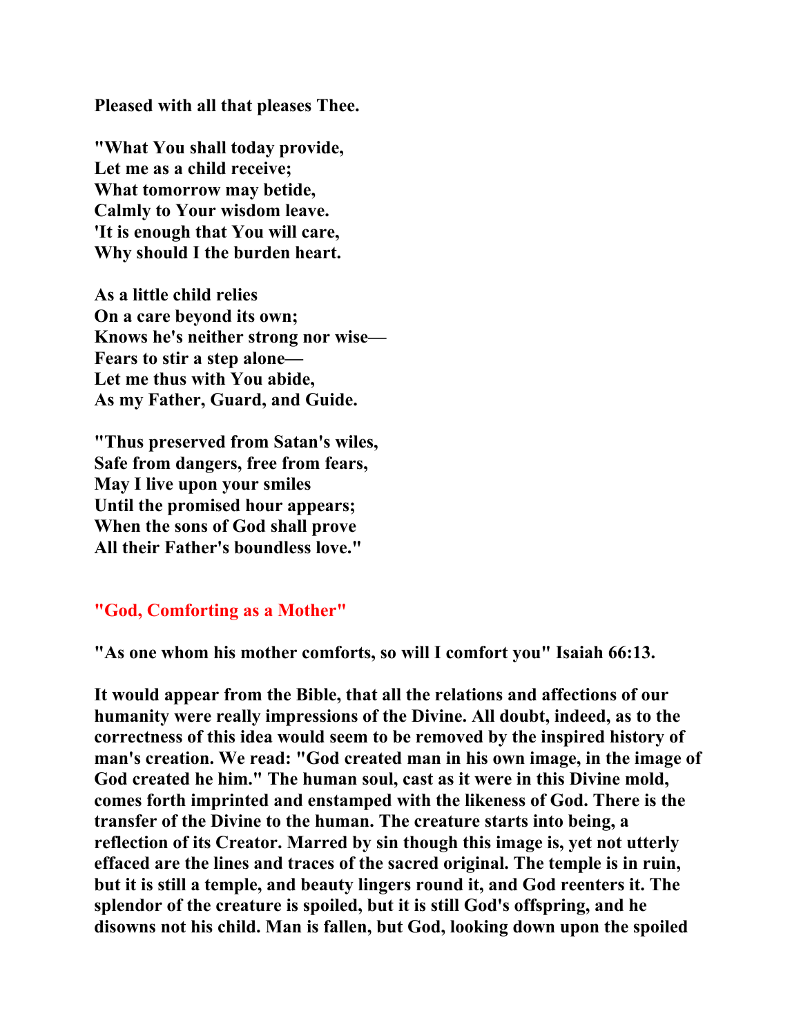**Pleased with all that pleases Thee.**

**"What You shall today provide,**
**Let me as a child receive;**
**What tomorrow may betide,**
**Calmly to Your wisdom leave.**
**'It is enough that You will care,**
**Why should I the burden heart.**

**As a little child relies**
**On a care beyond its own;**
**Knows he's neither strong nor wise—**
**Fears to stir a step alone—**
**Let me thus with You abide,**
**As my Father, Guard, and Guide.**

**"Thus preserved from Satan's wiles,**
**Safe from dangers, free from fears,**
**May I live upon your smiles**
**Until the promised hour appears;**
**When the sons of God shall prove**
**All their Father's boundless love."**

## "God, Comforting as a Mother"

**"As one whom his mother comforts, so will I comfort you" Isaiah 66:13.**

**It would appear from the Bible, that all the relations and affections of our humanity were really impressions of the Divine. All doubt, indeed, as to the correctness of this idea would seem to be removed by the inspired history of man's creation. We read: "God created man in his own image, in the image of God created he him." The human soul, cast as it were in this Divine mold, comes forth imprinted and enstamped with the likeness of God. There is the transfer of the Divine to the human. The creature starts into being, a reflection of its Creator. Marred by sin though this image is, yet not utterly effaced are the lines and traces of the sacred original. The temple is in ruin, but it is still a temple, and beauty lingers round it, and God reenters it. The splendor of the creature is spoiled, but it is still God's offspring, and he disowns not his child. Man is fallen, but God, looking down upon the spoiled**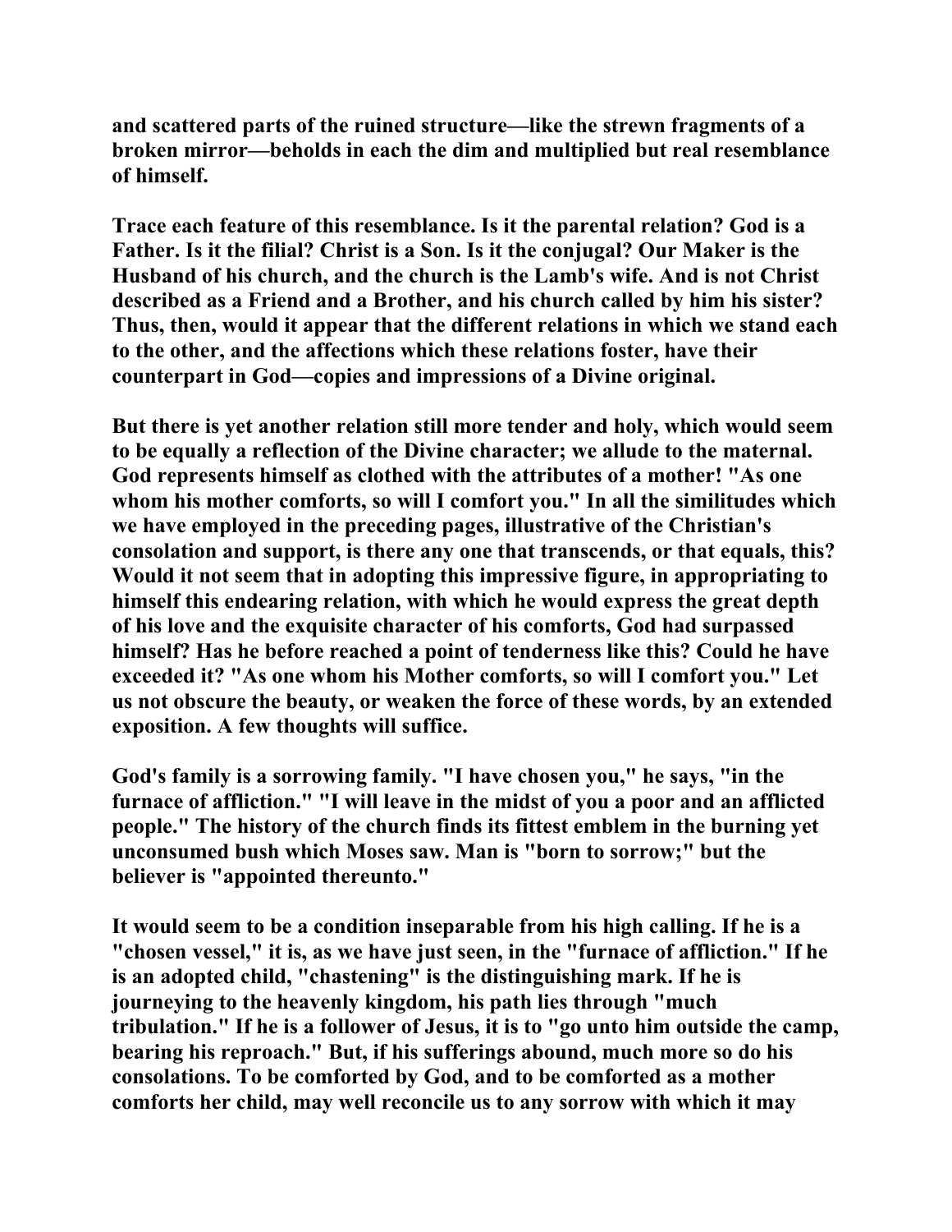and scattered parts of the ruined structure—like the strewn fragments of a broken mirror—beholds in each the dim and multiplied but real resemblance of himself.

Trace each feature of this resemblance. Is it the parental relation? God is a Father. Is it the filial? Christ is a Son. Is it the conjugal? Our Maker is the Husband of his church, and the church is the Lamb's wife. And is not Christ described as a Friend and a Brother, and his church called by him his sister? Thus, then, would it appear that the different relations in which we stand each to the other, and the affections which these relations foster, have their counterpart in God—copies and impressions of a Divine original.

But there is yet another relation still more tender and holy, which would seem to be equally a reflection of the Divine character; we allude to the maternal. God represents himself as clothed with the attributes of a mother! "As one whom his mother comforts, so will I comfort you." In all the similitudes which we have employed in the preceding pages, illustrative of the Christian's consolation and support, is there any one that transcends, or that equals, this? Would it not seem that in adopting this impressive figure, in appropriating to himself this endearing relation, with which he would express the great depth of his love and the exquisite character of his comforts, God had surpassed himself? Has he before reached a point of tenderness like this? Could he have exceeded it? "As one whom his Mother comforts, so will I comfort you." Let us not obscure the beauty, or weaken the force of these words, by an extended exposition. A few thoughts will suffice.

God's family is a sorrowing family. "I have chosen you," he says, "in the furnace of affliction." "I will leave in the midst of you a poor and an afflicted people." The history of the church finds its fittest emblem in the burning yet unconsumed bush which Moses saw. Man is "born to sorrow;" but the believer is "appointed thereunto."

It would seem to be a condition inseparable from his high calling. If he is a "chosen vessel," it is, as we have just seen, in the "furnace of affliction." If he is an adopted child, "chastening" is the distinguishing mark. If he is journeying to the heavenly kingdom, his path lies through "much tribulation." If he is a follower of Jesus, it is to "go unto him outside the camp, bearing his reproach." But, if his sufferings abound, much more so do his consolations. To be comforted by God, and to be comforted as a mother comforts her child, may well reconcile us to any sorrow with which it may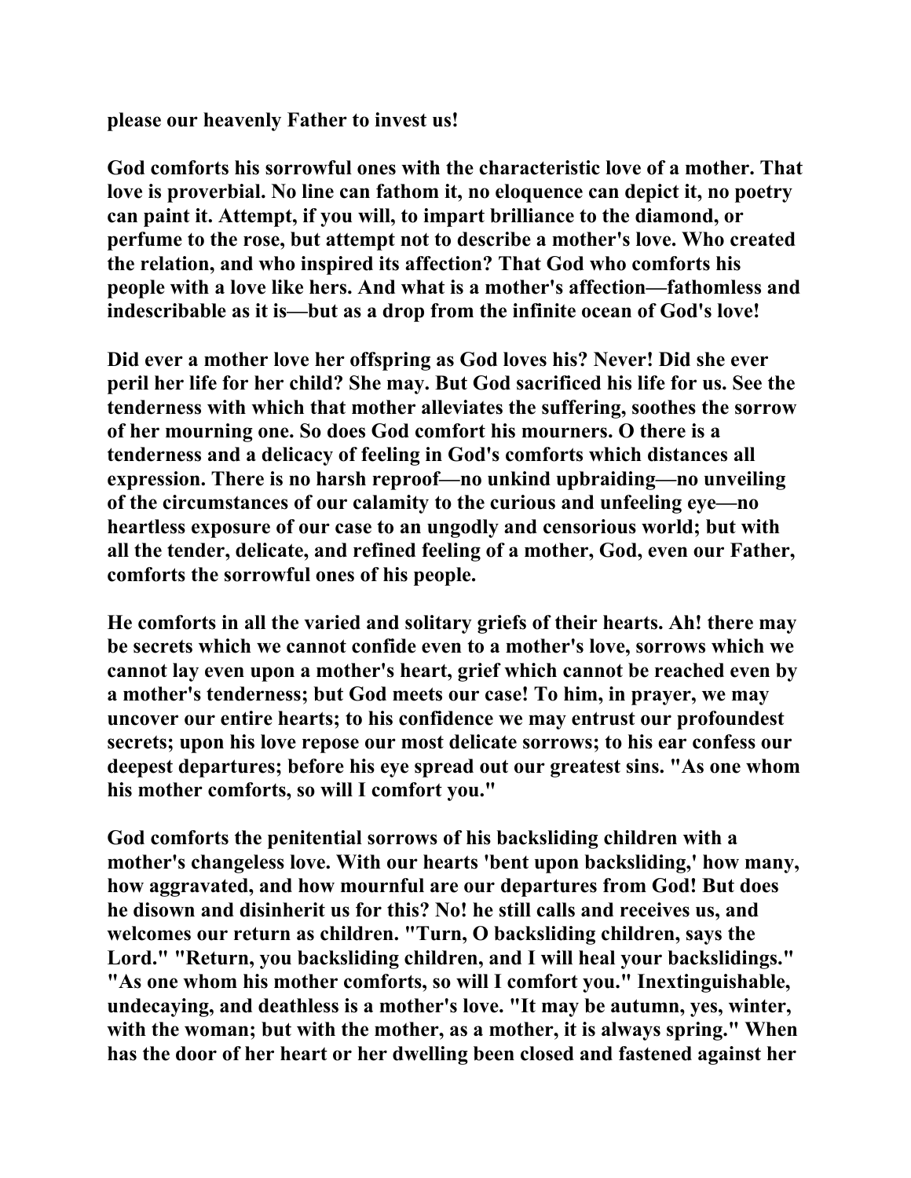please our heavenly Father to invest us!

God comforts his sorrowful ones with the characteristic love of a mother. That love is proverbial. No line can fathom it, no eloquence can depict it, no poetry can paint it. Attempt, if you will, to impart brilliance to the diamond, or perfume to the rose, but attempt not to describe a mother's love. Who created the relation, and who inspired its affection? That God who comforts his people with a love like hers. And what is a mother's affection—fathomless and indescribable as it is—but as a drop from the infinite ocean of God's love!

Did ever a mother love her offspring as God loves his? Never! Did she ever peril her life for her child? She may. But God sacrificed his life for us. See the tenderness with which that mother alleviates the suffering, soothes the sorrow of her mourning one. So does God comfort his mourners. O there is a tenderness and a delicacy of feeling in God's comforts which distances all expression. There is no harsh reproof—no unkind upbraiding—no unveiling of the circumstances of our calamity to the curious and unfeeling eye—no heartless exposure of our case to an ungodly and censorious world; but with all the tender, delicate, and refined feeling of a mother, God, even our Father, comforts the sorrowful ones of his people.

He comforts in all the varied and solitary griefs of their hearts. Ah! there may be secrets which we cannot confide even to a mother's love, sorrows which we cannot lay even upon a mother's heart, grief which cannot be reached even by a mother's tenderness; but God meets our case! To him, in prayer, we may uncover our entire hearts; to his confidence we may entrust our profoundest secrets; upon his love repose our most delicate sorrows; to his ear confess our deepest departures; before his eye spread out our greatest sins. "As one whom his mother comforts, so will I comfort you."

God comforts the penitential sorrows of his backsliding children with a mother's changeless love. With our hearts 'bent upon backsliding,' how many, how aggravated, and how mournful are our departures from God! But does he disown and disinherit us for this? No! he still calls and receives us, and welcomes our return as children. "Turn, O backsliding children, says the Lord." "Return, you backsliding children, and I will heal your backslidings." "As one whom his mother comforts, so will I comfort you." Inextinguishable, undecaying, and deathless is a mother's love. "It may be autumn, yes, winter, with the woman; but with the mother, as a mother, it is always spring." When has the door of her heart or her dwelling been closed and fastened against her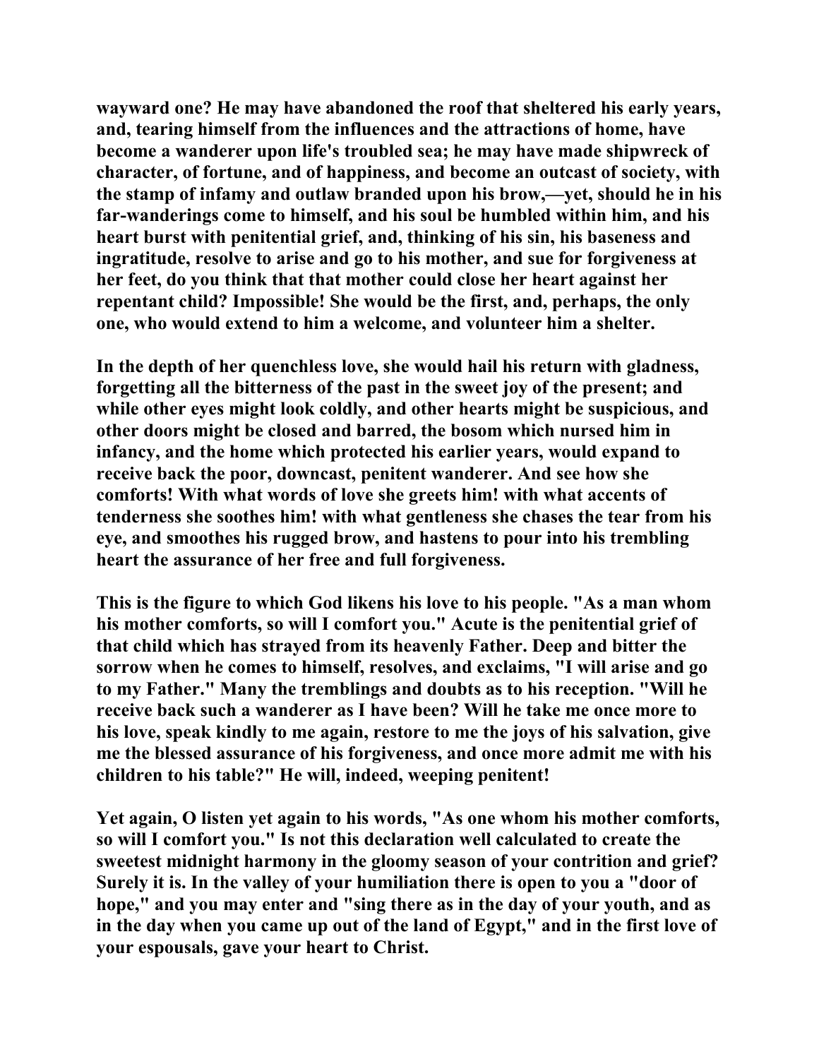wayward one? He may have abandoned the roof that sheltered his early years, and, tearing himself from the influences and the attractions of home, have become a wanderer upon life's troubled sea; he may have made shipwreck of character, of fortune, and of happiness, and become an outcast of society, with the stamp of infamy and outlaw branded upon his brow,—yet, should he in his far-wanderings come to himself, and his soul be humbled within him, and his heart burst with penitential grief, and, thinking of his sin, his baseness and ingratitude, resolve to arise and go to his mother, and sue for forgiveness at her feet, do you think that that mother could close her heart against her repentant child? Impossible! She would be the first, and, perhaps, the only one, who would extend to him a welcome, and volunteer him a shelter.

In the depth of her quenchless love, she would hail his return with gladness, forgetting all the bitterness of the past in the sweet joy of the present; and while other eyes might look coldly, and other hearts might be suspicious, and other doors might be closed and barred, the bosom which nursed him in infancy, and the home which protected his earlier years, would expand to receive back the poor, downcast, penitent wanderer. And see how she comforts! With what words of love she greets him! with what accents of tenderness she soothes him! with what gentleness she chases the tear from his eye, and smoothes his rugged brow, and hastens to pour into his trembling heart the assurance of her free and full forgiveness.

This is the figure to which God likens his love to his people. "As a man whom his mother comforts, so will I comfort you." Acute is the penitential grief of that child which has strayed from its heavenly Father. Deep and bitter the sorrow when he comes to himself, resolves, and exclaims, "I will arise and go to my Father." Many the tremblings and doubts as to his reception. "Will he receive back such a wanderer as I have been? Will he take me once more to his love, speak kindly to me again, restore to me the joys of his salvation, give me the blessed assurance of his forgiveness, and once more admit me with his children to his table?" He will, indeed, weeping penitent!

Yet again, O listen yet again to his words, "As one whom his mother comforts, so will I comfort you." Is not this declaration well calculated to create the sweetest midnight harmony in the gloomy season of your contrition and grief? Surely it is. In the valley of your humiliation there is open to you a "door of hope," and you may enter and "sing there as in the day of your youth, and as in the day when you came up out of the land of Egypt," and in the first love of your espousals, gave your heart to Christ.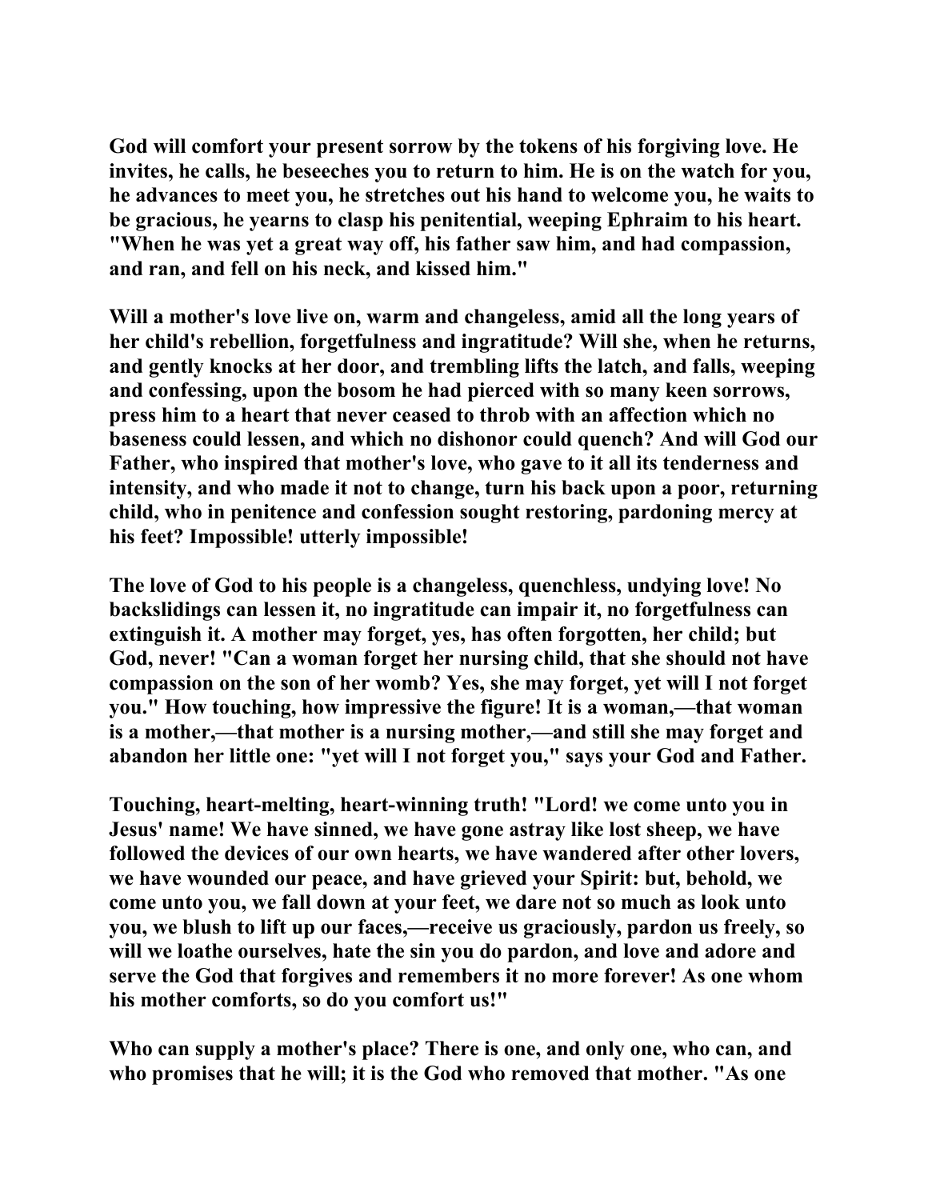God will comfort your present sorrow by the tokens of his forgiving love. He invites, he calls, he beseeches you to return to him. He is on the watch for you, he advances to meet you, he stretches out his hand to welcome you, he waits to be gracious, he yearns to clasp his penitential, weeping Ephraim to his heart. "When he was yet a great way off, his father saw him, and had compassion, and ran, and fell on his neck, and kissed him."

Will a mother's love live on, warm and changeless, amid all the long years of her child's rebellion, forgetfulness and ingratitude? Will she, when he returns, and gently knocks at her door, and trembling lifts the latch, and falls, weeping and confessing, upon the bosom he had pierced with so many keen sorrows, press him to a heart that never ceased to throb with an affection which no baseness could lessen, and which no dishonor could quench? And will God our Father, who inspired that mother's love, who gave to it all its tenderness and intensity, and who made it not to change, turn his back upon a poor, returning child, who in penitence and confession sought restoring, pardoning mercy at his feet? Impossible! utterly impossible!

The love of God to his people is a changeless, quenchless, undying love! No backslidings can lessen it, no ingratitude can impair it, no forgetfulness can extinguish it. A mother may forget, yes, has often forgotten, her child; but God, never! "Can a woman forget her nursing child, that she should not have compassion on the son of her womb? Yes, she may forget, yet will I not forget you." How touching, how impressive the figure! It is a woman,—that woman is a mother,—that mother is a nursing mother,—and still she may forget and abandon her little one: "yet will I not forget you," says your God and Father.

Touching, heart-melting, heart-winning truth! "Lord! we come unto you in Jesus' name! We have sinned, we have gone astray like lost sheep, we have followed the devices of our own hearts, we have wandered after other lovers, we have wounded our peace, and have grieved your Spirit: but, behold, we come unto you, we fall down at your feet, we dare not so much as look unto you, we blush to lift up our faces,—receive us graciously, pardon us freely, so will we loathe ourselves, hate the sin you do pardon, and love and adore and serve the God that forgives and remembers it no more forever! As one whom his mother comforts, so do you comfort us!"

Who can supply a mother's place? There is one, and only one, who can, and who promises that he will; it is the God who removed that mother. "As one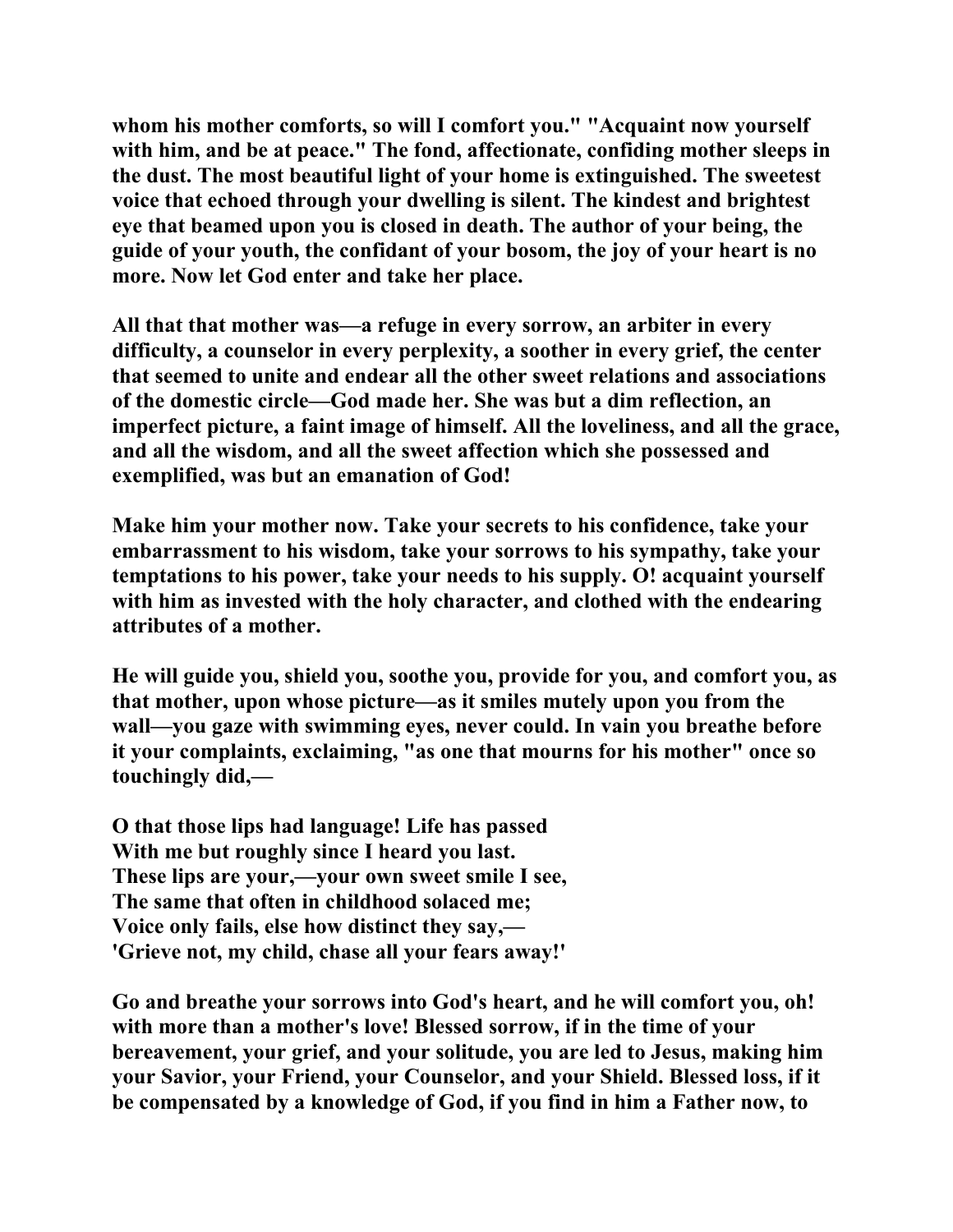**whom his mother comforts, so will I comfort you." "Acquaint now yourself with him, and be at peace." The fond, affectionate, confiding mother sleeps in the dust. The most beautiful light of your home is extinguished. The sweetest voice that echoed through your dwelling is silent. The kindest and brightest eye that beamed upon you is closed in death. The author of your being, the guide of your youth, the confidant of your bosom, the joy of your heart is no more. Now let God enter and take her place.**

**All that that mother was—a refuge in every sorrow, an arbiter in every difficulty, a counselor in every perplexity, a soother in every grief, the center that seemed to unite and endear all the other sweet relations and associations of the domestic circle—God made her. She was but a dim reflection, an imperfect picture, a faint image of himself. All the loveliness, and all the grace, and all the wisdom, and all the sweet affection which she possessed and exemplified, was but an emanation of God!**

**Make him your mother now. Take your secrets to his confidence, take your embarrassment to his wisdom, take your sorrows to his sympathy, take your temptations to his power, take your needs to his supply. O! acquaint yourself with him as invested with the holy character, and clothed with the endearing attributes of a mother.**

**He will guide you, shield you, soothe you, provide for you, and comfort you, as that mother, upon whose picture—as it smiles mutely upon you from the wall—you gaze with swimming eyes, never could. In vain you breathe before it your complaints, exclaiming, "as one that mourns for his mother" once so touchingly did,—**

**O that those lips had language! Life has passed**
**With me but roughly since I heard you last.**
**These lips are your,—your own sweet smile I see,**
**The same that often in childhood solaced me;**
**Voice only fails, else how distinct they say,—**
**'Grieve not, my child, chase all your fears away!'**

**Go and breathe your sorrows into God's heart, and he will comfort you, oh! with more than a mother's love! Blessed sorrow, if in the time of your bereavement, your grief, and your solitude, you are led to Jesus, making him your Savior, your Friend, your Counselor, and your Shield. Blessed loss, if it be compensated by a knowledge of God, if you find in him a Father now, to**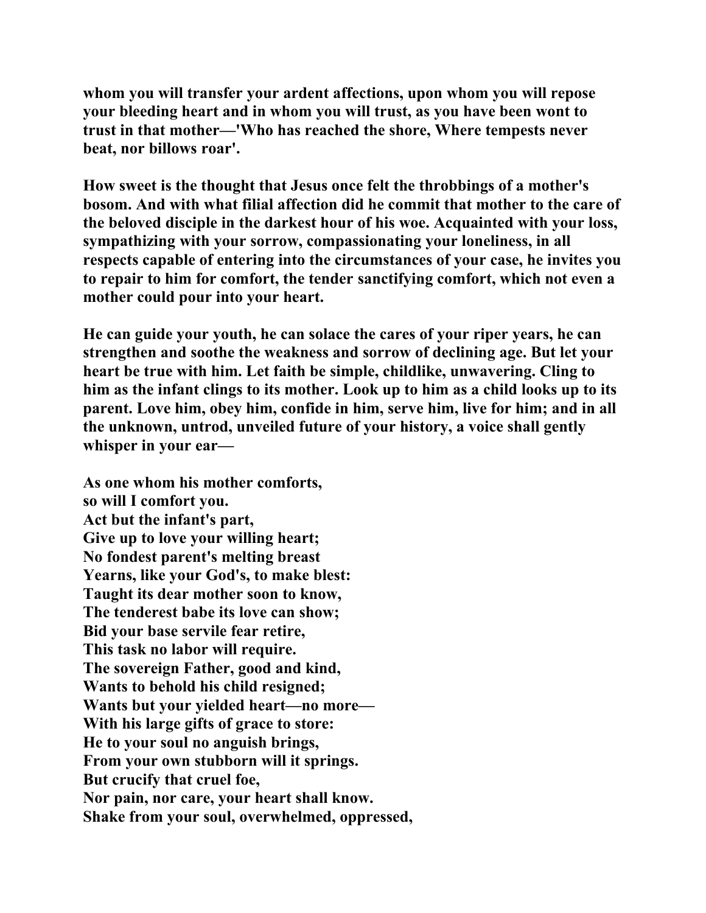whom you will transfer your ardent affections, upon whom you will repose your bleeding heart and in whom you will trust, as you have been wont to trust in that mother—'Who has reached the shore, Where tempests never beat, nor billows roar'.

How sweet is the thought that Jesus once felt the throbbings of a mother's bosom. And with what filial affection did he commit that mother to the care of the beloved disciple in the darkest hour of his woe. Acquainted with your loss, sympathizing with your sorrow, compassionating your loneliness, in all respects capable of entering into the circumstances of your case, he invites you to repair to him for comfort, the tender sanctifying comfort, which not even a mother could pour into your heart.

He can guide your youth, he can solace the cares of your riper years, he can strengthen and soothe the weakness and sorrow of declining age. But let your heart be true with him. Let faith be simple, childlike, unwavering. Cling to him as the infant clings to its mother. Look up to him as a child looks up to its parent. Love him, obey him, confide in him, serve him, live for him; and in all the unknown, untrod, unveiled future of your history, a voice shall gently whisper in your ear—

As one whom his mother comforts,  
so will I comfort you.  
Act but the infant's part,  
Give up to love your willing heart;  
No fondest parent's melting breast  
Yearns, like your God's, to make blest:  
Taught its dear mother soon to know,  
The tenderest babe its love can show;  
Bid your base servile fear retire,  
This task no labor will require.  
The sovereign Father, good and kind,  
Wants to behold his child resigned;  
Wants but your yielded heart—no more—  
With his large gifts of grace to store:  
He to your soul no anguish brings,  
From your own stubborn will it springs.  
But crucify that cruel foe,  
Nor pain, nor care, your heart shall know.  
Shake from your soul, overwhelmed, oppressed,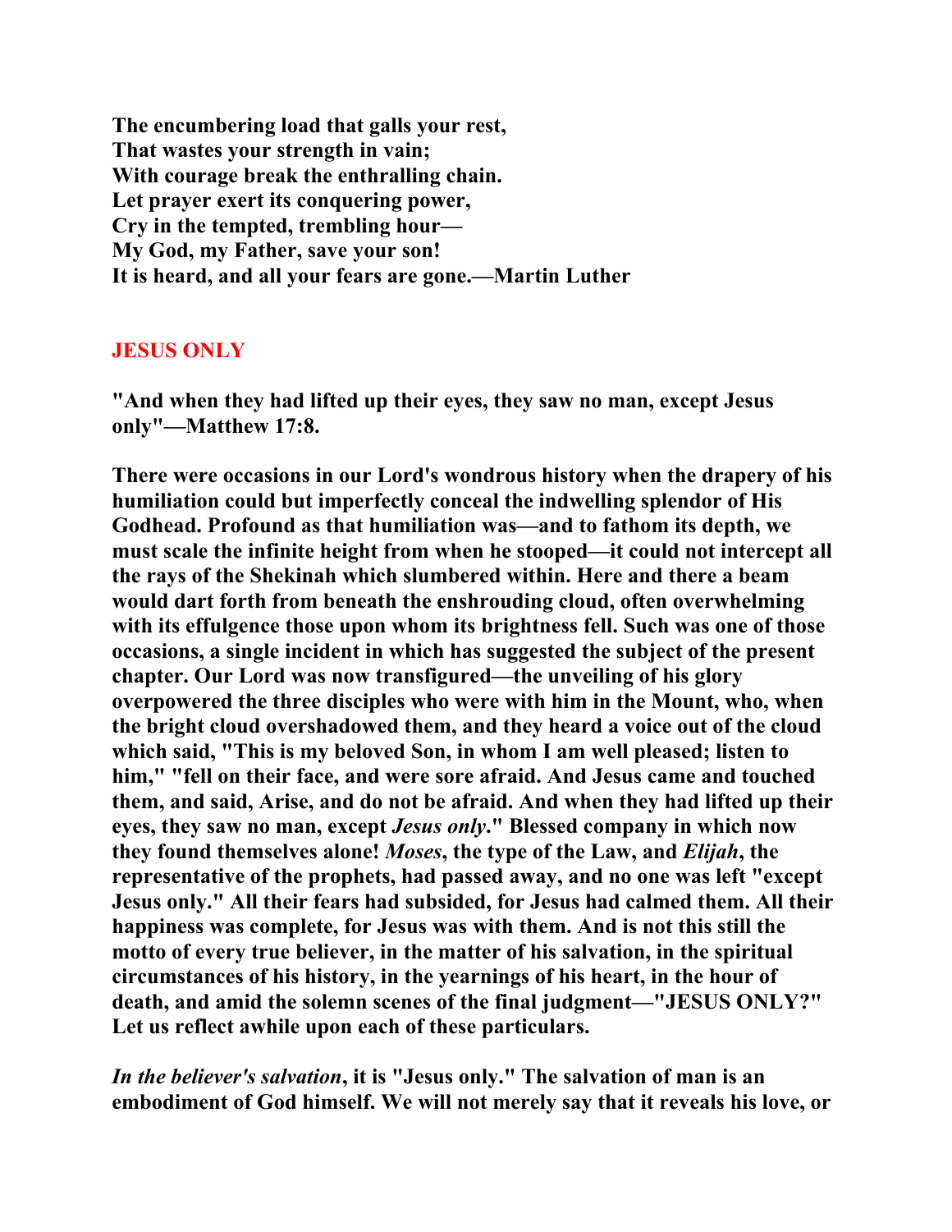**The encumbering load that galls your rest,**
**That wastes your strength in vain;**
**With courage break the enthralling chain.**
**Let prayer exert its conquering power,**
**Cry in the tempted, trembling hour—**
**My God, my Father, save your son!**
**It is heard, and all your fears are gone.—Martin Luther**

## JESUS ONLY

**"And when they had lifted up their eyes, they saw no man, except Jesus only"—Matthew 17:8.**

**There were occasions in our Lord's wondrous history when the drapery of his humiliation could but imperfectly conceal the indwelling splendor of His Godhead. Profound as that humiliation was—and to fathom its depth, we must scale the infinite height from when he stooped—it could not intercept all the rays of the Shekinah which slumbered within. Here and there a beam would dart forth from beneath the enshrouding cloud, often overwhelming with its effulgence those upon whom its brightness fell. Such was one of those occasions, a single incident in which has suggested the subject of the present chapter. Our Lord was now transfigured—the unveiling of his glory overpowered the three disciples who were with him in the Mount, who, when the bright cloud overshadowed them, and they heard a voice out of the cloud which said, "This is my beloved Son, in whom I am well pleased; listen to him," "fell on their face, and were sore afraid. And Jesus came and touched them, and said, Arise, and do not be afraid. And when they had lifted up their eyes, they saw no man, except *Jesus only*." Blessed company in which now they found themselves alone! *Moses*, the type of the Law, and *Elijah*, the representative of the prophets, had passed away, and no one was left "except Jesus only." All their fears had subsided, for Jesus had calmed them. All their happiness was complete, for Jesus was with them. And is not this still the motto of every true believer, in the matter of his salvation, in the spiritual circumstances of his history, in the yearnings of his heart, in the hour of death, and amid the solemn scenes of the final judgment—"JESUS ONLY?" Let us reflect awhile upon each of these particulars.**

***In the believer's salvation*, it is "Jesus only." The salvation of man is an embodiment of God himself. We will not merely say that it reveals his love, or**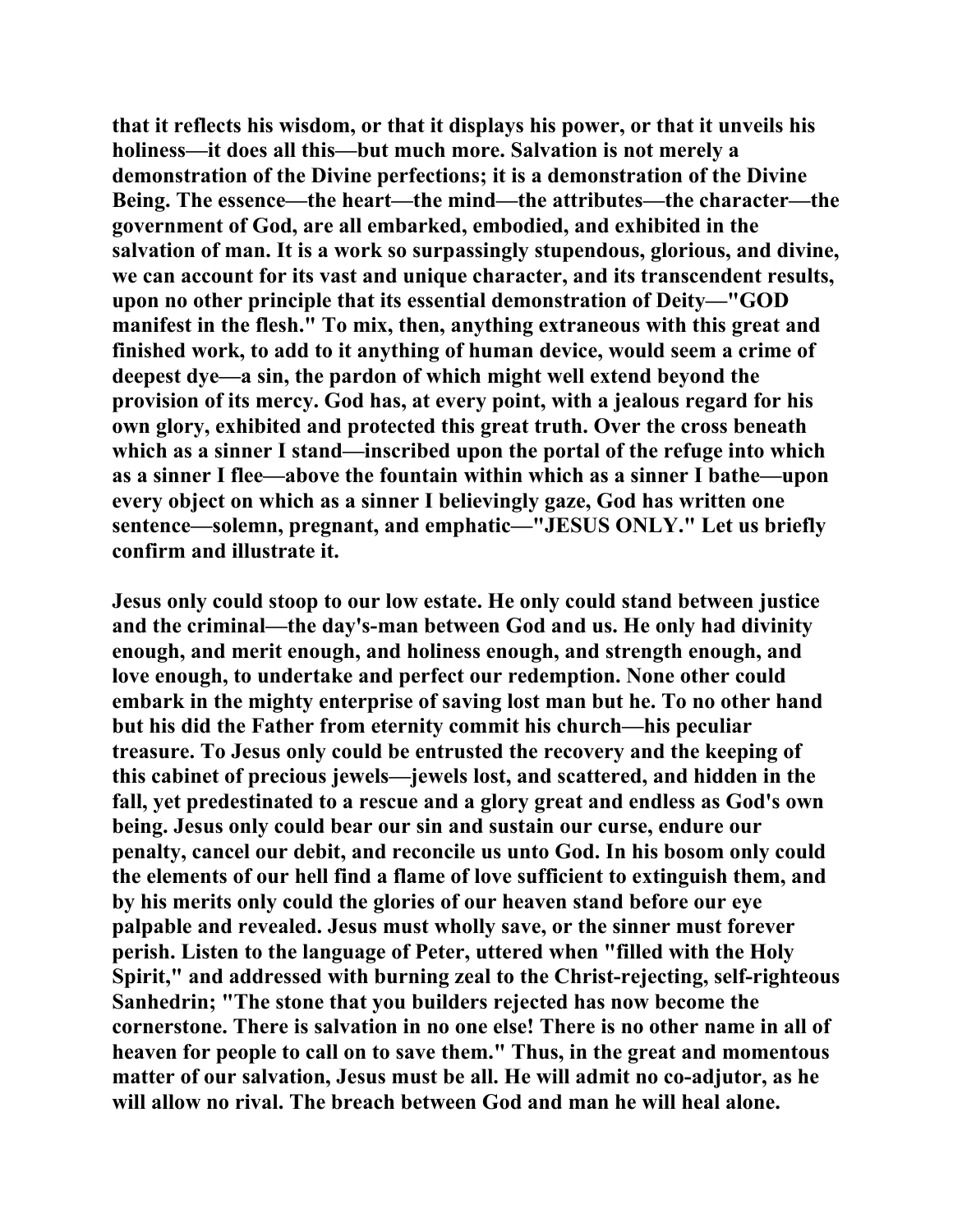**that it reflects his wisdom, or that it displays his power, or that it unveils his holiness—it does all this—but much more. Salvation is not merely a demonstration of the Divine perfections; it is a demonstration of the Divine Being. The essence—the heart—the mind—the attributes—the character—the government of God, are all embarked, embodied, and exhibited in the salvation of man. It is a work so surpassingly stupendous, glorious, and divine, we can account for its vast and unique character, and its transcendent results, upon no other principle that its essential demonstration of Deity—"GOD manifest in the flesh." To mix, then, anything extraneous with this great and finished work, to add to it anything of human device, would seem a crime of deepest dye—a sin, the pardon of which might well extend beyond the provision of its mercy. God has, at every point, with a jealous regard for his own glory, exhibited and protected this great truth. Over the cross beneath which as a sinner I stand—inscribed upon the portal of the refuge into which as a sinner I flee—above the fountain within which as a sinner I bathe—upon every object on which as a sinner I believingly gaze, God has written one sentence—solemn, pregnant, and emphatic—"JESUS ONLY." Let us briefly confirm and illustrate it.**

**Jesus only could stoop to our low estate. He only could stand between justice and the criminal—the day's-man between God and us. He only had divinity enough, and merit enough, and holiness enough, and strength enough, and love enough, to undertake and perfect our redemption. None other could embark in the mighty enterprise of saving lost man but he. To no other hand but his did the Father from eternity commit his church—his peculiar treasure. To Jesus only could be entrusted the recovery and the keeping of this cabinet of precious jewels—jewels lost, and scattered, and hidden in the fall, yet predestinated to a rescue and a glory great and endless as God's own being. Jesus only could bear our sin and sustain our curse, endure our penalty, cancel our debit, and reconcile us unto God. In his bosom only could the elements of our hell find a flame of love sufficient to extinguish them, and by his merits only could the glories of our heaven stand before our eye palpable and revealed. Jesus must wholly save, or the sinner must forever perish. Listen to the language of Peter, uttered when "filled with the Holy Spirit," and addressed with burning zeal to the Christ-rejecting, self-righteous Sanhedrin; "The stone that you builders rejected has now become the cornerstone. There is salvation in no one else! There is no other name in all of heaven for people to call on to save them." Thus, in the great and momentous matter of our salvation, Jesus must be all. He will admit no co-adjutor, as he will allow no rival. The breach between God and man he will heal alone.**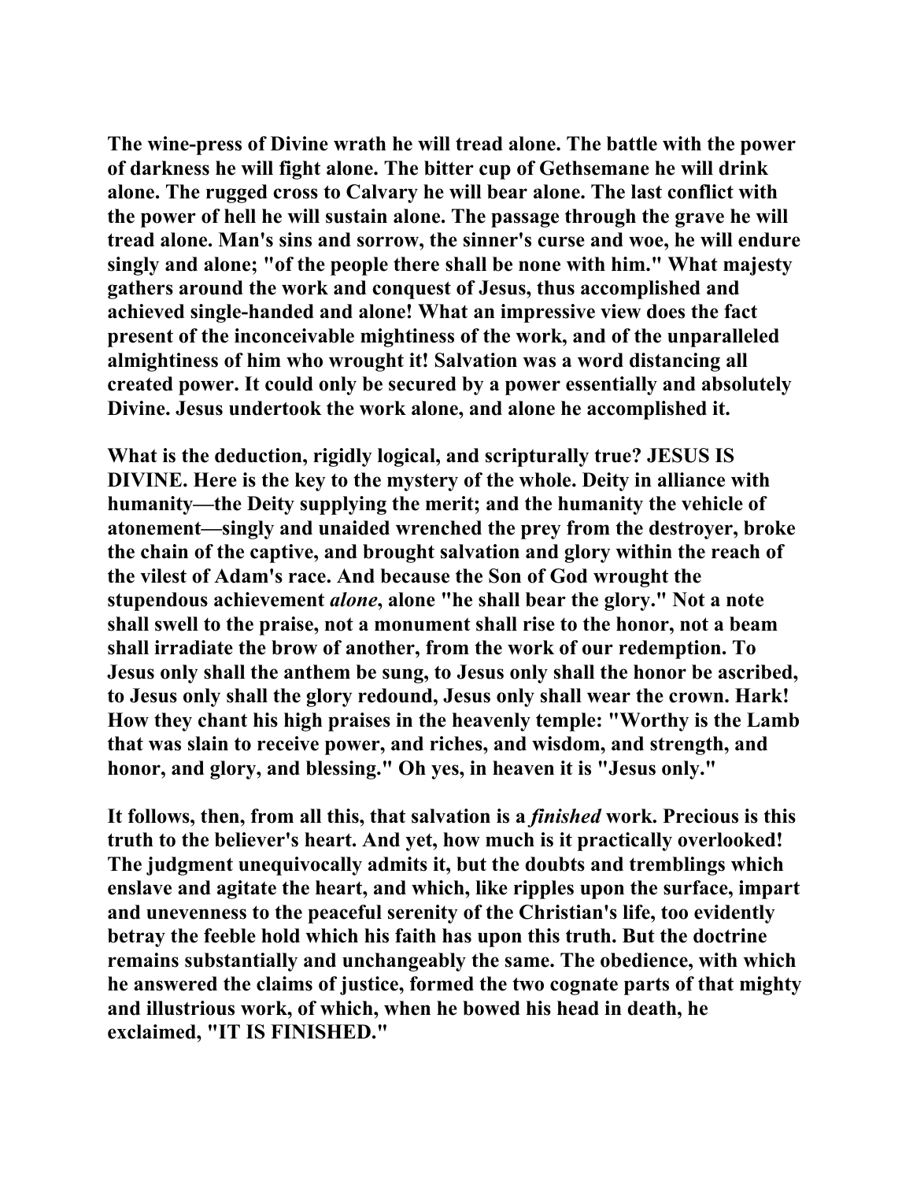The wine-press of Divine wrath he will tread alone. The battle with the power of darkness he will fight alone. The bitter cup of Gethsemane he will drink alone. The rugged cross to Calvary he will bear alone. The last conflict with the power of hell he will sustain alone. The passage through the grave he will tread alone. Man's sins and sorrow, the sinner's curse and woe, he will endure singly and alone; "of the people there shall be none with him." What majesty gathers around the work and conquest of Jesus, thus accomplished and achieved single-handed and alone! What an impressive view does the fact present of the inconceivable mightiness of the work, and of the unparalleled almightiness of him who wrought it! Salvation was a word distancing all created power. It could only be secured by a power essentially and absolutely Divine. Jesus undertook the work alone, and alone he accomplished it.

What is the deduction, rigidly logical, and scripturally true? JESUS IS DIVINE. Here is the key to the mystery of the whole. Deity in alliance with humanity—the Deity supplying the merit; and the humanity the vehicle of atonement—singly and unaided wrenched the prey from the destroyer, broke the chain of the captive, and brought salvation and glory within the reach of the vilest of Adam's race. And because the Son of God wrought the stupendous achievement *alone*, alone "he shall bear the glory." Not a note shall swell to the praise, not a monument shall rise to the honor, not a beam shall irradiate the brow of another, from the work of our redemption. To Jesus only shall the anthem be sung, to Jesus only shall the honor be ascribed, to Jesus only shall the glory redound, Jesus only shall wear the crown. Hark! How they chant his high praises in the heavenly temple: "Worthy is the Lamb that was slain to receive power, and riches, and wisdom, and strength, and honor, and glory, and blessing." Oh yes, in heaven it is "Jesus only."

It follows, then, from all this, that salvation is a *finished* work. Precious is this truth to the believer's heart. And yet, how much is it practically overlooked! The judgment unequivocally admits it, but the doubts and tremblings which enslave and agitate the heart, and which, like ripples upon the surface, impart and unevenness to the peaceful serenity of the Christian's life, too evidently betray the feeble hold which his faith has upon this truth. But the doctrine remains substantially and unchangeably the same. The obedience, with which he answered the claims of justice, formed the two cognate parts of that mighty and illustrious work, of which, when he bowed his head in death, he exclaimed, "IT IS FINISHED."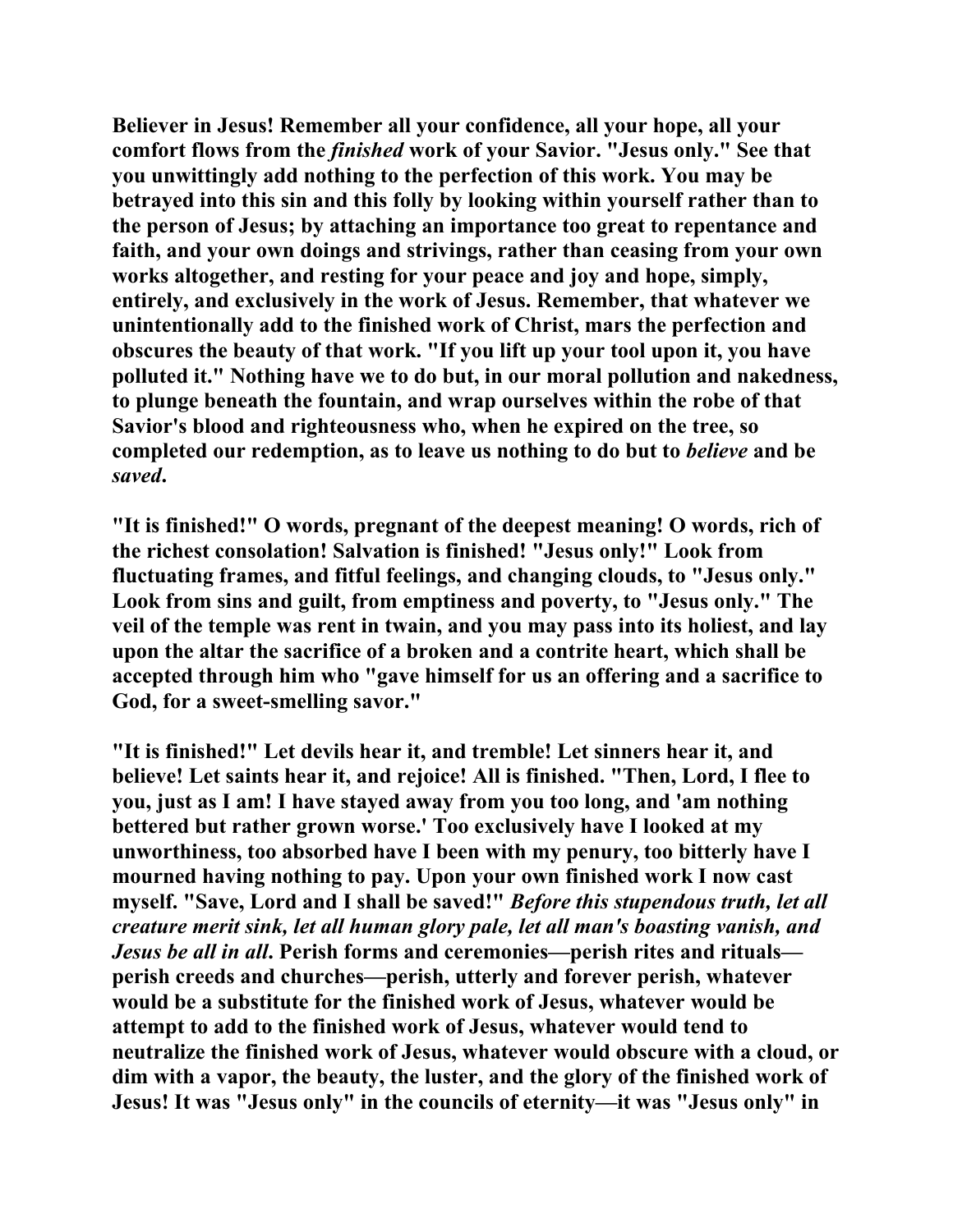Believer in Jesus! Remember all your confidence, all your hope, all your comfort flows from the *finished* work of your Savior. "Jesus only." See that you unwittingly add nothing to the perfection of this work. You may be betrayed into this sin and this folly by looking within yourself rather than to the person of Jesus; by attaching an importance too great to repentance and faith, and your own doings and strivings, rather than ceasing from your own works altogether, and resting for your peace and joy and hope, simply, entirely, and exclusively in the work of Jesus. Remember, that whatever we unintentionally add to the finished work of Christ, mars the perfection and obscures the beauty of that work. "If you lift up your tool upon it, you have polluted it." Nothing have we to do but, in our moral pollution and nakedness, to plunge beneath the fountain, and wrap ourselves within the robe of that Savior's blood and righteousness who, when he expired on the tree, so completed our redemption, as to leave us nothing to do but to *believe* and be *saved*.

"It is finished!" O words, pregnant of the deepest meaning! O words, rich of the richest consolation! Salvation is finished! "Jesus only!" Look from fluctuating frames, and fitful feelings, and changing clouds, to "Jesus only." Look from sins and guilt, from emptiness and poverty, to "Jesus only." The veil of the temple was rent in twain, and you may pass into its holiest, and lay upon the altar the sacrifice of a broken and a contrite heart, which shall be accepted through him who "gave himself for us an offering and a sacrifice to God, for a sweet-smelling savor."

"It is finished!" Let devils hear it, and tremble! Let sinners hear it, and believe! Let saints hear it, and rejoice! All is finished. "Then, Lord, I flee to you, just as I am! I have stayed away from you too long, and 'am nothing bettered but rather grown worse.' Too exclusively have I looked at my unworthiness, too absorbed have I been with my penury, too bitterly have I mourned having nothing to pay. Upon your own finished work I now cast myself. "Save, Lord and I shall be saved!" *Before this stupendous truth, let all creature merit sink, let all human glory pale, let all man's boasting vanish, and Jesus be all in all.* Perish forms and ceremonies—perish rites and rituals—perish creeds and churches—perish, utterly and forever perish, whatever would be a substitute for the finished work of Jesus, whatever would be attempt to add to the finished work of Jesus, whatever would tend to neutralize the finished work of Jesus, whatever would obscure with a cloud, or dim with a vapor, the beauty, the luster, and the glory of the finished work of Jesus! It was "Jesus only" in the councils of eternity—it was "Jesus only" in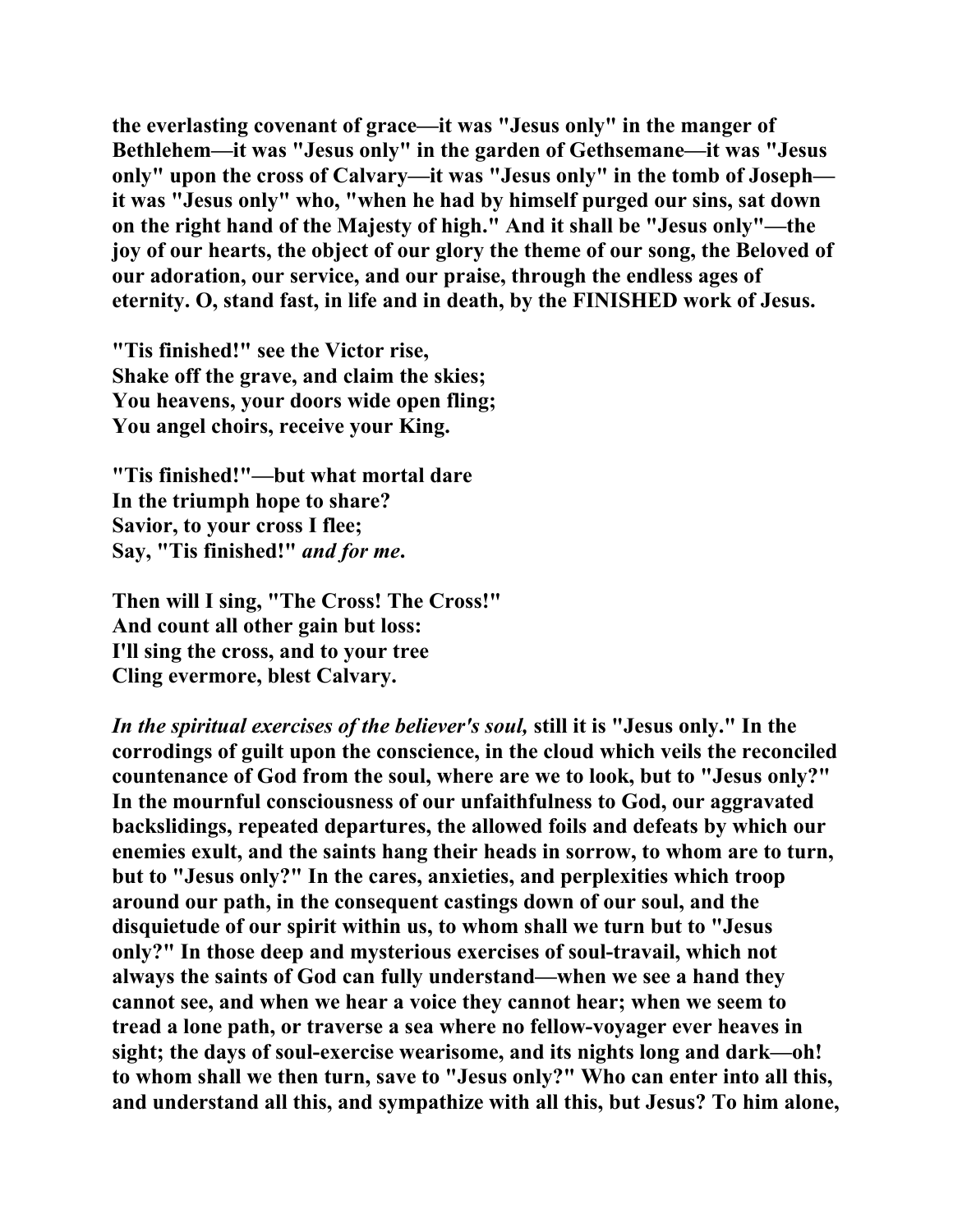**the everlasting covenant of grace—it was "Jesus only" in the manger of Bethlehem—it was "Jesus only" in the garden of Gethsemane—it was "Jesus only" upon the cross of Calvary—it was "Jesus only" in the tomb of Joseph—it was "Jesus only" who, "when he had by himself purged our sins, sat down on the right hand of the Majesty of high." And it shall be "Jesus only"—the joy of our hearts, the object of our glory the theme of our song, the Beloved of our adoration, our service, and our praise, through the endless ages of eternity. O, stand fast, in life and in death, by the FINISHED work of Jesus.**

**"Tis finished!" see the Victor rise,**
**Shake off the grave, and claim the skies;**
**You heavens, your doors wide open fling;**
**You angel choirs, receive your King.**

**"Tis finished!"—but what mortal dare**
**In the triumph hope to share?**
**Savior, to your cross I flee;**
**Say, "Tis finished!"** ***and for me*****.**

**Then will I sing, "The Cross! The Cross!"**
**And count all other gain but loss:**
**I'll sing the cross, and to your tree**
**Cling evermore, blest Calvary.**

***In the spiritual exercises of the believer's soul,*** **still it is "Jesus only." In the corrodings of guilt upon the conscience, in the cloud which veils the reconciled countenance of God from the soul, where are we to look, but to "Jesus only?" In the mournful consciousness of our unfaithfulness to God, our aggravated backslidings, repeated departures, the allowed foils and defeats by which our enemies exult, and the saints hang their heads in sorrow, to whom are to turn, but to "Jesus only?" In the cares, anxieties, and perplexities which troop around our path, in the consequent castings down of our soul, and the disquietude of our spirit within us, to whom shall we turn but to "Jesus only?" In those deep and mysterious exercises of soul-travail, which not always the saints of God can fully understand—when we see a hand they cannot see, and when we hear a voice they cannot hear; when we seem to tread a lone path, or traverse a sea where no fellow-voyager ever heaves in sight; the days of soul-exercise wearisome, and its nights long and dark—oh! to whom shall we then turn, save to "Jesus only?" Who can enter into all this, and understand all this, and sympathize with all this, but Jesus? To him alone,**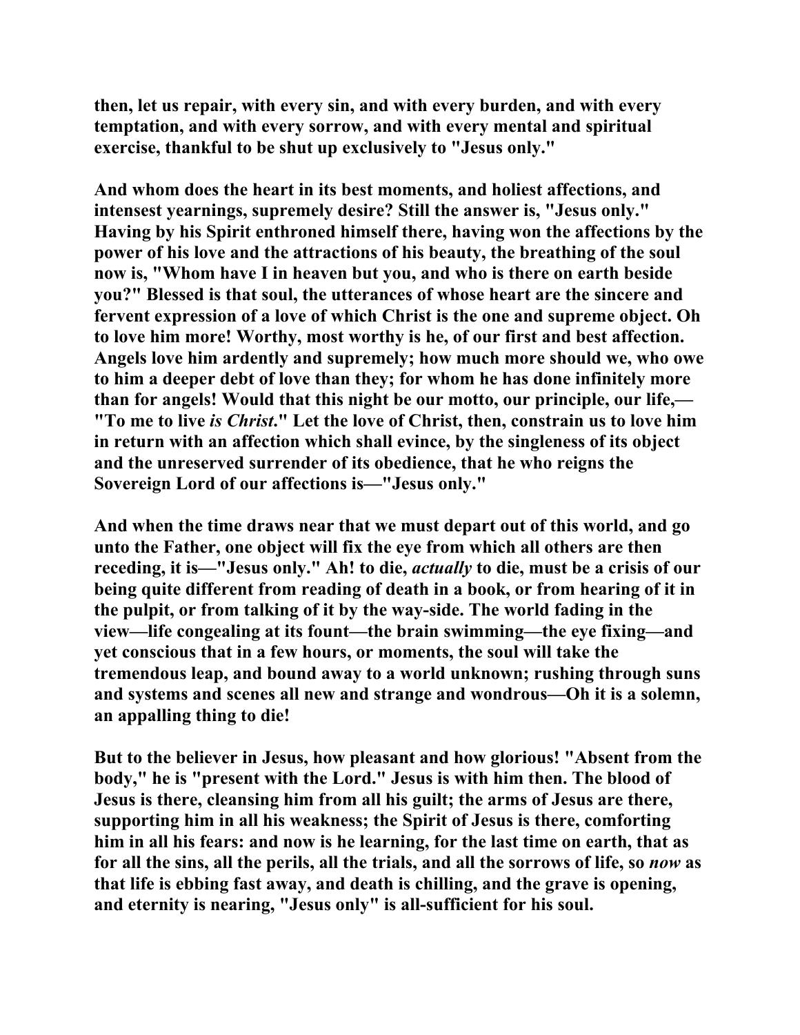then, let us repair, with every sin, and with every burden, and with every temptation, and with every sorrow, and with every mental and spiritual exercise, thankful to be shut up exclusively to "Jesus only."

And whom does the heart in its best moments, and holiest affections, and intensest yearnings, supremely desire? Still the answer is, "Jesus only." Having by his Spirit enthroned himself there, having won the affections by the power of his love and the attractions of his beauty, the breathing of the soul now is, "Whom have I in heaven but you, and who is there on earth beside you?" Blessed is that soul, the utterances of whose heart are the sincere and fervent expression of a love of which Christ is the one and supreme object. Oh to love him more! Worthy, most worthy is he, of our first and best affection. Angels love him ardently and supremely; how much more should we, who owe to him a deeper debt of love than they; for whom he has done infinitely more than for angels! Would that this night be our motto, our principle, our life,— "To me to live *is Christ*." Let the love of Christ, then, constrain us to love him in return with an affection which shall evince, by the singleness of its object and the unreserved surrender of its obedience, that he who reigns the Sovereign Lord of our affections is—"Jesus only."

And when the time draws near that we must depart out of this world, and go unto the Father, one object will fix the eye from which all others are then receding, it is—"Jesus only." Ah! to die, *actually* to die, must be a crisis of our being quite different from reading of death in a book, or from hearing of it in the pulpit, or from talking of it by the way-side. The world fading in the view—life congealing at its fount—the brain swimming—the eye fixing—and yet conscious that in a few hours, or moments, the soul will take the tremendous leap, and bound away to a world unknown; rushing through suns and systems and scenes all new and strange and wondrous—Oh it is a solemn, an appalling thing to die!

But to the believer in Jesus, how pleasant and how glorious! "Absent from the body," he is "present with the Lord." Jesus is with him then. The blood of Jesus is there, cleansing him from all his guilt; the arms of Jesus are there, supporting him in all his weakness; the Spirit of Jesus is there, comforting him in all his fears: and now is he learning, for the last time on earth, that as for all the sins, all the perils, all the trials, and all the sorrows of life, so *now* as that life is ebbing fast away, and death is chilling, and the grave is opening, and eternity is nearing, "Jesus only" is all-sufficient for his soul.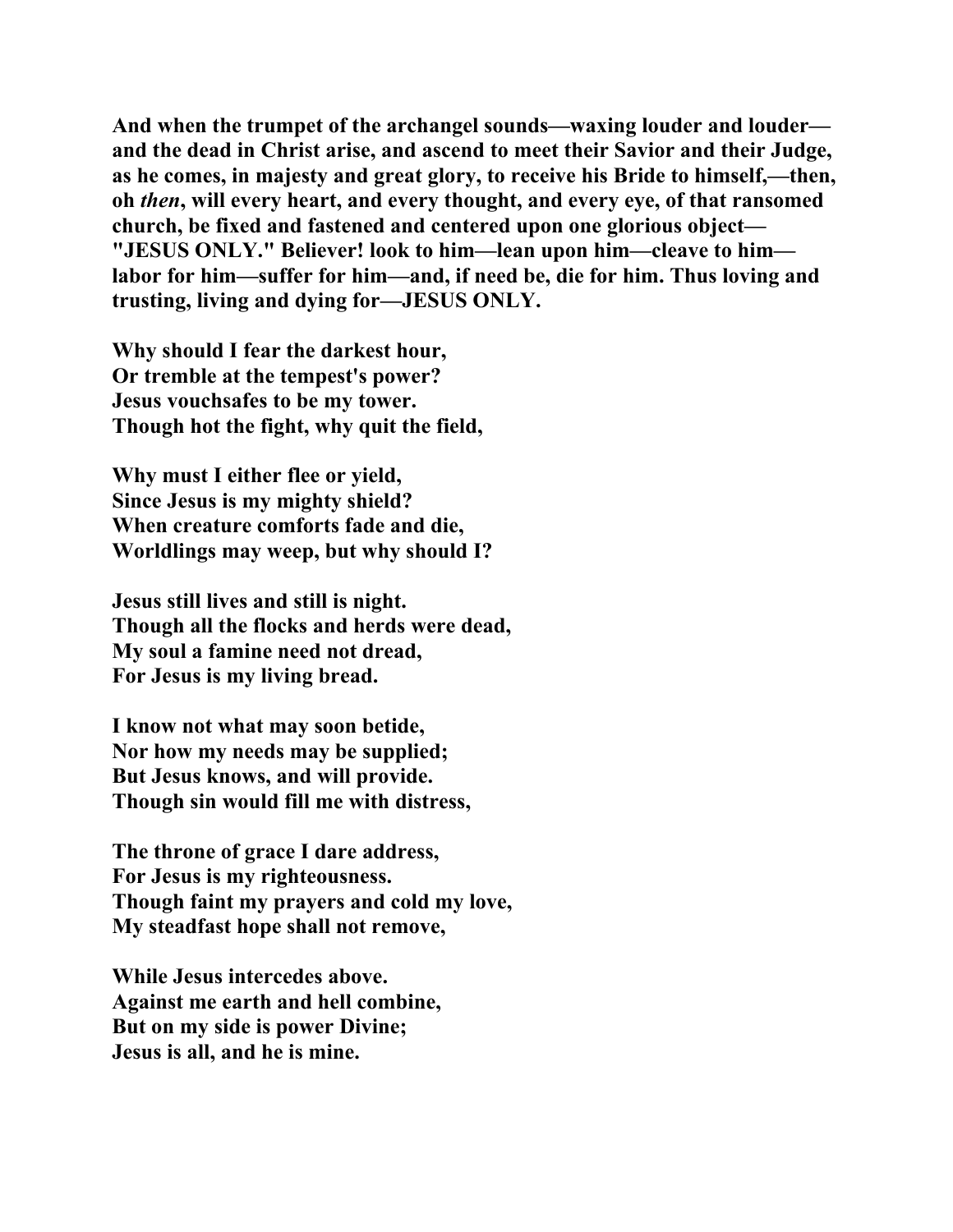**And when the trumpet of the archangel sounds—waxing louder and louder—and the dead in Christ arise, and ascend to meet their Savior and their Judge, as he comes, in majesty and great glory, to receive his Bride to himself,—then, oh *then*, will every heart, and every thought, and every eye, of that ransomed church, be fixed and fastened and centered upon one glorious object—"JESUS ONLY." Believer! look to him—lean upon him—cleave to him—labor for him—suffer for him—and, if need be, die for him. Thus loving and trusting, living and dying for—JESUS ONLY.**

**Why should I fear the darkest hour,**
**Or tremble at the tempest's power?**
**Jesus vouchsafes to be my tower.**
**Though hot the fight, why quit the field,**

**Why must I either flee or yield,**
**Since Jesus is my mighty shield?**
**When creature comforts fade and die,**
**Worldlings may weep, but why should I?**

**Jesus still lives and still is night.**
**Though all the flocks and herds were dead,**
**My soul a famine need not dread,**
**For Jesus is my living bread.**

**I know not what may soon betide,**
**Nor how my needs may be supplied;**
**But Jesus knows, and will provide.**
**Though sin would fill me with distress,**

**The throne of grace I dare address,**
**For Jesus is my righteousness.**
**Though faint my prayers and cold my love,**
**My steadfast hope shall not remove,**

**While Jesus intercedes above.**
**Against me earth and hell combine,**
**But on my side is power Divine;**
**Jesus is all, and he is mine.**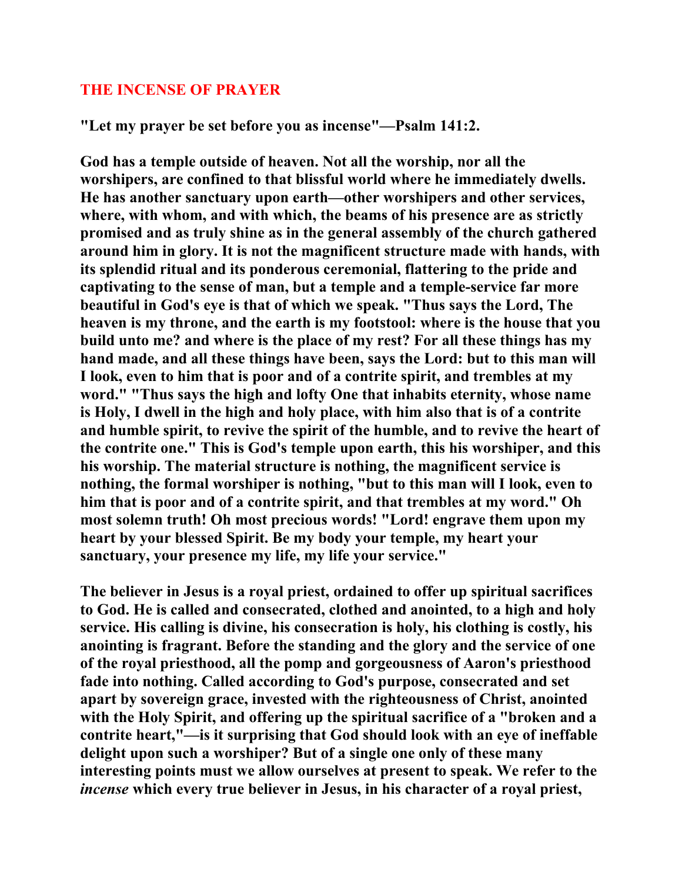## THE INCENSE OF PRAYER

**"Let my prayer be set before you as incense"—Psalm 141:2.**

**God has a temple outside of heaven. Not all the worship, nor all the worshipers, are confined to that blissful world where he immediately dwells. He has another sanctuary upon earth—other worshipers and other services, where, with whom, and with which, the beams of his presence are as strictly promised and as truly shine as in the general assembly of the church gathered around him in glory. It is not the magnificent structure made with hands, with its splendid ritual and its ponderous ceremonial, flattering to the pride and captivating to the sense of man, but a temple and a temple-service far more beautiful in God's eye is that of which we speak. "Thus says the Lord, The heaven is my throne, and the earth is my footstool: where is the house that you build unto me? and where is the place of my rest? For all these things has my hand made, and all these things have been, says the Lord: but to this man will I look, even to him that is poor and of a contrite spirit, and trembles at my word." "Thus says the high and lofty One that inhabits eternity, whose name is Holy, I dwell in the high and holy place, with him also that is of a contrite and humble spirit, to revive the spirit of the humble, and to revive the heart of the contrite one." This is God's temple upon earth, this his worshiper, and this his worship. The material structure is nothing, the magnificent service is nothing, the formal worshiper is nothing, "but to this man will I look, even to him that is poor and of a contrite spirit, and that trembles at my word." Oh most solemn truth! Oh most precious words! "Lord! engrave them upon my heart by your blessed Spirit. Be my body your temple, my heart your sanctuary, your presence my life, my life your service."**

**The believer in Jesus is a royal priest, ordained to offer up spiritual sacrifices to God. He is called and consecrated, clothed and anointed, to a high and holy service. His calling is divine, his consecration is holy, his clothing is costly, his anointing is fragrant. Before the standing and the glory and the service of one of the royal priesthood, all the pomp and gorgeousness of Aaron's priesthood fade into nothing. Called according to God's purpose, consecrated and set apart by sovereign grace, invested with the righteousness of Christ, anointed with the Holy Spirit, and offering up the spiritual sacrifice of a "broken and a contrite heart,"—is it surprising that God should look with an eye of ineffable delight upon such a worshiper? But of a single one only of these many interesting points must we allow ourselves at present to speak. We refer to the *incense* which every true believer in Jesus, in his character of a royal priest,**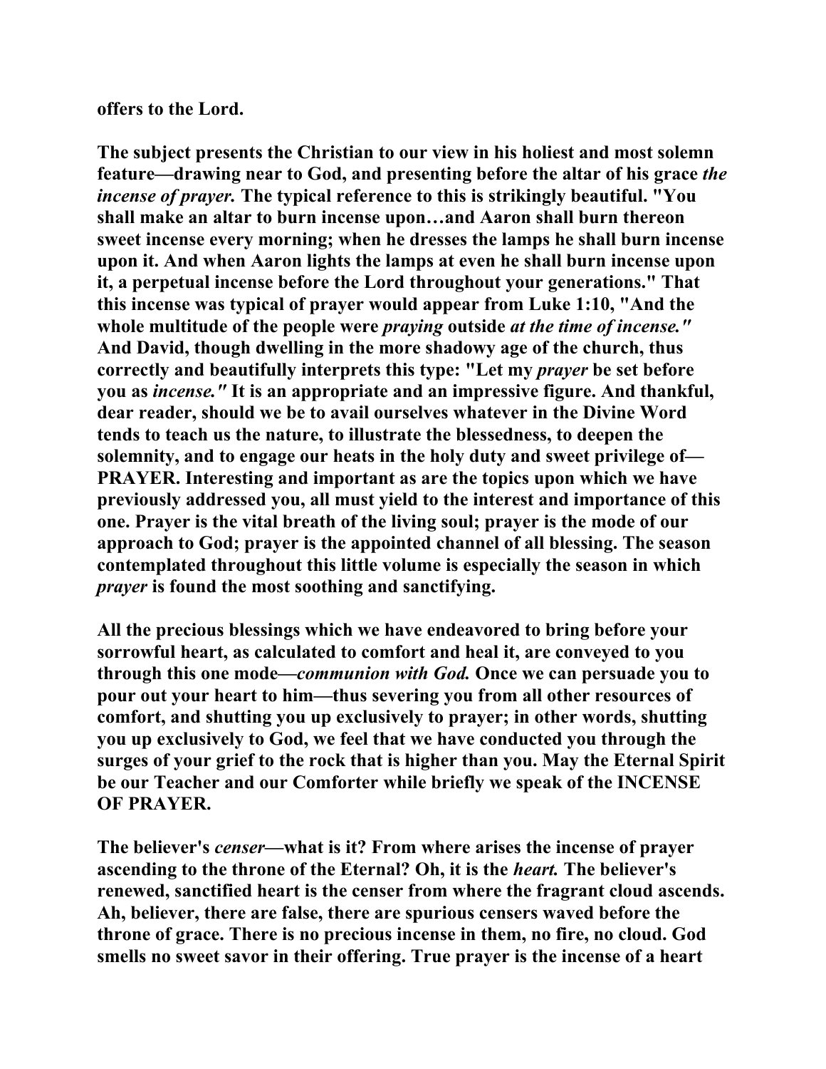**offers to the Lord.**

**The subject presents the Christian to our view in his holiest and most solemn feature—drawing near to God, and presenting before the altar of his grace *the incense of prayer.* The typical reference to this is strikingly beautiful. "You shall make an altar to burn incense upon…and Aaron shall burn thereon sweet incense every morning; when he dresses the lamps he shall burn incense upon it. And when Aaron lights the lamps at even he shall burn incense upon it, a perpetual incense before the Lord throughout your generations." That this incense was typical of prayer would appear from Luke 1:10, "And the whole multitude of the people were *praying* outside *at the time of incense."* And David, though dwelling in the more shadowy age of the church, thus correctly and beautifully interprets this type: "Let my *prayer* be set before you as *incense."* It is an appropriate and an impressive figure. And thankful, dear reader, should we be to avail ourselves whatever in the Divine Word tends to teach us the nature, to illustrate the blessedness, to deepen the solemnity, and to engage our heats in the holy duty and sweet privilege of—PRAYER. Interesting and important as are the topics upon which we have previously addressed you, all must yield to the interest and importance of this one. Prayer is the vital breath of the living soul; prayer is the mode of our approach to God; prayer is the appointed channel of all blessing. The season contemplated throughout this little volume is especially the season in which *prayer* is found the most soothing and sanctifying.**

**All the precious blessings which we have endeavored to bring before your sorrowful heart, as calculated to comfort and heal it, are conveyed to you through this one mode—*communion with God.* Once we can persuade you to pour out your heart to him—thus severing you from all other resources of comfort, and shutting you up exclusively to prayer; in other words, shutting you up exclusively to God, we feel that we have conducted you through the surges of your grief to the rock that is higher than you. May the Eternal Spirit be our Teacher and our Comforter while briefly we speak of the INCENSE OF PRAYER.**

**The believer's *censer*—what is it? From where arises the incense of prayer ascending to the throne of the Eternal? Oh, it is the *heart.* The believer's renewed, sanctified heart is the censer from where the fragrant cloud ascends. Ah, believer, there are false, there are spurious censers waved before the throne of grace. There is no precious incense in them, no fire, no cloud. God smells no sweet savor in their offering. True prayer is the incense of a heart**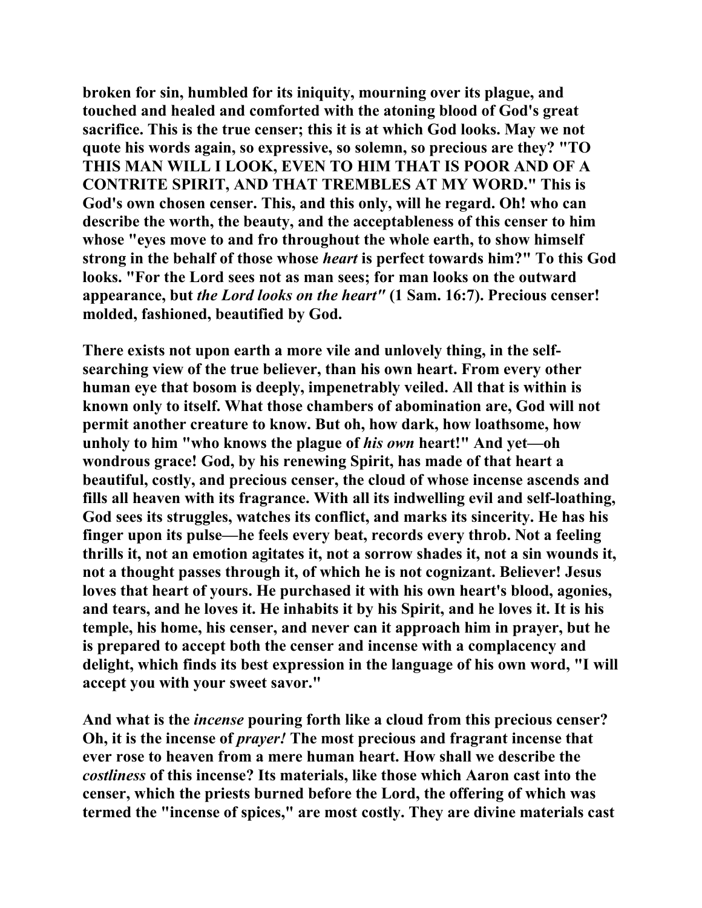**broken for sin, humbled for its iniquity, mourning over its plague, and touched and healed and comforted with the atoning blood of God's great sacrifice. This is the true censer; this it is at which God looks. May we not quote his words again, so expressive, so solemn, so precious are they? "TO THIS MAN WILL I LOOK, EVEN TO HIM THAT IS POOR AND OF A CONTRITE SPIRIT, AND THAT TREMBLES AT MY WORD." This is God's own chosen censer. This, and this only, will he regard. Oh! who can describe the worth, the beauty, and the acceptableness of this censer to him whose "eyes move to and fro throughout the whole earth, to show himself strong in the behalf of those whose *heart* is perfect towards him?" To this God looks. "For the Lord sees not as man sees; for man looks on the outward appearance, but *the Lord looks on the heart"* (1 Sam. 16:7). Precious censer! molded, fashioned, beautified by God.**

**There exists not upon earth a more vile and unlovely thing, in the self-searching view of the true believer, than his own heart. From every other human eye that bosom is deeply, impenetrably veiled. All that is within is known only to itself. What those chambers of abomination are, God will not permit another creature to know. But oh, how dark, how loathsome, how unholy to him "who knows the plague of *his own* heart!" And yet—oh wondrous grace! God, by his renewing Spirit, has made of that heart a beautiful, costly, and precious censer, the cloud of whose incense ascends and fills all heaven with its fragrance. With all its indwelling evil and self-loathing, God sees its struggles, watches its conflict, and marks its sincerity. He has his finger upon its pulse—he feels every beat, records every throb. Not a feeling thrills it, not an emotion agitates it, not a sorrow shades it, not a sin wounds it, not a thought passes through it, of which he is not cognizant. Believer! Jesus loves that heart of yours. He purchased it with his own heart's blood, agonies, and tears, and he loves it. He inhabits it by his Spirit, and he loves it. It is his temple, his home, his censer, and never can it approach him in prayer, but he is prepared to accept both the censer and incense with a complacency and delight, which finds its best expression in the language of his own word, "I will accept you with your sweet savor."**

**And what is the *incense* pouring forth like a cloud from this precious censer? Oh, it is the incense of *prayer!* The most precious and fragrant incense that ever rose to heaven from a mere human heart. How shall we describe the *costliness* of this incense? Its materials, like those which Aaron cast into the censer, which the priests burned before the Lord, the offering of which was termed the "incense of spices," are most costly. They are divine materials cast**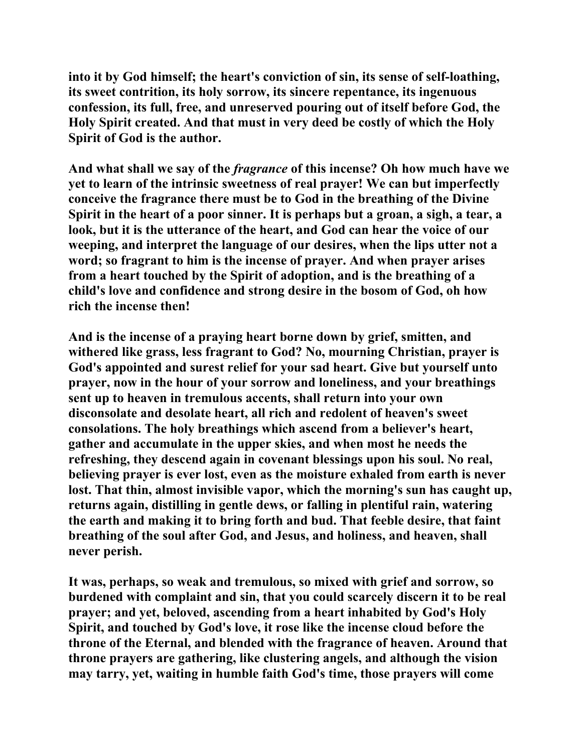into it by God himself; the heart's conviction of sin, its sense of self-loathing, its sweet contrition, its holy sorrow, its sincere repentance, its ingenuous confession, its full, free, and unreserved pouring out of itself before God, the Holy Spirit created. And that must in very deed be costly of which the Holy Spirit of God is the author.

And what shall we say of the *fragrance* of this incense? Oh how much have we yet to learn of the intrinsic sweetness of real prayer! We can but imperfectly conceive the fragrance there must be to God in the breathing of the Divine Spirit in the heart of a poor sinner. It is perhaps but a groan, a sigh, a tear, a look, but it is the utterance of the heart, and God can hear the voice of our weeping, and interpret the language of our desires, when the lips utter not a word; so fragrant to him is the incense of prayer. And when prayer arises from a heart touched by the Spirit of adoption, and is the breathing of a child's love and confidence and strong desire in the bosom of God, oh how rich the incense then!

And is the incense of a praying heart borne down by grief, smitten, and withered like grass, less fragrant to God? No, mourning Christian, prayer is God's appointed and surest relief for your sad heart. Give but yourself unto prayer, now in the hour of your sorrow and loneliness, and your breathings sent up to heaven in tremulous accents, shall return into your own disconsolate and desolate heart, all rich and redolent of heaven's sweet consolations. The holy breathings which ascend from a believer's heart, gather and accumulate in the upper skies, and when most he needs the refreshing, they descend again in covenant blessings upon his soul. No real, believing prayer is ever lost, even as the moisture exhaled from earth is never lost. That thin, almost invisible vapor, which the morning's sun has caught up, returns again, distilling in gentle dews, or falling in plentiful rain, watering the earth and making it to bring forth and bud. That feeble desire, that faint breathing of the soul after God, and Jesus, and holiness, and heaven, shall never perish.

It was, perhaps, so weak and tremulous, so mixed with grief and sorrow, so burdened with complaint and sin, that you could scarcely discern it to be real prayer; and yet, beloved, ascending from a heart inhabited by God's Holy Spirit, and touched by God's love, it rose like the incense cloud before the throne of the Eternal, and blended with the fragrance of heaven. Around that throne prayers are gathering, like clustering angels, and although the vision may tarry, yet, waiting in humble faith God's time, those prayers will come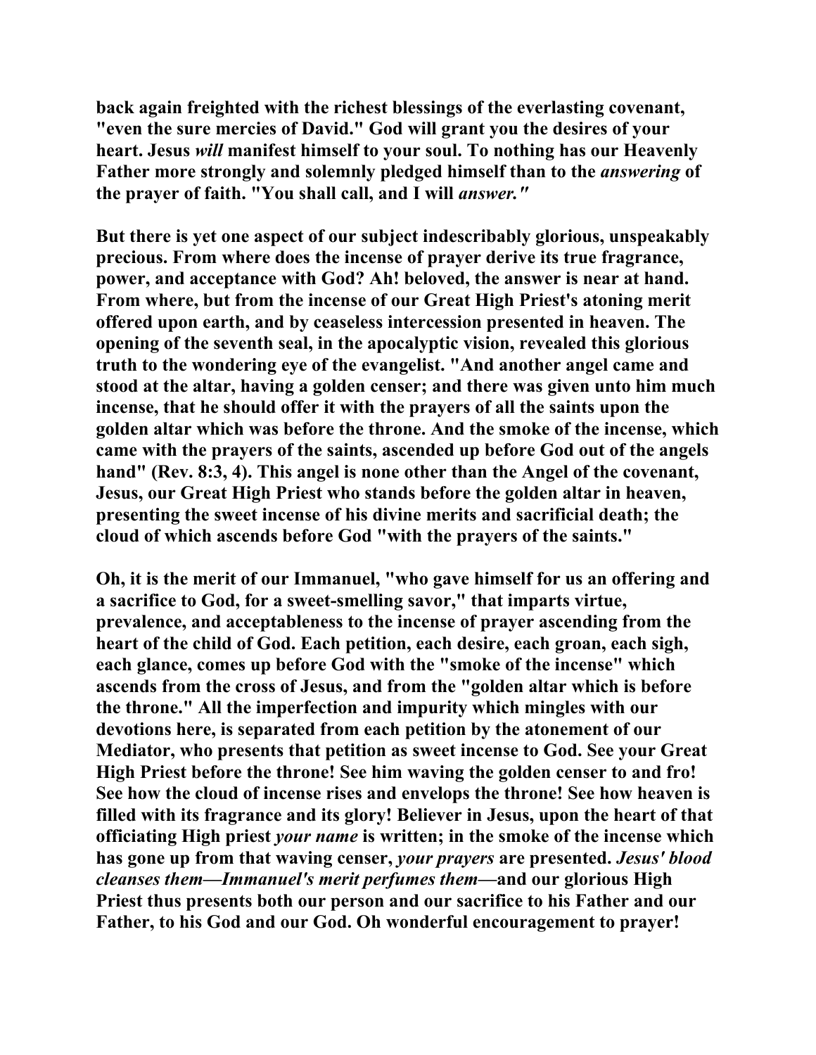**back again freighted with the richest blessings of the everlasting covenant, "even the sure mercies of David." God will grant you the desires of your heart. Jesus *will* manifest himself to your soul. To nothing has our Heavenly Father more strongly and solemnly pledged himself than to the *answering* of the prayer of faith. "You shall call, and I will *answer."***

**But there is yet one aspect of our subject indescribably glorious, unspeakably precious. From where does the incense of prayer derive its true fragrance, power, and acceptance with God? Ah! beloved, the answer is near at hand. From where, but from the incense of our Great High Priest's atoning merit offered upon earth, and by ceaseless intercession presented in heaven. The opening of the seventh seal, in the apocalyptic vision, revealed this glorious truth to the wondering eye of the evangelist. "And another angel came and stood at the altar, having a golden censer; and there was given unto him much incense, that he should offer it with the prayers of all the saints upon the golden altar which was before the throne. And the smoke of the incense, which came with the prayers of the saints, ascended up before God out of the angels hand" (Rev. 8:3, 4). This angel is none other than the Angel of the covenant, Jesus, our Great High Priest who stands before the golden altar in heaven, presenting the sweet incense of his divine merits and sacrificial death; the cloud of which ascends before God "with the prayers of the saints."**

**Oh, it is the merit of our Immanuel, "who gave himself for us an offering and a sacrifice to God, for a sweet-smelling savor," that imparts virtue, prevalence, and acceptableness to the incense of prayer ascending from the heart of the child of God. Each petition, each desire, each groan, each sigh, each glance, comes up before God with the "smoke of the incense" which ascends from the cross of Jesus, and from the "golden altar which is before the throne." All the imperfection and impurity which mingles with our devotions here, is separated from each petition by the atonement of our Mediator, who presents that petition as sweet incense to God. See your Great High Priest before the throne! See him waving the golden censer to and fro! See how the cloud of incense rises and envelops the throne! See how heaven is filled with its fragrance and its glory! Believer in Jesus, upon the heart of that officiating High priest *your name* is written; in the smoke of the incense which has gone up from that waving censer, *your prayers* are presented. *Jesus' blood cleanses them—Immanuel's merit perfumes them*—and our glorious High Priest thus presents both our person and our sacrifice to his Father and our Father, to his God and our God. Oh wonderful encouragement to prayer!**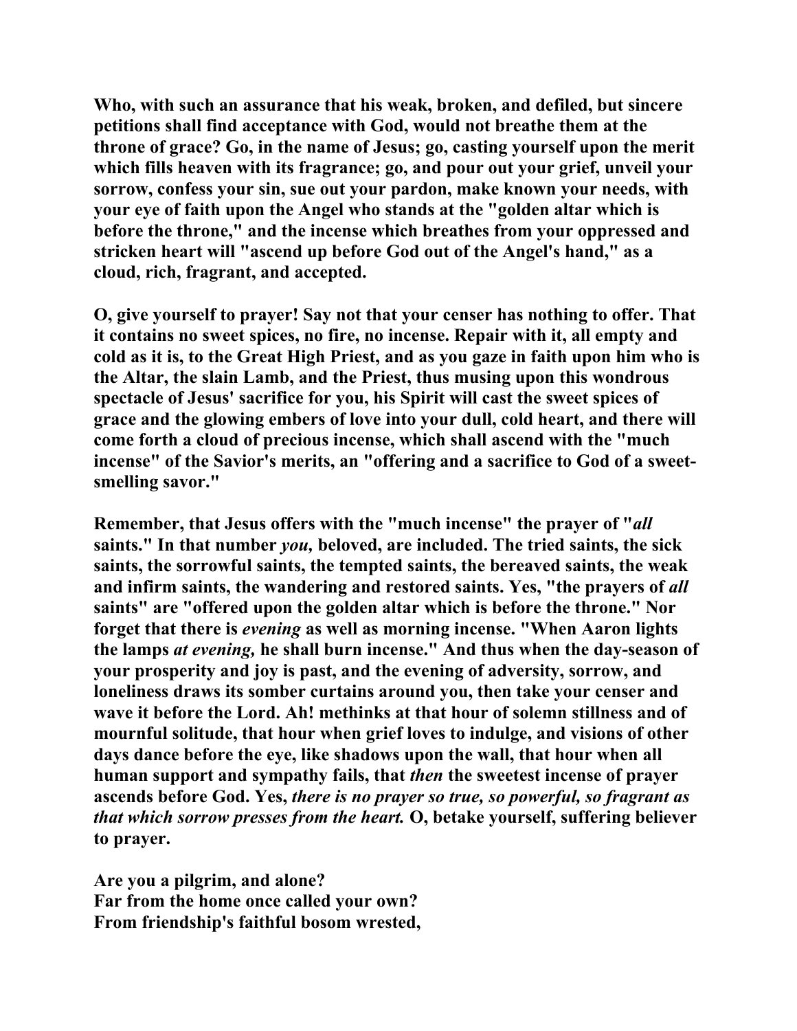Who, with such an assurance that his weak, broken, and defiled, but sincere petitions shall find acceptance with God, would not breathe them at the throne of grace? Go, in the name of Jesus; go, casting yourself upon the merit which fills heaven with its fragrance; go, and pour out your grief, unveil your sorrow, confess your sin, sue out your pardon, make known your needs, with your eye of faith upon the Angel who stands at the "golden altar which is before the throne," and the incense which breathes from your oppressed and stricken heart will "ascend up before God out of the Angel's hand," as a cloud, rich, fragrant, and accepted.

O, give yourself to prayer! Say not that your censer has nothing to offer. That it contains no sweet spices, no fire, no incense. Repair with it, all empty and cold as it is, to the Great High Priest, and as you gaze in faith upon him who is the Altar, the slain Lamb, and the Priest, thus musing upon this wondrous spectacle of Jesus' sacrifice for you, his Spirit will cast the sweet spices of grace and the glowing embers of love into your dull, cold heart, and there will come forth a cloud of precious incense, which shall ascend with the "much incense" of the Savior's merits, an "offering and a sacrifice to God of a sweet-smelling savor."

Remember, that Jesus offers with the "much incense" the prayer of "*all* saints." In that number *you,* beloved, are included. The tried saints, the sick saints, the sorrowful saints, the tempted saints, the bereaved saints, the weak and infirm saints, the wandering and restored saints. Yes, "the prayers of *all* saints" are "offered upon the golden altar which is before the throne." Nor forget that there is *evening* as well as morning incense. "When Aaron lights the lamps *at evening,* he shall burn incense." And thus when the day-season of your prosperity and joy is past, and the evening of adversity, sorrow, and loneliness draws its somber curtains around you, then take your censer and wave it before the Lord. Ah! methinks at that hour of solemn stillness and of mournful solitude, that hour when grief loves to indulge, and visions of other days dance before the eye, like shadows upon the wall, that hour when all human support and sympathy fails, that *then* the sweetest incense of prayer ascends before God. Yes, *there is no prayer so true, so powerful, so fragrant as that which sorrow presses from the heart.* O, betake yourself, suffering believer to prayer.

Are you a pilgrim, and alone?  
Far from the home once called your own?  
From friendship's faithful bosom wrested,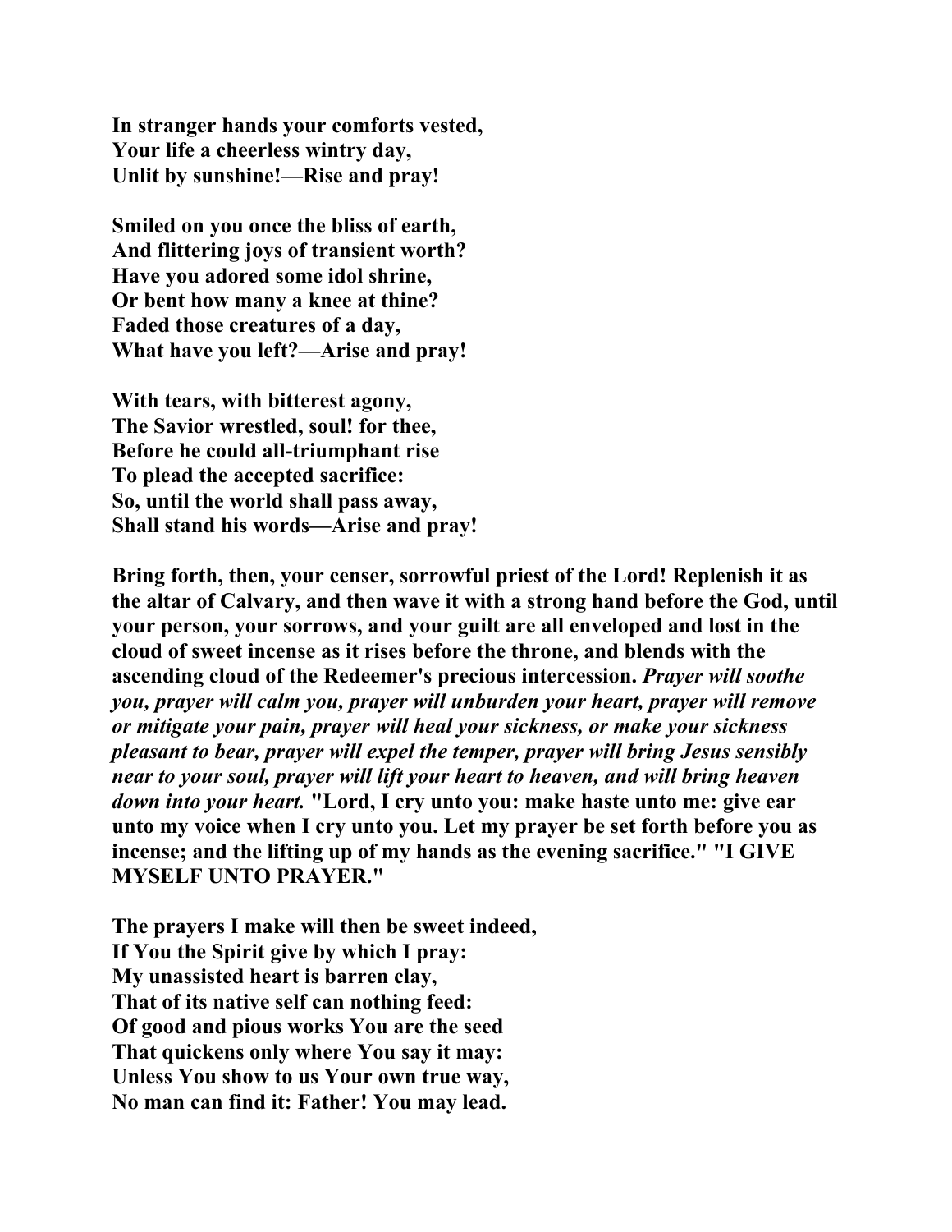**In stranger hands your comforts vested,**
**Your life a cheerless wintry day,**
**Unlit by sunshine!—Rise and pray!**

**Smiled on you once the bliss of earth,**
**And flittering joys of transient worth?**
**Have you adored some idol shrine,**
**Or bent how many a knee at thine?**
**Faded those creatures of a day,**
**What have you left?—Arise and pray!**

**With tears, with bitterest agony,**
**The Savior wrestled, soul! for thee,**
**Before he could all-triumphant rise**
**To plead the accepted sacrifice:**
**So, until the world shall pass away,**
**Shall stand his words—Arise and pray!**

**Bring forth, then, your censer, sorrowful priest of the Lord! Replenish it as the altar of Calvary, and then wave it with a strong hand before the God, until your person, your sorrows, and your guilt are all enveloped and lost in the cloud of sweet incense as it rises before the throne, and blends with the ascending cloud of the Redeemer's precious intercession.** ***Prayer will soothe you, prayer will calm you, prayer will unburden your heart, prayer will remove or mitigate your pain, prayer will heal your sickness, or make your sickness pleasant to bear, prayer will expel the temper, prayer will bring Jesus sensibly near to your soul, prayer will lift your heart to heaven, and will bring heaven down into your heart.*** **"Lord, I cry unto you: make haste unto me: give ear unto my voice when I cry unto you. Let my prayer be set forth before you as incense; and the lifting up of my hands as the evening sacrifice." "I GIVE MYSELF UNTO PRAYER."**

**The prayers I make will then be sweet indeed,**
**If You the Spirit give by which I pray:**
**My unassisted heart is barren clay,**
**That of its native self can nothing feed:**
**Of good and pious works You are the seed**
**That quickens only where You say it may:**
**Unless You show to us Your own true way,**
**No man can find it: Father! You may lead.**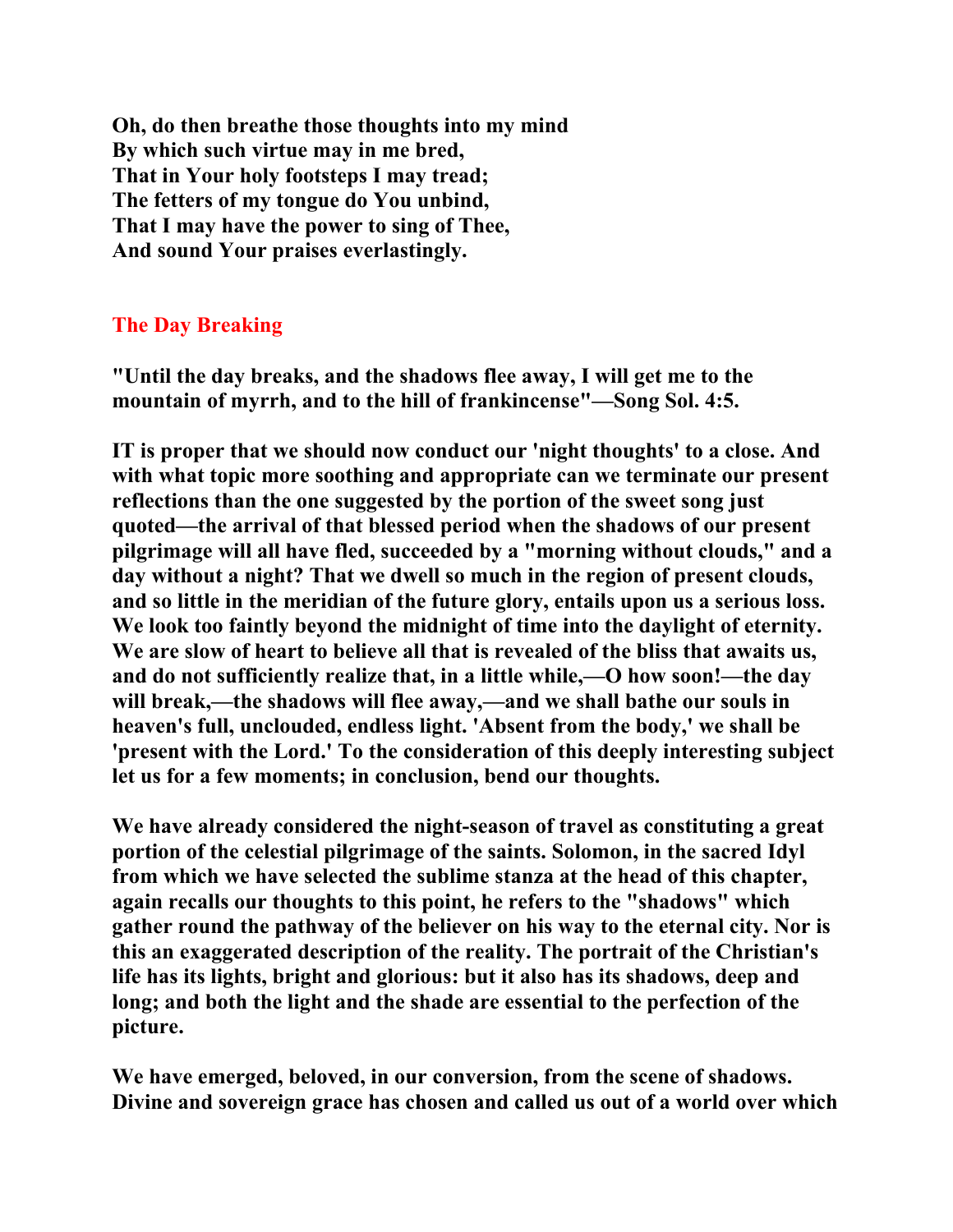**Oh, do then breathe those thoughts into my mind**
**By which such virtue may in me bred,**
**That in Your holy footsteps I may tread;**
**The fetters of my tongue do You unbind,**
**That I may have the power to sing of Thee,**
**And sound Your praises everlastingly.**

## The Day Breaking

**"Until the day breaks, and the shadows flee away, I will get me to the mountain of myrrh, and to the hill of frankincense"—Song Sol. 4:5.**

**IT is proper that we should now conduct our 'night thoughts' to a close. And with what topic more soothing and appropriate can we terminate our present reflections than the one suggested by the portion of the sweet song just quoted—the arrival of that blessed period when the shadows of our present pilgrimage will all have fled, succeeded by a "morning without clouds," and a day without a night? That we dwell so much in the region of present clouds, and so little in the meridian of the future glory, entails upon us a serious loss. We look too faintly beyond the midnight of time into the daylight of eternity. We are slow of heart to believe all that is revealed of the bliss that awaits us, and do not sufficiently realize that, in a little while,—O how soon!—the day will break,—the shadows will flee away,—and we shall bathe our souls in heaven's full, unclouded, endless light. 'Absent from the body,' we shall be 'present with the Lord.' To the consideration of this deeply interesting subject let us for a few moments; in conclusion, bend our thoughts.**

**We have already considered the night-season of travel as constituting a great portion of the celestial pilgrimage of the saints. Solomon, in the sacred Idyl from which we have selected the sublime stanza at the head of this chapter, again recalls our thoughts to this point, he refers to the "shadows" which gather round the pathway of the believer on his way to the eternal city. Nor is this an exaggerated description of the reality. The portrait of the Christian's life has its lights, bright and glorious: but it also has its shadows, deep and long; and both the light and the shade are essential to the perfection of the picture.**

**We have emerged, beloved, in our conversion, from the scene of shadows. Divine and sovereign grace has chosen and called us out of a world over which**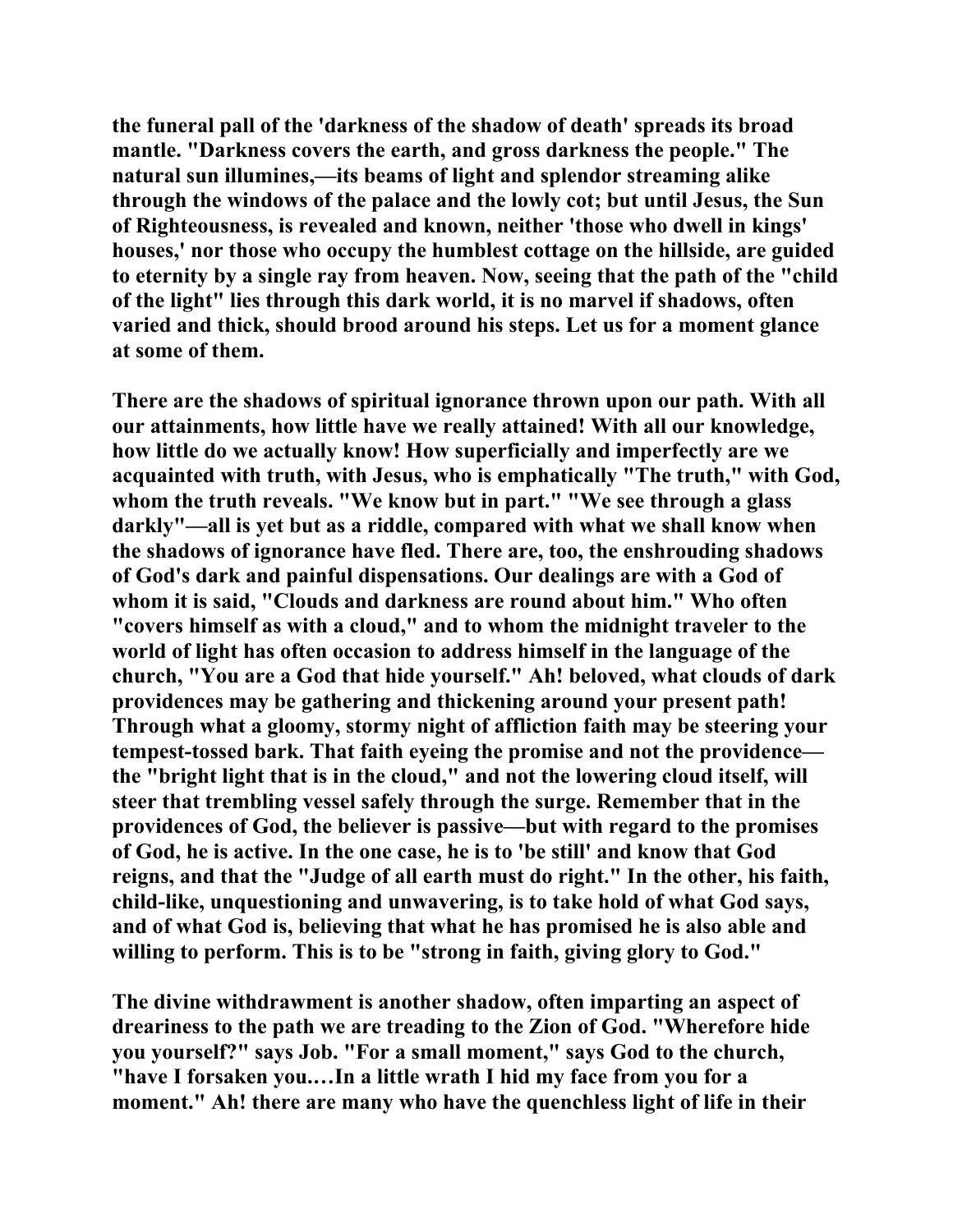the funeral pall of the 'darkness of the shadow of death' spreads its broad mantle. "Darkness covers the earth, and gross darkness the people." The natural sun illumines,—its beams of light and splendor streaming alike through the windows of the palace and the lowly cot; but until Jesus, the Sun of Righteousness, is revealed and known, neither 'those who dwell in kings' houses,' nor those who occupy the humblest cottage on the hillside, are guided to eternity by a single ray from heaven. Now, seeing that the path of the "child of the light" lies through this dark world, it is no marvel if shadows, often varied and thick, should brood around his steps. Let us for a moment glance at some of them.

There are the shadows of spiritual ignorance thrown upon our path. With all our attainments, how little have we really attained! With all our knowledge, how little do we actually know! How superficially and imperfectly are we acquainted with truth, with Jesus, who is emphatically "The truth," with God, whom the truth reveals. "We know but in part." "We see through a glass darkly"—all is yet but as a riddle, compared with what we shall know when the shadows of ignorance have fled. There are, too, the enshrouding shadows of God's dark and painful dispensations. Our dealings are with a God of whom it is said, "Clouds and darkness are round about him." Who often "covers himself as with a cloud," and to whom the midnight traveler to the world of light has often occasion to address himself in the language of the church, "You are a God that hide yourself." Ah! beloved, what clouds of dark providences may be gathering and thickening around your present path! Through what a gloomy, stormy night of affliction faith may be steering your tempest-tossed bark. That faith eyeing the promise and not the providence—the "bright light that is in the cloud," and not the lowering cloud itself, will steer that trembling vessel safely through the surge. Remember that in the providences of God, the believer is passive—but with regard to the promises of God, he is active. In the one case, he is to 'be still' and know that God reigns, and that the "Judge of all earth must do right." In the other, his faith, child-like, unquestioning and unwavering, is to take hold of what God says, and of what God is, believing that what he has promised he is also able and willing to perform. This is to be "strong in faith, giving glory to God."

The divine withdrawment is another shadow, often imparting an aspect of dreariness to the path we are treading to the Zion of God. "Wherefore hide you yourself?" says Job. "For a small moment," says God to the church, "have I forsaken you.…In a little wrath I hid my face from you for a moment." Ah! there are many who have the quenchless light of life in their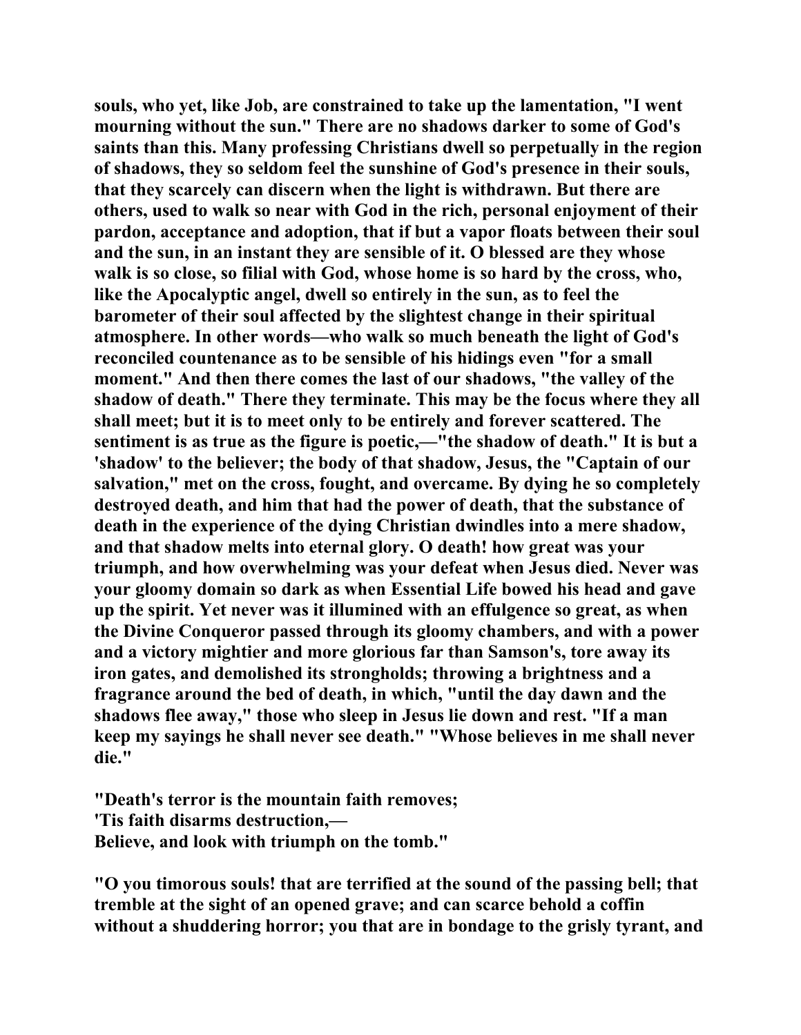souls, who yet, like Job, are constrained to take up the lamentation, "I went mourning without the sun." There are no shadows darker to some of God's saints than this. Many professing Christians dwell so perpetually in the region of shadows, they so seldom feel the sunshine of God's presence in their souls, that they scarcely can discern when the light is withdrawn. But there are others, used to walk so near with God in the rich, personal enjoyment of their pardon, acceptance and adoption, that if but a vapor floats between their soul and the sun, in an instant they are sensible of it. O blessed are they whose walk is so close, so filial with God, whose home is so hard by the cross, who, like the Apocalyptic angel, dwell so entirely in the sun, as to feel the barometer of their soul affected by the slightest change in their spiritual atmosphere. In other words—who walk so much beneath the light of God's reconciled countenance as to be sensible of his hidings even "for a small moment." And then there comes the last of our shadows, "the valley of the shadow of death." There they terminate. This may be the focus where they all shall meet; but it is to meet only to be entirely and forever scattered. The sentiment is as true as the figure is poetic,—"the shadow of death." It is but a 'shadow' to the believer; the body of that shadow, Jesus, the "Captain of our salvation," met on the cross, fought, and overcame. By dying he so completely destroyed death, and him that had the power of death, that the substance of death in the experience of the dying Christian dwindles into a mere shadow, and that shadow melts into eternal glory. O death! how great was your triumph, and how overwhelming was your defeat when Jesus died. Never was your gloomy domain so dark as when Essential Life bowed his head and gave up the spirit. Yet never was it illumined with an effulgence so great, as when the Divine Conqueror passed through its gloomy chambers, and with a power and a victory mightier and more glorious far than Samson's, tore away its iron gates, and demolished its strongholds; throwing a brightness and a fragrance around the bed of death, in which, "until the day dawn and the shadows flee away," those who sleep in Jesus lie down and rest. "If a man keep my sayings he shall never see death." "Whose believes in me shall never die."

"Death's terror is the mountain faith removes;
'Tis faith disarms destruction,—
Believe, and look with triumph on the tomb."

"O you timorous souls! that are terrified at the sound of the passing bell; that tremble at the sight of an opened grave; and can scarce behold a coffin without a shuddering horror; you that are in bondage to the grisly tyrant, and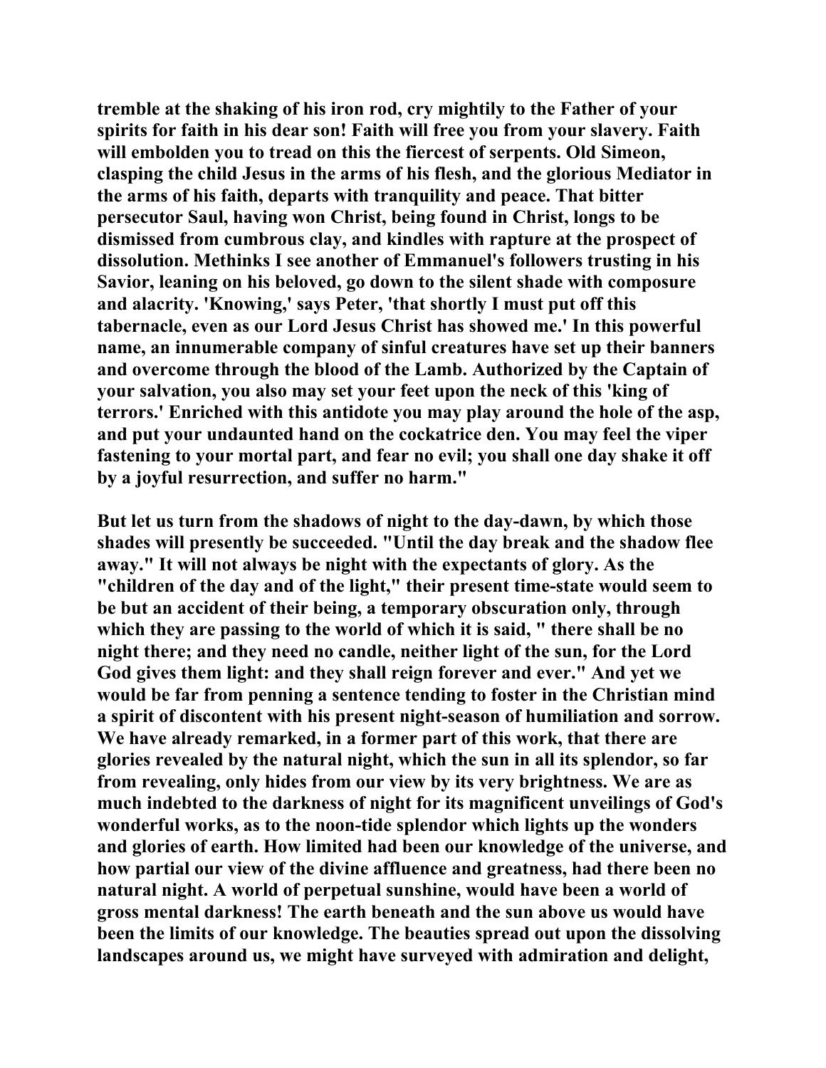**tremble at the shaking of his iron rod, cry mightily to the Father of your spirits for faith in his dear son! Faith will free you from your slavery. Faith will embolden you to tread on this the fiercest of serpents. Old Simeon, clasping the child Jesus in the arms of his flesh, and the glorious Mediator in the arms of his faith, departs with tranquility and peace. That bitter persecutor Saul, having won Christ, being found in Christ, longs to be dismissed from cumbrous clay, and kindles with rapture at the prospect of dissolution. Methinks I see another of Emmanuel's followers trusting in his Savior, leaning on his beloved, go down to the silent shade with composure and alacrity. 'Knowing,' says Peter, 'that shortly I must put off this tabernacle, even as our Lord Jesus Christ has showed me.' In this powerful name, an innumerable company of sinful creatures have set up their banners and overcome through the blood of the Lamb. Authorized by the Captain of your salvation, you also may set your feet upon the neck of this 'king of terrors.' Enriched with this antidote you may play around the hole of the asp, and put your undaunted hand on the cockatrice den. You may feel the viper fastening to your mortal part, and fear no evil; you shall one day shake it off by a joyful resurrection, and suffer no harm."**

**But let us turn from the shadows of night to the day-dawn, by which those shades will presently be succeeded. "Until the day break and the shadow flee away." It will not always be night with the expectants of glory. As the "children of the day and of the light," their present time-state would seem to be but an accident of their being, a temporary obscuration only, through which they are passing to the world of which it is said, " there shall be no night there; and they need no candle, neither light of the sun, for the Lord God gives them light: and they shall reign forever and ever." And yet we would be far from penning a sentence tending to foster in the Christian mind a spirit of discontent with his present night-season of humiliation and sorrow. We have already remarked, in a former part of this work, that there are glories revealed by the natural night, which the sun in all its splendor, so far from revealing, only hides from our view by its very brightness. We are as much indebted to the darkness of night for its magnificent unveilings of God's wonderful works, as to the noon-tide splendor which lights up the wonders and glories of earth. How limited had been our knowledge of the universe, and how partial our view of the divine affluence and greatness, had there been no natural night. A world of perpetual sunshine, would have been a world of gross mental darkness! The earth beneath and the sun above us would have been the limits of our knowledge. The beauties spread out upon the dissolving landscapes around us, we might have surveyed with admiration and delight,**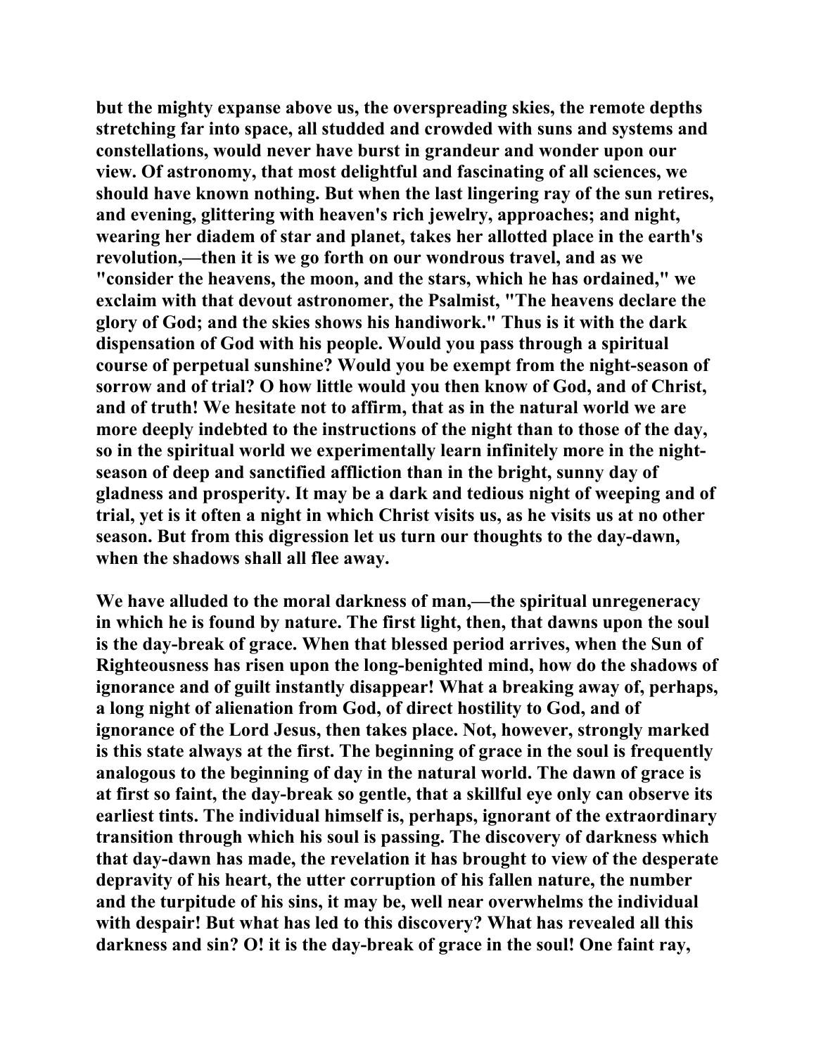but the mighty expanse above us, the overspreading skies, the remote depths stretching far into space, all studded and crowded with suns and systems and constellations, would never have burst in grandeur and wonder upon our view. Of astronomy, that most delightful and fascinating of all sciences, we should have known nothing. But when the last lingering ray of the sun retires, and evening, glittering with heaven's rich jewelry, approaches; and night, wearing her diadem of star and planet, takes her allotted place in the earth's revolution,—then it is we go forth on our wondrous travel, and as we "consider the heavens, the moon, and the stars, which he has ordained," we exclaim with that devout astronomer, the Psalmist, "The heavens declare the glory of God; and the skies shows his handiwork." Thus is it with the dark dispensation of God with his people. Would you pass through a spiritual course of perpetual sunshine? Would you be exempt from the night-season of sorrow and of trial? O how little would you then know of God, and of Christ, and of truth! We hesitate not to affirm, that as in the natural world we are more deeply indebted to the instructions of the night than to those of the day, so in the spiritual world we experimentally learn infinitely more in the night-season of deep and sanctified affliction than in the bright, sunny day of gladness and prosperity. It may be a dark and tedious night of weeping and of trial, yet is it often a night in which Christ visits us, as he visits us at no other season. But from this digression let us turn our thoughts to the day-dawn, when the shadows shall all flee away.

We have alluded to the moral darkness of man,—the spiritual unregeneracy in which he is found by nature. The first light, then, that dawns upon the soul is the day-break of grace. When that blessed period arrives, when the Sun of Righteousness has risen upon the long-benighted mind, how do the shadows of ignorance and of guilt instantly disappear! What a breaking away of, perhaps, a long night of alienation from God, of direct hostility to God, and of ignorance of the Lord Jesus, then takes place. Not, however, strongly marked is this state always at the first. The beginning of grace in the soul is frequently analogous to the beginning of day in the natural world. The dawn of grace is at first so faint, the day-break so gentle, that a skillful eye only can observe its earliest tints. The individual himself is, perhaps, ignorant of the extraordinary transition through which his soul is passing. The discovery of darkness which that day-dawn has made, the revelation it has brought to view of the desperate depravity of his heart, the utter corruption of his fallen nature, the number and the turpitude of his sins, it may be, well near overwhelms the individual with despair! But what has led to this discovery? What has revealed all this darkness and sin? O! it is the day-break of grace in the soul! One faint ray,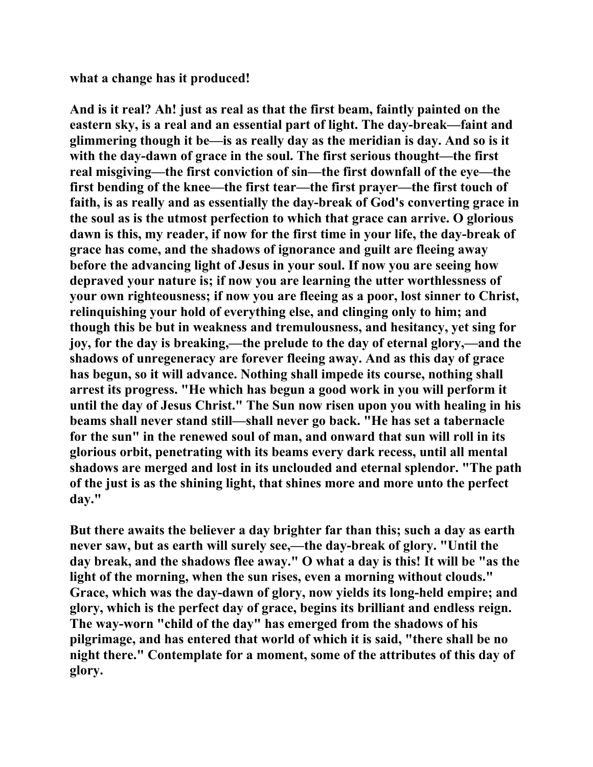**what a change has it produced!**

**And is it real? Ah! just as real as that the first beam, faintly painted on the eastern sky, is a real and an essential part of light. The day-break—faint and glimmering though it be—is as really day as the meridian is day. And so is it with the day-dawn of grace in the soul. The first serious thought—the first real misgiving—the first conviction of sin—the first downfall of the eye—the first bending of the knee—the first tear—the first prayer—the first touch of faith, is as really and as essentially the day-break of God's converting grace in the soul as is the utmost perfection to which that grace can arrive. O glorious dawn is this, my reader, if now for the first time in your life, the day-break of grace has come, and the shadows of ignorance and guilt are fleeing away before the advancing light of Jesus in your soul. If now you are seeing how depraved your nature is; if now you are learning the utter worthlessness of your own righteousness; if now you are fleeing as a poor, lost sinner to Christ, relinquishing your hold of everything else, and clinging only to him; and though this be but in weakness and tremulousness, and hesitancy, yet sing for joy, for the day is breaking,—the prelude to the day of eternal glory,—and the shadows of unregeneracy are forever fleeing away. And as this day of grace has begun, so it will advance. Nothing shall impede its course, nothing shall arrest its progress. "He which has begun a good work in you will perform it until the day of Jesus Christ." The Sun now risen upon you with healing in his beams shall never stand still—shall never go back. "He has set a tabernacle for the sun" in the renewed soul of man, and onward that sun will roll in its glorious orbit, penetrating with its beams every dark recess, until all mental shadows are merged and lost in its unclouded and eternal splendor. "The path of the just is as the shining light, that shines more and more unto the perfect day."**

**But there awaits the believer a day brighter far than this; such a day as earth never saw, but as earth will surely see,—the day-break of glory. "Until the day break, and the shadows flee away." O what a day is this! It will be "as the light of the morning, when the sun rises, even a morning without clouds." Grace, which was the day-dawn of glory, now yields its long-held empire; and glory, which is the perfect day of grace, begins its brilliant and endless reign. The way-worn "child of the day" has emerged from the shadows of his pilgrimage, and has entered that world of which it is said, "there shall be no night there." Contemplate for a moment, some of the attributes of this day of glory.**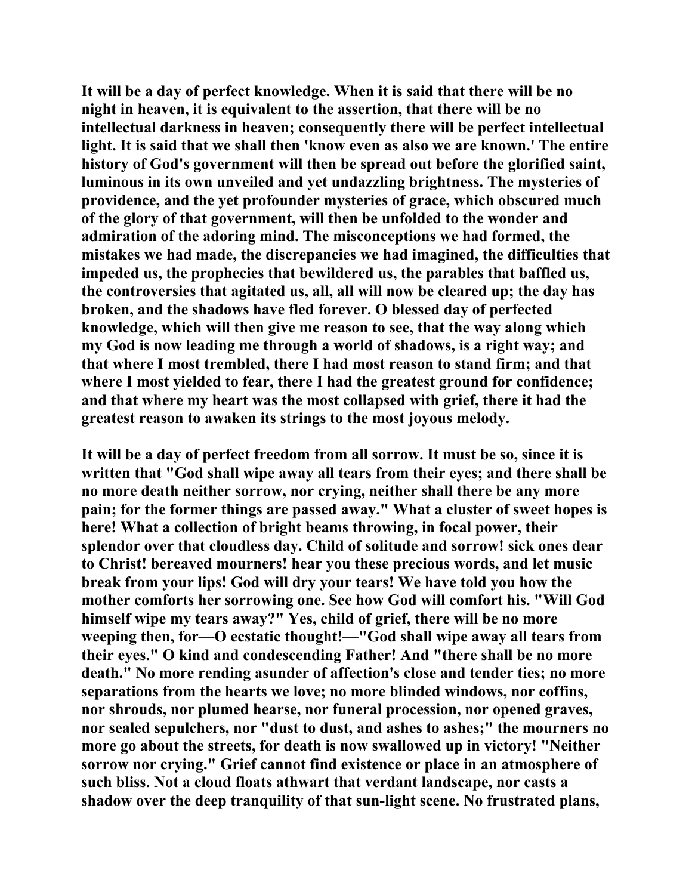It will be a day of perfect knowledge. When it is said that there will be no night in heaven, it is equivalent to the assertion, that there will be no intellectual darkness in heaven; consequently there will be perfect intellectual light. It is said that we shall then 'know even as also we are known.' The entire history of God's government will then be spread out before the glorified saint, luminous in its own unveiled and yet undazzling brightness. The mysteries of providence, and the yet profounder mysteries of grace, which obscured much of the glory of that government, will then be unfolded to the wonder and admiration of the adoring mind. The misconceptions we had formed, the mistakes we had made, the discrepancies we had imagined, the difficulties that impeded us, the prophecies that bewildered us, the parables that baffled us, the controversies that agitated us, all, all will now be cleared up; the day has broken, and the shadows have fled forever. O blessed day of perfected knowledge, which will then give me reason to see, that the way along which my God is now leading me through a world of shadows, is a right way; and that where I most trembled, there I had most reason to stand firm; and that where I most yielded to fear, there I had the greatest ground for confidence; and that where my heart was the most collapsed with grief, there it had the greatest reason to awaken its strings to the most joyous melody.

It will be a day of perfect freedom from all sorrow. It must be so, since it is written that "God shall wipe away all tears from their eyes; and there shall be no more death neither sorrow, nor crying, neither shall there be any more pain; for the former things are passed away." What a cluster of sweet hopes is here! What a collection of bright beams throwing, in focal power, their splendor over that cloudless day. Child of solitude and sorrow! sick ones dear to Christ! bereaved mourners! hear you these precious words, and let music break from your lips! God will dry your tears! We have told you how the mother comforts her sorrowing one. See how God will comfort his. "Will God himself wipe my tears away?" Yes, child of grief, there will be no more weeping then, for—O ecstatic thought!—"God shall wipe away all tears from their eyes." O kind and condescending Father! And "there shall be no more death." No more rending asunder of affection's close and tender ties; no more separations from the hearts we love; no more blinded windows, nor coffins, nor shrouds, nor plumed hearse, nor funeral procession, nor opened graves, nor sealed sepulchers, nor "dust to dust, and ashes to ashes;" the mourners no more go about the streets, for death is now swallowed up in victory! "Neither sorrow nor crying." Grief cannot find existence or place in an atmosphere of such bliss. Not a cloud floats athwart that verdant landscape, nor casts a shadow over the deep tranquility of that sun-light scene. No frustrated plans,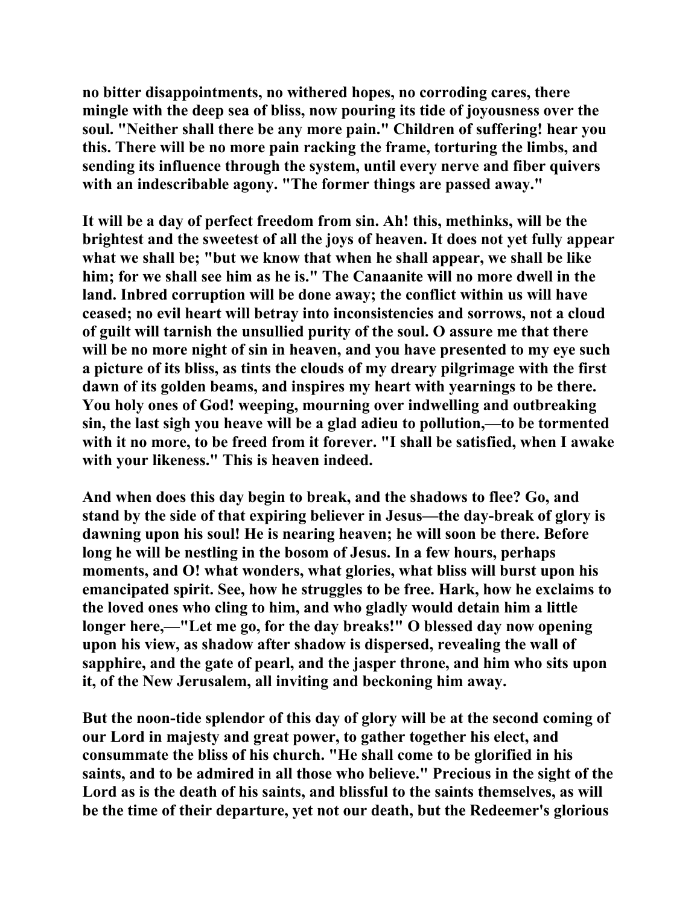no bitter disappointments, no withered hopes, no corroding cares, there mingle with the deep sea of bliss, now pouring its tide of joyousness over the soul. "Neither shall there be any more pain." Children of suffering! hear you this. There will be no more pain racking the frame, torturing the limbs, and sending its influence through the system, until every nerve and fiber quivers with an indescribable agony. "The former things are passed away."

It will be a day of perfect freedom from sin. Ah! this, methinks, will be the brightest and the sweetest of all the joys of heaven. It does not yet fully appear what we shall be; "but we know that when he shall appear, we shall be like him; for we shall see him as he is." The Canaanite will no more dwell in the land. Inbred corruption will be done away; the conflict within us will have ceased; no evil heart will betray into inconsistencies and sorrows, not a cloud of guilt will tarnish the unsullied purity of the soul. O assure me that there will be no more night of sin in heaven, and you have presented to my eye such a picture of its bliss, as tints the clouds of my dreary pilgrimage with the first dawn of its golden beams, and inspires my heart with yearnings to be there. You holy ones of God! weeping, mourning over indwelling and outbreaking sin, the last sigh you heave will be a glad adieu to pollution,—to be tormented with it no more, to be freed from it forever. "I shall be satisfied, when I awake with your likeness." This is heaven indeed.

And when does this day begin to break, and the shadows to flee? Go, and stand by the side of that expiring believer in Jesus—the day-break of glory is dawning upon his soul! He is nearing heaven; he will soon be there. Before long he will be nestling in the bosom of Jesus. In a few hours, perhaps moments, and O! what wonders, what glories, what bliss will burst upon his emancipated spirit. See, how he struggles to be free. Hark, how he exclaims to the loved ones who cling to him, and who gladly would detain him a little longer here,—"Let me go, for the day breaks!" O blessed day now opening upon his view, as shadow after shadow is dispersed, revealing the wall of sapphire, and the gate of pearl, and the jasper throne, and him who sits upon it, of the New Jerusalem, all inviting and beckoning him away.

But the noon-tide splendor of this day of glory will be at the second coming of our Lord in majesty and great power, to gather together his elect, and consummate the bliss of his church. "He shall come to be glorified in his saints, and to be admired in all those who believe." Precious in the sight of the Lord as is the death of his saints, and blissful to the saints themselves, as will be the time of their departure, yet not our death, but the Redeemer's glorious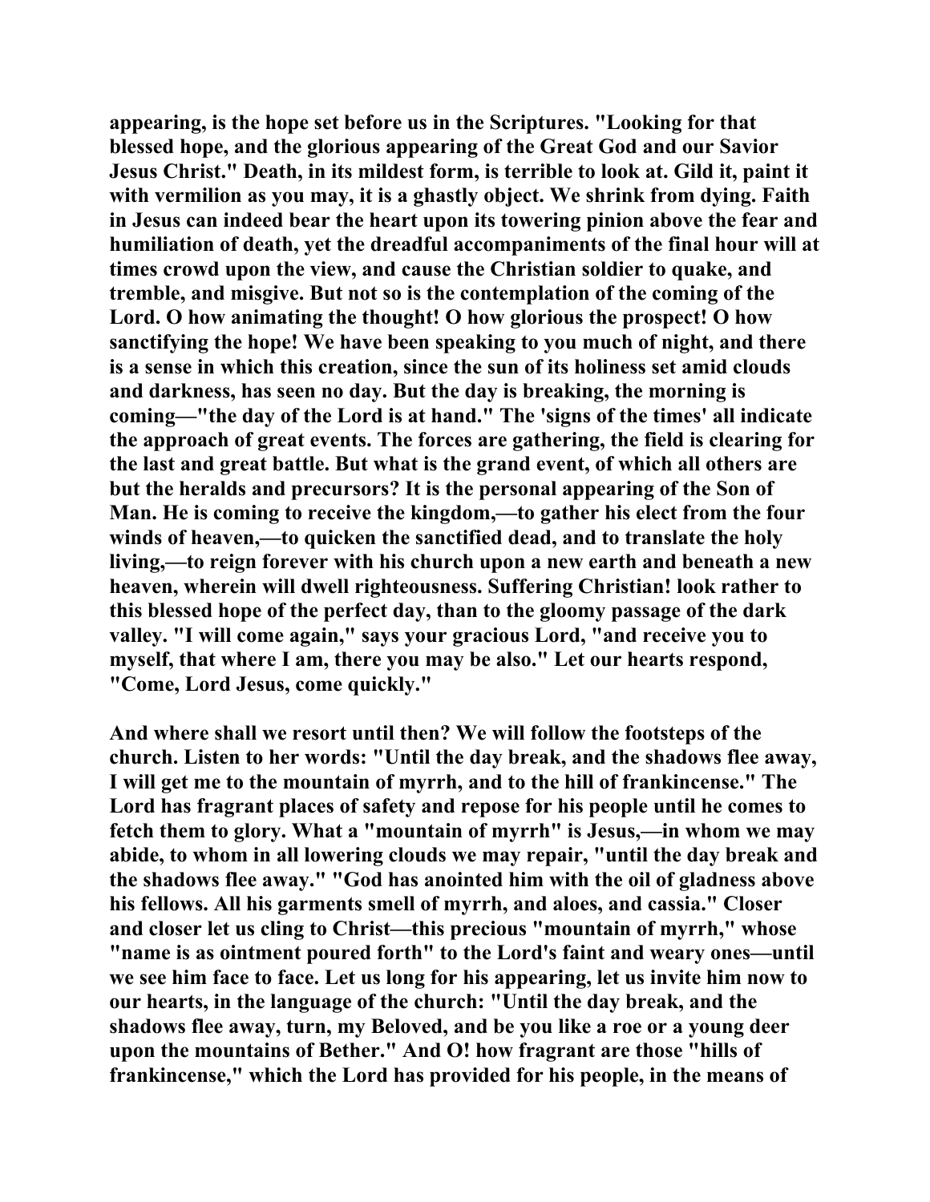**appearing, is the hope set before us in the Scriptures. "Looking for that blessed hope, and the glorious appearing of the Great God and our Savior Jesus Christ." Death, in its mildest form, is terrible to look at. Gild it, paint it with vermilion as you may, it is a ghastly object. We shrink from dying. Faith in Jesus can indeed bear the heart upon its towering pinion above the fear and humiliation of death, yet the dreadful accompaniments of the final hour will at times crowd upon the view, and cause the Christian soldier to quake, and tremble, and misgive. But not so is the contemplation of the coming of the Lord. O how animating the thought! O how glorious the prospect! O how sanctifying the hope! We have been speaking to you much of night, and there is a sense in which this creation, since the sun of its holiness set amid clouds and darkness, has seen no day. But the day is breaking, the morning is coming—"the day of the Lord is at hand." The 'signs of the times' all indicate the approach of great events. The forces are gathering, the field is clearing for the last and great battle. But what is the grand event, of which all others are but the heralds and precursors? It is the personal appearing of the Son of Man. He is coming to receive the kingdom,—to gather his elect from the four winds of heaven,—to quicken the sanctified dead, and to translate the holy living,—to reign forever with his church upon a new earth and beneath a new heaven, wherein will dwell righteousness. Suffering Christian! look rather to this blessed hope of the perfect day, than to the gloomy passage of the dark valley. "I will come again," says your gracious Lord, "and receive you to myself, that where I am, there you may be also." Let our hearts respond, "Come, Lord Jesus, come quickly."**

**And where shall we resort until then? We will follow the footsteps of the church. Listen to her words: "Until the day break, and the shadows flee away, I will get me to the mountain of myrrh, and to the hill of frankincense." The Lord has fragrant places of safety and repose for his people until he comes to fetch them to glory. What a "mountain of myrrh" is Jesus,—in whom we may abide, to whom in all lowering clouds we may repair, "until the day break and the shadows flee away." "God has anointed him with the oil of gladness above his fellows. All his garments smell of myrrh, and aloes, and cassia." Closer and closer let us cling to Christ—this precious "mountain of myrrh," whose "name is as ointment poured forth" to the Lord's faint and weary ones—until we see him face to face. Let us long for his appearing, let us invite him now to our hearts, in the language of the church: "Until the day break, and the shadows flee away, turn, my Beloved, and be you like a roe or a young deer upon the mountains of Bether." And O! how fragrant are those "hills of frankincense," which the Lord has provided for his people, in the means of**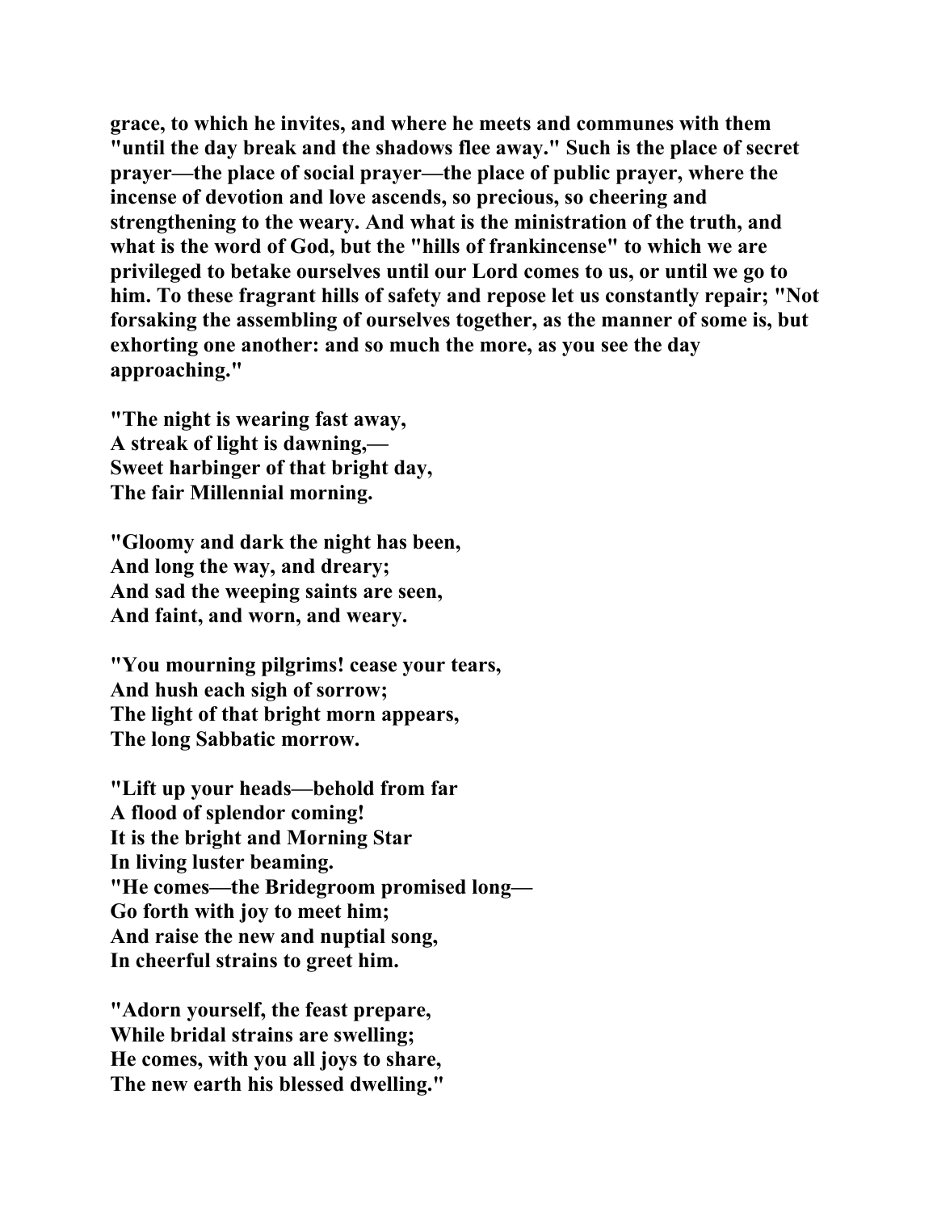**grace, to which he invites, and where he meets and communes with them "until the day break and the shadows flee away." Such is the place of secret prayer—the place of social prayer—the place of public prayer, where the incense of devotion and love ascends, so precious, so cheering and strengthening to the weary. And what is the ministration of the truth, and what is the word of God, but the "hills of frankincense" to which we are privileged to betake ourselves until our Lord comes to us, or until we go to him. To these fragrant hills of safety and repose let us constantly repair; "Not forsaking the assembling of ourselves together, as the manner of some is, but exhorting one another: and so much the more, as you see the day approaching."**

**"The night is wearing fast away,**
**A streak of light is dawning,—**
**Sweet harbinger of that bright day,**
**The fair Millennial morning.**

**"Gloomy and dark the night has been,**
**And long the way, and dreary;**
**And sad the weeping saints are seen,**
**And faint, and worn, and weary.**

**"You mourning pilgrims! cease your tears,**
**And hush each sigh of sorrow;**
**The light of that bright morn appears,**
**The long Sabbatic morrow.**

**"Lift up your heads—behold from far**
**A flood of splendor coming!**
**It is the bright and Morning Star**
**In living luster beaming.**
**"He comes—the Bridegroom promised long—**
**Go forth with joy to meet him;**
**And raise the new and nuptial song,**
**In cheerful strains to greet him.**

**"Adorn yourself, the feast prepare,**
**While bridal strains are swelling;**
**He comes, with you all joys to share,**
**The new earth his blessed dwelling."**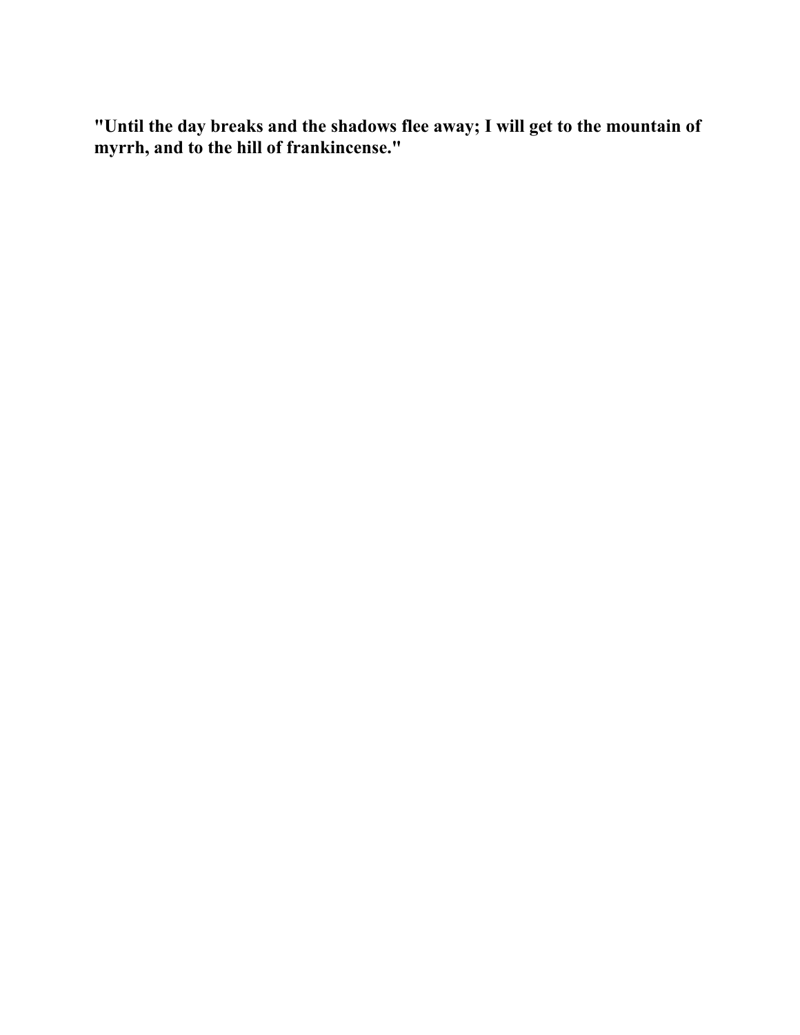**"Until the day breaks and the shadows flee away; I will get to the mountain of myrrh, and to the hill of frankincense."**